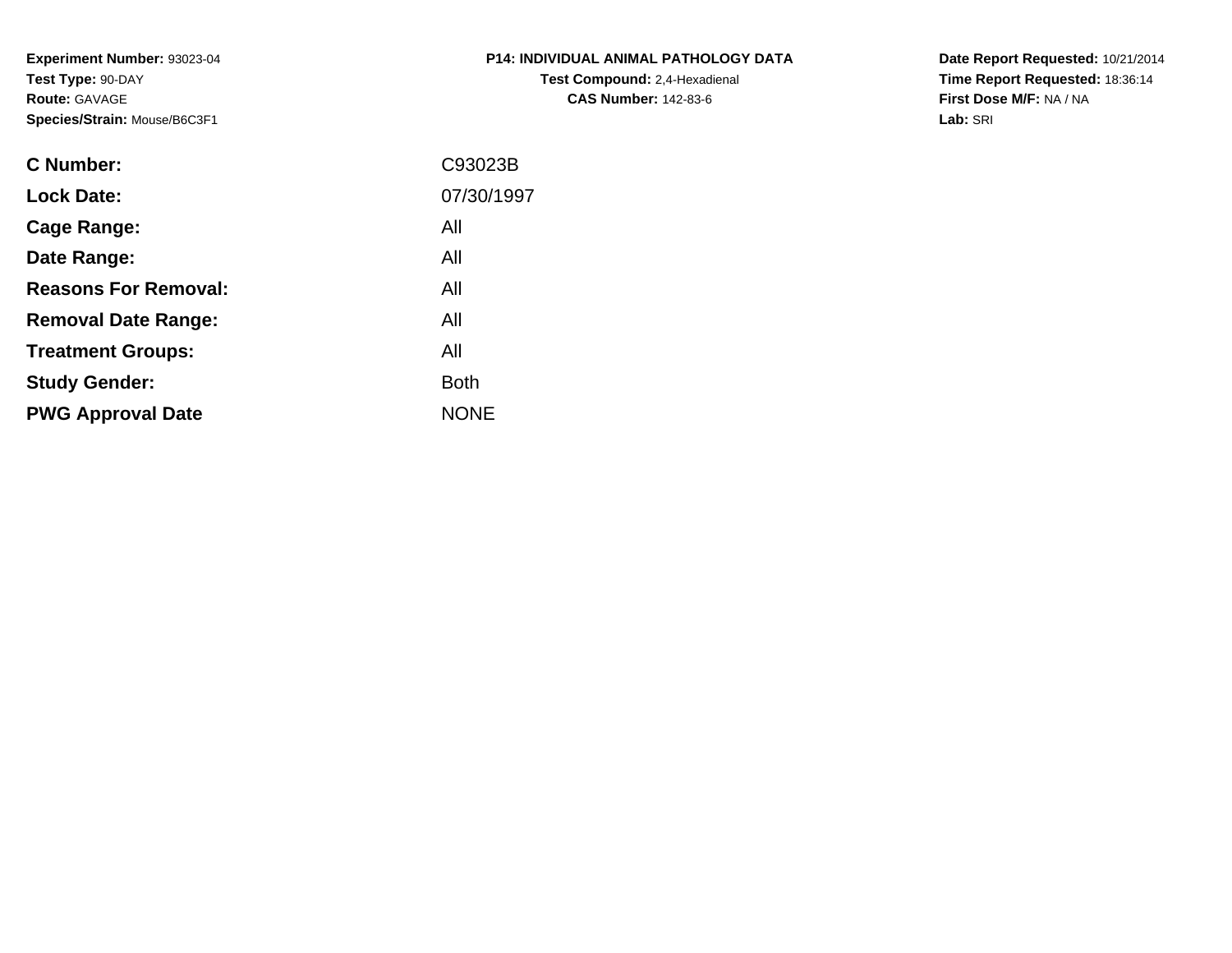**Experiment Number:** 93023-04
**Test Type:** 90-DAY
**Route:** GAVAGE
**Species/Strain:** Mouse/B6C3F1

**P14: INDIVIDUAL ANIMAL PATHOLOGY DATA**
**Test Compound:** 2,4-Hexadienal
**CAS Number:** 142-83-6

**Date Report Requested:** 10/21/2014
**Time Report Requested:** 18:36:14
**First Dose M/F:** NA / NA
**Lab:** SRI

| | |
|---|---|
| **C Number:** | C93023B |
| **Lock Date:** | 07/30/1997 |
| **Cage Range:** | All |
| **Date Range:** | All |
| **Reasons For Removal:** | All |
| **Removal Date Range:** | All |
| **Treatment Groups:** | All |
| **Study Gender:** | Both |
| **PWG Approval Date** | NONE |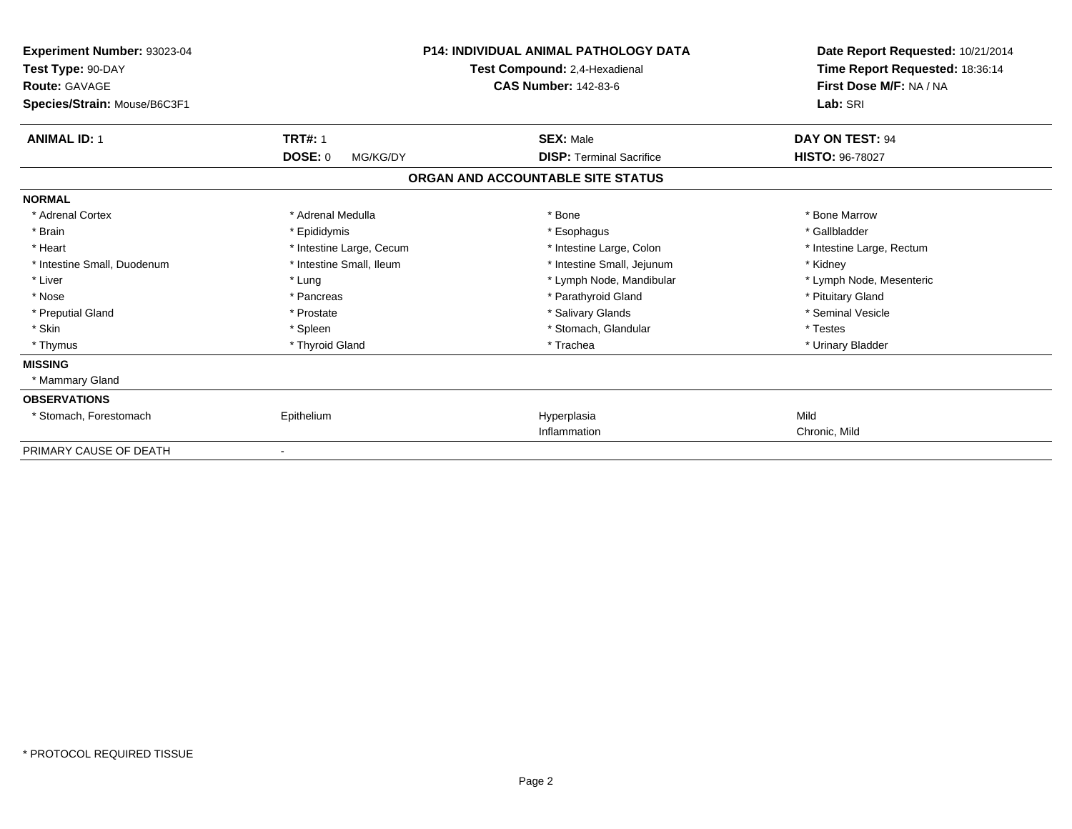**Experiment Number:** 93023-04
**Test Type:** 90-DAY
**Route:** GAVAGE
**Species/Strain:** Mouse/B6C3F1

**P14: INDIVIDUAL ANIMAL PATHOLOGY DATA**
**Test Compound:** 2,4-Hexadienal
**CAS Number:** 142-83-6

**Date Report Requested:** 10/21/2014
**Time Report Requested:** 18:36:14
**First Dose M/F:** NA / NA
**Lab:** SRI

| **ANIMAL ID:** 1 | **TRT#:** 1 | **SEX:** Male | **DAY ON TEST:** 94 |
|---|---|---|---|
| | **DOSE:** 0 MG/KG/DY | **DISP:** Terminal Sacrifice | **HISTO:** 96-78027 |

## ORGAN AND ACCOUNTABLE SITE STATUS

| | | | |
|---|---|---|---|
| **NORMAL** | | | |
| * Adrenal Cortex | * Adrenal Medulla | * Bone | * Bone Marrow |
| * Brain | * Epididymis | * Esophagus | * Gallbladder |
| * Heart | * Intestine Large, Cecum | * Intestine Large, Colon | * Intestine Large, Rectum |
| * Intestine Small, Duodenum | * Intestine Small, Ileum | * Intestine Small, Jejunum | * Kidney |
| * Liver | * Lung | * Lymph Node, Mandibular | * Lymph Node, Mesenteric |
| * Nose | * Pancreas | * Parathyroid Gland | * Pituitary Gland |
| * Preputial Gland | * Prostate | * Salivary Glands | * Seminal Vesicle |
| * Skin | * Spleen | * Stomach, Glandular | * Testes |
| * Thymus | * Thyroid Gland | * Trachea | * Urinary Bladder |
| **MISSING** | | | |
| * Mammary Gland | | | |
| **OBSERVATIONS** | | | |
| * Stomach, Forestomach | Epithelium | Hyperplasia | Mild |
| | | Inflammation | Chronic, Mild |
| PRIMARY CAUSE OF DEATH | - | | |

* PROTOCOL REQUIRED TISSUE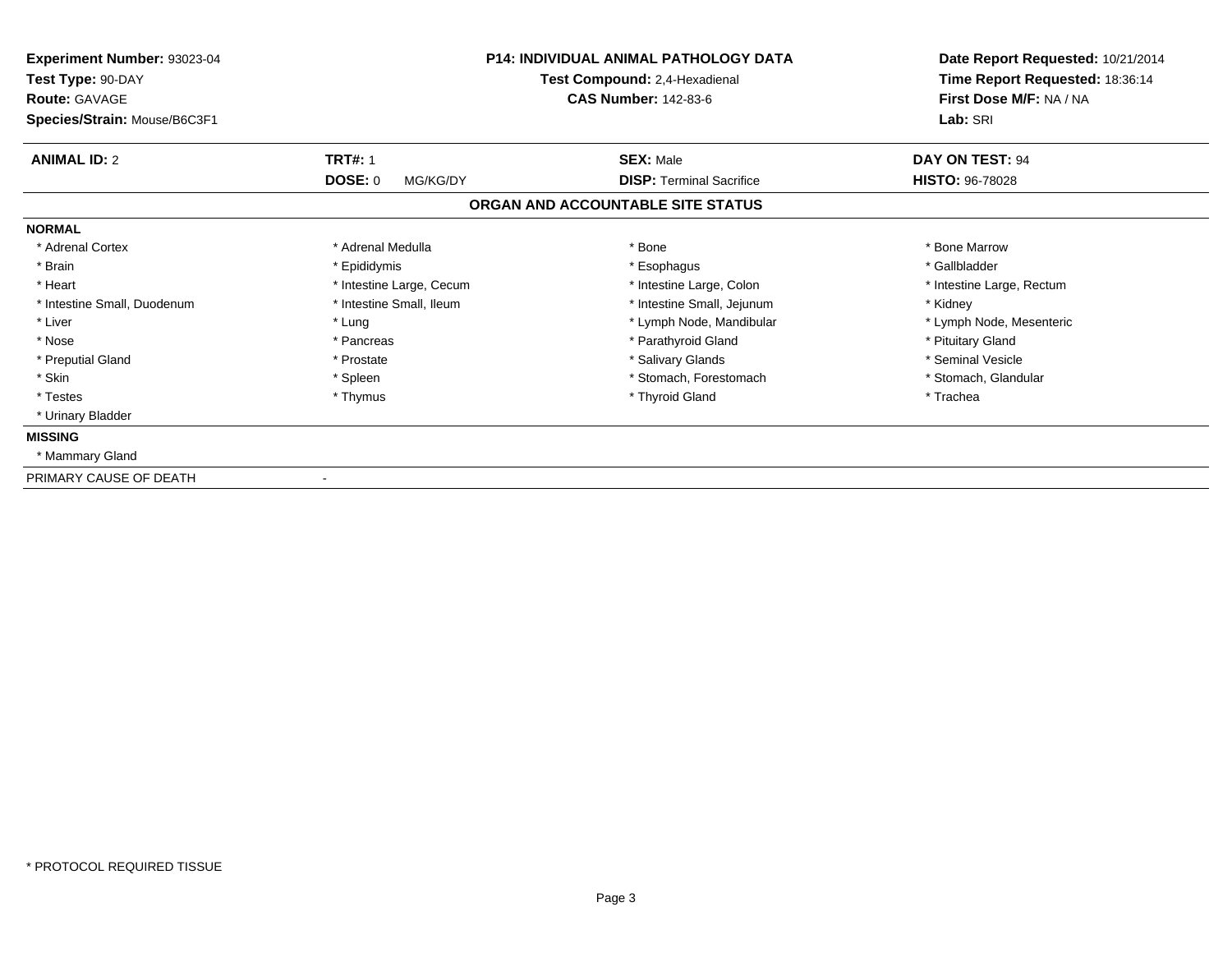**Experiment Number:** 93023-04
**Test Type:** 90-DAY
**Route:** GAVAGE
**Species/Strain:** Mouse/B6C3F1

**P14: INDIVIDUAL ANIMAL PATHOLOGY DATA**
**Test Compound:** 2,4-Hexadienal
**CAS Number:** 142-83-6

**Date Report Requested:** 10/21/2014
**Time Report Requested:** 18:36:14
**First Dose M/F:** NA / NA
**Lab:** SRI

| **ANIMAL ID:** 2 | **TRT#:** 1 | **SEX:** Male | **DAY ON TEST:** 94 |
|---|---|---|---|
| | **DOSE:** 0 MG/KG/DY | **DISP:** Terminal Sacrifice | **HISTO:** 96-78028 |

## ORGAN AND ACCOUNTABLE SITE STATUS

**NORMAL**

| | | | |
|---|---|---|---|
| * Adrenal Cortex | * Adrenal Medulla | * Bone | * Bone Marrow |
| * Brain | * Epididymis | * Esophagus | * Gallbladder |
| * Heart | * Intestine Large, Cecum | * Intestine Large, Colon | * Intestine Large, Rectum |
| * Intestine Small, Duodenum | * Intestine Small, Ileum | * Intestine Small, Jejunum | * Kidney |
| * Liver | * Lung | * Lymph Node, Mandibular | * Lymph Node, Mesenteric |
| * Nose | * Pancreas | * Parathyroid Gland | * Pituitary Gland |
| * Preputial Gland | * Prostate | * Salivary Glands | * Seminal Vesicle |
| * Skin | * Spleen | * Stomach, Forestomach | * Stomach, Glandular |
| * Testes | * Thymus | * Thyroid Gland | * Trachea |
| * Urinary Bladder | | | |

**MISSING**

* Mammary Gland

PRIMARY CAUSE OF DEATH -

* PROTOCOL REQUIRED TISSUE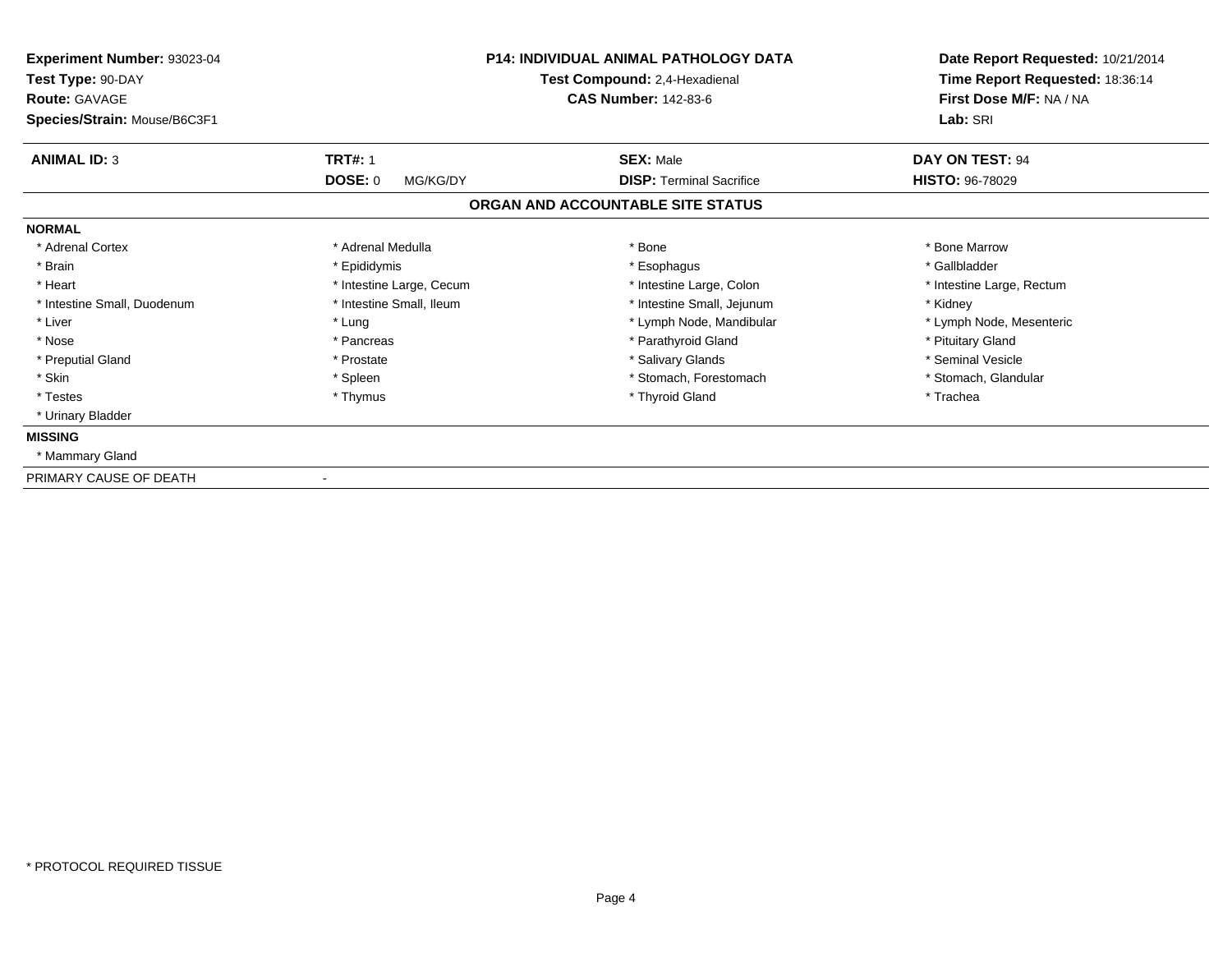**Experiment Number:** 93023-04
**Test Type:** 90-DAY
**Route:** GAVAGE
**Species/Strain:** Mouse/B6C3F1

**P14: INDIVIDUAL ANIMAL PATHOLOGY DATA**
**Test Compound:** 2,4-Hexadienal
**CAS Number:** 142-83-6

**Date Report Requested:** 10/21/2014
**Time Report Requested:** 18:36:14
**First Dose M/F:** NA / NA
**Lab:** SRI

| **ANIMAL ID:** 3 | **TRT#:** 1 | **SEX:** Male | **DAY ON TEST:** 94 |
|---|---|---|---|
| | **DOSE:** 0 MG/KG/DY | **DISP:** Terminal Sacrifice | **HISTO:** 96-78029 |

## ORGAN AND ACCOUNTABLE SITE STATUS

**NORMAL**

| | | | |
|---|---|---|---|
| * Adrenal Cortex | * Adrenal Medulla | * Bone | * Bone Marrow |
| * Brain | * Epididymis | * Esophagus | * Gallbladder |
| * Heart | * Intestine Large, Cecum | * Intestine Large, Colon | * Intestine Large, Rectum |
| * Intestine Small, Duodenum | * Intestine Small, Ileum | * Intestine Small, Jejunum | * Kidney |
| * Liver | * Lung | * Lymph Node, Mandibular | * Lymph Node, Mesenteric |
| * Nose | * Pancreas | * Parathyroid Gland | * Pituitary Gland |
| * Preputial Gland | * Prostate | * Salivary Glands | * Seminal Vesicle |
| * Skin | * Spleen | * Stomach, Forestomach | * Stomach, Glandular |
| * Testes | * Thymus | * Thyroid Gland | * Trachea |
| * Urinary Bladder | | | |

**MISSING**

* Mammary Gland

PRIMARY CAUSE OF DEATH -

* PROTOCOL REQUIRED TISSUE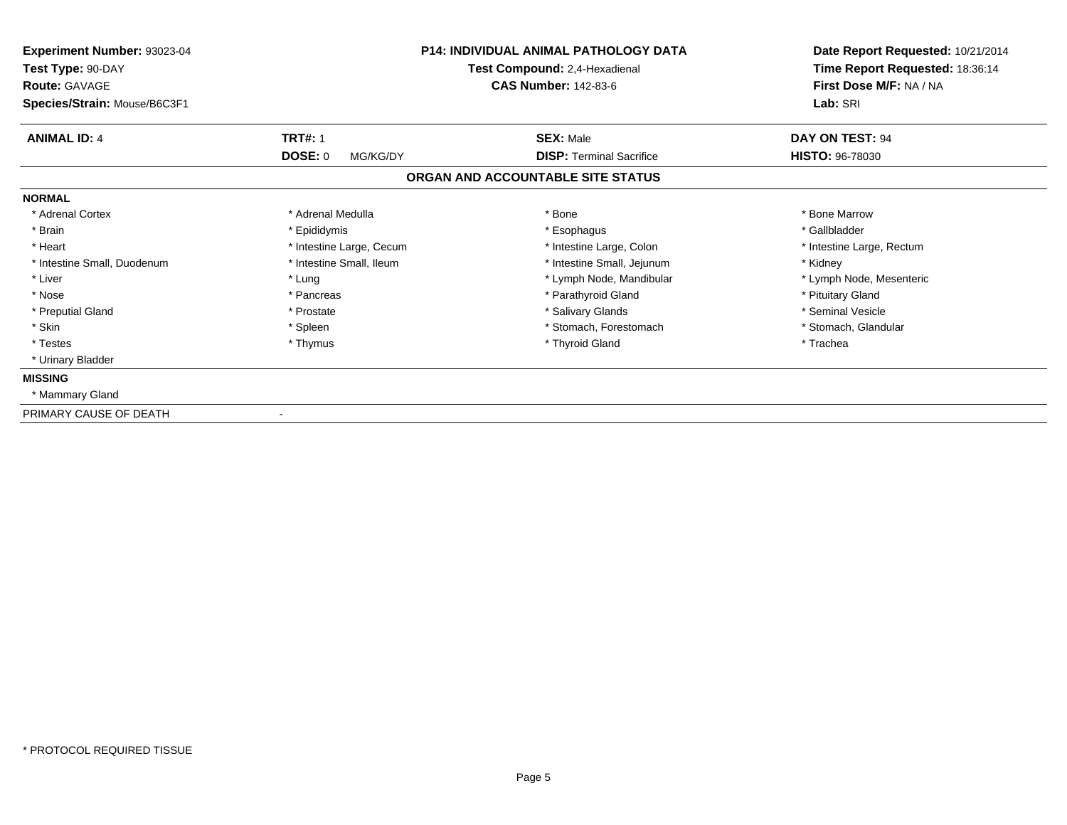**Experiment Number:** 93023-04
**Test Type:** 90-DAY
**Route:** GAVAGE
**Species/Strain:** Mouse/B6C3F1

**P14: INDIVIDUAL ANIMAL PATHOLOGY DATA**
**Test Compound:** 2,4-Hexadienal
**CAS Number:** 142-83-6

**Date Report Requested:** 10/21/2014
**Time Report Requested:** 18:36:14
**First Dose M/F:** NA / NA
**Lab:** SRI

| **ANIMAL ID:** 4 | **TRT#:** 1 | **SEX:** Male | **DAY ON TEST:** 94 |
|---|---|---|---|
| | **DOSE:** 0 MG/KG/DY | **DISP:** Terminal Sacrifice | **HISTO:** 96-78030 |

## ORGAN AND ACCOUNTABLE SITE STATUS

**NORMAL**

| | | | |
|---|---|---|---|
| * Adrenal Cortex | * Adrenal Medulla | * Bone | * Bone Marrow |
| * Brain | * Epididymis | * Esophagus | * Gallbladder |
| * Heart | * Intestine Large, Cecum | * Intestine Large, Colon | * Intestine Large, Rectum |
| * Intestine Small, Duodenum | * Intestine Small, Ileum | * Intestine Small, Jejunum | * Kidney |
| * Liver | * Lung | * Lymph Node, Mandibular | * Lymph Node, Mesenteric |
| * Nose | * Pancreas | * Parathyroid Gland | * Pituitary Gland |
| * Preputial Gland | * Prostate | * Salivary Glands | * Seminal Vesicle |
| * Skin | * Spleen | * Stomach, Forestomach | * Stomach, Glandular |
| * Testes | * Thymus | * Thyroid Gland | * Trachea |
| * Urinary Bladder | | | |

**MISSING**

* Mammary Gland

PRIMARY CAUSE OF DEATH -

* PROTOCOL REQUIRED TISSUE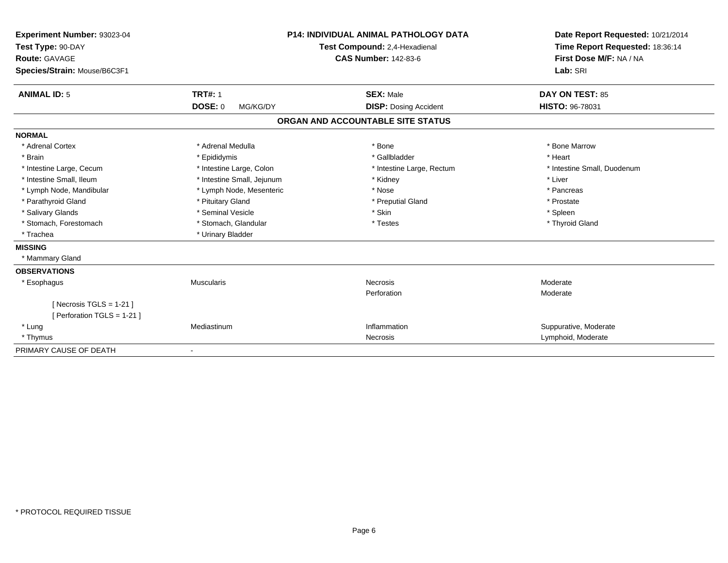**Experiment Number:** 93023-04
**Test Type:** 90-DAY
**Route:** GAVAGE
**Species/Strain:** Mouse/B6C3F1

**P14: INDIVIDUAL ANIMAL PATHOLOGY DATA**
**Test Compound:** 2,4-Hexadienal
**CAS Number:** 142-83-6

**Date Report Requested:** 10/21/2014
**Time Report Requested:** 18:36:14
**First Dose M/F:** NA / NA
**Lab:** SRI

| **ANIMAL ID:** 5 | **TRT#:** 1 | **SEX:** Male | **DAY ON TEST:** 85 |
|---|---|---|---|
| | **DOSE:** 0 MG/KG/DY | **DISP:** Dosing Accident | **HISTO:** 96-78031 |

## ORGAN AND ACCOUNTABLE SITE STATUS

**NORMAL**

| | | | |
|---|---|---|---|
| * Adrenal Cortex | * Adrenal Medulla | * Bone | * Bone Marrow |
| * Brain | * Epididymis | * Gallbladder | * Heart |
| * Intestine Large, Cecum | * Intestine Large, Colon | * Intestine Large, Rectum | * Intestine Small, Duodenum |
| * Intestine Small, Ileum | * Intestine Small, Jejunum | * Kidney | * Liver |
| * Lymph Node, Mandibular | * Lymph Node, Mesenteric | * Nose | * Pancreas |
| * Parathyroid Gland | * Pituitary Gland | * Preputial Gland | * Prostate |
| * Salivary Glands | * Seminal Vesicle | * Skin | * Spleen |
| * Stomach, Forestomach | * Stomach, Glandular | * Testes | * Thyroid Gland |
| * Trachea | * Urinary Bladder | | |

**MISSING**

* Mammary Gland

**OBSERVATIONS**

| | | | |
|---|---|---|---|
| * Esophagus | Muscularis | Necrosis | Moderate |
| | | Perforation | Moderate |
| [ Necrosis TGLS = 1-21 ] | | | |
| [ Perforation TGLS = 1-21 ] | | | |
| * Lung | Mediastinum | Inflammation | Suppurative, Moderate |
| * Thymus | | Necrosis | Lymphoid, Moderate |

PRIMARY CAUSE OF DEATH -

\* PROTOCOL REQUIRED TISSUE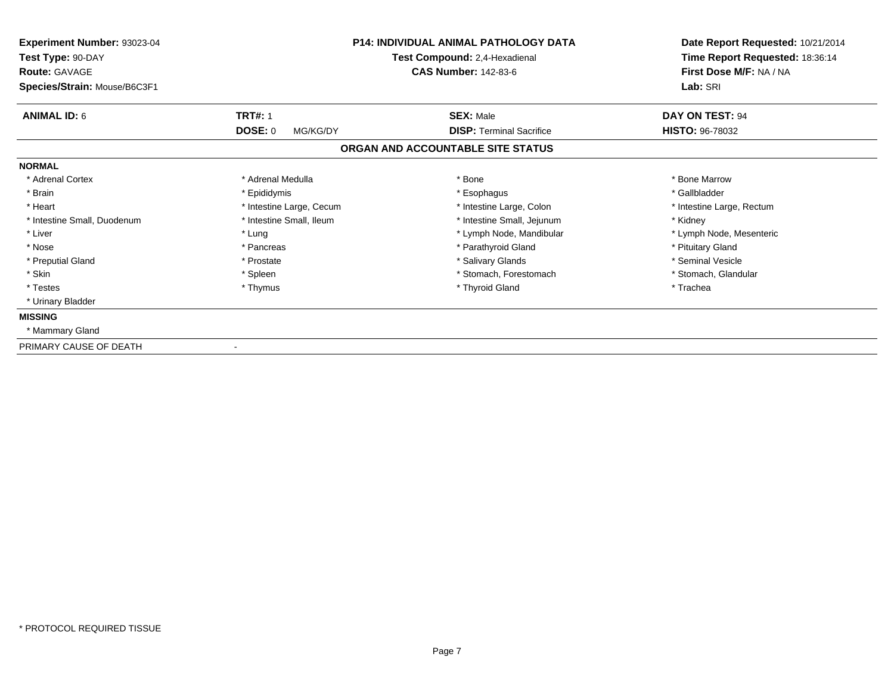**Experiment Number:** 93023-04
**Test Type:** 90-DAY
**Route:** GAVAGE
**Species/Strain:** Mouse/B6C3F1

**P14: INDIVIDUAL ANIMAL PATHOLOGY DATA**
**Test Compound:** 2,4-Hexadienal
**CAS Number:** 142-83-6

**Date Report Requested:** 10/21/2014
**Time Report Requested:** 18:36:14
**First Dose M/F:** NA / NA
**Lab:** SRI

| **ANIMAL ID:** 6 | **TRT#:** 1 | **SEX:** Male | **DAY ON TEST:** 94 |
|---|---|---|---|
| | **DOSE:** 0 MG/KG/DY | **DISP:** Terminal Sacrifice | **HISTO:** 96-78032 |

## ORGAN AND ACCOUNTABLE SITE STATUS

**NORMAL**

| | | | |
|---|---|---|---|
| * Adrenal Cortex | * Adrenal Medulla | * Bone | * Bone Marrow |
| * Brain | * Epididymis | * Esophagus | * Gallbladder |
| * Heart | * Intestine Large, Cecum | * Intestine Large, Colon | * Intestine Large, Rectum |
| * Intestine Small, Duodenum | * Intestine Small, Ileum | * Intestine Small, Jejunum | * Kidney |
| * Liver | * Lung | * Lymph Node, Mandibular | * Lymph Node, Mesenteric |
| * Nose | * Pancreas | * Parathyroid Gland | * Pituitary Gland |
| * Preputial Gland | * Prostate | * Salivary Glands | * Seminal Vesicle |
| * Skin | * Spleen | * Stomach, Forestomach | * Stomach, Glandular |
| * Testes | * Thymus | * Thyroid Gland | * Trachea |
| * Urinary Bladder | | | |

**MISSING**

* Mammary Gland

PRIMARY CAUSE OF DEATH -

* PROTOCOL REQUIRED TISSUE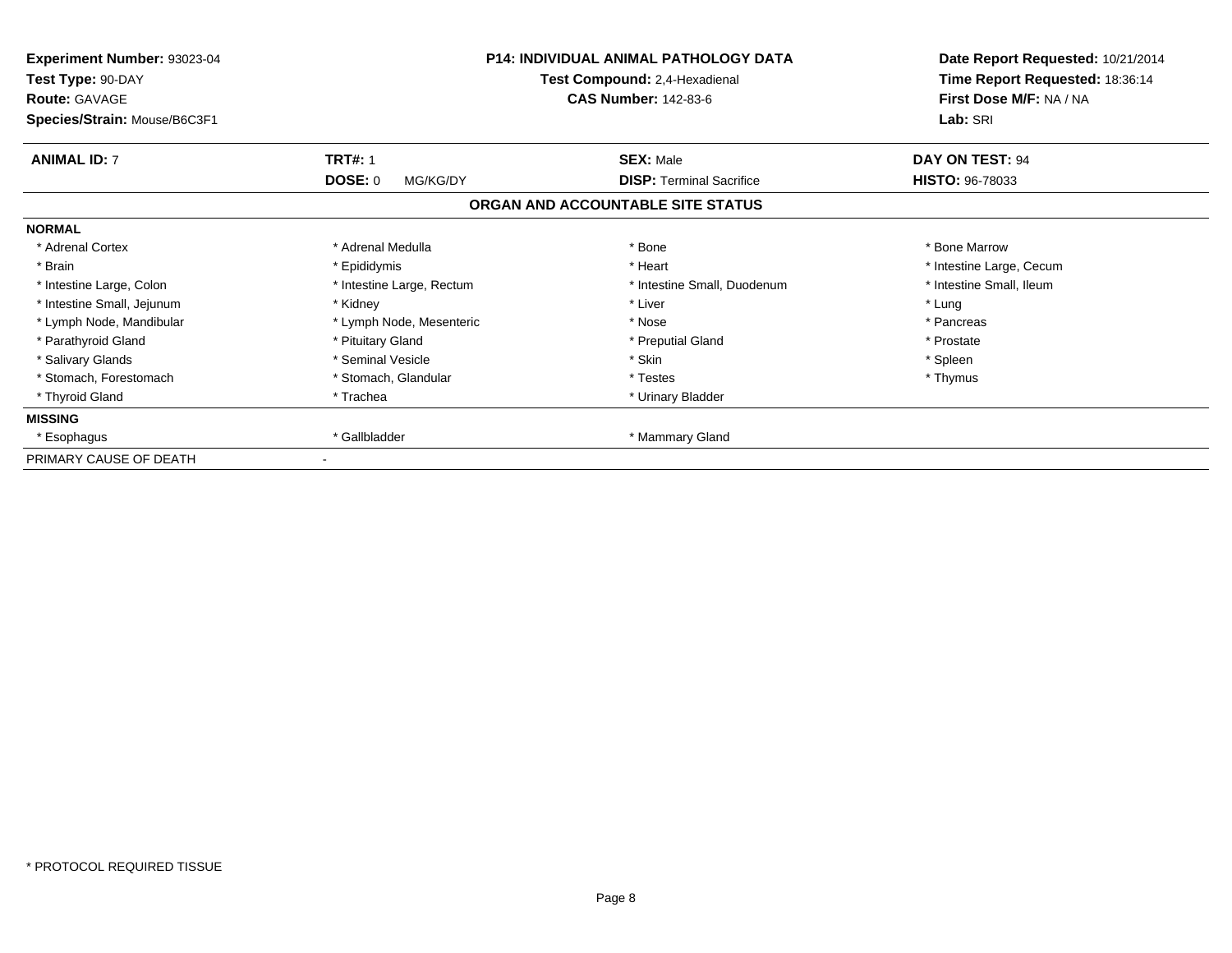**Experiment Number:** 93023-04
**Test Type:** 90-DAY
**Route:** GAVAGE
**Species/Strain:** Mouse/B6C3F1

**P14: INDIVIDUAL ANIMAL PATHOLOGY DATA**
**Test Compound:** 2,4-Hexadienal
**CAS Number:** 142-83-6

**Date Report Requested:** 10/21/2014
**Time Report Requested:** 18:36:14
**First Dose M/F:** NA / NA
**Lab:** SRI

| **ANIMAL ID:** 7 | **TRT#:** 1 | **SEX:** Male | **DAY ON TEST:** 94 |
|---|---|---|---|
| | **DOSE:** 0 MG/KG/DY | **DISP:** Terminal Sacrifice | **HISTO:** 96-78033 |

**ORGAN AND ACCOUNTABLE SITE STATUS**

**NORMAL**

| | | | |
|---|---|---|---|
| * Adrenal Cortex | * Adrenal Medulla | * Bone | * Bone Marrow |
| * Brain | * Epididymis | * Heart | * Intestine Large, Cecum |
| * Intestine Large, Colon | * Intestine Large, Rectum | * Intestine Small, Duodenum | * Intestine Small, Ileum |
| * Intestine Small, Jejunum | * Kidney | * Liver | * Lung |
| * Lymph Node, Mandibular | * Lymph Node, Mesenteric | * Nose | * Pancreas |
| * Parathyroid Gland | * Pituitary Gland | * Preputial Gland | * Prostate |
| * Salivary Glands | * Seminal Vesicle | * Skin | * Spleen |
| * Stomach, Forestomach | * Stomach, Glandular | * Testes | * Thymus |
| * Thyroid Gland | * Trachea | * Urinary Bladder | |

**MISSING**

| | | | |
|---|---|---|---|
| * Esophagus | * Gallbladder | * Mammary Gland | |

PRIMARY CAUSE OF DEATH -

* PROTOCOL REQUIRED TISSUE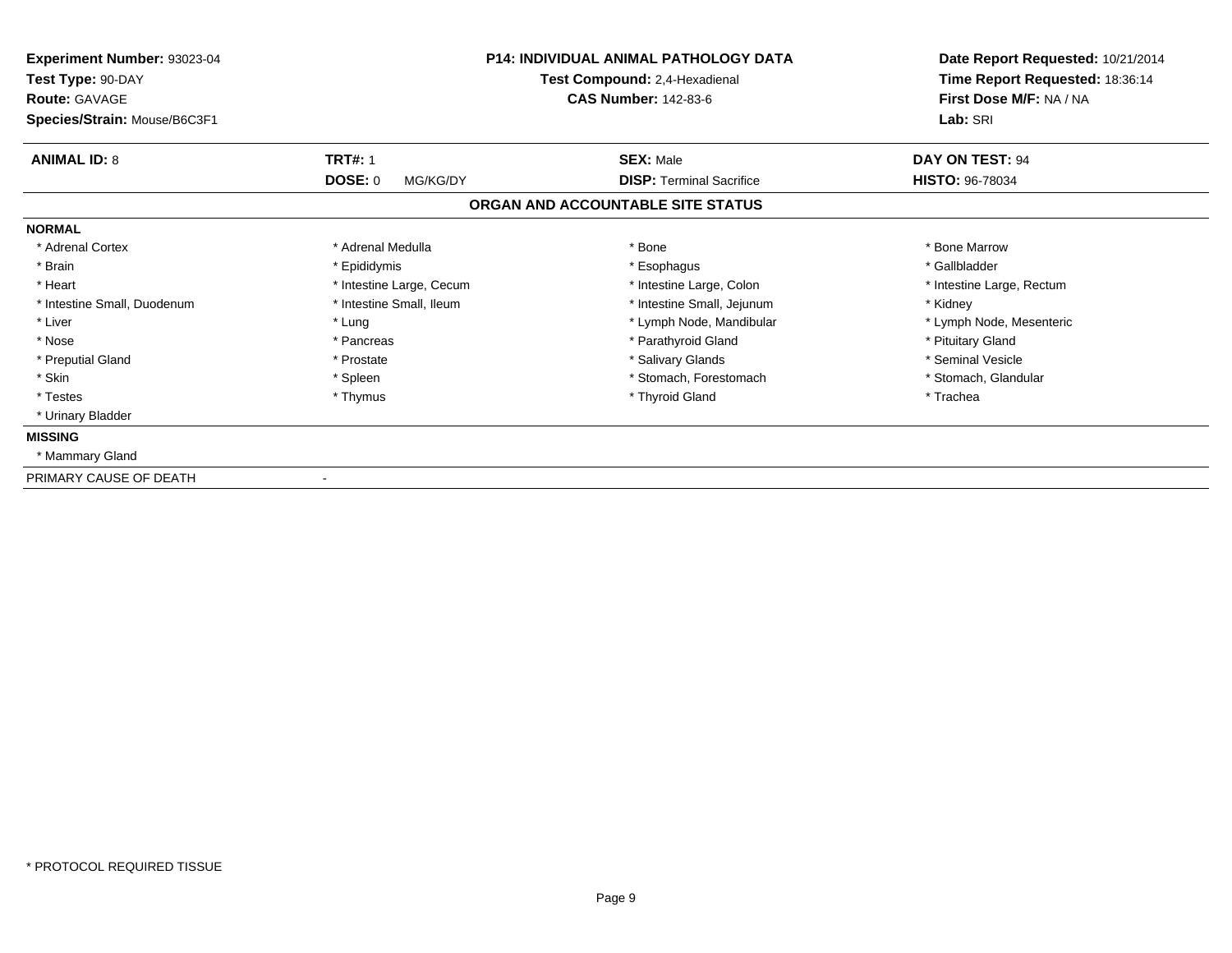**Experiment Number:** 93023-04
**Test Type:** 90-DAY
**Route:** GAVAGE
**Species/Strain:** Mouse/B6C3F1

**P14: INDIVIDUAL ANIMAL PATHOLOGY DATA**
**Test Compound:** 2,4-Hexadienal
**CAS Number:** 142-83-6

**Date Report Requested:** 10/21/2014
**Time Report Requested:** 18:36:14
**First Dose M/F:** NA / NA
**Lab:** SRI

| **ANIMAL ID:** 8 | **TRT#:** 1 | **SEX:** Male | **DAY ON TEST:** 94 |
|---|---|---|---|
| | **DOSE:** 0 MG/KG/DY | **DISP:** Terminal Sacrifice | **HISTO:** 96-78034 |

## ORGAN AND ACCOUNTABLE SITE STATUS

**NORMAL**

| | | | |
|---|---|---|---|
| * Adrenal Cortex | * Adrenal Medulla | * Bone | * Bone Marrow |
| * Brain | * Epididymis | * Esophagus | * Gallbladder |
| * Heart | * Intestine Large, Cecum | * Intestine Large, Colon | * Intestine Large, Rectum |
| * Intestine Small, Duodenum | * Intestine Small, Ileum | * Intestine Small, Jejunum | * Kidney |
| * Liver | * Lung | * Lymph Node, Mandibular | * Lymph Node, Mesenteric |
| * Nose | * Pancreas | * Parathyroid Gland | * Pituitary Gland |
| * Preputial Gland | * Prostate | * Salivary Glands | * Seminal Vesicle |
| * Skin | * Spleen | * Stomach, Forestomach | * Stomach, Glandular |
| * Testes | * Thymus | * Thyroid Gland | * Trachea |
| * Urinary Bladder | | | |

**MISSING**

* Mammary Gland

PRIMARY CAUSE OF DEATH -

* PROTOCOL REQUIRED TISSUE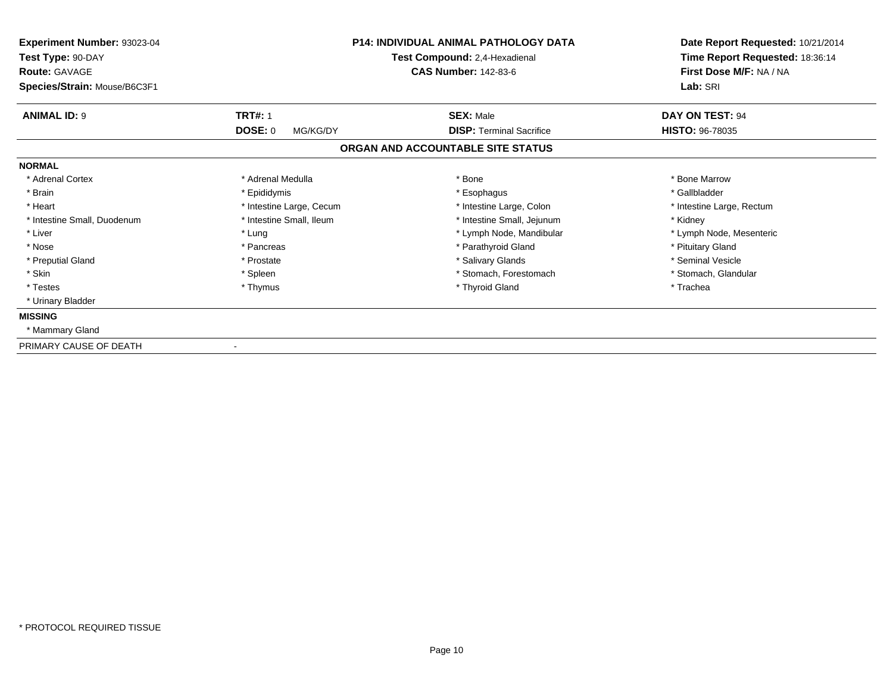**Experiment Number:** 93023-04
**Test Type:** 90-DAY
**Route:** GAVAGE
**Species/Strain:** Mouse/B6C3F1

**P14: INDIVIDUAL ANIMAL PATHOLOGY DATA**
**Test Compound:** 2,4-Hexadienal
**CAS Number:** 142-83-6

**Date Report Requested:** 10/21/2014
**Time Report Requested:** 18:36:14
**First Dose M/F:** NA / NA
**Lab:** SRI

| **ANIMAL ID:** 9 | **TRT#:** 1 | **SEX:** Male | **DAY ON TEST:** 94 |
|---|---|---|---|
| | **DOSE:** 0 MG/KG/DY | **DISP:** Terminal Sacrifice | **HISTO:** 96-78035 |

**ORGAN AND ACCOUNTABLE SITE STATUS**

**NORMAL**

| | | | |
|---|---|---|---|
| * Adrenal Cortex | * Adrenal Medulla | * Bone | * Bone Marrow |
| * Brain | * Epididymis | * Esophagus | * Gallbladder |
| * Heart | * Intestine Large, Cecum | * Intestine Large, Colon | * Intestine Large, Rectum |
| * Intestine Small, Duodenum | * Intestine Small, Ileum | * Intestine Small, Jejunum | * Kidney |
| * Liver | * Lung | * Lymph Node, Mandibular | * Lymph Node, Mesenteric |
| * Nose | * Pancreas | * Parathyroid Gland | * Pituitary Gland |
| * Preputial Gland | * Prostate | * Salivary Glands | * Seminal Vesicle |
| * Skin | * Spleen | * Stomach, Forestomach | * Stomach, Glandular |
| * Testes | * Thymus | * Thyroid Gland | * Trachea |
| * Urinary Bladder | | | |

**MISSING**

* Mammary Gland

PRIMARY CAUSE OF DEATH -

\* PROTOCOL REQUIRED TISSUE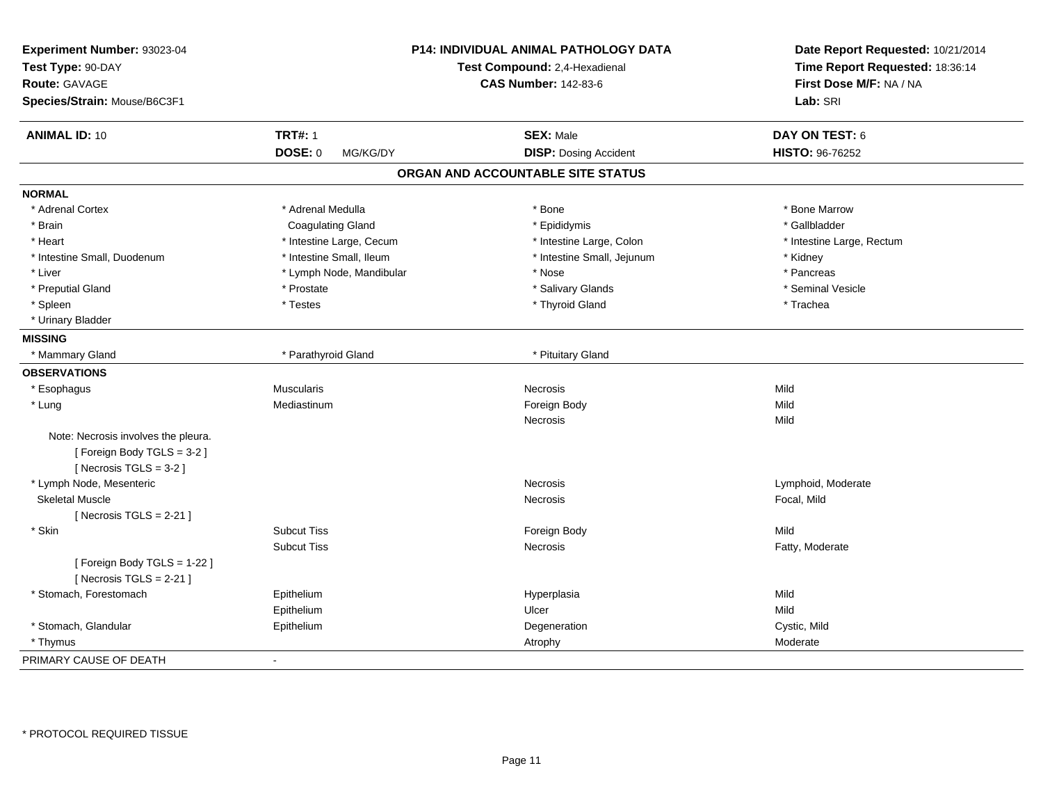**Experiment Number:** 93023-04
**Test Type:** 90-DAY
**Route:** GAVAGE
**Species/Strain:** Mouse/B6C3F1

**P14: INDIVIDUAL ANIMAL PATHOLOGY DATA**
**Test Compound:** 2,4-Hexadienal
**CAS Number:** 142-83-6

**Date Report Requested:** 10/21/2014
**Time Report Requested:** 18:36:14
**First Dose M/F:** NA / NA
**Lab:** SRI

| **ANIMAL ID:** 10 | **TRT#:** 1 | **SEX:** Male | **DAY ON TEST:** 6 |
|---|---|---|---|
| | **DOSE:** 0 MG/KG/DY | **DISP:** Dosing Accident | **HISTO:** 96-76252 |

## ORGAN AND ACCOUNTABLE SITE STATUS

**NORMAL**

| | | | |
|---|---|---|---|
| * Adrenal Cortex | * Adrenal Medulla | * Bone | * Bone Marrow |
| * Brain | Coagulating Gland | * Epididymis | * Gallbladder |
| * Heart | * Intestine Large, Cecum | * Intestine Large, Colon | * Intestine Large, Rectum |
| * Intestine Small, Duodenum | * Intestine Small, Ileum | * Intestine Small, Jejunum | * Kidney |
| * Liver | * Lymph Node, Mandibular | * Nose | * Pancreas |
| * Preputial Gland | * Prostate | * Salivary Glands | * Seminal Vesicle |
| * Spleen | * Testes | * Thyroid Gland | * Trachea |
| * Urinary Bladder | | | |

**MISSING**

| | | |
|---|---|---|
| * Mammary Gland | * Parathyroid Gland | * Pituitary Gland |

**OBSERVATIONS**

| | | | |
|---|---|---|---|
| * Esophagus | Muscularis | Necrosis | Mild |
| * Lung | Mediastinum | Foreign Body | Mild |
| | | Necrosis | Mild |
| Note: Necrosis involves the pleura. | | | |
| [ Foreign Body TGLS = 3-2 ] | | | |
| [ Necrosis TGLS = 3-2 ] | | | |
| * Lymph Node, Mesenteric | | Necrosis | Lymphoid, Moderate |
| Skeletal Muscle | | Necrosis | Focal, Mild |
| [ Necrosis TGLS = 2-21 ] | | | |
| * Skin | Subcut Tiss | Foreign Body | Mild |
| | Subcut Tiss | Necrosis | Fatty, Moderate |
| [ Foreign Body TGLS = 1-22 ] | | | |
| [ Necrosis TGLS = 2-21 ] | | | |
| * Stomach, Forestomach | Epithelium | Hyperplasia | Mild |
| | Epithelium | Ulcer | Mild |
| * Stomach, Glandular | Epithelium | Degeneration | Cystic, Mild |
| * Thymus | | Atrophy | Moderate |

PRIMARY CAUSE OF DEATH -

* PROTOCOL REQUIRED TISSUE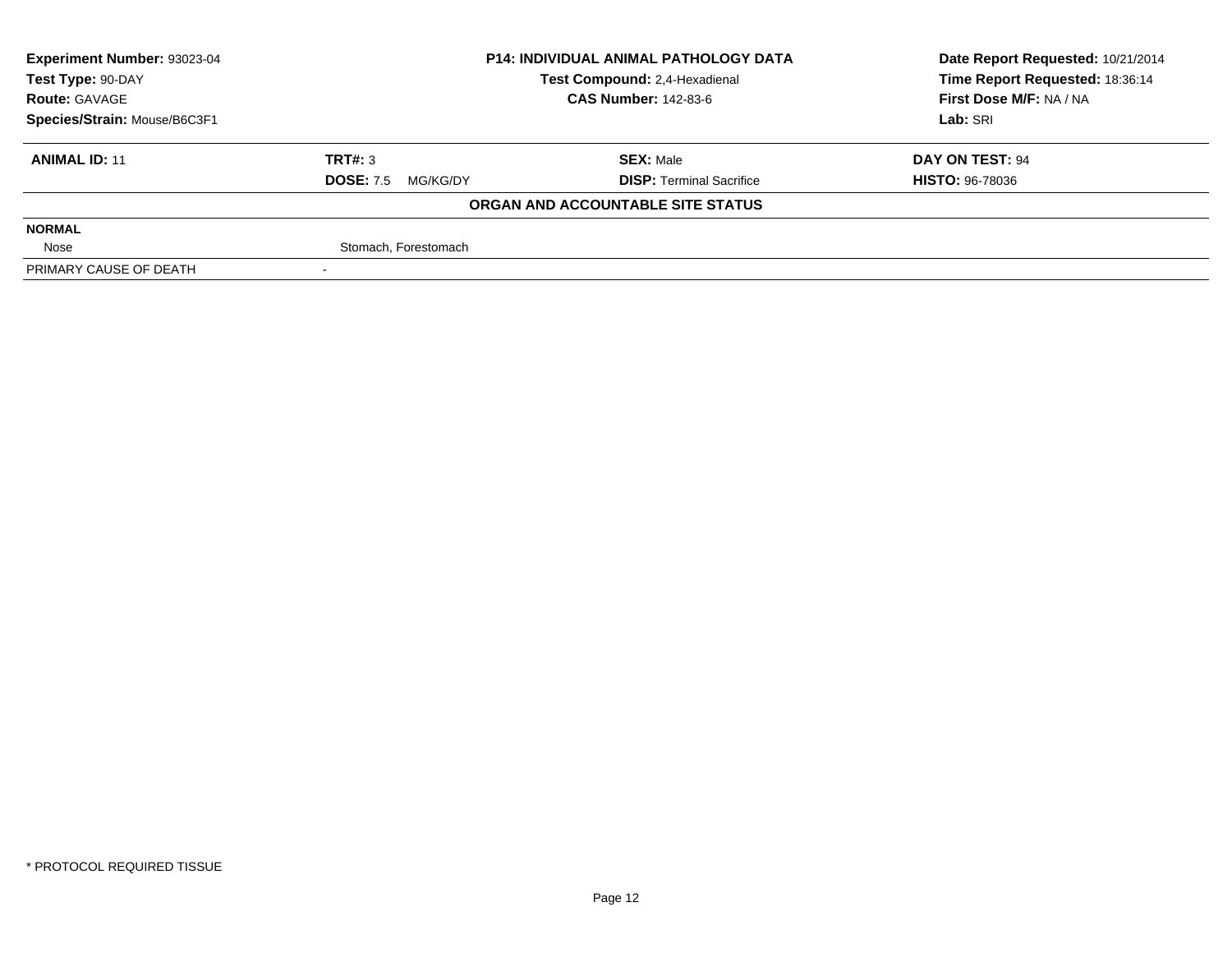| Experiment Number: 93023-04 | P14: INDIVIDUAL ANIMAL PATHOLOGY DATA | Date Report Requested: 10/21/2014 |
|---|---|---|
| Test Type: 90-DAY | Test Compound: 2,4-Hexadienal | Time Report Requested: 18:36:14 |
| Route: GAVAGE | CAS Number: 142-83-6 | First Dose M/F: NA / NA |
| Species/Strain: Mouse/B6C3F1 | | Lab: SRI |

| ANIMAL ID: 11 | TRT#: 3 | SEX: Male | DAY ON TEST: 94 |
|---|---|---|---|
| | DOSE: 7.5 MG/KG/DY | DISP: Terminal Sacrifice | HISTO: 96-78036 |

**ORGAN AND ACCOUNTABLE SITE STATUS**

| | |
|---|---|
| **NORMAL** | |
| Nose | Stomach, Forestomach |
| PRIMARY CAUSE OF DEATH | - |

* PROTOCOL REQUIRED TISSUE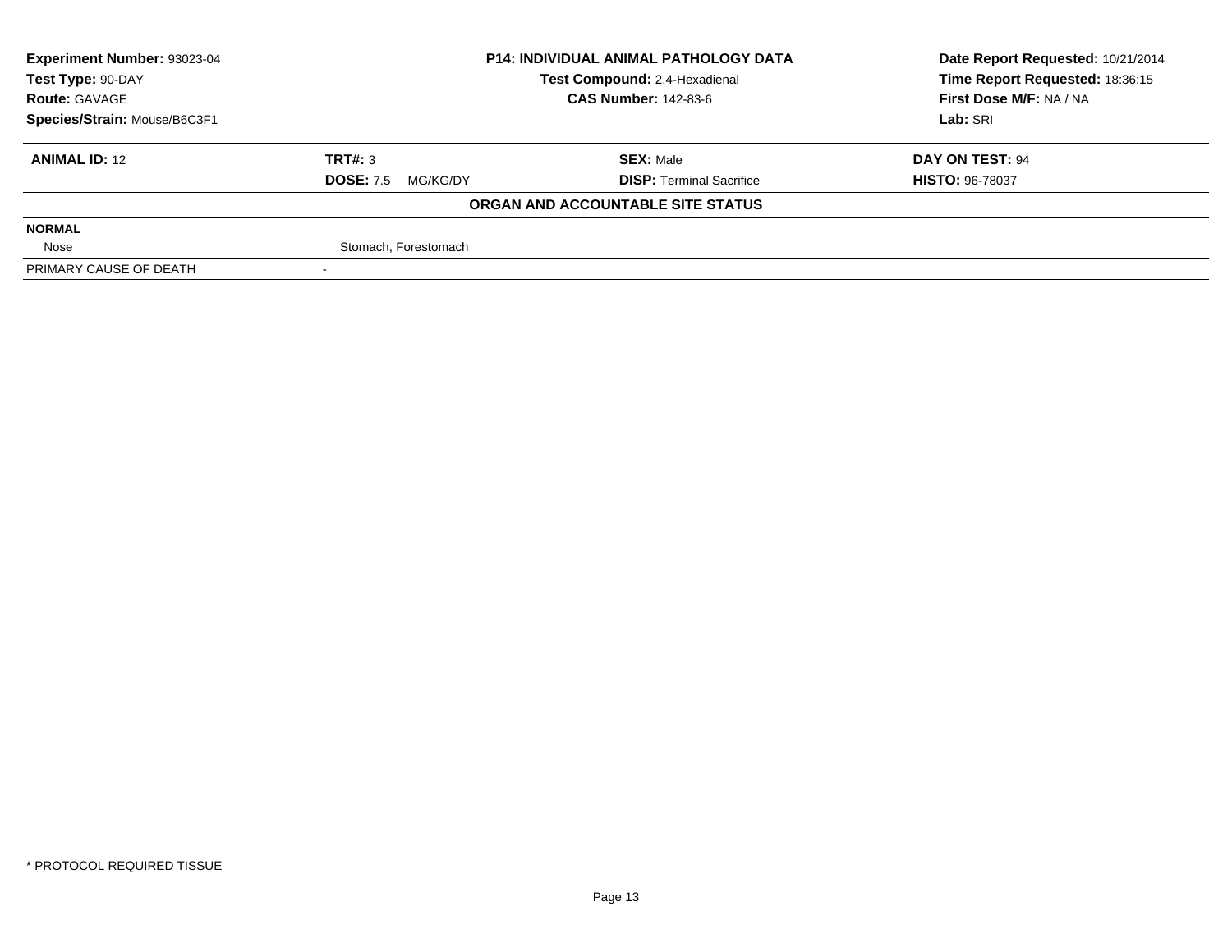| **Experiment Number:** 93023-04 | **P14: INDIVIDUAL ANIMAL PATHOLOGY DATA** | **Date Report Requested:** 10/21/2014 |
|---|---|---|
| **Test Type:** 90-DAY | **Test Compound:** 2,4-Hexadienal | **Time Report Requested:** 18:36:15 |
| **Route:** GAVAGE | **CAS Number:** 142-83-6 | **First Dose M/F:** NA / NA |
| **Species/Strain:** Mouse/B6C3F1 | | **Lab:** SRI |

| **ANIMAL ID:** 12 | **TRT#:** 3 | **SEX:** Male | **DAY ON TEST:** 94 |
|---|---|---|---|
| | **DOSE:** 7.5 MG/KG/DY | **DISP:** Terminal Sacrifice | **HISTO:** 96-78037 |

**ORGAN AND ACCOUNTABLE SITE STATUS**

| | |
|---|---|
| **NORMAL** | |
| Nose | Stomach, Forestomach |
| PRIMARY CAUSE OF DEATH | - |

\* PROTOCOL REQUIRED TISSUE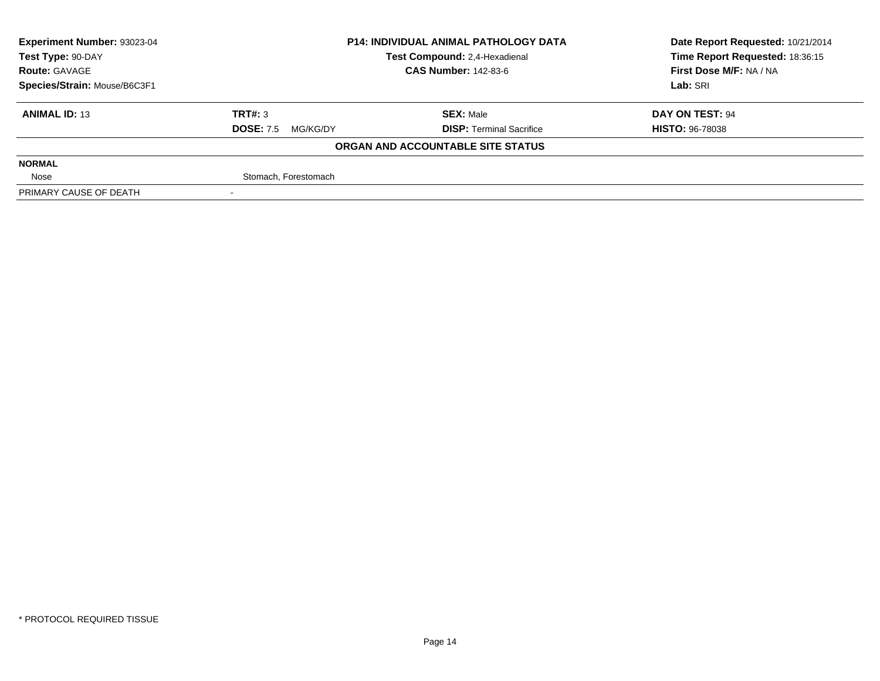| Experiment Number: 93023-04 | P14: INDIVIDUAL ANIMAL PATHOLOGY DATA | Date Report Requested: 10/21/2014 |
|---|---|---|
| Test Type: 90-DAY | Test Compound: 2,4-Hexadienal | Time Report Requested: 18:36:15 |
| Route: GAVAGE | CAS Number: 142-83-6 | First Dose M/F: NA / NA |
| Species/Strain: Mouse/B6C3F1 | | Lab: SRI |

| ANIMAL ID: 13 | TRT#: 3 | SEX: Male | DAY ON TEST: 94 |
|---|---|---|---|
| | DOSE: 7.5 MG/KG/DY | DISP: Terminal Sacrifice | HISTO: 96-78038 |

**ORGAN AND ACCOUNTABLE SITE STATUS**

| NORMAL | |
|---|---|
| Nose | Stomach, Forestomach |
| PRIMARY CAUSE OF DEATH | - |

* PROTOCOL REQUIRED TISSUE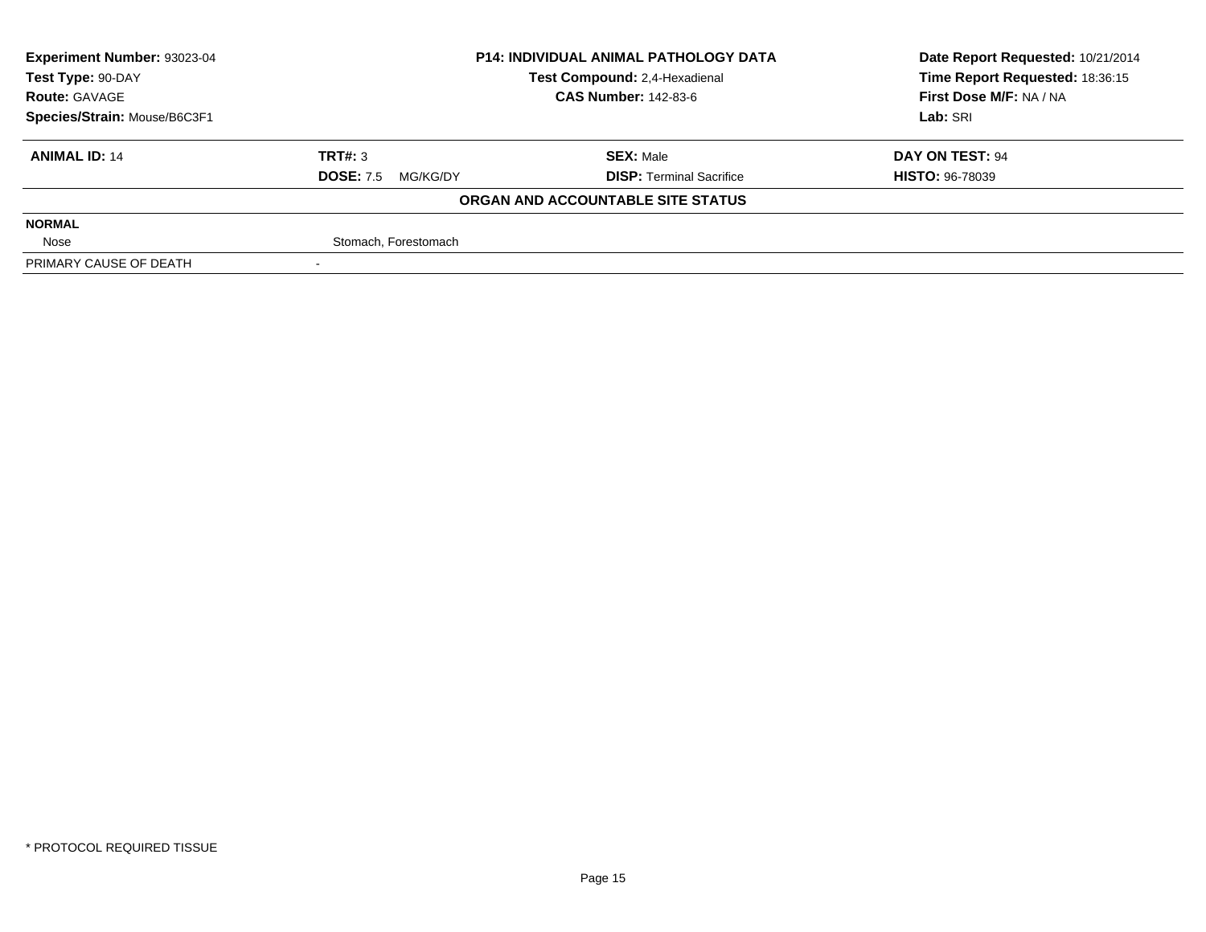| Experiment Number: 93023-04 | P14: INDIVIDUAL ANIMAL PATHOLOGY DATA | | Date Report Requested: 10/21/2014 |
|---|---|---|---|
| Test Type: 90-DAY | Test Compound: 2,4-Hexadienal | | Time Report Requested: 18:36:15 |
| Route: GAVAGE | CAS Number: 142-83-6 | | First Dose M/F: NA / NA |
| Species/Strain: Mouse/B6C3F1 | | | Lab: SRI |

| **ANIMAL ID:** 14 | **TRT#:** 3 | **SEX:** Male | **DAY ON TEST:** 94 |
|---|---|---|---|
| | **DOSE:** 7.5 MG/KG/DY | **DISP:** Terminal Sacrifice | **HISTO:** 96-78039 |

**ORGAN AND ACCOUNTABLE SITE STATUS**

| | |
|---|---|
| **NORMAL** | |
| Nose | Stomach, Forestomach |
| PRIMARY CAUSE OF DEATH | - |

* PROTOCOL REQUIRED TISSUE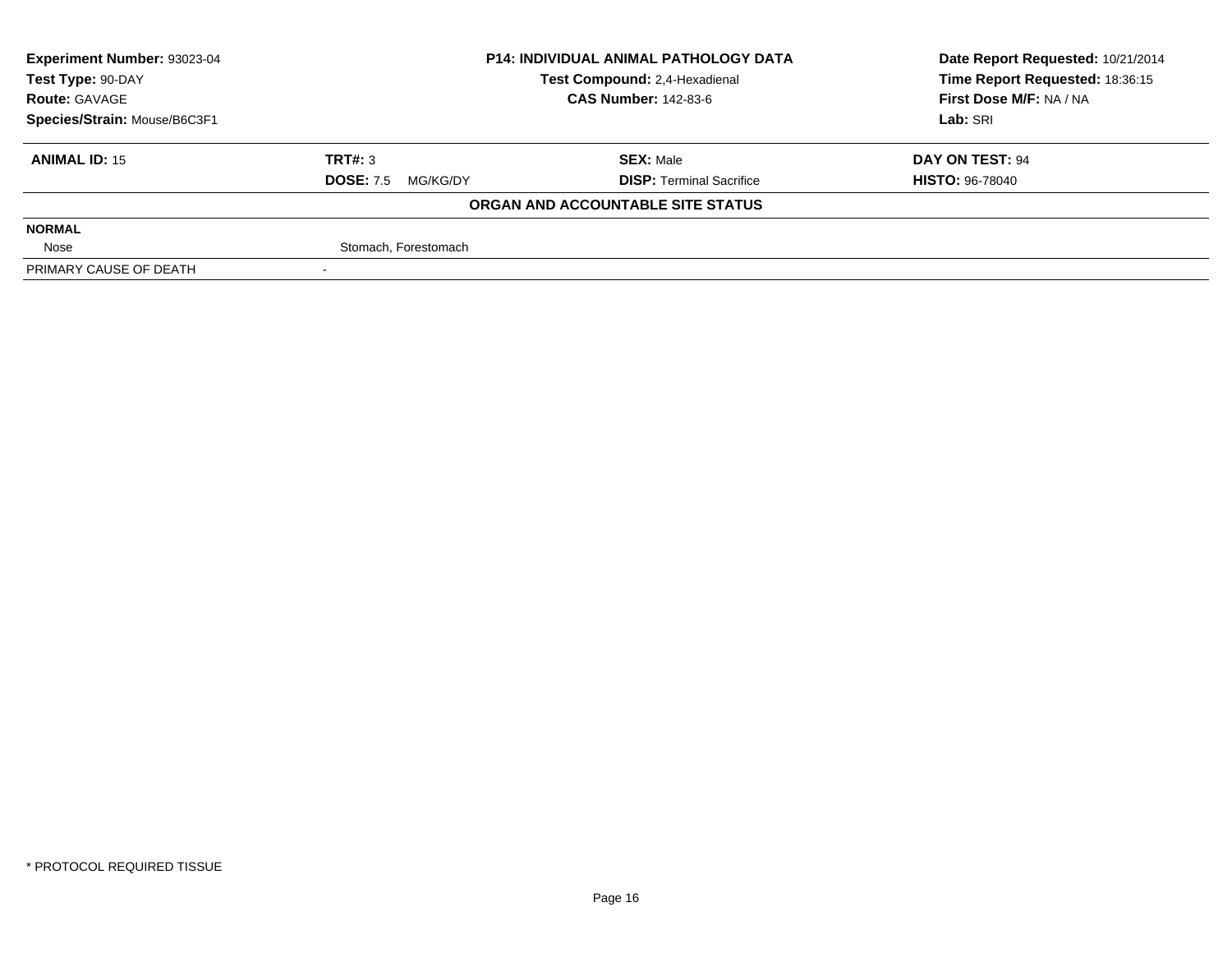| **Experiment Number:** 93023-04 | **P14: INDIVIDUAL ANIMAL PATHOLOGY DATA** | **Date Report Requested:** 10/21/2014 |
|---|---|---|
| **Test Type:** 90-DAY | **Test Compound:** 2,4-Hexadienal | **Time Report Requested:** 18:36:15 |
| **Route:** GAVAGE | **CAS Number:** 142-83-6 | **First Dose M/F:** NA / NA |
| **Species/Strain:** Mouse/B6C3F1 | | **Lab:** SRI |

| **ANIMAL ID:** 15 | **TRT#:** 3 | **SEX:** Male | **DAY ON TEST:** 94 |
|---|---|---|---|
| | **DOSE:** 7.5 MG/KG/DY | **DISP:** Terminal Sacrifice | **HISTO:** 96-78040 |

**ORGAN AND ACCOUNTABLE SITE STATUS**

| | |
|---|---|
| **NORMAL** | |
| Nose | Stomach, Forestomach |
| PRIMARY CAUSE OF DEATH | - |

\* PROTOCOL REQUIRED TISSUE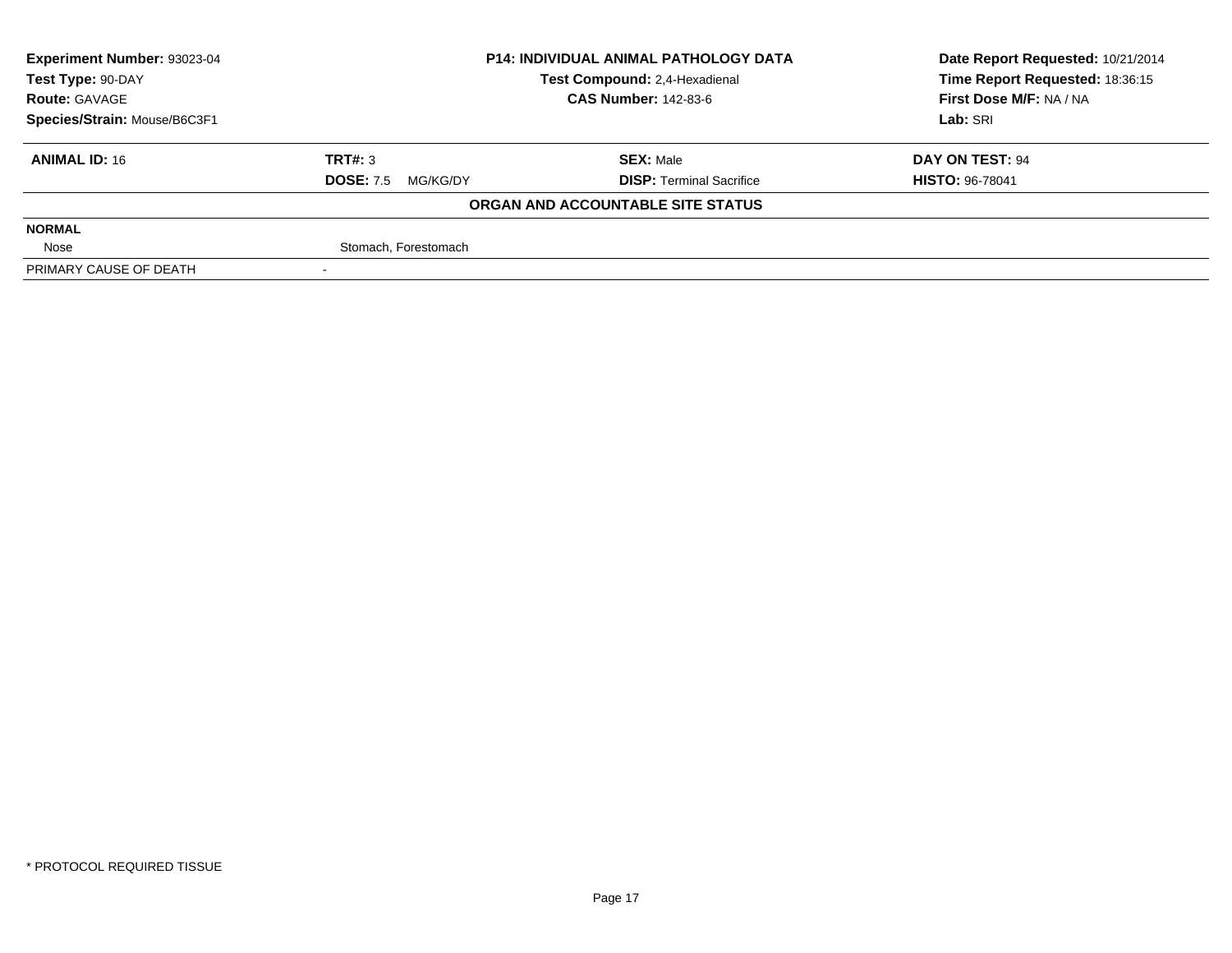| Experiment Number: 93023-04 | P14: INDIVIDUAL ANIMAL PATHOLOGY DATA | Date Report Requested: 10/21/2014 |
|---|---|---|
| Test Type: 90-DAY | Test Compound: 2,4-Hexadienal | Time Report Requested: 18:36:15 |
| Route: GAVAGE | CAS Number: 142-83-6 | First Dose M/F: NA / NA |
| Species/Strain: Mouse/B6C3F1 | | Lab: SRI |

| ANIMAL ID: 16 | TRT#: 3 | SEX: Male | DAY ON TEST: 94 |
|---|---|---|---|
| | DOSE: 7.5 MG/KG/DY | DISP: Terminal Sacrifice | HISTO: 96-78041 |

**ORGAN AND ACCOUNTABLE SITE STATUS**

| | |
|---|---|
| **NORMAL** | |
| Nose | Stomach, Forestomach |
| PRIMARY CAUSE OF DEATH | - |

* PROTOCOL REQUIRED TISSUE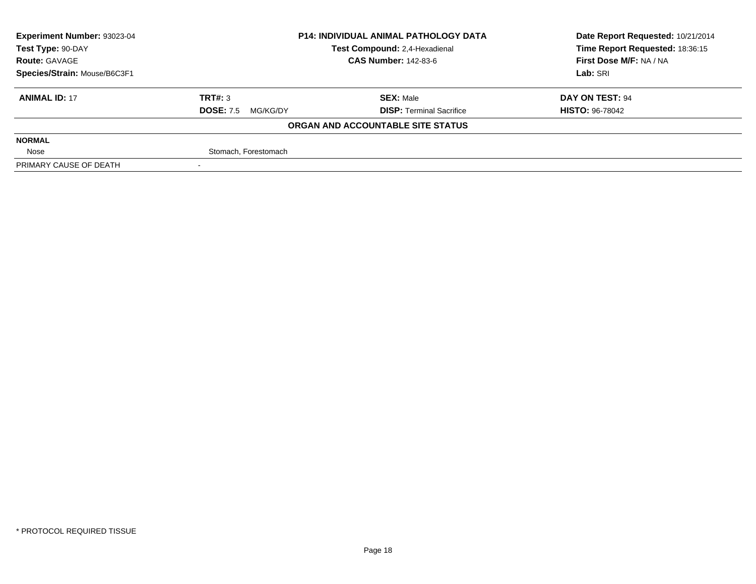| Experiment Number: 93023-04 | P14: INDIVIDUAL ANIMAL PATHOLOGY DATA | Date Report Requested: 10/21/2014 |
|---|---|---|
| Test Type: 90-DAY | Test Compound: 2,4-Hexadienal | Time Report Requested: 18:36:15 |
| Route: GAVAGE | CAS Number: 142-83-6 | First Dose M/F: NA / NA |
| Species/Strain: Mouse/B6C3F1 | | Lab: SRI |

| **ANIMAL ID:** 17 | **TRT#:** 3 | **SEX:** Male | **DAY ON TEST:** 94 |
|---|---|---|---|
| | **DOSE:** 7.5 MG/KG/DY | **DISP:** Terminal Sacrifice | **HISTO:** 96-78042 |

**ORGAN AND ACCOUNTABLE SITE STATUS**

| | | | |
|---|---|---|---|
| **NORMAL** | | | |
| Nose | Stomach, Forestomach | | |
| PRIMARY CAUSE OF DEATH | - | | |

* PROTOCOL REQUIRED TISSUE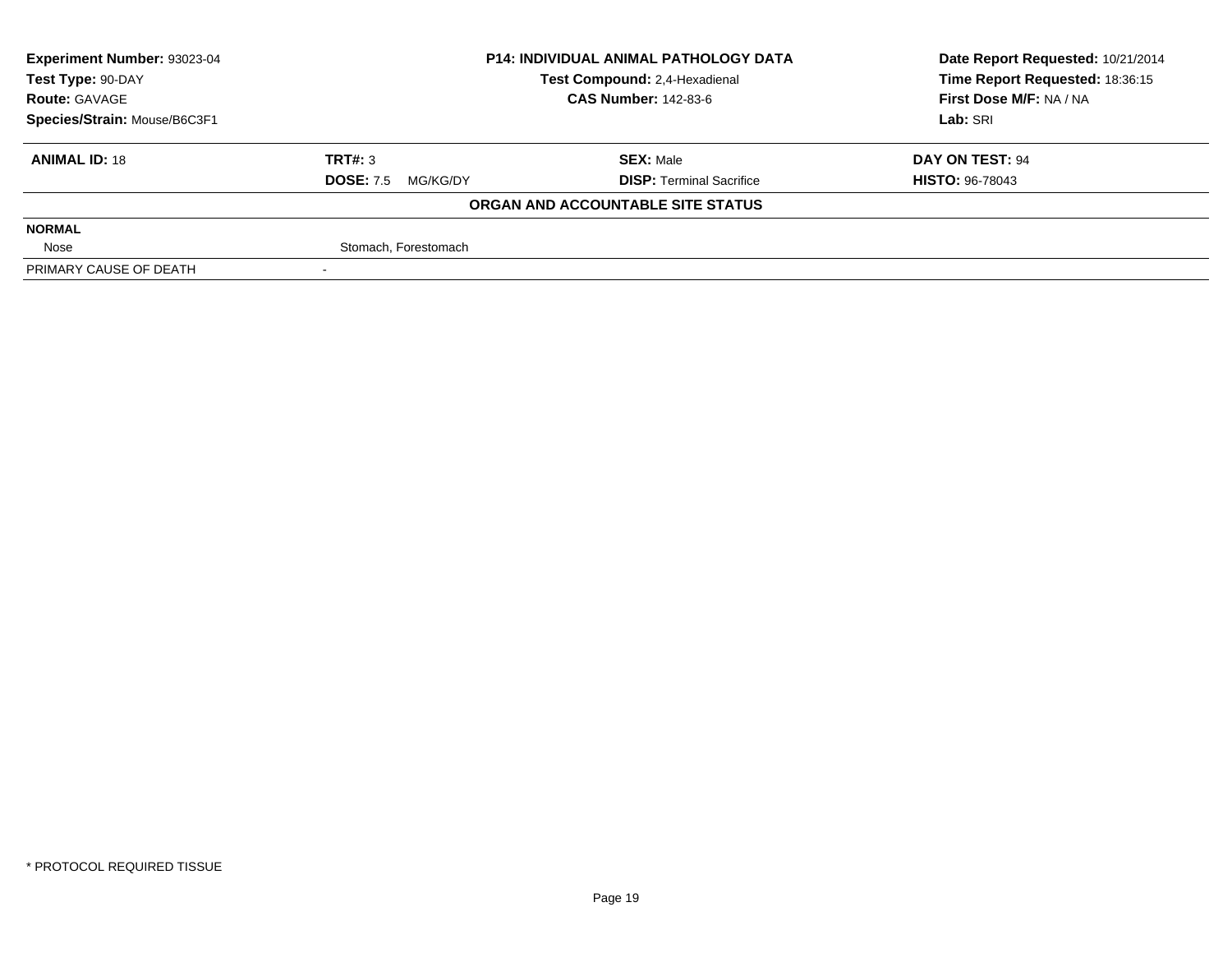| **Experiment Number:** 93023-04 | **P14: INDIVIDUAL ANIMAL PATHOLOGY DATA** | **Date Report Requested:** 10/21/2014 |
|---|---|---|
| **Test Type:** 90-DAY | **Test Compound:** 2,4-Hexadienal | **Time Report Requested:** 18:36:15 |
| **Route:** GAVAGE | **CAS Number:** 142-83-6 | **First Dose M/F:** NA / NA |
| **Species/Strain:** Mouse/B6C3F1 | | **Lab:** SRI |

| **ANIMAL ID:** 18 | **TRT#:** 3 | **SEX:** Male | **DAY ON TEST:** 94 |
|---|---|---|---|
| | **DOSE:** 7.5 MG/KG/DY | **DISP:** Terminal Sacrifice | **HISTO:** 96-78043 |

**ORGAN AND ACCOUNTABLE SITE STATUS**

| | |
|---|---|
| **NORMAL** | |
| Nose | Stomach, Forestomach |
| PRIMARY CAUSE OF DEATH | - |

* PROTOCOL REQUIRED TISSUE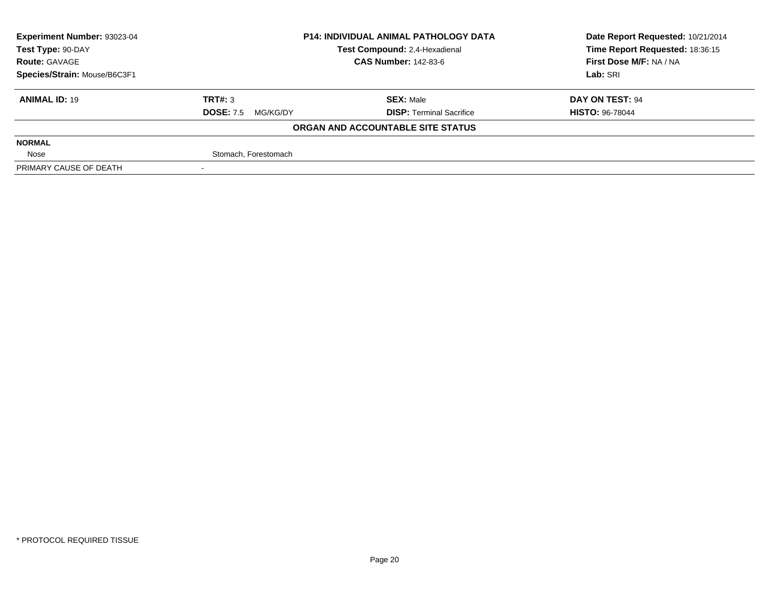| Experiment Number: 93023-04 | P14: INDIVIDUAL ANIMAL PATHOLOGY DATA | Date Report Requested: 10/21/2014 |
|---|---|---|
| Test Type: 90-DAY | Test Compound: 2,4-Hexadienal | Time Report Requested: 18:36:15 |
| Route: GAVAGE | CAS Number: 142-83-6 | First Dose M/F: NA / NA |
| Species/Strain: Mouse/B6C3F1 | | Lab: SRI |

| **ANIMAL ID:** 19 | **TRT#:** 3 | **SEX:** Male | **DAY ON TEST:** 94 |
|---|---|---|---|
| | **DOSE:** 7.5 MG/KG/DY | **DISP:** Terminal Sacrifice | **HISTO:** 96-78044 |

**ORGAN AND ACCOUNTABLE SITE STATUS**

| | |
|---|---|
| **NORMAL** | |
| Nose | Stomach, Forestomach |
| PRIMARY CAUSE OF DEATH | - |

* PROTOCOL REQUIRED TISSUE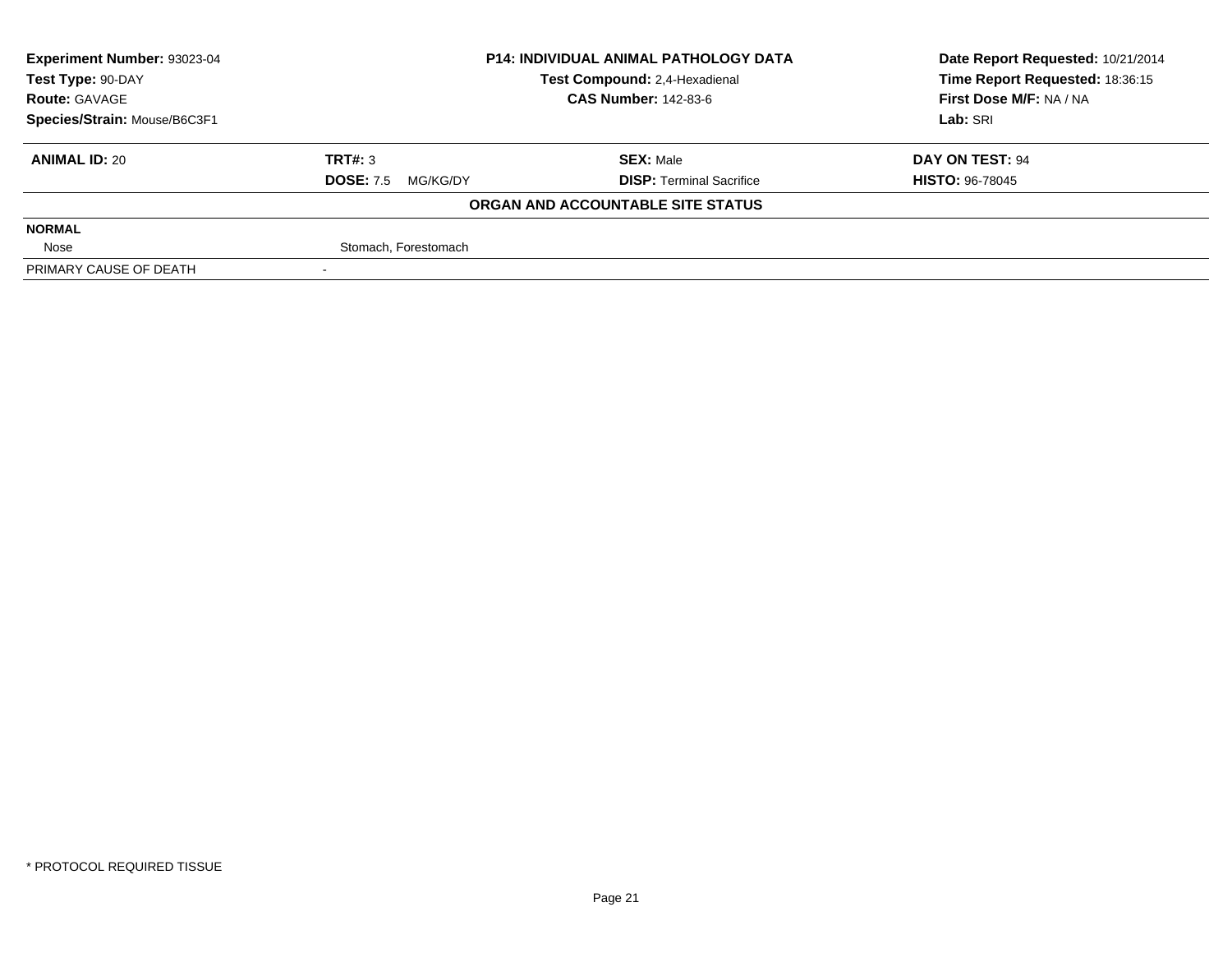| **Experiment Number:** 93023-04 | **P14: INDIVIDUAL ANIMAL PATHOLOGY DATA** | **Date Report Requested:** 10/21/2014 |
|---|---|---|
| **Test Type:** 90-DAY | **Test Compound:** 2,4-Hexadienal | **Time Report Requested:** 18:36:15 |
| **Route:** GAVAGE | **CAS Number:** 142-83-6 | **First Dose M/F:** NA / NA |
| **Species/Strain:** Mouse/B6C3F1 | | **Lab:** SRI |

| **ANIMAL ID:** 20 | **TRT#:** 3 | **SEX:** Male | **DAY ON TEST:** 94 |
|---|---|---|---|
| | **DOSE:** 7.5 MG/KG/DY | **DISP:** Terminal Sacrifice | **HISTO:** 96-78045 |

**ORGAN AND ACCOUNTABLE SITE STATUS**

| **NORMAL** | |
|---|---|
| Nose | Stomach, Forestomach |
| PRIMARY CAUSE OF DEATH | - |

* PROTOCOL REQUIRED TISSUE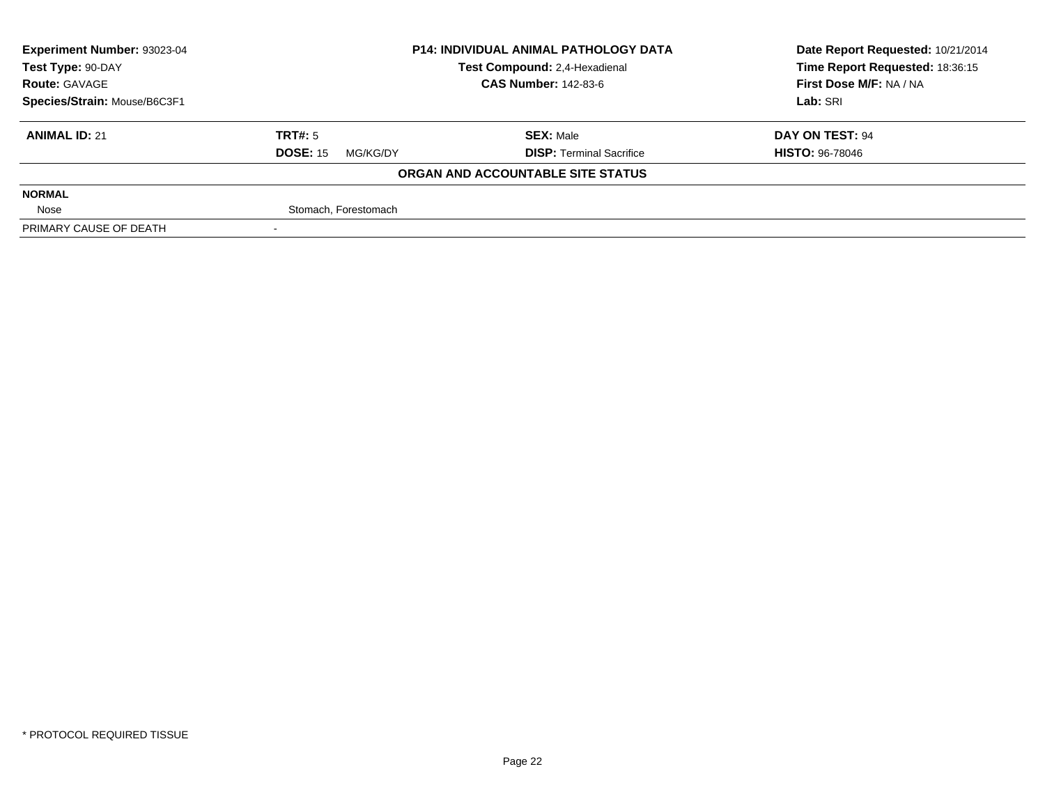| Experiment Number: 93023-04 | P14: INDIVIDUAL ANIMAL PATHOLOGY DATA | Date Report Requested: 10/21/2014 |
|---|---|---|
| Test Type: 90-DAY | Test Compound: 2,4-Hexadienal | Time Report Requested: 18:36:15 |
| Route: GAVAGE | CAS Number: 142-83-6 | First Dose M/F: NA / NA |
| Species/Strain: Mouse/B6C3F1 | | Lab: SRI |

| ANIMAL ID: 21 | TRT#: 5 | SEX: Male | DAY ON TEST: 94 |
|---|---|---|---|
| | DOSE: 15 MG/KG/DY | DISP: Terminal Sacrifice | HISTO: 96-78046 |

**ORGAN AND ACCOUNTABLE SITE STATUS**

| | |
|---|---|
| **NORMAL** | |
| Nose | Stomach, Forestomach |
| PRIMARY CAUSE OF DEATH | - |

* PROTOCOL REQUIRED TISSUE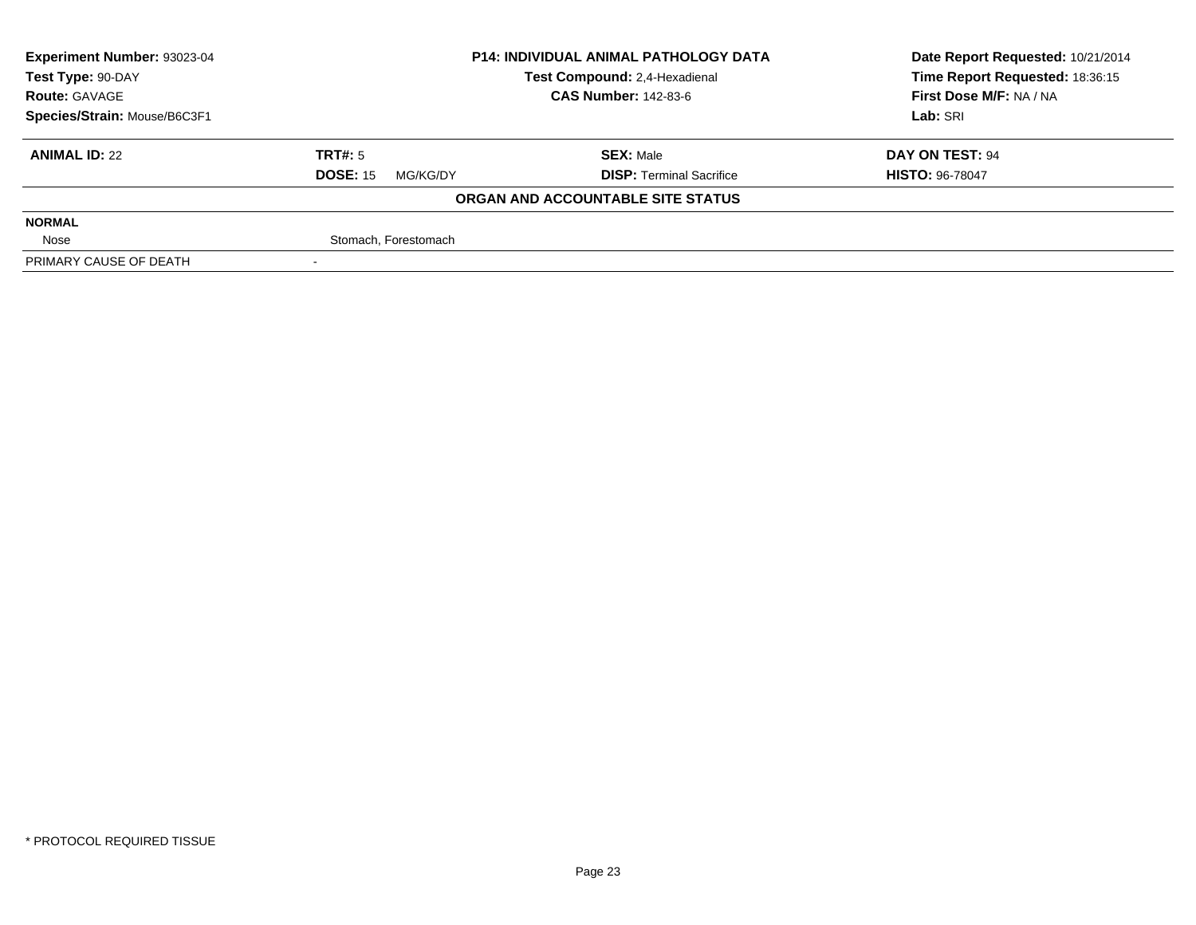| Experiment Number: 93023-04 | P14: INDIVIDUAL ANIMAL PATHOLOGY DATA | Date Report Requested: 10/21/2014 |
|---|---|---|
| Test Type: 90-DAY | Test Compound: 2,4-Hexadienal | Time Report Requested: 18:36:15 |
| Route: GAVAGE | CAS Number: 142-83-6 | First Dose M/F: NA / NA |
| Species/Strain: Mouse/B6C3F1 | | Lab: SRI |

| ANIMAL ID: 22 | TRT#: 5 | SEX: Male | DAY ON TEST: 94 |
|---|---|---|---|
| | DOSE: 15 MG/KG/DY | DISP: Terminal Sacrifice | HISTO: 96-78047 |

**ORGAN AND ACCOUNTABLE SITE STATUS**

| | |
|---|---|
| **NORMAL** | |
| Nose | Stomach, Forestomach |
| PRIMARY CAUSE OF DEATH | - |

\* PROTOCOL REQUIRED TISSUE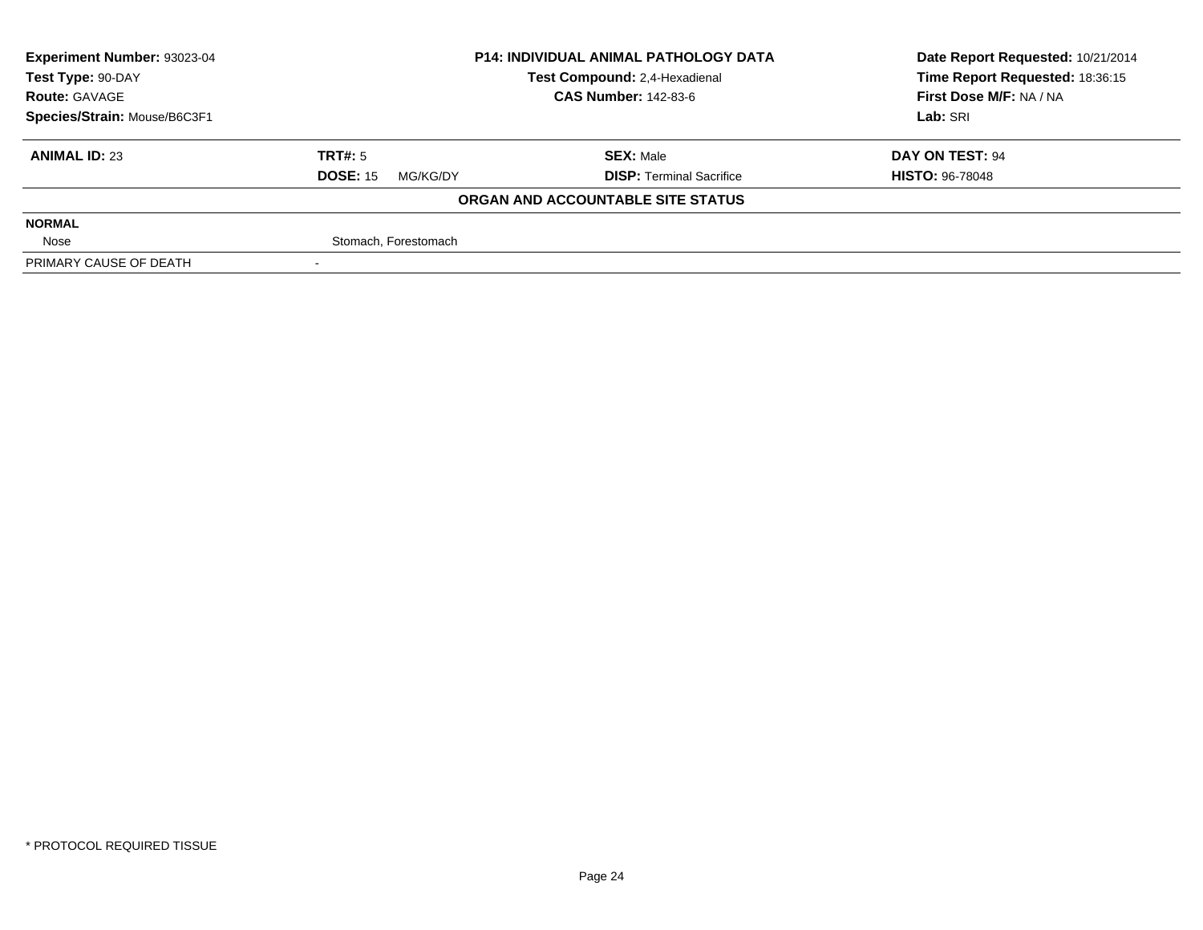**Experiment Number:** 93023-04
**Test Type:** 90-DAY
**Route:** GAVAGE
**Species/Strain:** Mouse/B6C3F1

**P14: INDIVIDUAL ANIMAL PATHOLOGY DATA**
**Test Compound:** 2,4-Hexadienal
**CAS Number:** 142-83-6

**Date Report Requested:** 10/21/2014
**Time Report Requested:** 18:36:15
**First Dose M/F:** NA / NA
**Lab:** SRI

| **ANIMAL ID:** 23 | **TRT#:** 5 | **SEX:** Male | **DAY ON TEST:** 94 |
|---|---|---|---|
| | **DOSE:** 15 MG/KG/DY | **DISP:** Terminal Sacrifice | **HISTO:** 96-78048 |

**ORGAN AND ACCOUNTABLE SITE STATUS**

| | |
|---|---|
| **NORMAL** | |
| Nose | Stomach, Forestomach |
| PRIMARY CAUSE OF DEATH | - |

\* PROTOCOL REQUIRED TISSUE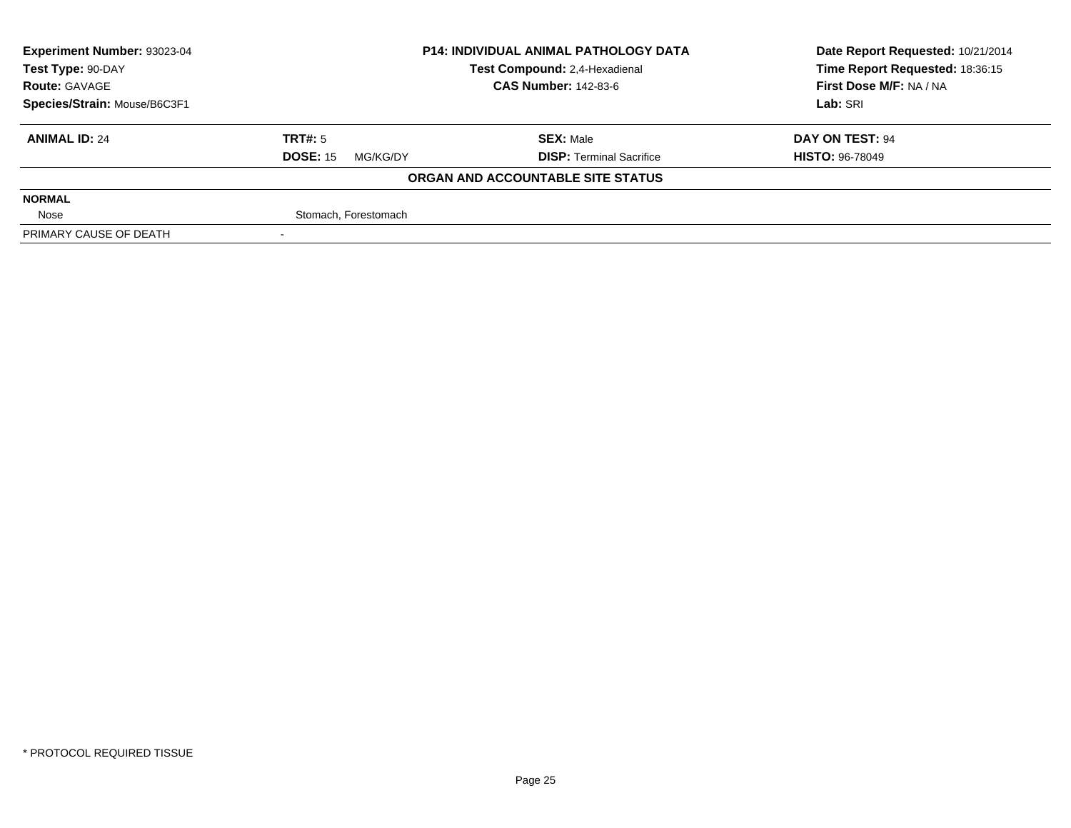**Experiment Number:** 93023-04
**Test Type:** 90-DAY
**Route:** GAVAGE
**Species/Strain:** Mouse/B6C3F1

**P14: INDIVIDUAL ANIMAL PATHOLOGY DATA**
**Test Compound:** 2,4-Hexadienal
**CAS Number:** 142-83-6

**Date Report Requested:** 10/21/2014
**Time Report Requested:** 18:36:15
**First Dose M/F:** NA / NA
**Lab:** SRI

| **ANIMAL ID:** 24 | **TRT#:** 5 | **SEX:** Male | **DAY ON TEST:** 94 |
|---|---|---|---|
| | **DOSE:** 15 MG/KG/DY | **DISP:** Terminal Sacrifice | **HISTO:** 96-78049 |

**ORGAN AND ACCOUNTABLE SITE STATUS**

| | |
|---|---|
| **NORMAL** | |
| Nose | Stomach, Forestomach |
| PRIMARY CAUSE OF DEATH | - |

\* PROTOCOL REQUIRED TISSUE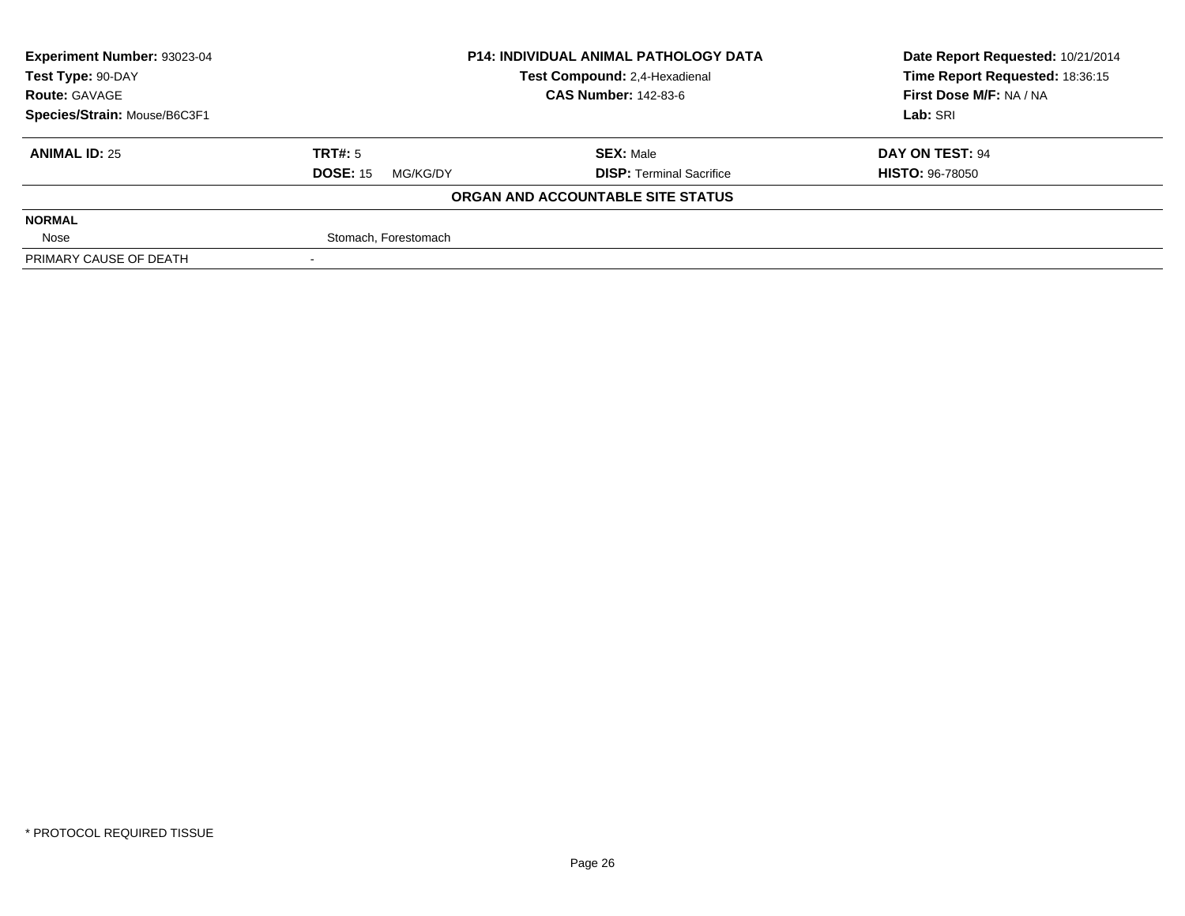| Experiment Number: 93023-04 | P14: INDIVIDUAL ANIMAL PATHOLOGY DATA | Date Report Requested: 10/21/2014 |
|---|---|---|
| Test Type: 90-DAY | Test Compound: 2,4-Hexadienal | Time Report Requested: 18:36:15 |
| Route: GAVAGE | CAS Number: 142-83-6 | First Dose M/F: NA / NA |
| Species/Strain: Mouse/B6C3F1 | | Lab: SRI |

| **ANIMAL ID:** 25 | **TRT#:** 5 | **SEX:** Male | **DAY ON TEST:** 94 |
|---|---|---|---|
| | **DOSE:** 15 MG/KG/DY | **DISP:** Terminal Sacrifice | **HISTO:** 96-78050 |

**ORGAN AND ACCOUNTABLE SITE STATUS**

| | |
|---|---|
| **NORMAL** | |
| Nose | Stomach, Forestomach |
| PRIMARY CAUSE OF DEATH | - |

\* PROTOCOL REQUIRED TISSUE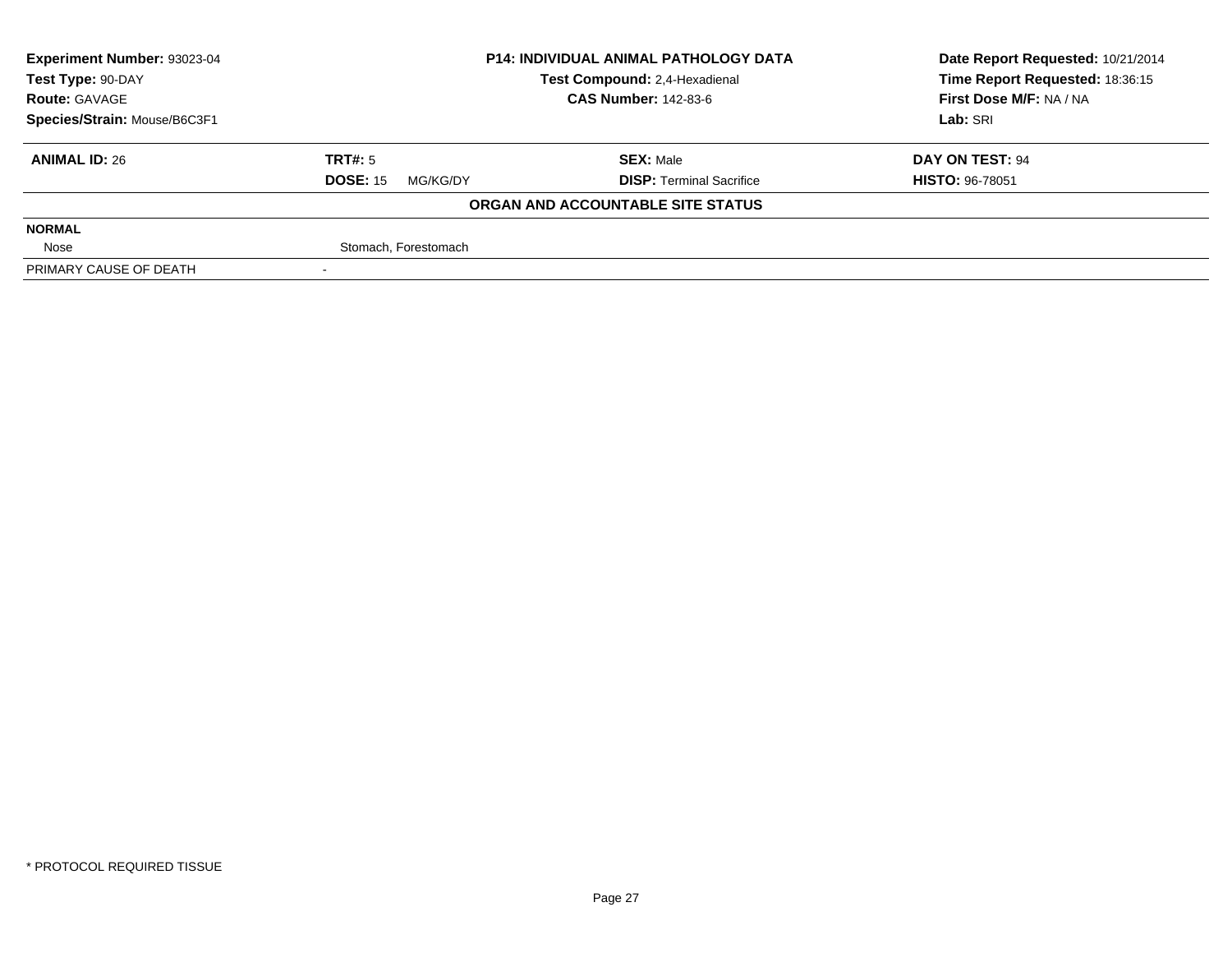| Experiment Number: 93023-04 | P14: INDIVIDUAL ANIMAL PATHOLOGY DATA | | Date Report Requested: 10/21/2014 |
|---|---|---|---|
| Test Type: 90-DAY | Test Compound: 2,4-Hexadienal | | Time Report Requested: 18:36:15 |
| Route: GAVAGE | CAS Number: 142-83-6 | | First Dose M/F: NA / NA |
| Species/Strain: Mouse/B6C3F1 | | | Lab: SRI |

| **ANIMAL ID:** 26 | **TRT#:** 5 | **SEX:** Male | **DAY ON TEST:** 94 |
|---|---|---|---|
| | **DOSE:** 15 MG/KG/DY | **DISP:** Terminal Sacrifice | **HISTO:** 96-78051 |

**ORGAN AND ACCOUNTABLE SITE STATUS**

| | |
|---|---|
| **NORMAL** | |
| Nose | Stomach, Forestomach |
| PRIMARY CAUSE OF DEATH | - |

\* PROTOCOL REQUIRED TISSUE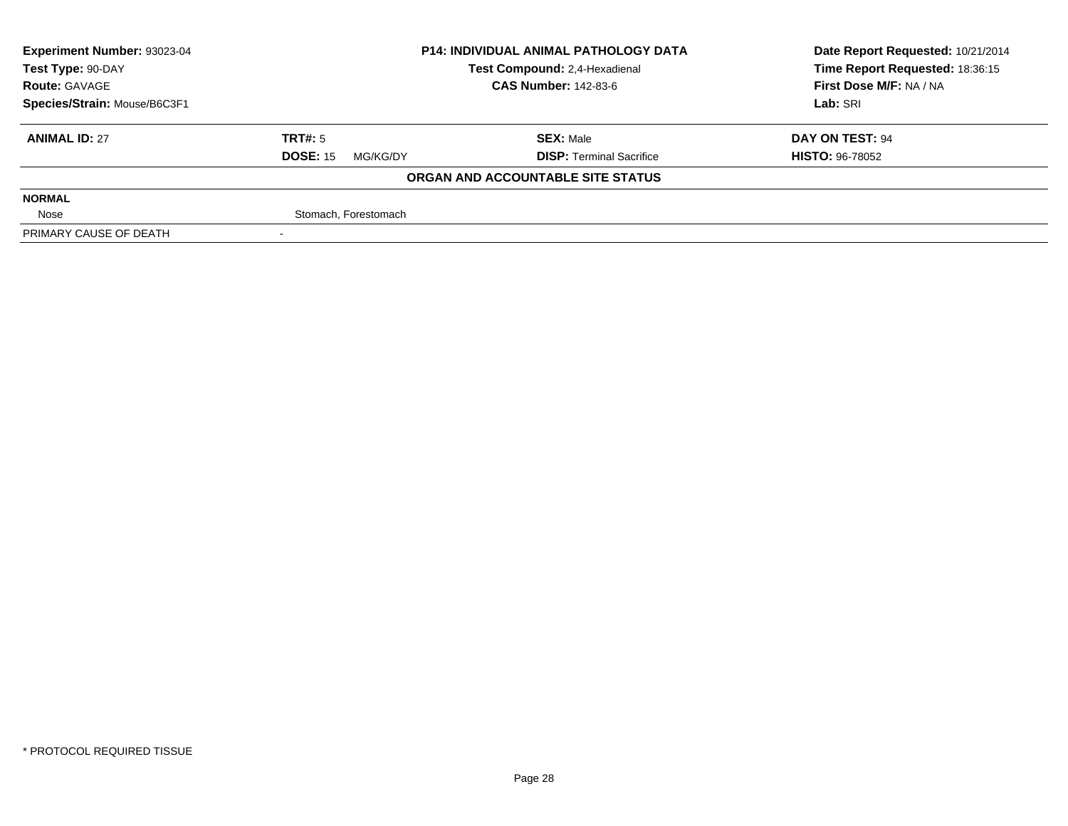| Experiment Number: 93023-04 | P14: INDIVIDUAL ANIMAL PATHOLOGY DATA | Date Report Requested: 10/21/2014 |
|---|---|---|
| Test Type: 90-DAY | Test Compound: 2,4-Hexadienal | Time Report Requested: 18:36:15 |
| Route: GAVAGE | CAS Number: 142-83-6 | First Dose M/F: NA / NA |
| Species/Strain: Mouse/B6C3F1 | | Lab: SRI |

| ANIMAL ID: 27 | TRT#: 5 | SEX: Male | DAY ON TEST: 94 |
|---|---|---|---|
| | DOSE: 15 MG/KG/DY | DISP: Terminal Sacrifice | HISTO: 96-78052 |

**ORGAN AND ACCOUNTABLE SITE STATUS**

| | |
|---|---|
| **NORMAL** | |
| Nose | Stomach, Forestomach |
| PRIMARY CAUSE OF DEATH | - |

* PROTOCOL REQUIRED TISSUE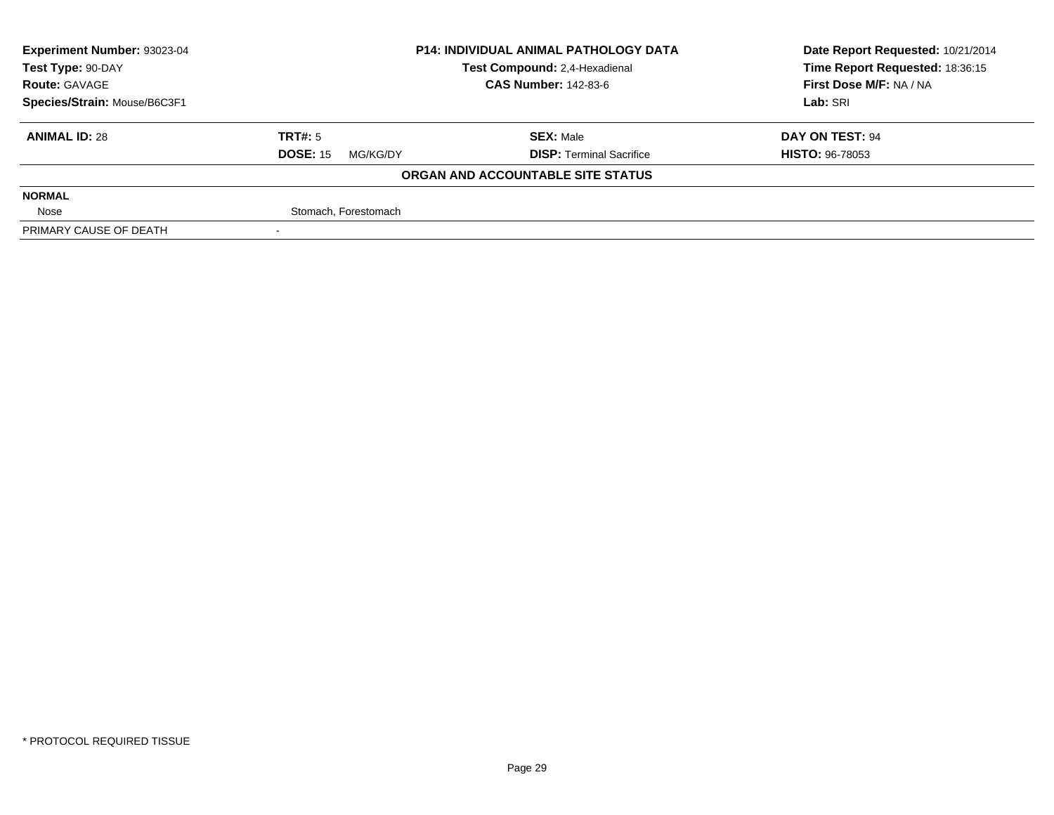| Experiment Number: 93023-04 | P14: INDIVIDUAL ANIMAL PATHOLOGY DATA | Date Report Requested: 10/21/2014 |
|---|---|---|
| Test Type: 90-DAY | Test Compound: 2,4-Hexadienal | Time Report Requested: 18:36:15 |
| Route: GAVAGE | CAS Number: 142-83-6 | First Dose M/F: NA / NA |
| Species/Strain: Mouse/B6C3F1 | | Lab: SRI |

| ANIMAL ID: 28 | TRT#: 5 | SEX: Male | DAY ON TEST: 94 |
|---|---|---|---|
| | DOSE: 15 MG/KG/DY | DISP: Terminal Sacrifice | HISTO: 96-78053 |

**ORGAN AND ACCOUNTABLE SITE STATUS**

| | |
|---|---|
| **NORMAL** | |
| Nose | Stomach, Forestomach |
| PRIMARY CAUSE OF DEATH | - |

* PROTOCOL REQUIRED TISSUE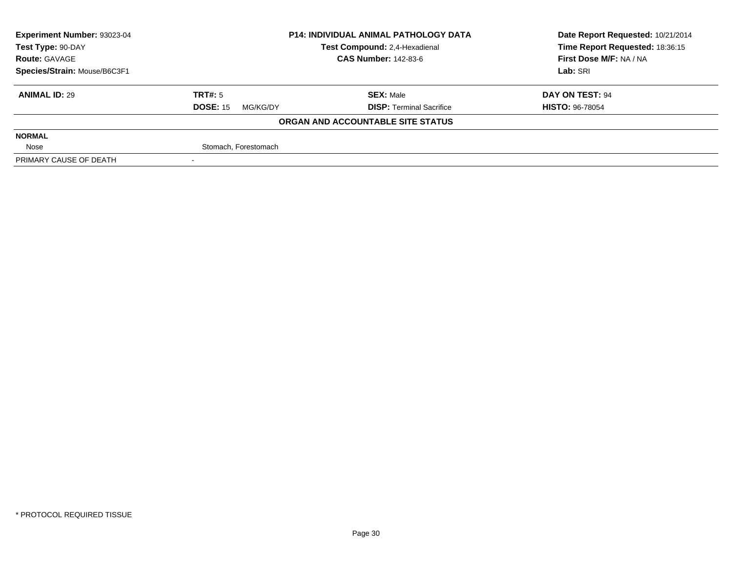| Experiment Number: 93023-04 | P14: INDIVIDUAL ANIMAL PATHOLOGY DATA | Date Report Requested: 10/21/2014 |
|---|---|---|
| Test Type: 90-DAY | Test Compound: 2,4-Hexadienal | Time Report Requested: 18:36:15 |
| Route: GAVAGE | CAS Number: 142-83-6 | First Dose M/F: NA / NA |
| Species/Strain: Mouse/B6C3F1 | | Lab: SRI |

| ANIMAL ID: 29 | TRT#: 5 | SEX: Male | DAY ON TEST: 94 |
|---|---|---|---|
| | DOSE: 15 MG/KG/DY | DISP: Terminal Sacrifice | HISTO: 96-78054 |

**ORGAN AND ACCOUNTABLE SITE STATUS**

| NORMAL | |
|---|---|
| Nose | Stomach, Forestomach |
| PRIMARY CAUSE OF DEATH | - |

* PROTOCOL REQUIRED TISSUE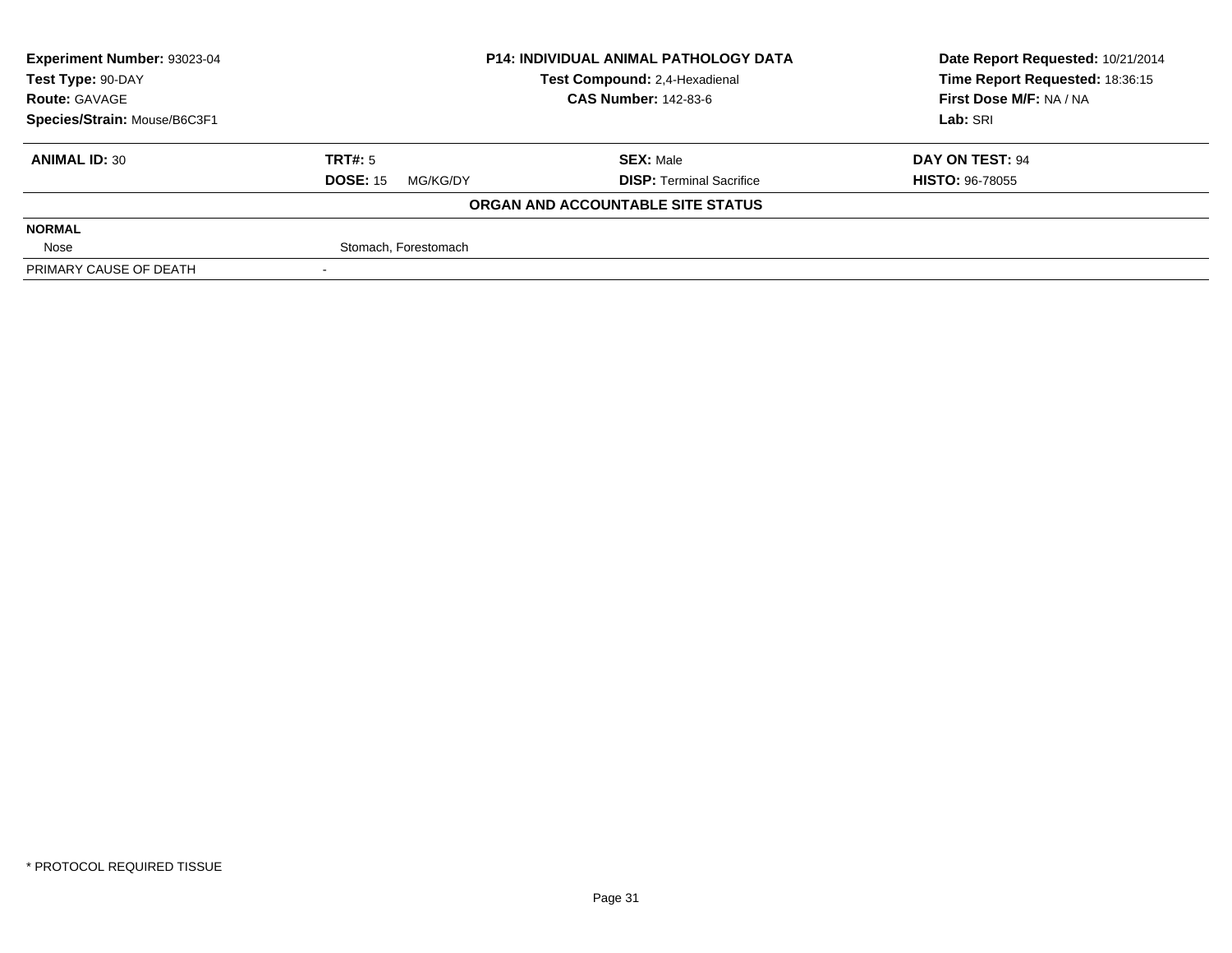| Experiment Number: 93023-04 | P14: INDIVIDUAL ANIMAL PATHOLOGY DATA | Date Report Requested: 10/21/2014 |
|---|---|---|
| Test Type: 90-DAY | Test Compound: 2,4-Hexadienal | Time Report Requested: 18:36:15 |
| Route: GAVAGE | CAS Number: 142-83-6 | First Dose M/F: NA / NA |
| Species/Strain: Mouse/B6C3F1 | | Lab: SRI |

| ANIMAL ID: 30 | TRT#: 5 | SEX: Male | DAY ON TEST: 94 |
|---|---|---|---|
| | DOSE: 15 MG/KG/DY | DISP: Terminal Sacrifice | HISTO: 96-78055 |

**ORGAN AND ACCOUNTABLE SITE STATUS**

| | |
|---|---|
| **NORMAL** | |
| Nose | Stomach, Forestomach |
| PRIMARY CAUSE OF DEATH | - |

\* PROTOCOL REQUIRED TISSUE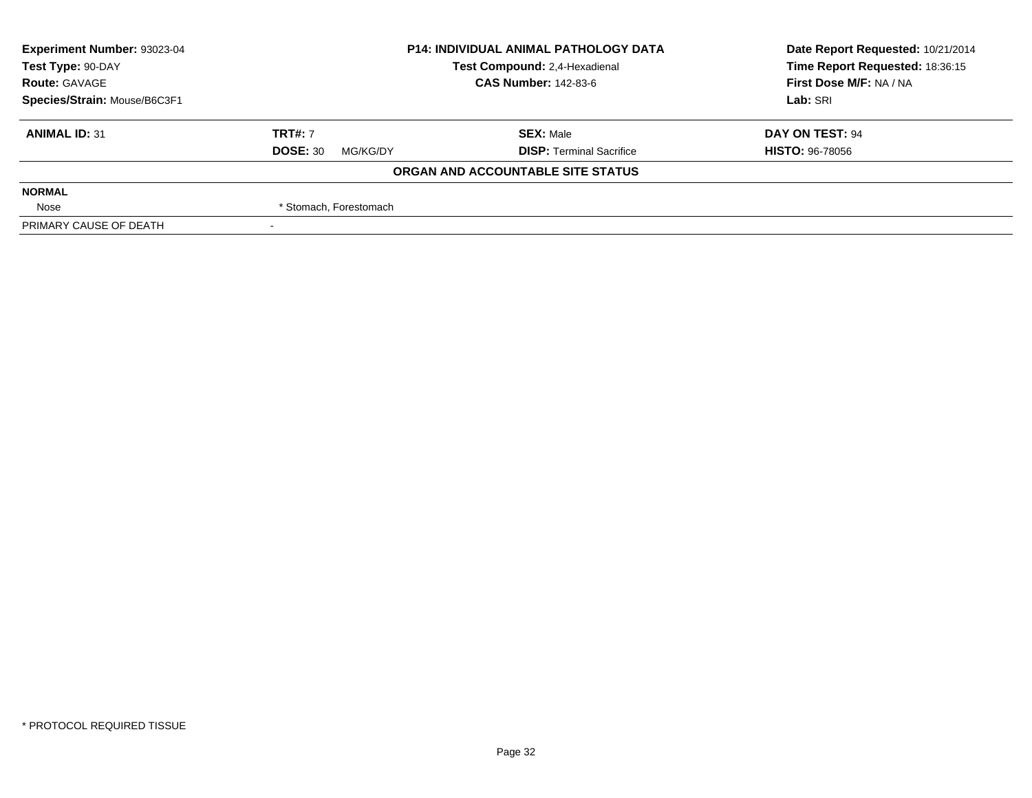**Experiment Number:** 93023-04
**Test Type:** 90-DAY
**Route:** GAVAGE
**Species/Strain:** Mouse/B6C3F1

**P14: INDIVIDUAL ANIMAL PATHOLOGY DATA**
**Test Compound:** 2,4-Hexadienal
**CAS Number:** 142-83-6

**Date Report Requested:** 10/21/2014
**Time Report Requested:** 18:36:15
**First Dose M/F:** NA / NA
**Lab:** SRI

| **ANIMAL ID:** 31 | **TRT#:** 7 | **SEX:** Male | **DAY ON TEST:** 94 |
|---|---|---|---|
| | **DOSE:** 30 MG/KG/DY | **DISP:** Terminal Sacrifice | **HISTO:** 96-78056 |

**ORGAN AND ACCOUNTABLE SITE STATUS**

| | |
|---|---|
| **NORMAL** | |
| Nose | * Stomach, Forestomach |
| PRIMARY CAUSE OF DEATH | - |

* PROTOCOL REQUIRED TISSUE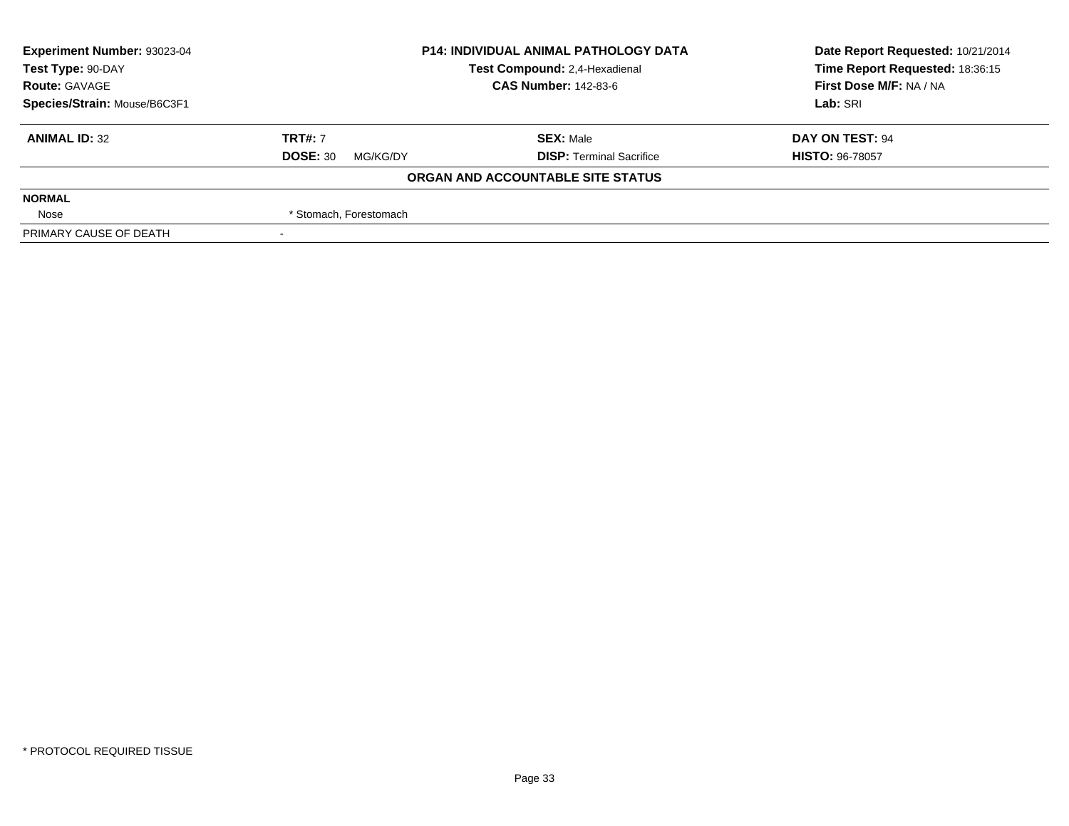| **Experiment Number:** 93023-04 | **P14: INDIVIDUAL ANIMAL PATHOLOGY DATA** | **Date Report Requested:** 10/21/2014 |
|---|---|---|
| **Test Type:** 90-DAY | **Test Compound:** 2,4-Hexadienal | **Time Report Requested:** 18:36:15 |
| **Route:** GAVAGE | **CAS Number:** 142-83-6 | **First Dose M/F:** NA / NA |
| **Species/Strain:** Mouse/B6C3F1 | | **Lab:** SRI |

| **ANIMAL ID:** 32 | **TRT#:** 7 | **SEX:** Male | **DAY ON TEST:** 94 |
|---|---|---|---|
| | **DOSE:** 30 MG/KG/DY | **DISP:** Terminal Sacrifice | **HISTO:** 96-78057 |

**ORGAN AND ACCOUNTABLE SITE STATUS**

| | |
|---|---|
| **NORMAL** | |
| Nose | * Stomach, Forestomach |
| PRIMARY CAUSE OF DEATH | - |

\* PROTOCOL REQUIRED TISSUE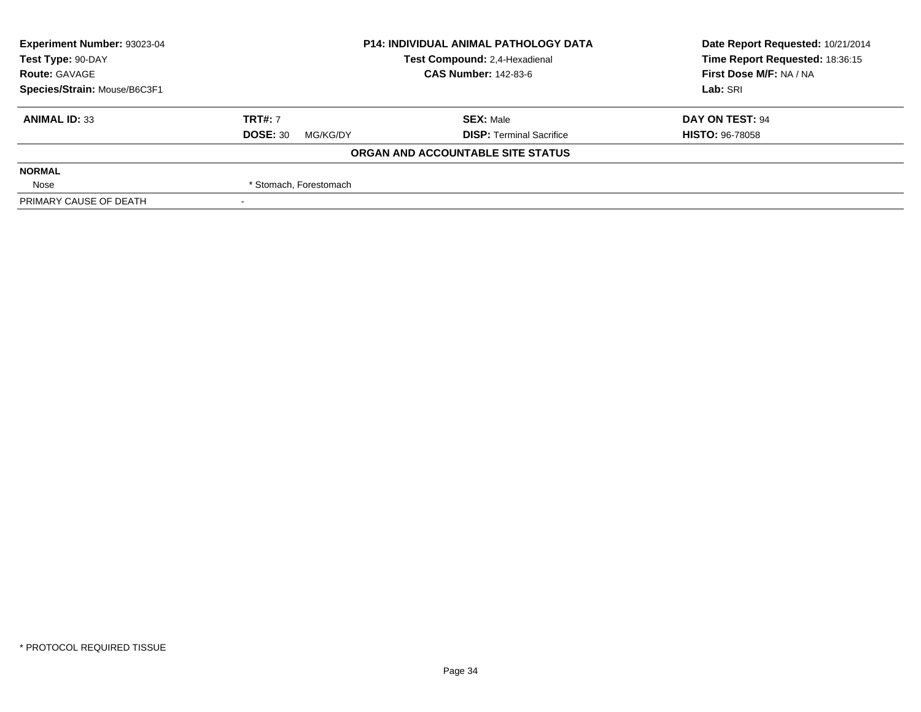| **Experiment Number:** 93023-04 | **P14: INDIVIDUAL ANIMAL PATHOLOGY DATA** | **Date Report Requested:** 10/21/2014 |
|---|---|---|
| **Test Type:** 90-DAY | **Test Compound:** 2,4-Hexadienal | **Time Report Requested:** 18:36:15 |
| **Route:** GAVAGE | **CAS Number:** 142-83-6 | **First Dose M/F:** NA / NA |
| **Species/Strain:** Mouse/B6C3F1 | | **Lab:** SRI |

| **ANIMAL ID:** 33 | **TRT#:** 7 | **SEX:** Male | **DAY ON TEST:** 94 |
|---|---|---|---|
| | **DOSE:** 30 MG/KG/DY | **DISP:** Terminal Sacrifice | **HISTO:** 96-78058 |

**ORGAN AND ACCOUNTABLE SITE STATUS**

| **NORMAL** | |
|---|---|
| Nose | * Stomach, Forestomach |
| PRIMARY CAUSE OF DEATH | - |

* PROTOCOL REQUIRED TISSUE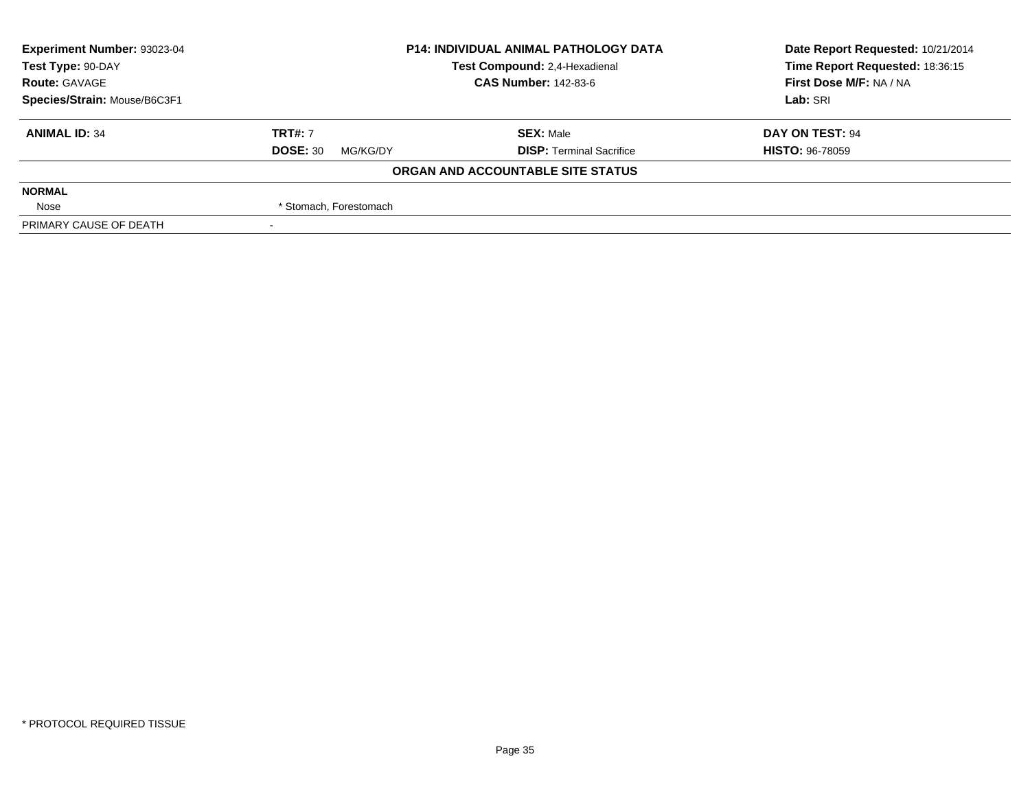**Experiment Number:** 93023-04
**Test Type:** 90-DAY
**Route:** GAVAGE
**Species/Strain:** Mouse/B6C3F1

**P14: INDIVIDUAL ANIMAL PATHOLOGY DATA**
**Test Compound:** 2,4-Hexadienal
**CAS Number:** 142-83-6

**Date Report Requested:** 10/21/2014
**Time Report Requested:** 18:36:15
**First Dose M/F:** NA / NA
**Lab:** SRI

| **ANIMAL ID:** 34 | **TRT#:** 7 | **SEX:** Male | **DAY ON TEST:** 94 |
|---|---|---|---|
| | **DOSE:** 30 MG/KG/DY | **DISP:** Terminal Sacrifice | **HISTO:** 96-78059 |

**ORGAN AND ACCOUNTABLE SITE STATUS**

| | |
|---|---|
| **NORMAL** | |
| Nose | * Stomach, Forestomach |
| PRIMARY CAUSE OF DEATH | - |

* PROTOCOL REQUIRED TISSUE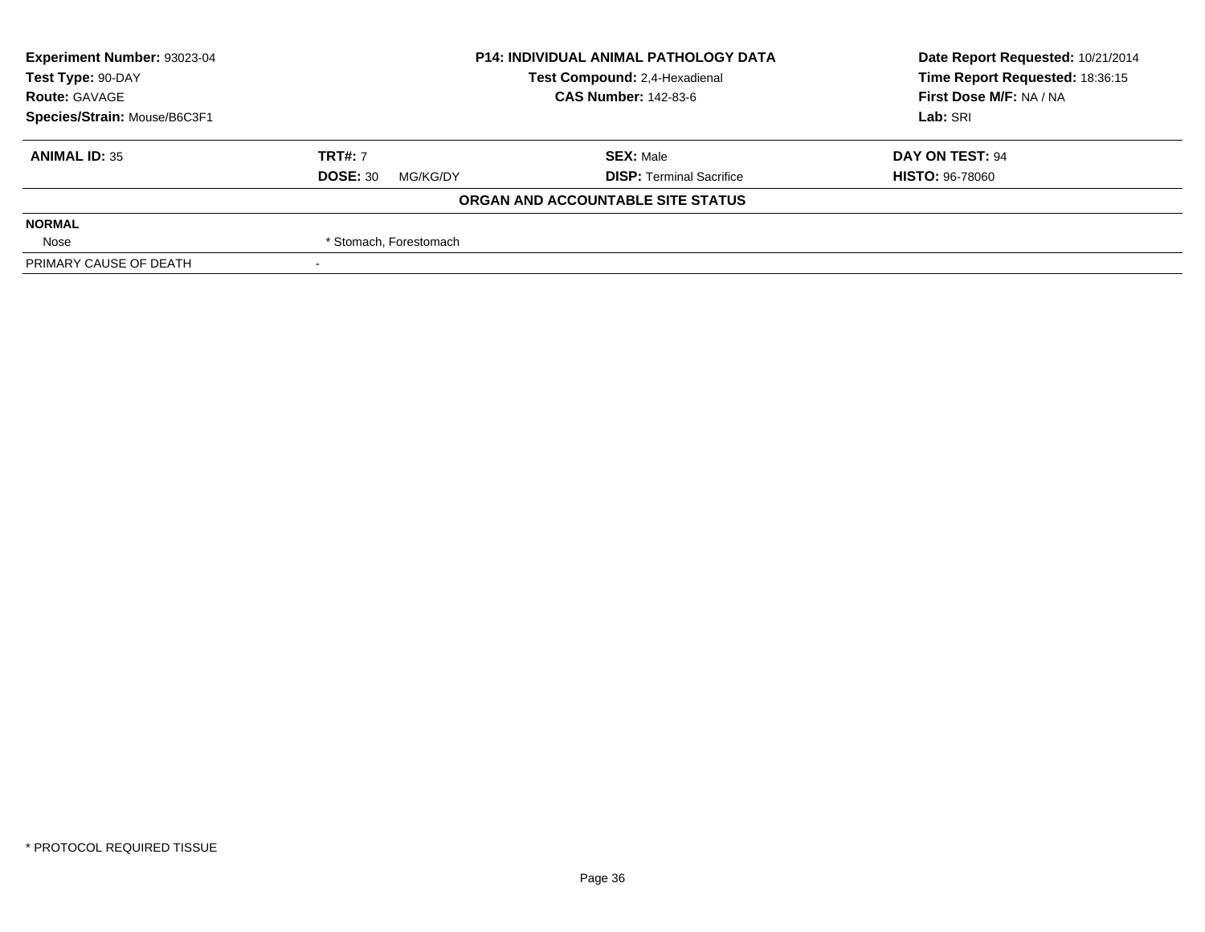| **Experiment Number:** 93023-04 | **P14: INDIVIDUAL ANIMAL PATHOLOGY DATA** | **Date Report Requested:** 10/21/2014 |
|---|---|---|
| **Test Type:** 90-DAY | **Test Compound:** 2,4-Hexadienal | **Time Report Requested:** 18:36:15 |
| **Route:** GAVAGE | **CAS Number:** 142-83-6 | **First Dose M/F:** NA / NA |
| **Species/Strain:** Mouse/B6C3F1 | | **Lab:** SRI |

| **ANIMAL ID:** 35 | **TRT#:** 7 | **SEX:** Male | **DAY ON TEST:** 94 |
|---|---|---|---|
| | **DOSE:** 30 MG/KG/DY | **DISP:** Terminal Sacrifice | **HISTO:** 96-78060 |

**ORGAN AND ACCOUNTABLE SITE STATUS**

| | |
|---|---|
| **NORMAL** | |
| Nose | * Stomach, Forestomach |
| PRIMARY CAUSE OF DEATH | - |

* PROTOCOL REQUIRED TISSUE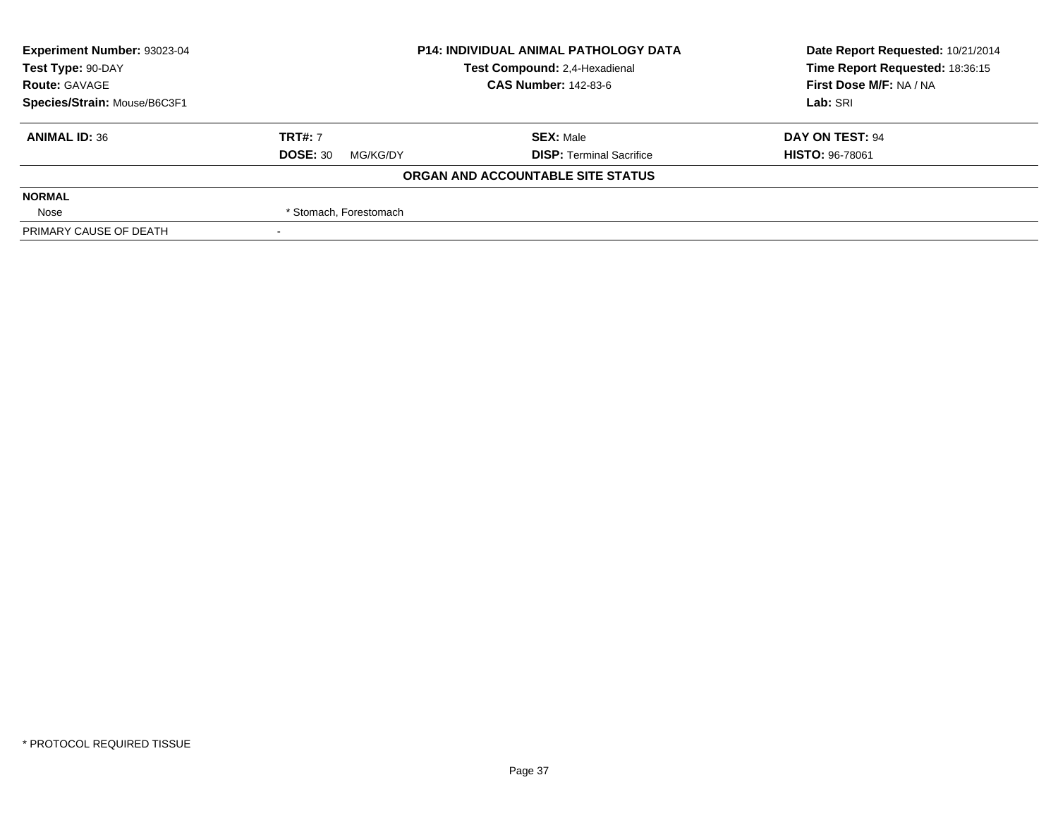| **Experiment Number:** 93023-04 | **P14: INDIVIDUAL ANIMAL PATHOLOGY DATA** | **Date Report Requested:** 10/21/2014 |
|---|---|---|
| **Test Type:** 90-DAY | **Test Compound:** 2,4-Hexadienal | **Time Report Requested:** 18:36:15 |
| **Route:** GAVAGE | **CAS Number:** 142-83-6 | **First Dose M/F:** NA / NA |
| **Species/Strain:** Mouse/B6C3F1 | | **Lab:** SRI |

| **ANIMAL ID:** 36 | **TRT#:** 7 | **SEX:** Male | **DAY ON TEST:** 94 |
|---|---|---|---|
| | **DOSE:** 30 MG/KG/DY | **DISP:** Terminal Sacrifice | **HISTO:** 96-78061 |

**ORGAN AND ACCOUNTABLE SITE STATUS**

| | |
|---|---|
| **NORMAL** | |
| Nose | * Stomach, Forestomach |
| PRIMARY CAUSE OF DEATH | - |

\* PROTOCOL REQUIRED TISSUE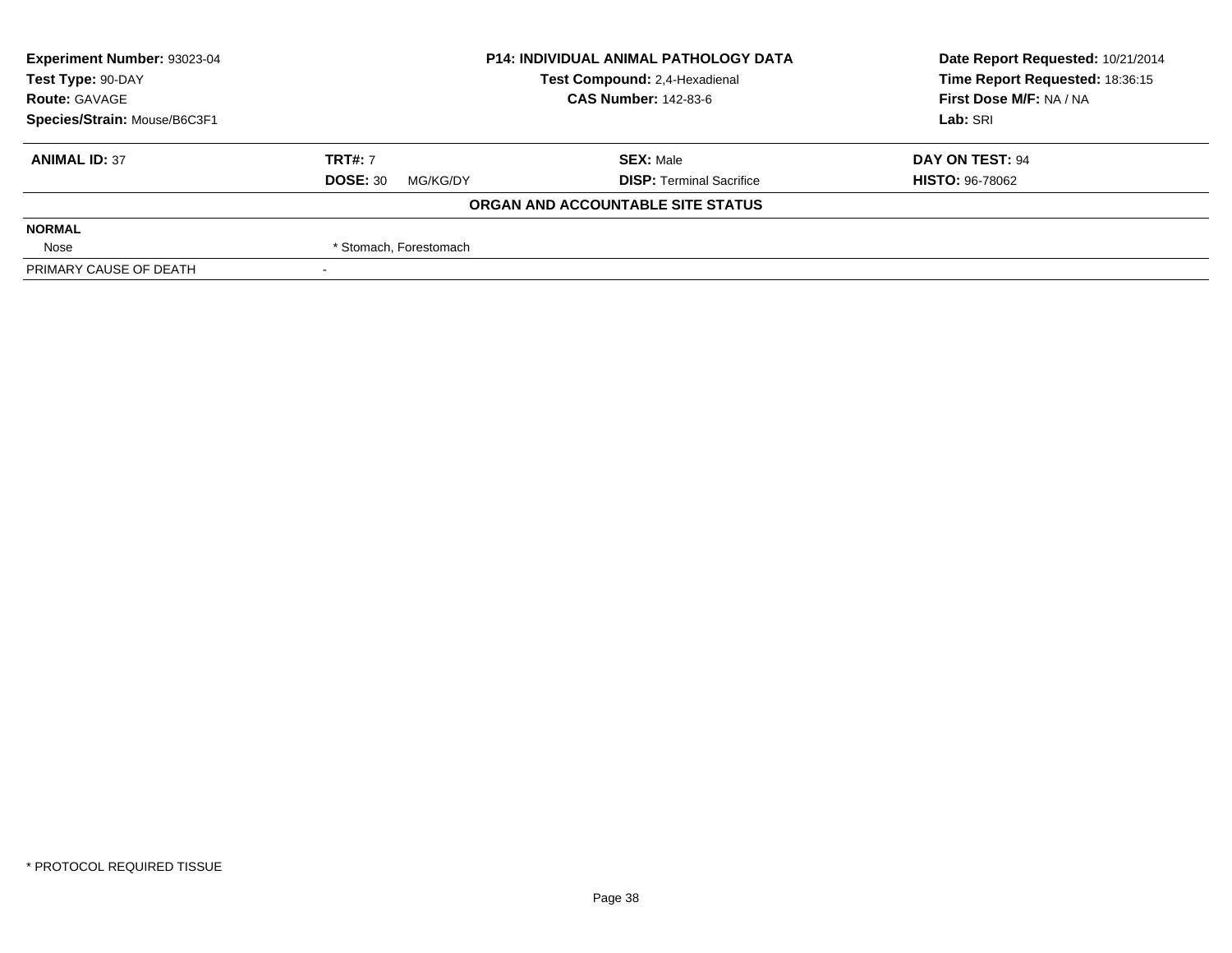**Experiment Number:** 93023-04
**Test Type:** 90-DAY
**Route:** GAVAGE
**Species/Strain:** Mouse/B6C3F1

**P14: INDIVIDUAL ANIMAL PATHOLOGY DATA**
**Test Compound:** 2,4-Hexadienal
**CAS Number:** 142-83-6

**Date Report Requested:** 10/21/2014
**Time Report Requested:** 18:36:15
**First Dose M/F:** NA / NA
**Lab:** SRI

| **ANIMAL ID:** 37 | **TRT#:** 7 | **SEX:** Male | **DAY ON TEST:** 94 |
|---|---|---|---|
| | **DOSE:** 30 MG/KG/DY | **DISP:** Terminal Sacrifice | **HISTO:** 96-78062 |

**ORGAN AND ACCOUNTABLE SITE STATUS**

| | |
|---|---|
| **NORMAL** | |
| Nose | * Stomach, Forestomach |
| PRIMARY CAUSE OF DEATH | - |

\* PROTOCOL REQUIRED TISSUE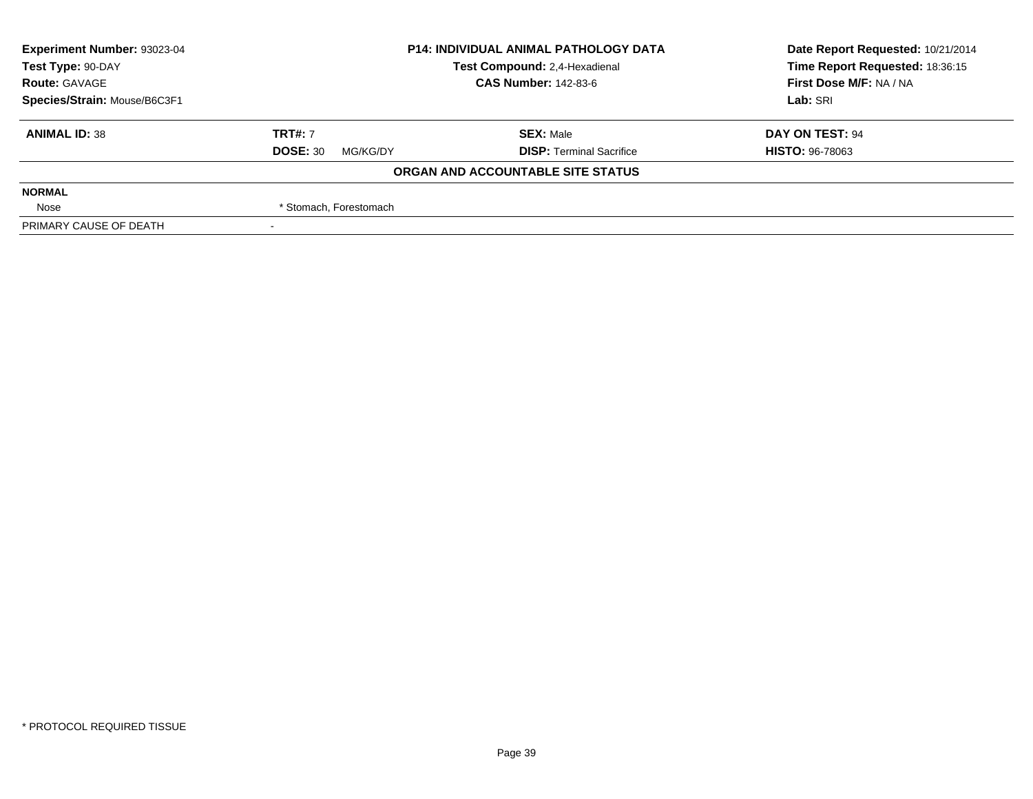| Experiment Number: 93023-04 | P14: INDIVIDUAL ANIMAL PATHOLOGY DATA | Date Report Requested: 10/21/2014 |
|---|---|---|
| Test Type: 90-DAY | Test Compound: 2,4-Hexadienal | Time Report Requested: 18:36:15 |
| Route: GAVAGE | CAS Number: 142-83-6 | First Dose M/F: NA / NA |
| Species/Strain: Mouse/B6C3F1 | | Lab: SRI |

| ANIMAL ID: 38 | TRT#: 7 | SEX: Male | DAY ON TEST: 94 |
|---|---|---|---|
| | DOSE: 30 MG/KG/DY | DISP: Terminal Sacrifice | HISTO: 96-78063 |

**ORGAN AND ACCOUNTABLE SITE STATUS**

| | |
|---|---|
| **NORMAL** | |
| Nose | * Stomach, Forestomach |
| PRIMARY CAUSE OF DEATH | - |

\* PROTOCOL REQUIRED TISSUE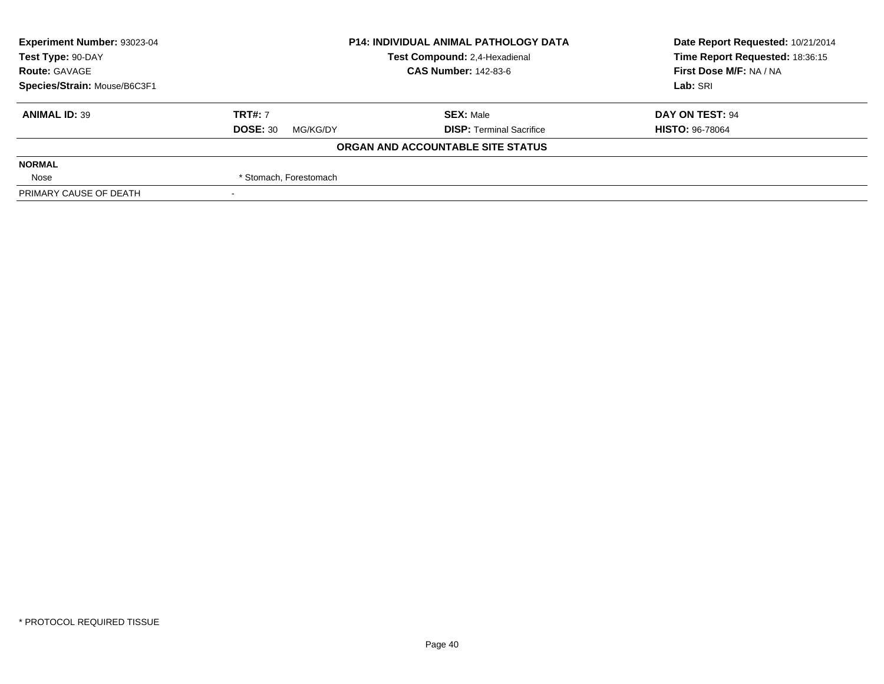| **Experiment Number:** 93023-04 | **P14: INDIVIDUAL ANIMAL PATHOLOGY DATA** | **Date Report Requested:** 10/21/2014 |
|---|---|---|
| **Test Type:** 90-DAY | **Test Compound:** 2,4-Hexadienal | **Time Report Requested:** 18:36:15 |
| **Route:** GAVAGE | **CAS Number:** 142-83-6 | **First Dose M/F:** NA / NA |
| **Species/Strain:** Mouse/B6C3F1 | | **Lab:** SRI |

| **ANIMAL ID:** 39 | **TRT#:** 7 | **SEX:** Male | **DAY ON TEST:** 94 |
|---|---|---|---|
| | **DOSE:** 30 MG/KG/DY | **DISP:** Terminal Sacrifice | **HISTO:** 96-78064 |

**ORGAN AND ACCOUNTABLE SITE STATUS**

| | |
|---|---|
| **NORMAL** | |
| Nose | * Stomach, Forestomach |
| PRIMARY CAUSE OF DEATH | - |

* PROTOCOL REQUIRED TISSUE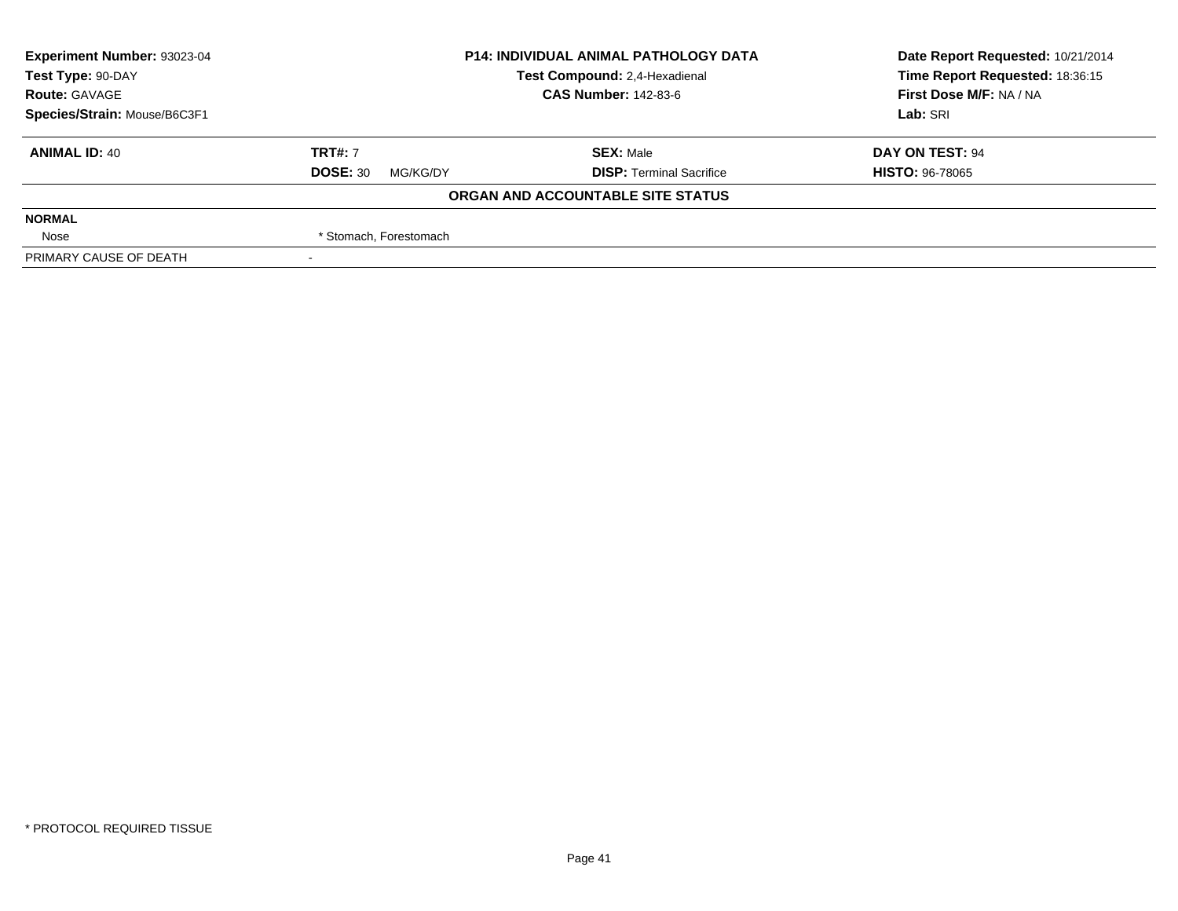| Experiment Number: 93023-04 | P14: INDIVIDUAL ANIMAL PATHOLOGY DATA | Date Report Requested: 10/21/2014 |
|---|---|---|
| Test Type: 90-DAY | Test Compound: 2,4-Hexadienal | Time Report Requested: 18:36:15 |
| Route: GAVAGE | CAS Number: 142-83-6 | First Dose M/F: NA / NA |
| Species/Strain: Mouse/B6C3F1 | | Lab: SRI |

| ANIMAL ID: 40 | TRT#: 7 | SEX: Male | DAY ON TEST: 94 |
|---|---|---|---|
| | DOSE: 30 MG/KG/DY | DISP: Terminal Sacrifice | HISTO: 96-78065 |

**ORGAN AND ACCOUNTABLE SITE STATUS**

| | |
|---|---|
| **NORMAL** | |
| Nose | * Stomach, Forestomach |
| PRIMARY CAUSE OF DEATH | - |

* PROTOCOL REQUIRED TISSUE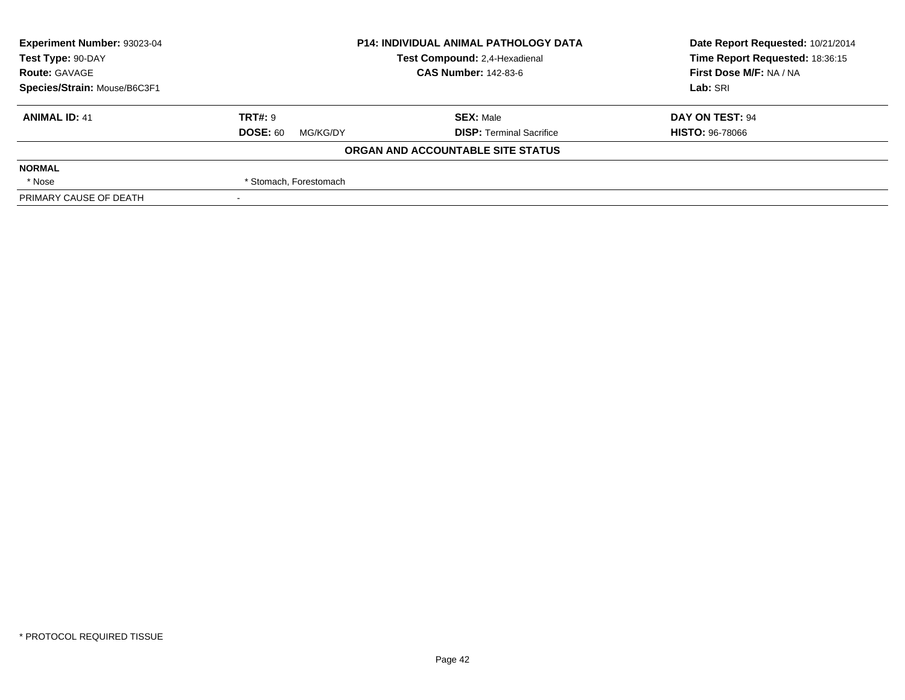**Experiment Number:** 93023-04
**Test Type:** 90-DAY
**Route:** GAVAGE
**Species/Strain:** Mouse/B6C3F1

**P14: INDIVIDUAL ANIMAL PATHOLOGY DATA**
**Test Compound:** 2,4-Hexadienal
**CAS Number:** 142-83-6

**Date Report Requested:** 10/21/2014
**Time Report Requested:** 18:36:15
**First Dose M/F:** NA / NA
**Lab:** SRI

| **ANIMAL ID:** 41 | **TRT#:** 9 | **SEX:** Male | **DAY ON TEST:** 94 |
|---|---|---|---|
| | **DOSE:** 60 MG/KG/DY | **DISP:** Terminal Sacrifice | **HISTO:** 96-78066 |

**ORGAN AND ACCOUNTABLE SITE STATUS**

| **NORMAL** | |
|---|---|
| * Nose | * Stomach, Forestomach |
| PRIMARY CAUSE OF DEATH | - |

* PROTOCOL REQUIRED TISSUE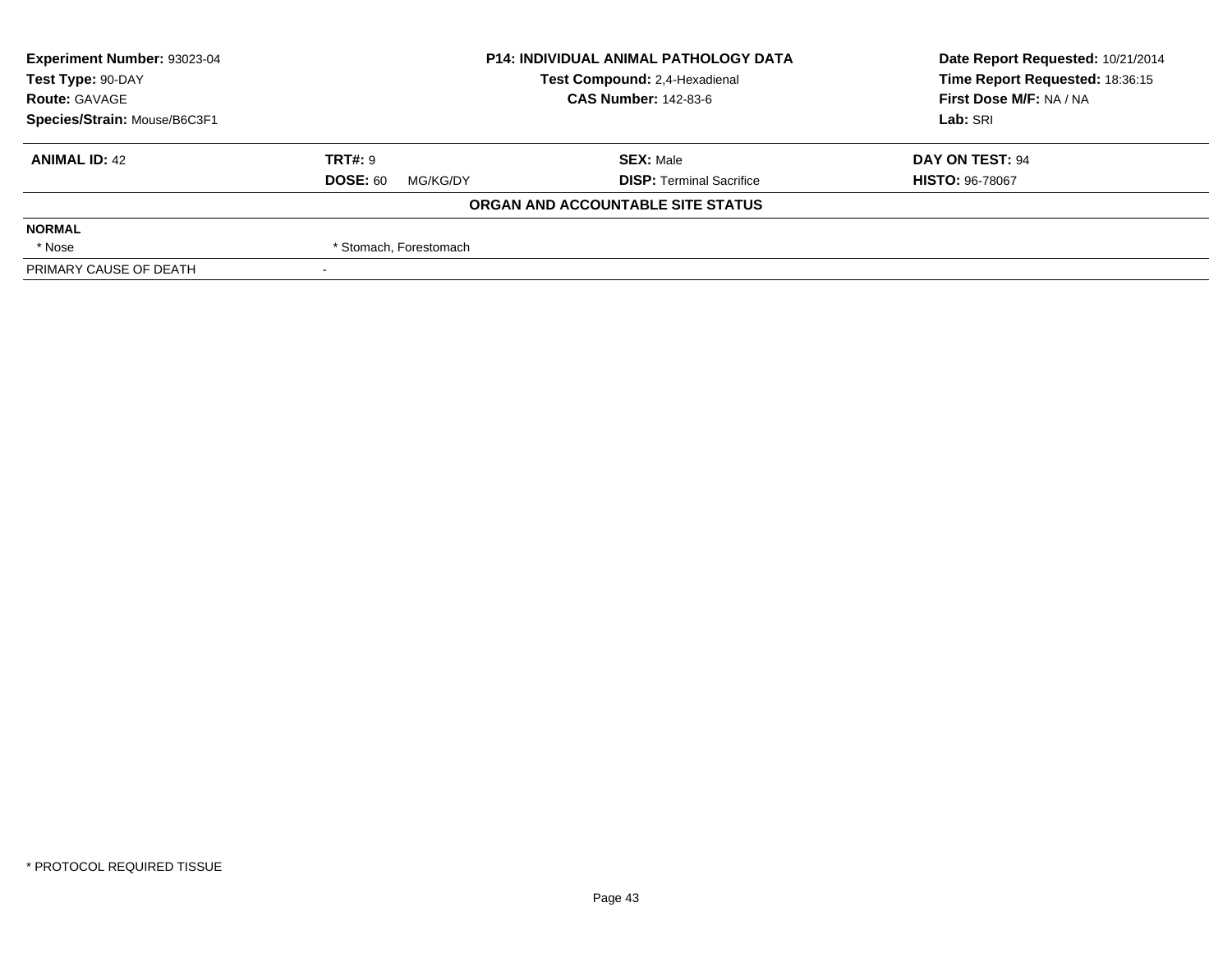| **Experiment Number:** 93023-04 | **P14: INDIVIDUAL ANIMAL PATHOLOGY DATA** | **Date Report Requested:** 10/21/2014 |
|---|---|---|
| **Test Type:** 90-DAY | **Test Compound:** 2,4-Hexadienal | **Time Report Requested:** 18:36:15 |
| **Route:** GAVAGE | **CAS Number:** 142-83-6 | **First Dose M/F:** NA / NA |
| **Species/Strain:** Mouse/B6C3F1 | | **Lab:** SRI |

| **ANIMAL ID:** 42 | **TRT#:** 9 | **SEX:** Male | **DAY ON TEST:** 94 |
|---|---|---|---|
| | **DOSE:** 60 MG/KG/DY | **DISP:** Terminal Sacrifice | **HISTO:** 96-78067 |

**ORGAN AND ACCOUNTABLE SITE STATUS**

| | |
|---|---|
| **NORMAL** | |
| * Nose | * Stomach, Forestomach |
| PRIMARY CAUSE OF DEATH | - |

* PROTOCOL REQUIRED TISSUE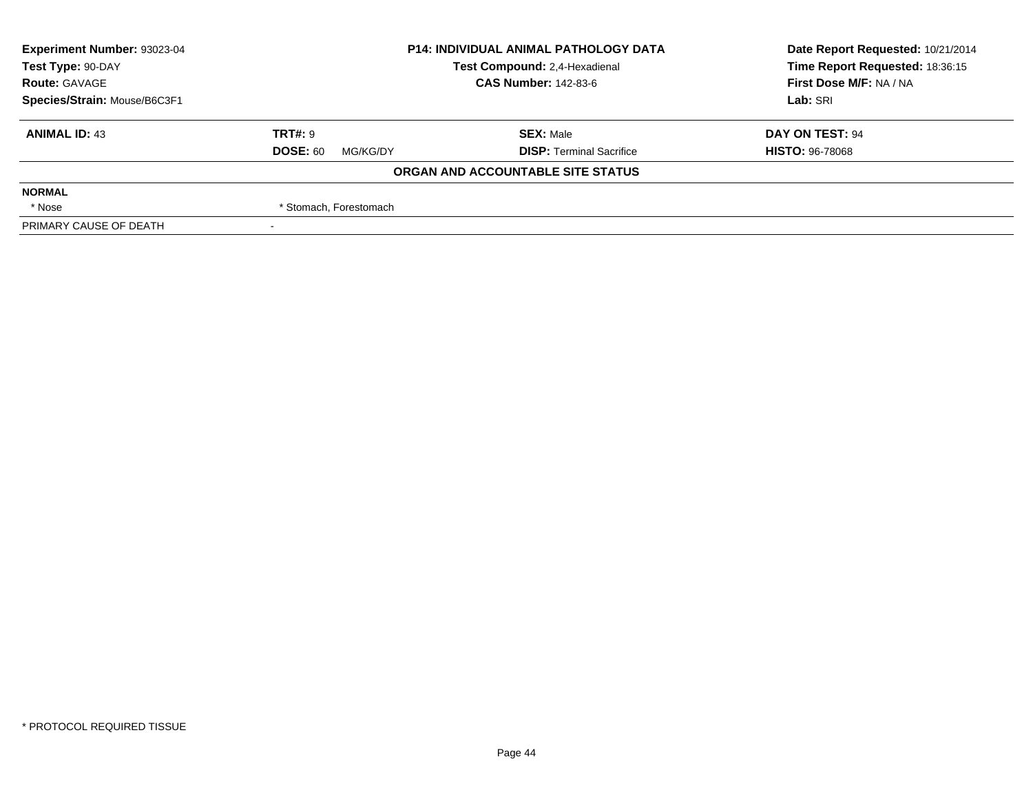| Experiment Number: 93023-04 | P14: INDIVIDUAL ANIMAL PATHOLOGY DATA | Date Report Requested: 10/21/2014 |
|---|---|---|
| Test Type: 90-DAY | Test Compound: 2,4-Hexadienal | Time Report Requested: 18:36:15 |
| Route: GAVAGE | CAS Number: 142-83-6 | First Dose M/F: NA / NA |
| Species/Strain: Mouse/B6C3F1 | | Lab: SRI |

| ANIMAL ID: 43 | TRT#: 9 | SEX: Male | DAY ON TEST: 94 |
|---|---|---|---|
| | DOSE: 60 MG/KG/DY | DISP: Terminal Sacrifice | HISTO: 96-78068 |

**ORGAN AND ACCOUNTABLE SITE STATUS**

**NORMAL**

| | |
|---|---|
| * Nose | * Stomach, Forestomach |
| PRIMARY CAUSE OF DEATH | - |

* PROTOCOL REQUIRED TISSUE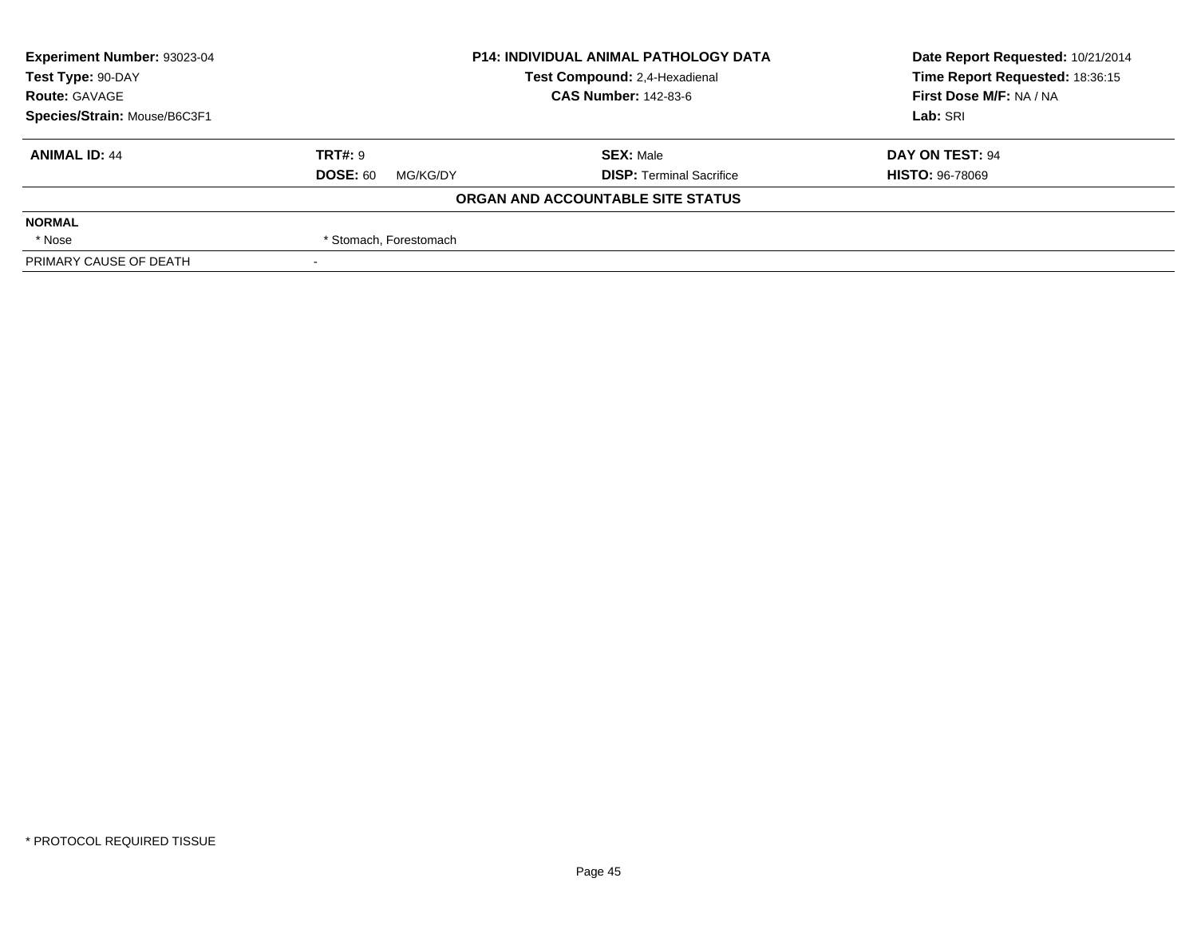| **Experiment Number:** 93023-04 | **P14: INDIVIDUAL ANIMAL PATHOLOGY DATA** | **Date Report Requested:** 10/21/2014 |
|---|---|---|
| **Test Type:** 90-DAY | **Test Compound:** 2,4-Hexadienal | **Time Report Requested:** 18:36:15 |
| **Route:** GAVAGE | **CAS Number:** 142-83-6 | **First Dose M/F:** NA / NA |
| **Species/Strain:** Mouse/B6C3F1 | | **Lab:** SRI |

| **ANIMAL ID:** 44 | **TRT#:** 9 | **SEX:** Male | **DAY ON TEST:** 94 |
|---|---|---|---|
| | **DOSE:** 60 MG/KG/DY | **DISP:** Terminal Sacrifice | **HISTO:** 96-78069 |

**ORGAN AND ACCOUNTABLE SITE STATUS**

| **NORMAL** | |
|---|---|
| * Nose | * Stomach, Forestomach |
| PRIMARY CAUSE OF DEATH | - |

* PROTOCOL REQUIRED TISSUE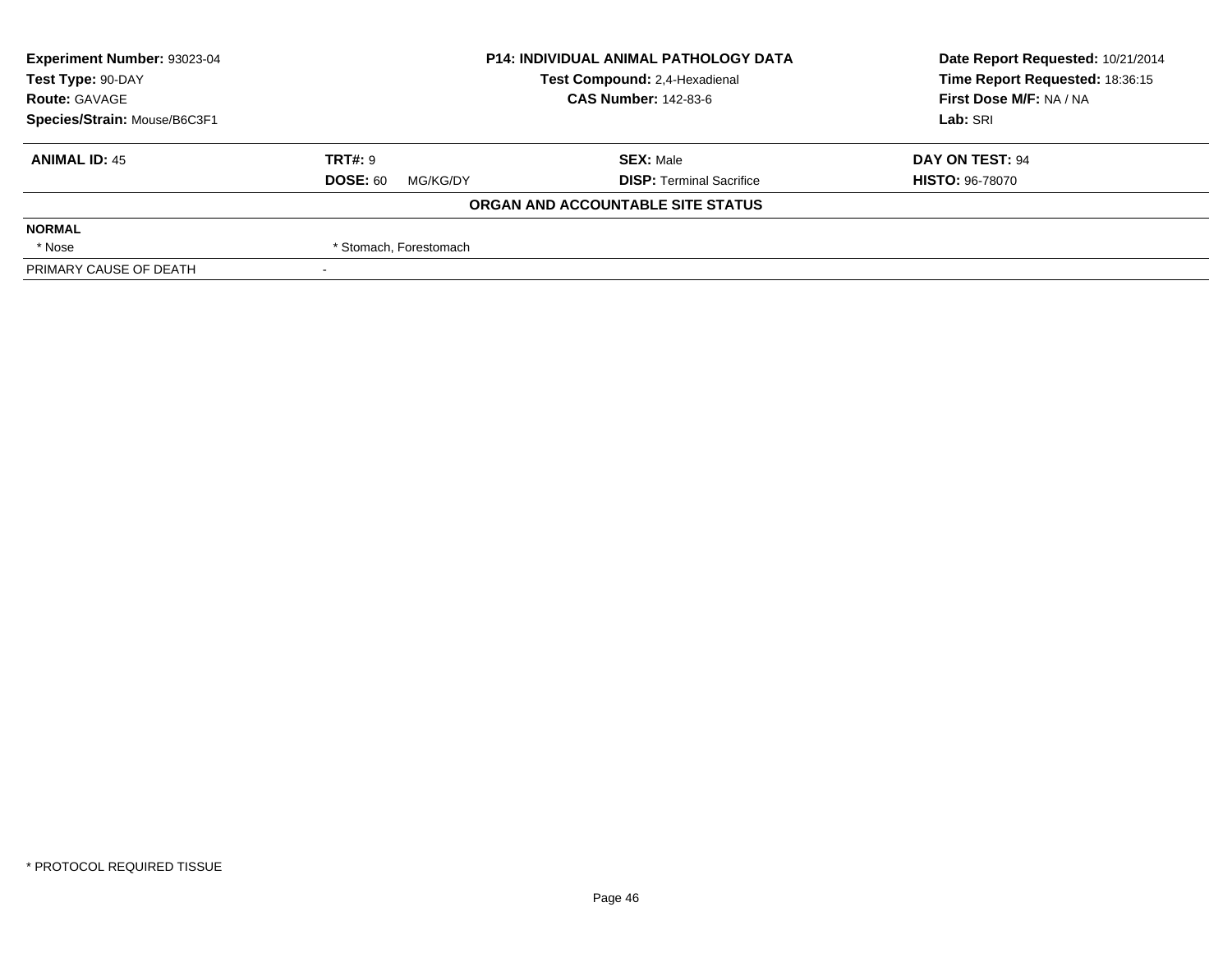| Experiment Number: 93023-04 | P14: INDIVIDUAL ANIMAL PATHOLOGY DATA | Date Report Requested: 10/21/2014 |
|---|---|---|
| Test Type: 90-DAY | Test Compound: 2,4-Hexadienal | Time Report Requested: 18:36:15 |
| Route: GAVAGE | CAS Number: 142-83-6 | First Dose M/F: NA / NA |
| Species/Strain: Mouse/B6C3F1 | | Lab: SRI |

| ANIMAL ID: 45 | TRT#: 9 | SEX: Male | DAY ON TEST: 94 |
|---|---|---|---|
| | DOSE: 60 MG/KG/DY | DISP: Terminal Sacrifice | HISTO: 96-78070 |

**ORGAN AND ACCOUNTABLE SITE STATUS**

| NORMAL | | | |
|---|---|---|---|
| * Nose | * Stomach, Forestomach | | |
| PRIMARY CAUSE OF DEATH | - | | |

\* PROTOCOL REQUIRED TISSUE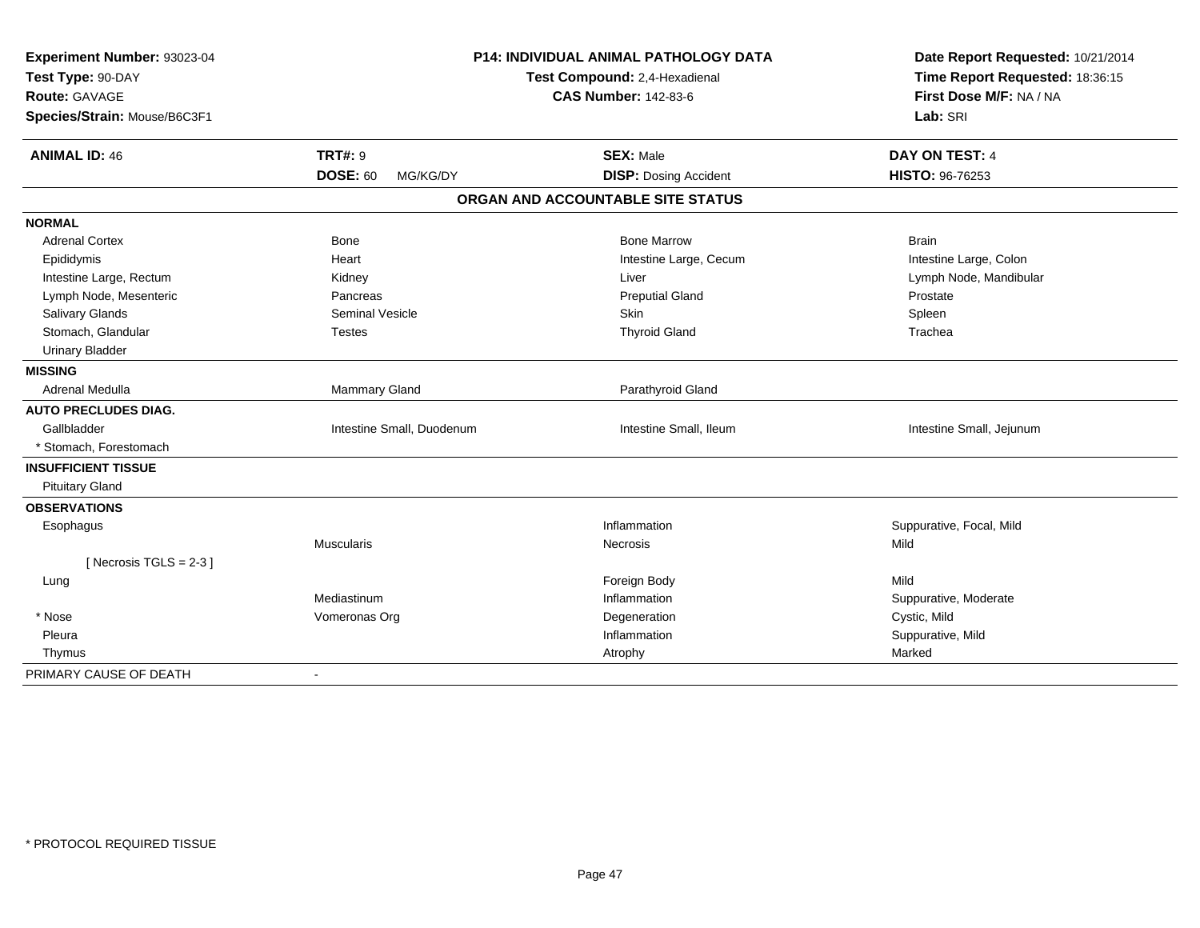**Experiment Number:** 93023-04
**Test Type:** 90-DAY
**Route:** GAVAGE
**Species/Strain:** Mouse/B6C3F1

**P14: INDIVIDUAL ANIMAL PATHOLOGY DATA**
**Test Compound:** 2,4-Hexadienal
**CAS Number:** 142-83-6

**Date Report Requested:** 10/21/2014
**Time Report Requested:** 18:36:15
**First Dose M/F:** NA / NA
**Lab:** SRI

| **ANIMAL ID:** 46 | **TRT#:** 9 | **SEX:** Male | **DAY ON TEST:** 4 |
|---|---|---|---|
| | **DOSE:** 60 MG/KG/DY | **DISP:** Dosing Accident | **HISTO:** 96-76253 |

## ORGAN AND ACCOUNTABLE SITE STATUS

| | | | |
|---|---|---|---|
| **NORMAL** | | | |
| Adrenal Cortex | Bone | Bone Marrow | Brain |
| Epididymis | Heart | Intestine Large, Cecum | Intestine Large, Colon |
| Intestine Large, Rectum | Kidney | Liver | Lymph Node, Mandibular |
| Lymph Node, Mesenteric | Pancreas | Preputial Gland | Prostate |
| Salivary Glands | Seminal Vesicle | Skin | Spleen |
| Stomach, Glandular | Testes | Thyroid Gland | Trachea |
| Urinary Bladder | | | |
| **MISSING** | | | |
| Adrenal Medulla | Mammary Gland | Parathyroid Gland | |
| **AUTO PRECLUDES DIAG.** | | | |
| Gallbladder | Intestine Small, Duodenum | Intestine Small, Ileum | Intestine Small, Jejunum |
| * Stomach, Forestomach | | | |
| **INSUFFICIENT TISSUE** | | | |
| Pituitary Gland | | | |
| **OBSERVATIONS** | | | |
| Esophagus | | Inflammation | Suppurative, Focal, Mild |
| | Muscularis | Necrosis | Mild |
| [ Necrosis TGLS = 2-3 ] | | | |
| Lung | | Foreign Body | Mild |
| | Mediastinum | Inflammation | Suppurative, Moderate |
| * Nose | Vomeronas Org | Degeneration | Cystic, Mild |
| Pleura | | Inflammation | Suppurative, Mild |
| Thymus | | Atrophy | Marked |
| PRIMARY CAUSE OF DEATH | - | | |

* PROTOCOL REQUIRED TISSUE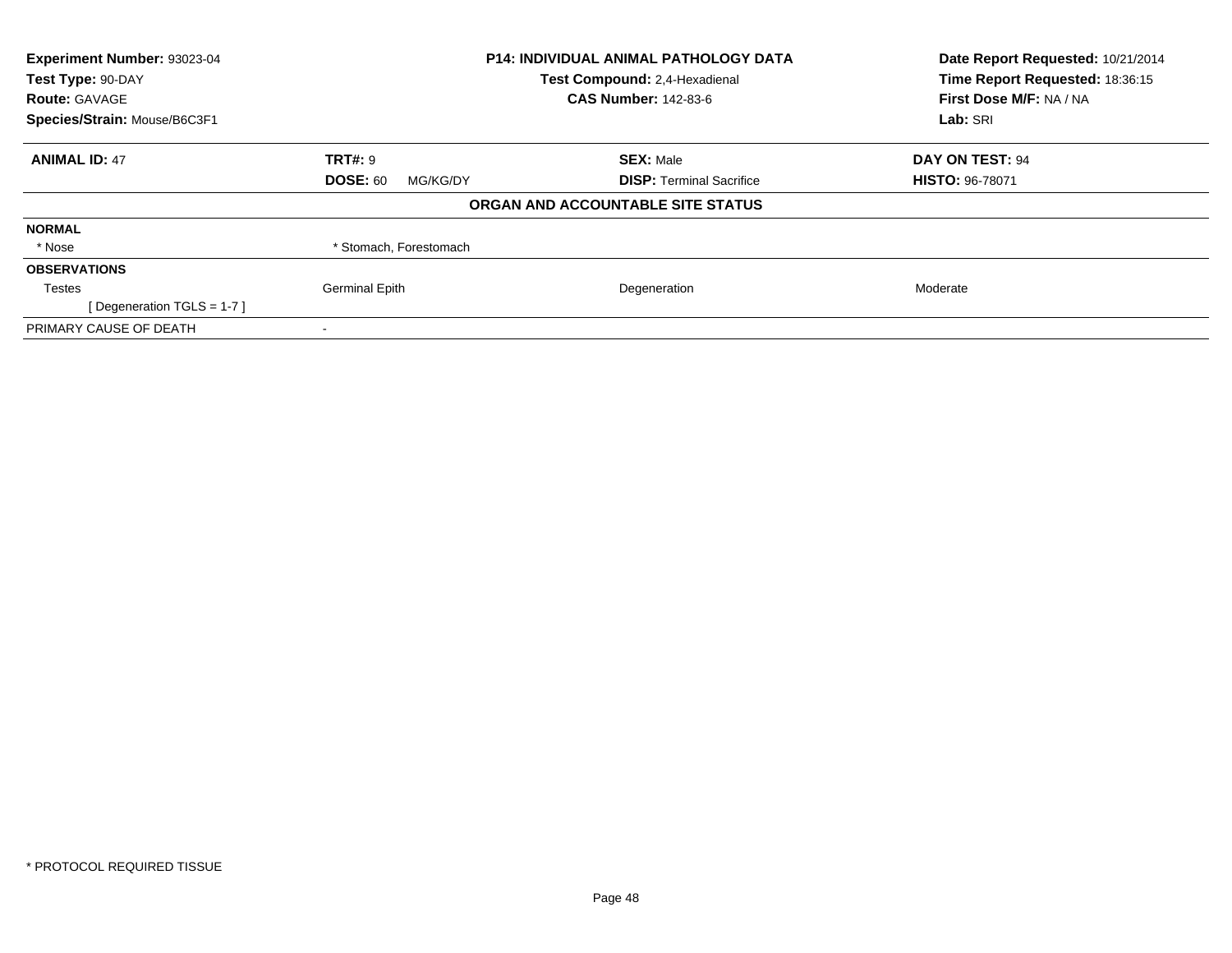| **Experiment Number:** 93023-04 | **P14: INDIVIDUAL ANIMAL PATHOLOGY DATA** | **Date Report Requested:** 10/21/2014 |
|---|---|---|
| **Test Type:** 90-DAY | **Test Compound:** 2,4-Hexadienal | **Time Report Requested:** 18:36:15 |
| **Route:** GAVAGE | **CAS Number:** 142-83-6 | **First Dose M/F:** NA / NA |
| **Species/Strain:** Mouse/B6C3F1 | | **Lab:** SRI |

| **ANIMAL ID:** 47 | **TRT#:** 9 | **SEX:** Male | **DAY ON TEST:** 94 |
|---|---|---|---|
| | **DOSE:** 60 MG/KG/DY | **DISP:** Terminal Sacrifice | **HISTO:** 96-78071 |

**ORGAN AND ACCOUNTABLE SITE STATUS**

| | | | |
|---|---|---|---|
| **NORMAL** | | | |
| * Nose | * Stomach, Forestomach | | |
| **OBSERVATIONS** | | | |
| Testes | Germinal Epith | Degeneration | Moderate |
| [ Degeneration TGLS = 1-7 ] | | | |
| PRIMARY CAUSE OF DEATH | - | | |

* PROTOCOL REQUIRED TISSUE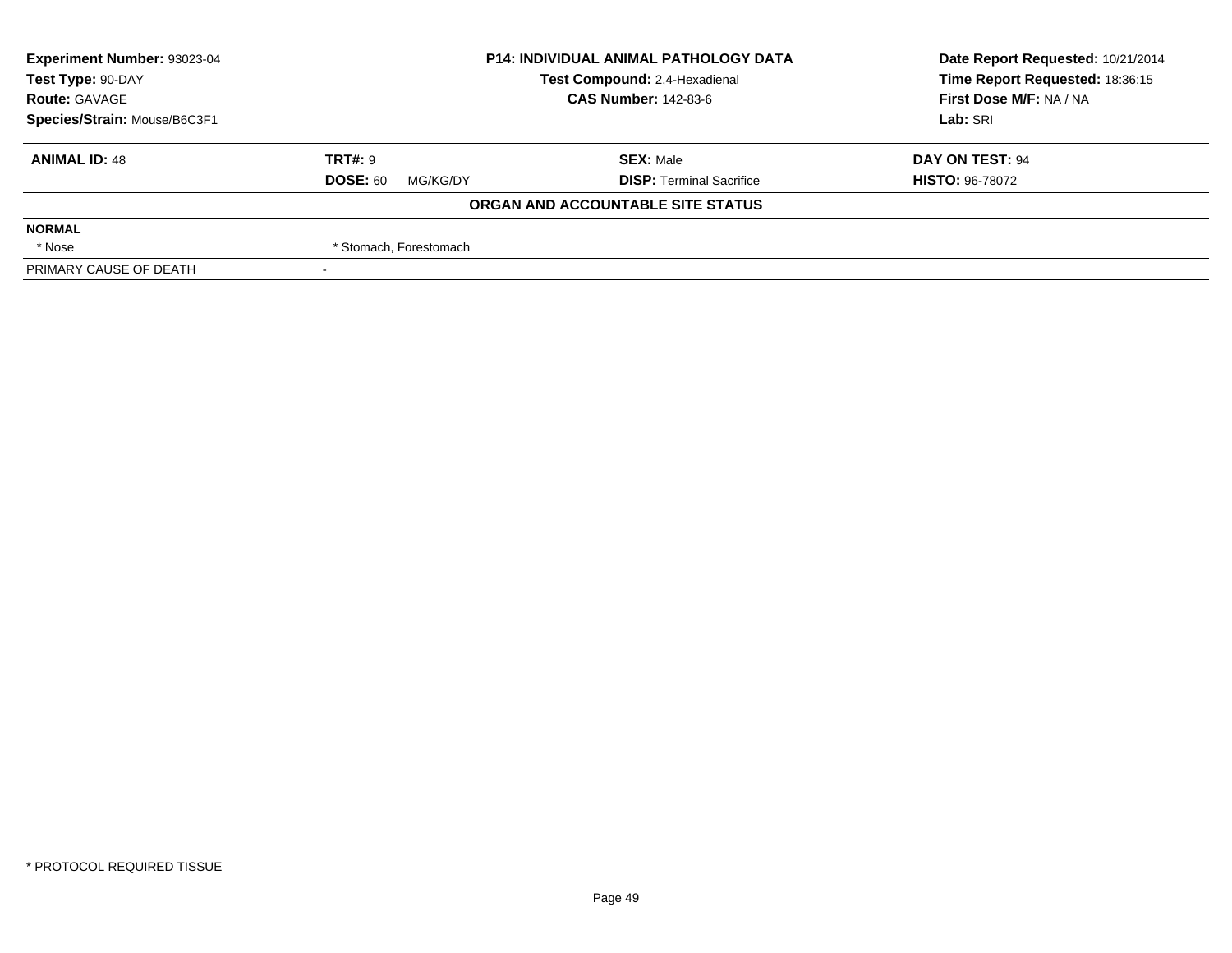| Experiment Number: 93023-04 | P14: INDIVIDUAL ANIMAL PATHOLOGY DATA | Date Report Requested: 10/21/2014 |
|---|---|---|
| Test Type: 90-DAY | Test Compound: 2,4-Hexadienal | Time Report Requested: 18:36:15 |
| Route: GAVAGE | CAS Number: 142-83-6 | First Dose M/F: NA / NA |
| Species/Strain: Mouse/B6C3F1 | | Lab: SRI |

| ANIMAL ID: 48 | TRT#: 9 | SEX: Male | DAY ON TEST: 94 |
|---|---|---|---|
| | DOSE: 60 MG/KG/DY | DISP: Terminal Sacrifice | HISTO: 96-78072 |

**ORGAN AND ACCOUNTABLE SITE STATUS**

**NORMAL**

| * Nose | * Stomach, Forestomach |
|---|---|

PRIMARY CAUSE OF DEATH -

* PROTOCOL REQUIRED TISSUE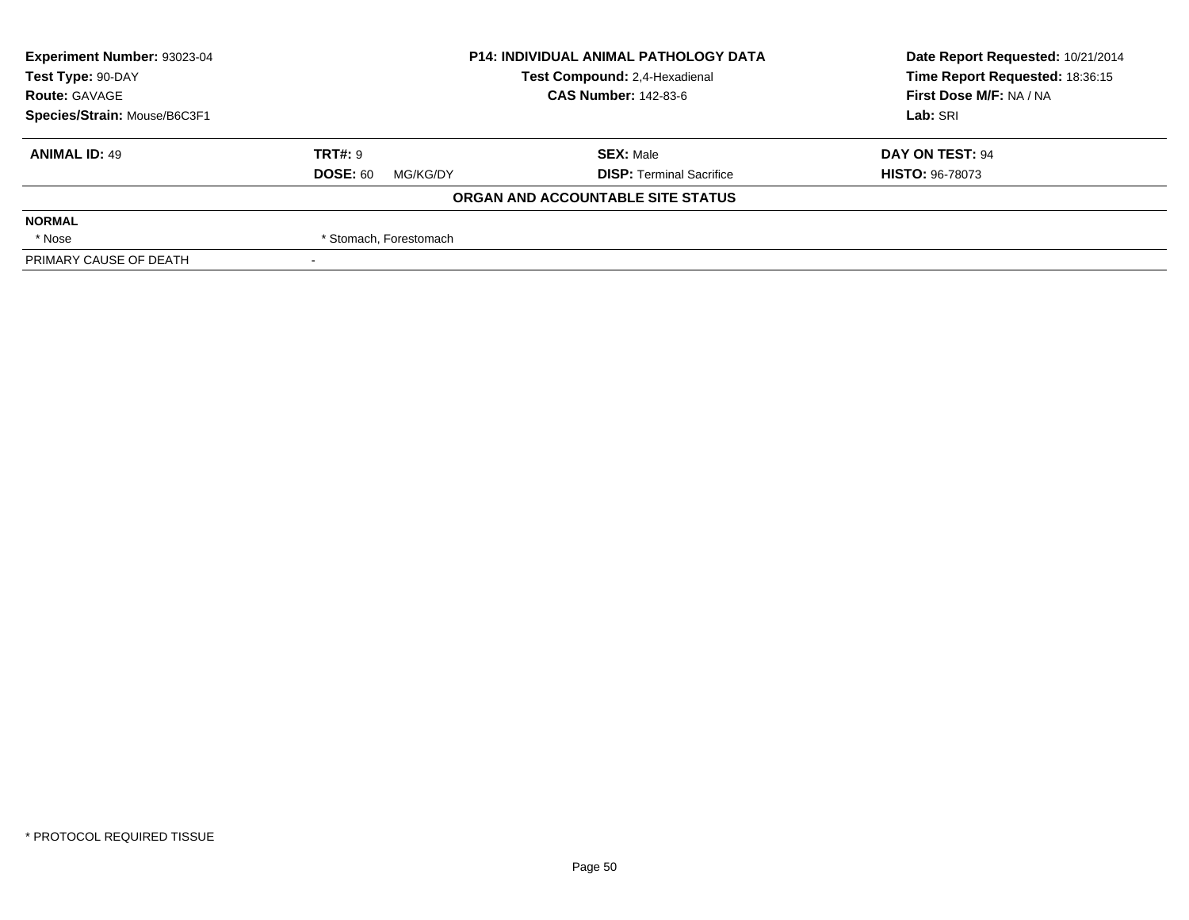| **Experiment Number:** 93023-04 | **P14: INDIVIDUAL ANIMAL PATHOLOGY DATA** | **Date Report Requested:** 10/21/2014 |
|---|---|---|
| **Test Type:** 90-DAY | **Test Compound:** 2,4-Hexadienal | **Time Report Requested:** 18:36:15 |
| **Route:** GAVAGE | **CAS Number:** 142-83-6 | **First Dose M/F:** NA / NA |
| **Species/Strain:** Mouse/B6C3F1 | | **Lab:** SRI |

| **ANIMAL ID:** 49 | **TRT#:** 9 | **SEX:** Male | **DAY ON TEST:** 94 |
|---|---|---|---|
| | **DOSE:** 60 MG/KG/DY | **DISP:** Terminal Sacrifice | **HISTO:** 96-78073 |

**ORGAN AND ACCOUNTABLE SITE STATUS**

| **NORMAL** | |
|---|---|
| * Nose | * Stomach, Forestomach |
| PRIMARY CAUSE OF DEATH | - |

* PROTOCOL REQUIRED TISSUE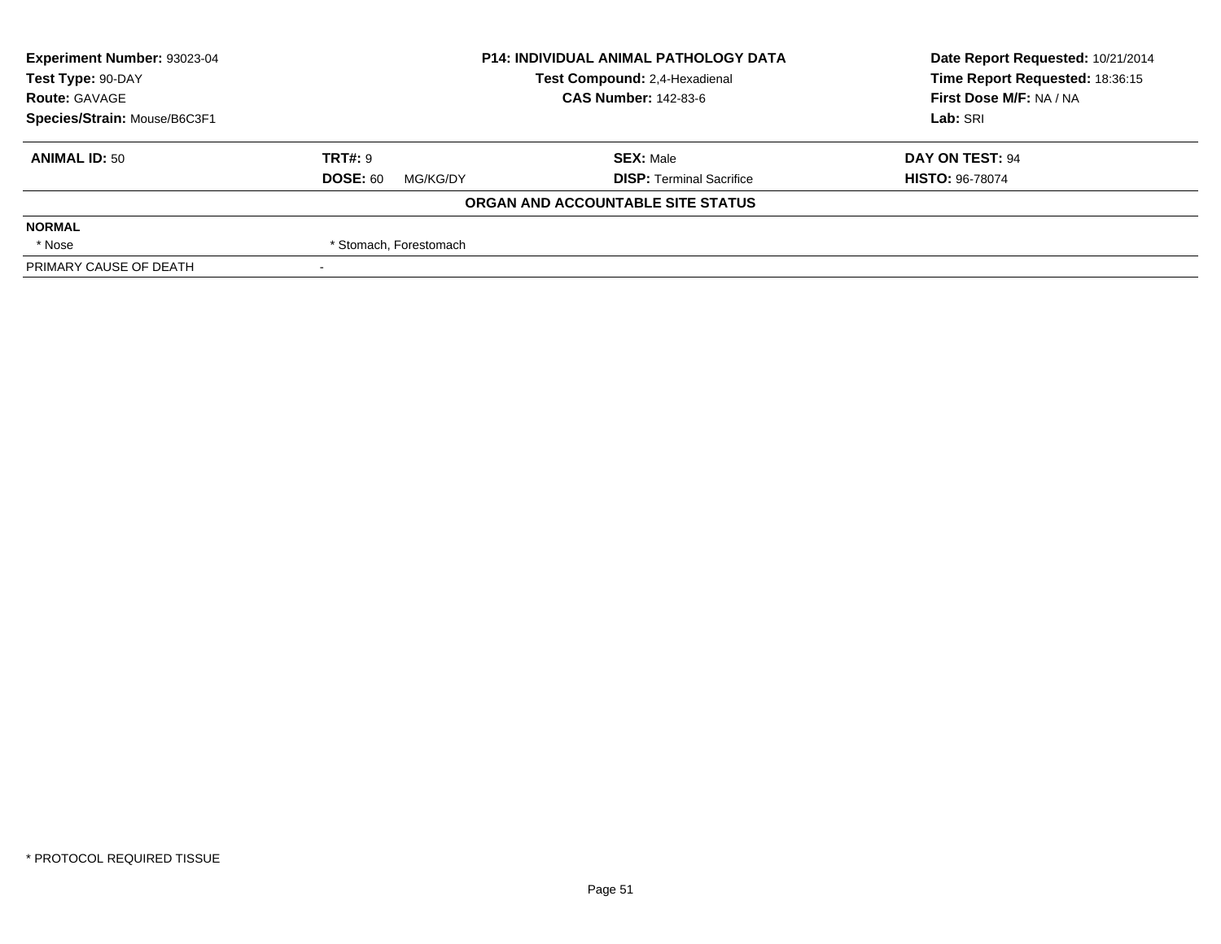| Experiment Number: 93023-04 | P14: INDIVIDUAL ANIMAL PATHOLOGY DATA | Date Report Requested: 10/21/2014 |
|---|---|---|
| Test Type: 90-DAY | Test Compound: 2,4-Hexadienal | Time Report Requested: 18:36:15 |
| Route: GAVAGE | CAS Number: 142-83-6 | First Dose M/F: NA / NA |
| Species/Strain: Mouse/B6C3F1 | | Lab: SRI |

| ANIMAL ID: 50 | TRT#: 9 | SEX: Male | DAY ON TEST: 94 |
|---|---|---|---|
| | DOSE: 60 MG/KG/DY | DISP: Terminal Sacrifice | HISTO: 96-78074 |

**ORGAN AND ACCOUNTABLE SITE STATUS**

| NORMAL | |
|---|---|
| * Nose | * Stomach, Forestomach |
| PRIMARY CAUSE OF DEATH | - |

* PROTOCOL REQUIRED TISSUE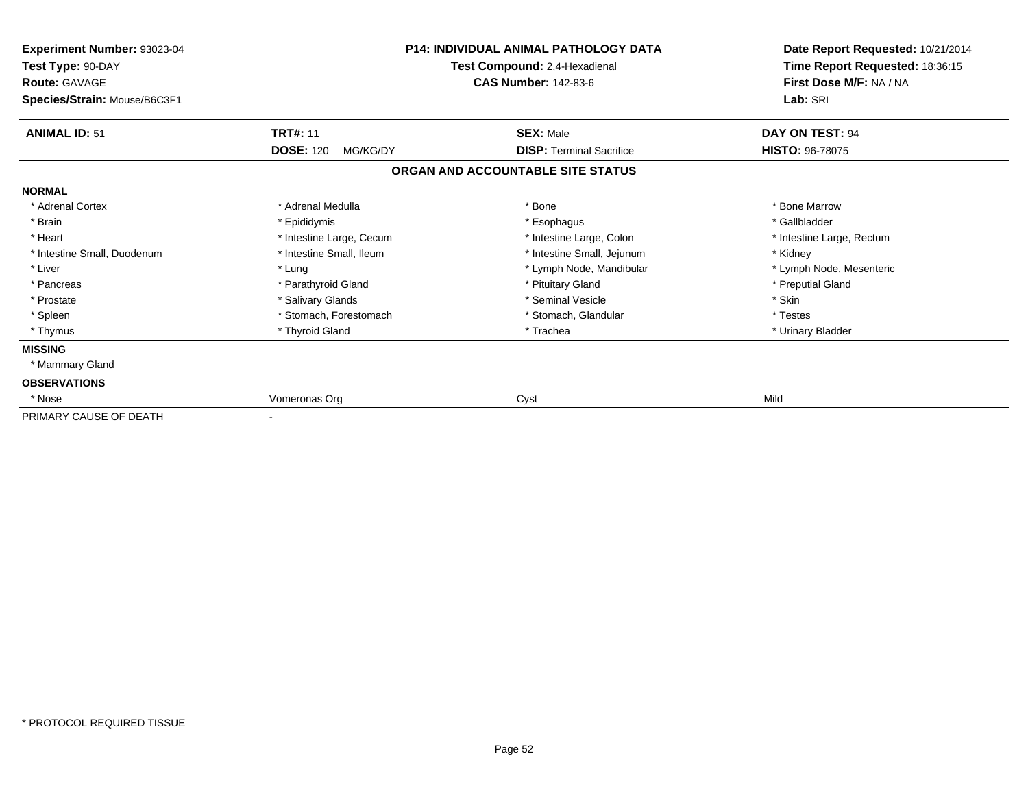**Experiment Number:** 93023-04
**Test Type:** 90-DAY
**Route:** GAVAGE
**Species/Strain:** Mouse/B6C3F1

**P14: INDIVIDUAL ANIMAL PATHOLOGY DATA**
**Test Compound:** 2,4-Hexadienal
**CAS Number:** 142-83-6

**Date Report Requested:** 10/21/2014
**Time Report Requested:** 18:36:15
**First Dose M/F:** NA / NA
**Lab:** SRI

| **ANIMAL ID:** 51 | **TRT#:** 11 | **SEX:** Male | **DAY ON TEST:** 94 |
|---|---|---|---|
| | **DOSE:** 120 MG/KG/DY | **DISP:** Terminal Sacrifice | **HISTO:** 96-78075 |

**ORGAN AND ACCOUNTABLE SITE STATUS**

| | | | |
|---|---|---|---|
| **NORMAL** | | | |
| * Adrenal Cortex | * Adrenal Medulla | * Bone | * Bone Marrow |
| * Brain | * Epididymis | * Esophagus | * Gallbladder |
| * Heart | * Intestine Large, Cecum | * Intestine Large, Colon | * Intestine Large, Rectum |
| * Intestine Small, Duodenum | * Intestine Small, Ileum | * Intestine Small, Jejunum | * Kidney |
| * Liver | * Lung | * Lymph Node, Mandibular | * Lymph Node, Mesenteric |
| * Pancreas | * Parathyroid Gland | * Pituitary Gland | * Preputial Gland |
| * Prostate | * Salivary Glands | * Seminal Vesicle | * Skin |
| * Spleen | * Stomach, Forestomach | * Stomach, Glandular | * Testes |
| * Thymus | * Thyroid Gland | * Trachea | * Urinary Bladder |
| **MISSING** | | | |
| * Mammary Gland | | | |
| **OBSERVATIONS** | | | |
| * Nose | Vomeronas Org | Cyst | Mild |
| PRIMARY CAUSE OF DEATH | - | | |

* PROTOCOL REQUIRED TISSUE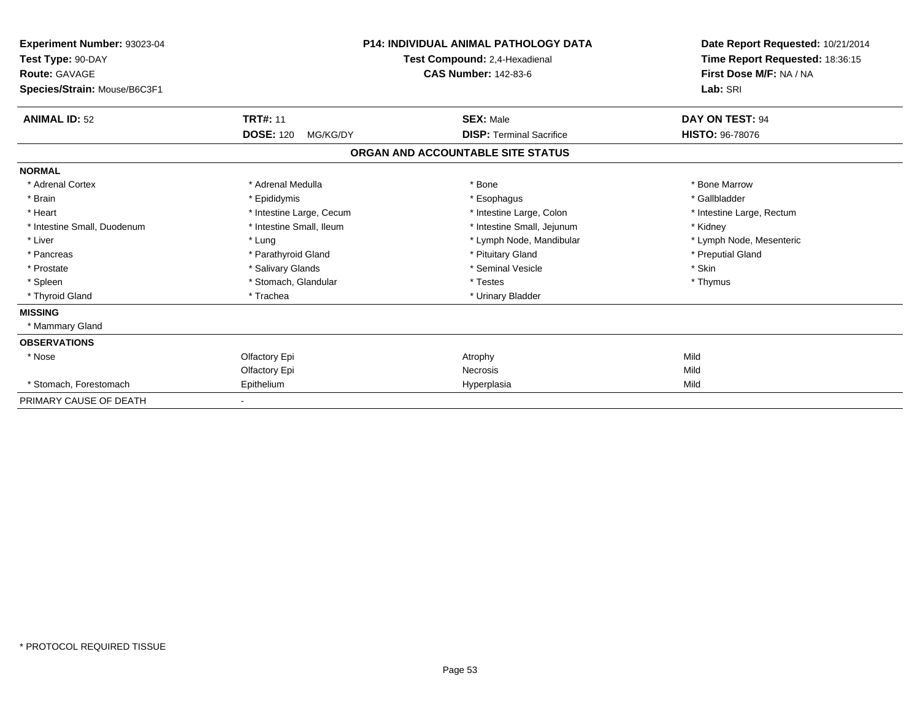**Experiment Number:** 93023-04
**Test Type:** 90-DAY
**Route:** GAVAGE
**Species/Strain:** Mouse/B6C3F1

**P14: INDIVIDUAL ANIMAL PATHOLOGY DATA**
**Test Compound:** 2,4-Hexadienal
**CAS Number:** 142-83-6

**Date Report Requested:** 10/21/2014
**Time Report Requested:** 18:36:15
**First Dose M/F:** NA / NA
**Lab:** SRI

| **ANIMAL ID:** 52 | **TRT#:** 11 | **SEX:** Male | **DAY ON TEST:** 94 |
|---|---|---|---|
| | **DOSE:** 120 MG/KG/DY | **DISP:** Terminal Sacrifice | **HISTO:** 96-78076 |

## ORGAN AND ACCOUNTABLE SITE STATUS

**NORMAL**

| | | | |
|---|---|---|---|
| * Adrenal Cortex | * Adrenal Medulla | * Bone | * Bone Marrow |
| * Brain | * Epididymis | * Esophagus | * Gallbladder |
| * Heart | * Intestine Large, Cecum | * Intestine Large, Colon | * Intestine Large, Rectum |
| * Intestine Small, Duodenum | * Intestine Small, Ileum | * Intestine Small, Jejunum | * Kidney |
| * Liver | * Lung | * Lymph Node, Mandibular | * Lymph Node, Mesenteric |
| * Pancreas | * Parathyroid Gland | * Pituitary Gland | * Preputial Gland |
| * Prostate | * Salivary Glands | * Seminal Vesicle | * Skin |
| * Spleen | * Stomach, Glandular | * Testes | * Thymus |
| * Thyroid Gland | * Trachea | * Urinary Bladder | |

**MISSING**

* Mammary Gland

**OBSERVATIONS**

| | | | |
|---|---|---|---|
| * Nose | Olfactory Epi | Atrophy | Mild |
| | Olfactory Epi | Necrosis | Mild |
| * Stomach, Forestomach | Epithelium | Hyperplasia | Mild |

PRIMARY CAUSE OF DEATH -

* PROTOCOL REQUIRED TISSUE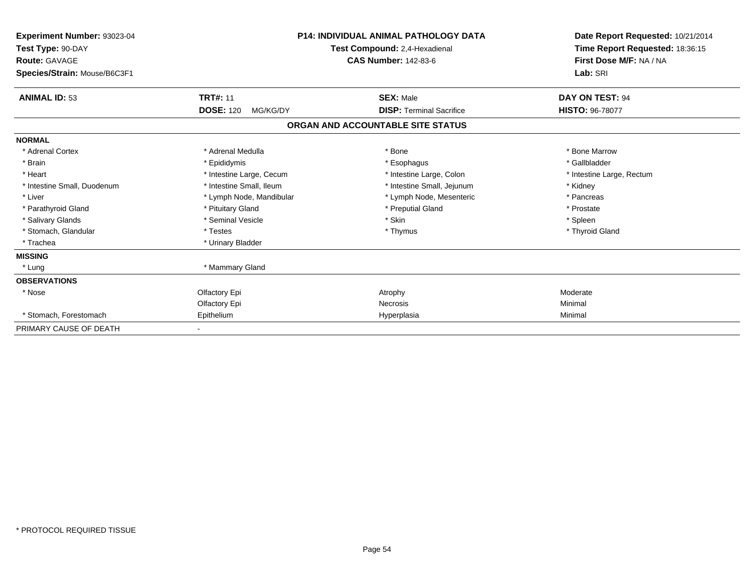**Experiment Number:** 93023-04
**Test Type:** 90-DAY
**Route:** GAVAGE
**Species/Strain:** Mouse/B6C3F1

**P14: INDIVIDUAL ANIMAL PATHOLOGY DATA**
**Test Compound:** 2,4-Hexadienal
**CAS Number:** 142-83-6

**Date Report Requested:** 10/21/2014
**Time Report Requested:** 18:36:15
**First Dose M/F:** NA / NA
**Lab:** SRI

| **ANIMAL ID:** 53 | **TRT#:** 11 | **SEX:** Male | **DAY ON TEST:** 94 |
|---|---|---|---|
| | **DOSE:** 120 MG/KG/DY | **DISP:** Terminal Sacrifice | **HISTO:** 96-78077 |

## ORGAN AND ACCOUNTABLE SITE STATUS

| | | | |
|---|---|---|---|
| **NORMAL** | | | |
| * Adrenal Cortex | * Adrenal Medulla | * Bone | * Bone Marrow |
| * Brain | * Epididymis | * Esophagus | * Gallbladder |
| * Heart | * Intestine Large, Cecum | * Intestine Large, Colon | * Intestine Large, Rectum |
| * Intestine Small, Duodenum | * Intestine Small, Ileum | * Intestine Small, Jejunum | * Kidney |
| * Liver | * Lymph Node, Mandibular | * Lymph Node, Mesenteric | * Pancreas |
| * Parathyroid Gland | * Pituitary Gland | * Preputial Gland | * Prostate |
| * Salivary Glands | * Seminal Vesicle | * Skin | * Spleen |
| * Stomach, Glandular | * Testes | * Thymus | * Thyroid Gland |
| * Trachea | * Urinary Bladder | | |
| **MISSING** | | | |
| * Lung | * Mammary Gland | | |
| **OBSERVATIONS** | | | |
| * Nose | Olfactory Epi | Atrophy | Moderate |
| | Olfactory Epi | Necrosis | Minimal |
| * Stomach, Forestomach | Epithelium | Hyperplasia | Minimal |
| PRIMARY CAUSE OF DEATH | - | | |

* PROTOCOL REQUIRED TISSUE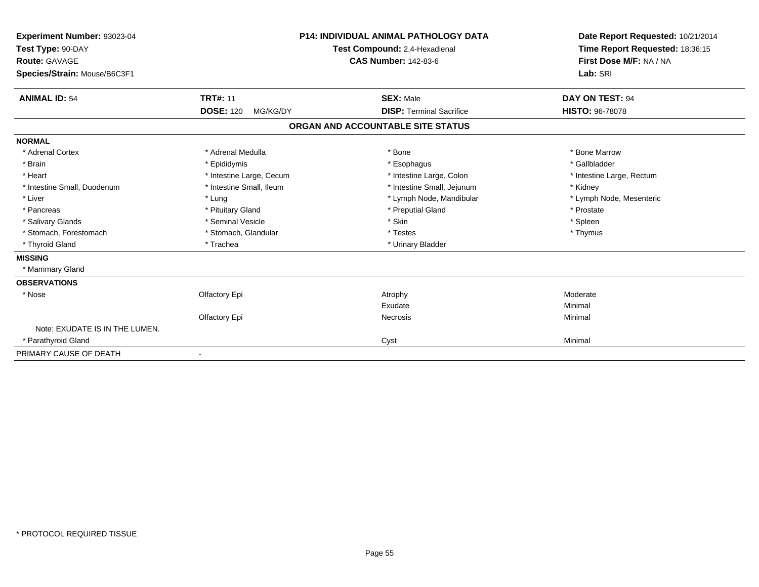**Experiment Number:** 93023-04
**Test Type:** 90-DAY
**Route:** GAVAGE
**Species/Strain:** Mouse/B6C3F1

**P14: INDIVIDUAL ANIMAL PATHOLOGY DATA**
**Test Compound:** 2,4-Hexadienal
**CAS Number:** 142-83-6

**Date Report Requested:** 10/21/2014
**Time Report Requested:** 18:36:15
**First Dose M/F:** NA / NA
**Lab:** SRI

| **ANIMAL ID:** 54 | **TRT#:** 11 | **SEX:** Male | **DAY ON TEST:** 94 |
|---|---|---|---|
| | **DOSE:** 120 MG/KG/DY | **DISP:** Terminal Sacrifice | **HISTO:** 96-78078 |

## ORGAN AND ACCOUNTABLE SITE STATUS

**NORMAL**

| | | | |
|---|---|---|---|
| * Adrenal Cortex | * Adrenal Medulla | * Bone | * Bone Marrow |
| * Brain | * Epididymis | * Esophagus | * Gallbladder |
| * Heart | * Intestine Large, Cecum | * Intestine Large, Colon | * Intestine Large, Rectum |
| * Intestine Small, Duodenum | * Intestine Small, Ileum | * Intestine Small, Jejunum | * Kidney |
| * Liver | * Lung | * Lymph Node, Mandibular | * Lymph Node, Mesenteric |
| * Pancreas | * Pituitary Gland | * Preputial Gland | * Prostate |
| * Salivary Glands | * Seminal Vesicle | * Skin | * Spleen |
| * Stomach, Forestomach | * Stomach, Glandular | * Testes | * Thymus |
| * Thyroid Gland | * Trachea | * Urinary Bladder | |

**MISSING**

* Mammary Gland

**OBSERVATIONS**

| | | | |
|---|---|---|---|
| * Nose | Olfactory Epi | Atrophy | Moderate |
| | | Exudate | Minimal |
| | Olfactory Epi | Necrosis | Minimal |
| Note: EXUDATE IS IN THE LUMEN. | | | |
| * Parathyroid Gland | | Cyst | Minimal |

PRIMARY CAUSE OF DEATH -

\* PROTOCOL REQUIRED TISSUE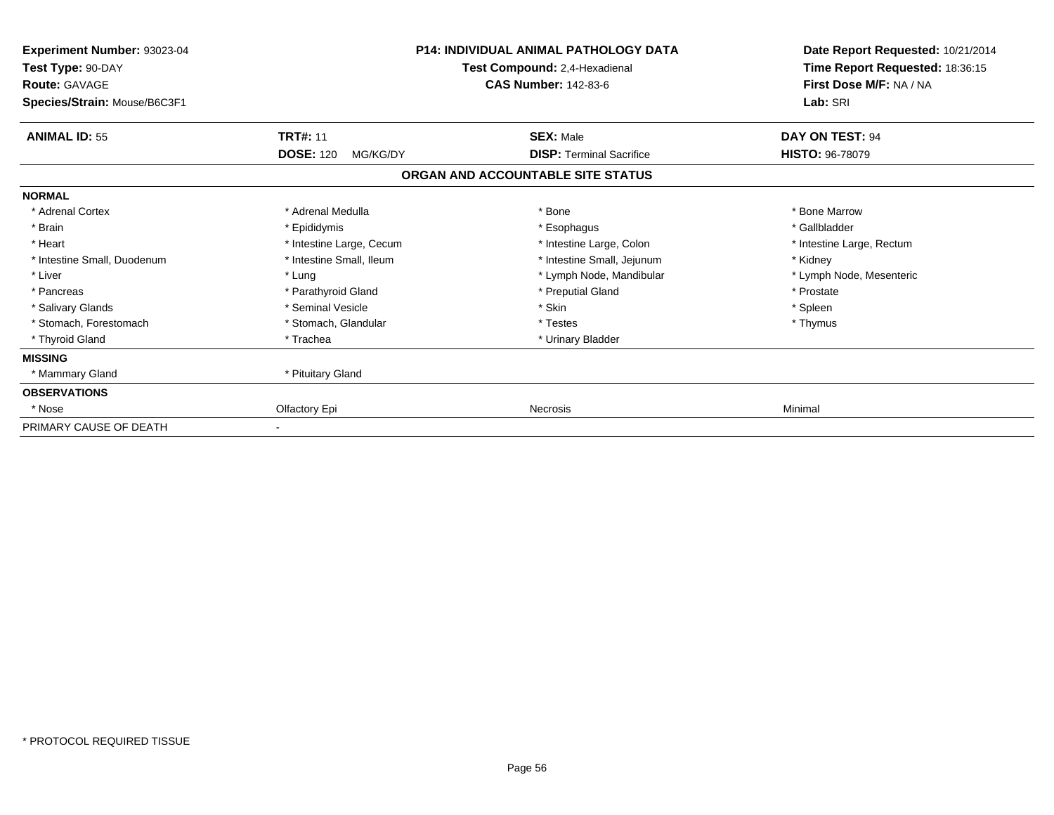| **Experiment Number:** 93023-04 | **P14: INDIVIDUAL ANIMAL PATHOLOGY DATA** | **Date Report Requested:** 10/21/2014 |
|---|---|---|
| **Test Type:** 90-DAY | **Test Compound:** 2,4-Hexadienal | **Time Report Requested:** 18:36:15 |
| **Route:** GAVAGE | **CAS Number:** 142-83-6 | **First Dose M/F:** NA / NA |
| **Species/Strain:** Mouse/B6C3F1 | | **Lab:** SRI |

| **ANIMAL ID:** 55 | **TRT#:** 11 | **SEX:** Male | **DAY ON TEST:** 94 |
|---|---|---|---|
| | **DOSE:** 120 MG/KG/DY | **DISP:** Terminal Sacrifice | **HISTO:** 96-78079 |

**ORGAN AND ACCOUNTABLE SITE STATUS**

| | | | |
|---|---|---|---|
| **NORMAL** | | | |
| * Adrenal Cortex | * Adrenal Medulla | * Bone | * Bone Marrow |
| * Brain | * Epididymis | * Esophagus | * Gallbladder |
| * Heart | * Intestine Large, Cecum | * Intestine Large, Colon | * Intestine Large, Rectum |
| * Intestine Small, Duodenum | * Intestine Small, Ileum | * Intestine Small, Jejunum | * Kidney |
| * Liver | * Lung | * Lymph Node, Mandibular | * Lymph Node, Mesenteric |
| * Pancreas | * Parathyroid Gland | * Preputial Gland | * Prostate |
| * Salivary Glands | * Seminal Vesicle | * Skin | * Spleen |
| * Stomach, Forestomach | * Stomach, Glandular | * Testes | * Thymus |
| * Thyroid Gland | * Trachea | * Urinary Bladder | |
| **MISSING** | | | |
| * Mammary Gland | * Pituitary Gland | | |
| **OBSERVATIONS** | | | |
| * Nose | Olfactory Epi | Necrosis | Minimal |
| PRIMARY CAUSE OF DEATH | - | | |

* PROTOCOL REQUIRED TISSUE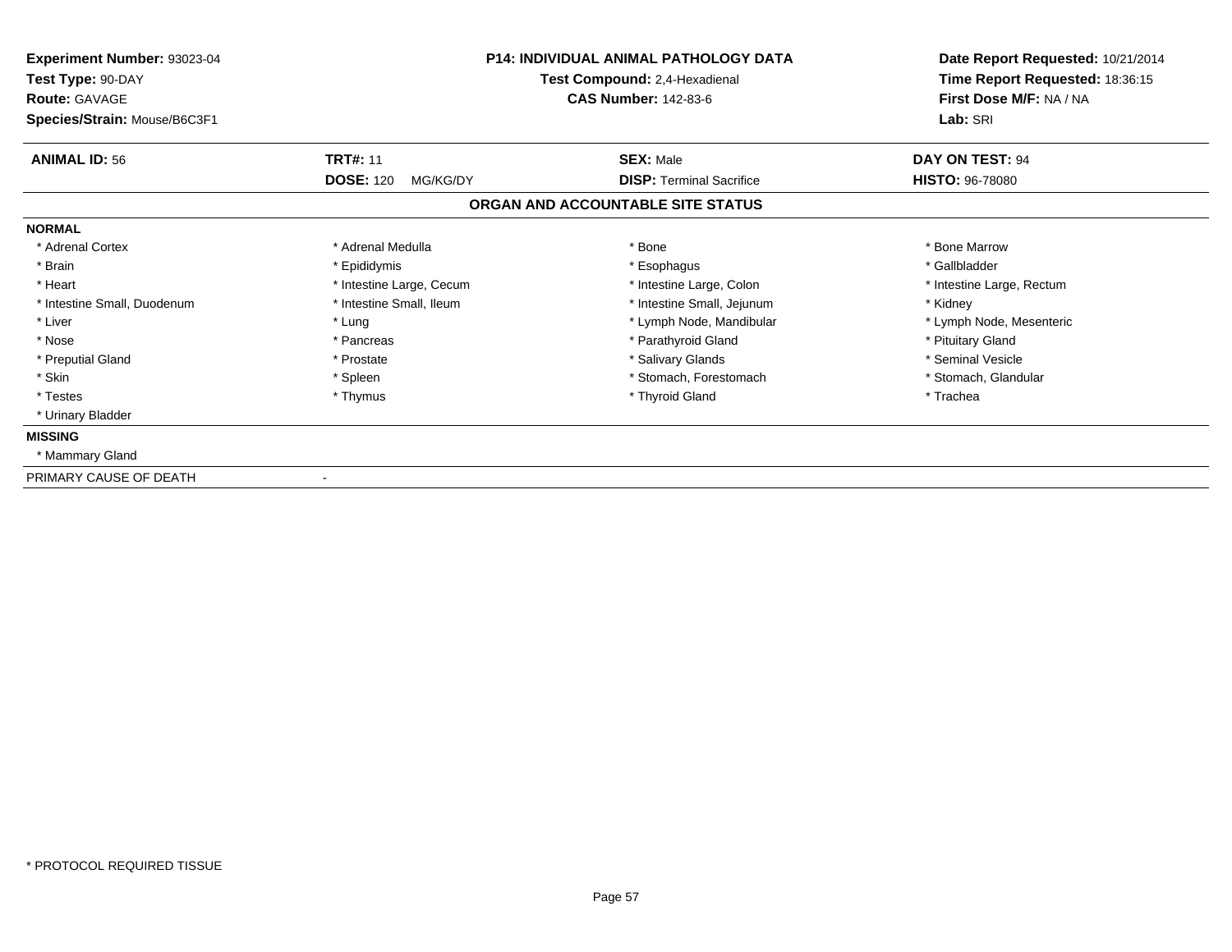**Experiment Number:** 93023-04
**Test Type:** 90-DAY
**Route:** GAVAGE
**Species/Strain:** Mouse/B6C3F1

**P14: INDIVIDUAL ANIMAL PATHOLOGY DATA**
**Test Compound:** 2,4-Hexadienal
**CAS Number:** 142-83-6

**Date Report Requested:** 10/21/2014
**Time Report Requested:** 18:36:15
**First Dose M/F:** NA / NA
**Lab:** SRI

| **ANIMAL ID:** 56 | **TRT#:** 11 | **SEX:** Male | **DAY ON TEST:** 94 |
|---|---|---|---|
| | **DOSE:** 120 MG/KG/DY | **DISP:** Terminal Sacrifice | **HISTO:** 96-78080 |

## ORGAN AND ACCOUNTABLE SITE STATUS

**NORMAL**

| | | | |
|---|---|---|---|
| * Adrenal Cortex | * Adrenal Medulla | * Bone | * Bone Marrow |
| * Brain | * Epididymis | * Esophagus | * Gallbladder |
| * Heart | * Intestine Large, Cecum | * Intestine Large, Colon | * Intestine Large, Rectum |
| * Intestine Small, Duodenum | * Intestine Small, Ileum | * Intestine Small, Jejunum | * Kidney |
| * Liver | * Lung | * Lymph Node, Mandibular | * Lymph Node, Mesenteric |
| * Nose | * Pancreas | * Parathyroid Gland | * Pituitary Gland |
| * Preputial Gland | * Prostate | * Salivary Glands | * Seminal Vesicle |
| * Skin | * Spleen | * Stomach, Forestomach | * Stomach, Glandular |
| * Testes | * Thymus | * Thyroid Gland | * Trachea |
| * Urinary Bladder | | | |

**MISSING**

* Mammary Gland

PRIMARY CAUSE OF DEATH -

* PROTOCOL REQUIRED TISSUE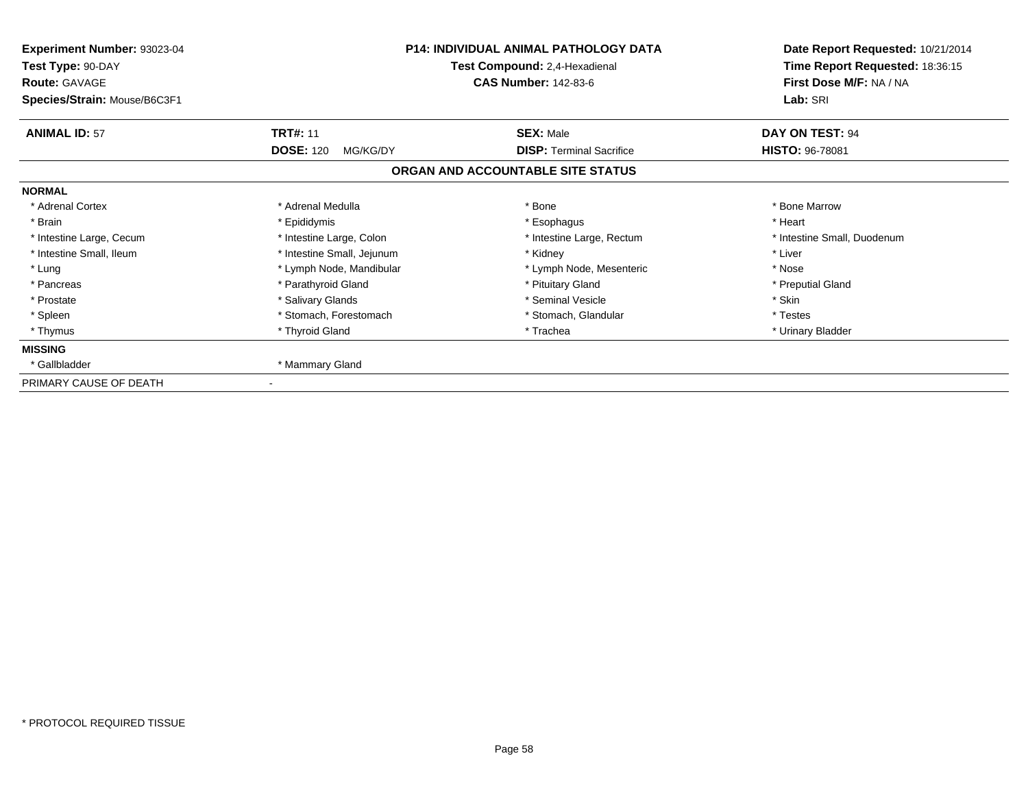**Experiment Number:** 93023-04
**Test Type:** 90-DAY
**Route:** GAVAGE
**Species/Strain:** Mouse/B6C3F1

**P14: INDIVIDUAL ANIMAL PATHOLOGY DATA**
**Test Compound:** 2,4-Hexadienal
**CAS Number:** 142-83-6

**Date Report Requested:** 10/21/2014
**Time Report Requested:** 18:36:15
**First Dose M/F:** NA / NA
**Lab:** SRI

| **ANIMAL ID:** 57 | **TRT#:** 11 | **SEX:** Male | **DAY ON TEST:** 94 |
|---|---|---|---|
| | **DOSE:** 120 MG/KG/DY | **DISP:** Terminal Sacrifice | **HISTO:** 96-78081 |

**ORGAN AND ACCOUNTABLE SITE STATUS**

**NORMAL**

| | | | |
|---|---|---|---|
| * Adrenal Cortex | * Adrenal Medulla | * Bone | * Bone Marrow |
| * Brain | * Epididymis | * Esophagus | * Heart |
| * Intestine Large, Cecum | * Intestine Large, Colon | * Intestine Large, Rectum | * Intestine Small, Duodenum |
| * Intestine Small, Ileum | * Intestine Small, Jejunum | * Kidney | * Liver |
| * Lung | * Lymph Node, Mandibular | * Lymph Node, Mesenteric | * Nose |
| * Pancreas | * Parathyroid Gland | * Pituitary Gland | * Preputial Gland |
| * Prostate | * Salivary Glands | * Seminal Vesicle | * Skin |
| * Spleen | * Stomach, Forestomach | * Stomach, Glandular | * Testes |
| * Thymus | * Thyroid Gland | * Trachea | * Urinary Bladder |

**MISSING**

| | |
|---|---|
| * Gallbladder | * Mammary Gland |

PRIMARY CAUSE OF DEATH -

* PROTOCOL REQUIRED TISSUE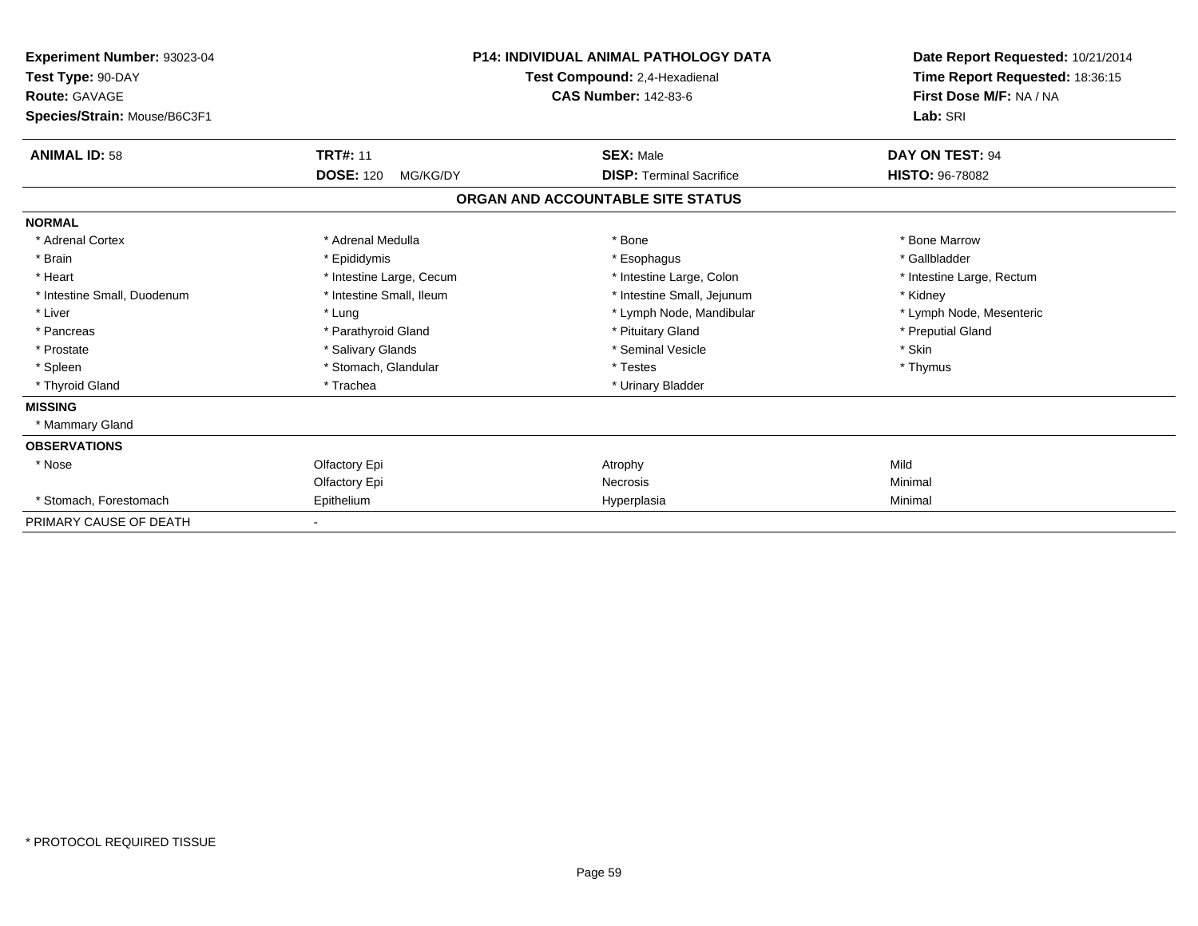**Experiment Number:** 93023-04
**Test Type:** 90-DAY
**Route:** GAVAGE
**Species/Strain:** Mouse/B6C3F1

**P14: INDIVIDUAL ANIMAL PATHOLOGY DATA**
**Test Compound:** 2,4-Hexadienal
**CAS Number:** 142-83-6

**Date Report Requested:** 10/21/2014
**Time Report Requested:** 18:36:15
**First Dose M/F:** NA / NA
**Lab:** SRI

| **ANIMAL ID:** 58 | **TRT#:** 11 | **SEX:** Male | **DAY ON TEST:** 94 |
|---|---|---|---|
| | **DOSE:** 120 MG/KG/DY | **DISP:** Terminal Sacrifice | **HISTO:** 96-78082 |

## ORGAN AND ACCOUNTABLE SITE STATUS

**NORMAL**

| | | | |
|---|---|---|---|
| * Adrenal Cortex | * Adrenal Medulla | * Bone | * Bone Marrow |
| * Brain | * Epididymis | * Esophagus | * Gallbladder |
| * Heart | * Intestine Large, Cecum | * Intestine Large, Colon | * Intestine Large, Rectum |
| * Intestine Small, Duodenum | * Intestine Small, Ileum | * Intestine Small, Jejunum | * Kidney |
| * Liver | * Lung | * Lymph Node, Mandibular | * Lymph Node, Mesenteric |
| * Pancreas | * Parathyroid Gland | * Pituitary Gland | * Preputial Gland |
| * Prostate | * Salivary Glands | * Seminal Vesicle | * Skin |
| * Spleen | * Stomach, Glandular | * Testes | * Thymus |
| * Thyroid Gland | * Trachea | * Urinary Bladder | |

**MISSING**

* Mammary Gland

**OBSERVATIONS**

| | | | |
|---|---|---|---|
| * Nose | Olfactory Epi | Atrophy | Mild |
| | Olfactory Epi | Necrosis | Minimal |
| * Stomach, Forestomach | Epithelium | Hyperplasia | Minimal |

PRIMARY CAUSE OF DEATH -

* PROTOCOL REQUIRED TISSUE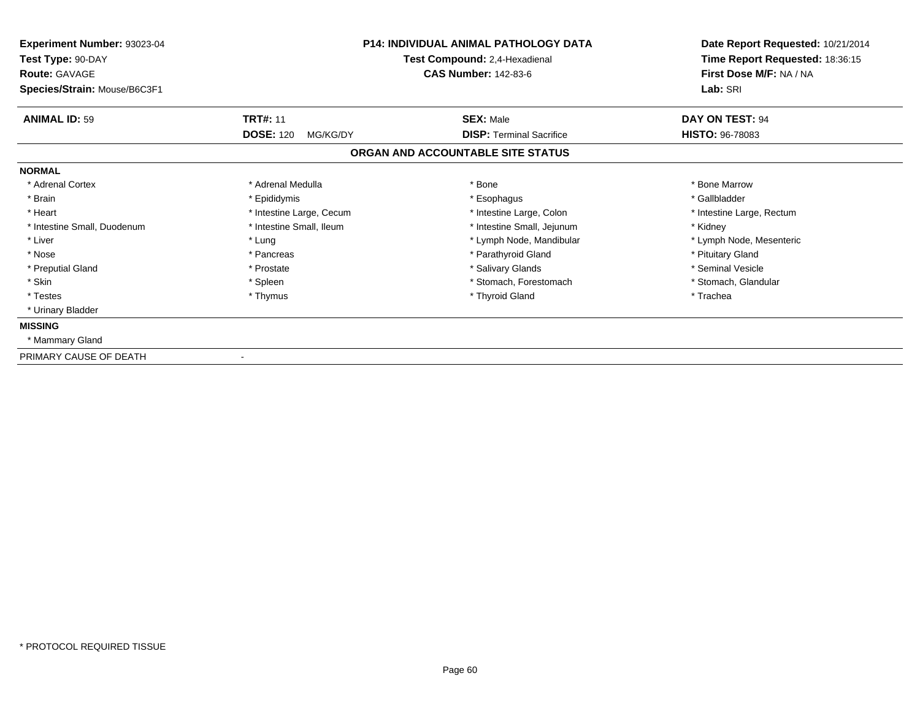**Experiment Number:** 93023-04
**Test Type:** 90-DAY
**Route:** GAVAGE
**Species/Strain:** Mouse/B6C3F1

**P14: INDIVIDUAL ANIMAL PATHOLOGY DATA**
**Test Compound:** 2,4-Hexadienal
**CAS Number:** 142-83-6

**Date Report Requested:** 10/21/2014
**Time Report Requested:** 18:36:15
**First Dose M/F:** NA / NA
**Lab:** SRI

| **ANIMAL ID:** 59 | **TRT#:** 11 | **SEX:** Male | **DAY ON TEST:** 94 |
|---|---|---|---|
| | **DOSE:** 120 MG/KG/DY | **DISP:** Terminal Sacrifice | **HISTO:** 96-78083 |

## ORGAN AND ACCOUNTABLE SITE STATUS

**NORMAL**

| | | | |
|---|---|---|---|
| * Adrenal Cortex | * Adrenal Medulla | * Bone | * Bone Marrow |
| * Brain | * Epididymis | * Esophagus | * Gallbladder |
| * Heart | * Intestine Large, Cecum | * Intestine Large, Colon | * Intestine Large, Rectum |
| * Intestine Small, Duodenum | * Intestine Small, Ileum | * Intestine Small, Jejunum | * Kidney |
| * Liver | * Lung | * Lymph Node, Mandibular | * Lymph Node, Mesenteric |
| * Nose | * Pancreas | * Parathyroid Gland | * Pituitary Gland |
| * Preputial Gland | * Prostate | * Salivary Glands | * Seminal Vesicle |
| * Skin | * Spleen | * Stomach, Forestomach | * Stomach, Glandular |
| * Testes | * Thymus | * Thyroid Gland | * Trachea |
| * Urinary Bladder | | | |

**MISSING**

* Mammary Gland

PRIMARY CAUSE OF DEATH -

* PROTOCOL REQUIRED TISSUE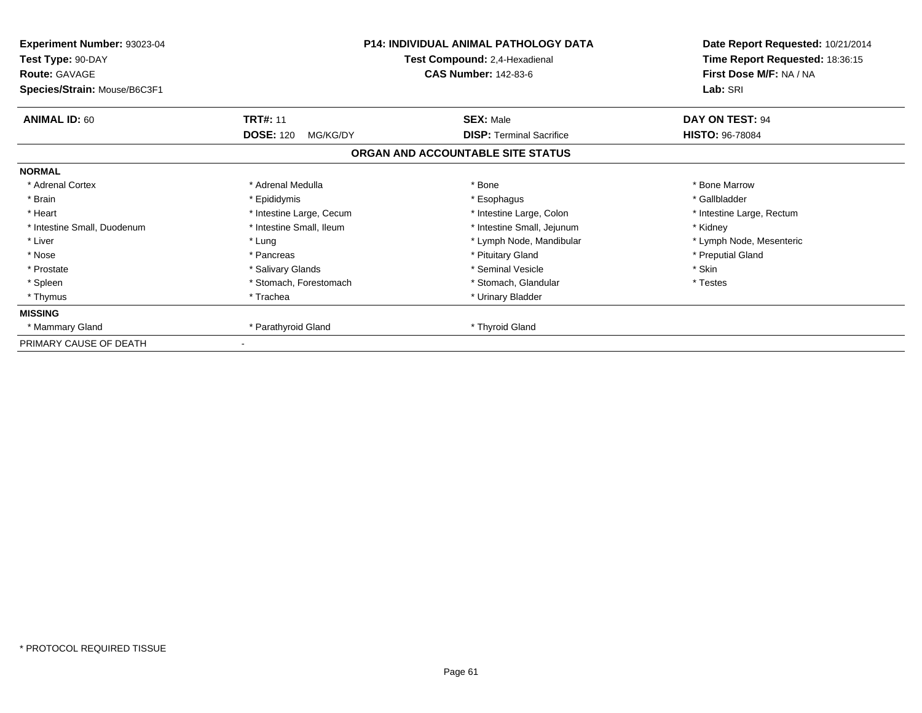**Experiment Number:** 93023-04
**Test Type:** 90-DAY
**Route:** GAVAGE
**Species/Strain:** Mouse/B6C3F1

**P14: INDIVIDUAL ANIMAL PATHOLOGY DATA**
**Test Compound:** 2,4-Hexadienal
**CAS Number:** 142-83-6

**Date Report Requested:** 10/21/2014
**Time Report Requested:** 18:36:15
**First Dose M/F:** NA / NA
**Lab:** SRI

| **ANIMAL ID:** 60 | **TRT#:** 11 | **SEX:** Male | **DAY ON TEST:** 94 |
|---|---|---|---|
| | **DOSE:** 120 MG/KG/DY | **DISP:** Terminal Sacrifice | **HISTO:** 96-78084 |

## ORGAN AND ACCOUNTABLE SITE STATUS

**NORMAL**

| | | | |
|---|---|---|---|
| * Adrenal Cortex | * Adrenal Medulla | * Bone | * Bone Marrow |
| * Brain | * Epididymis | * Esophagus | * Gallbladder |
| * Heart | * Intestine Large, Cecum | * Intestine Large, Colon | * Intestine Large, Rectum |
| * Intestine Small, Duodenum | * Intestine Small, Ileum | * Intestine Small, Jejunum | * Kidney |
| * Liver | * Lung | * Lymph Node, Mandibular | * Lymph Node, Mesenteric |
| * Nose | * Pancreas | * Pituitary Gland | * Preputial Gland |
| * Prostate | * Salivary Glands | * Seminal Vesicle | * Skin |
| * Spleen | * Stomach, Forestomach | * Stomach, Glandular | * Testes |
| * Thymus | * Trachea | * Urinary Bladder | |

**MISSING**

| | | | |
|---|---|---|---|
| * Mammary Gland | * Parathyroid Gland | * Thyroid Gland | |

PRIMARY CAUSE OF DEATH -

* PROTOCOL REQUIRED TISSUE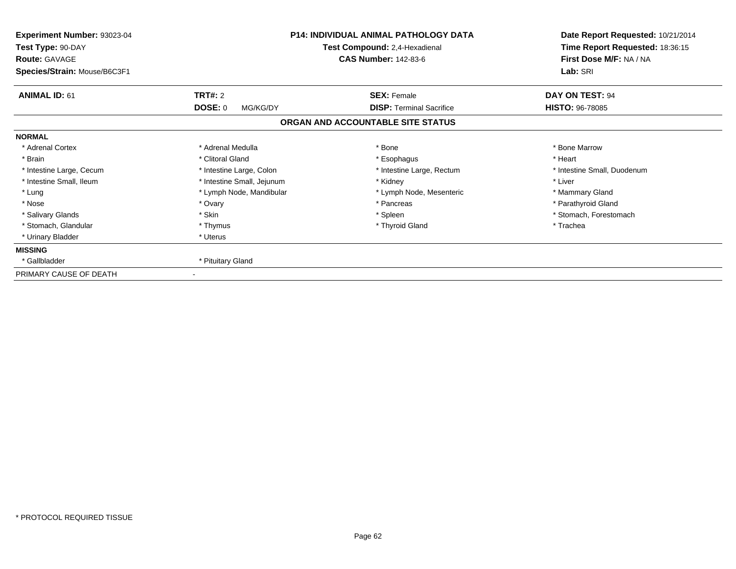**Experiment Number:** 93023-04
**Test Type:** 90-DAY
**Route:** GAVAGE
**Species/Strain:** Mouse/B6C3F1

**P14: INDIVIDUAL ANIMAL PATHOLOGY DATA**
**Test Compound:** 2,4-Hexadienal
**CAS Number:** 142-83-6

**Date Report Requested:** 10/21/2014
**Time Report Requested:** 18:36:15
**First Dose M/F:** NA / NA
**Lab:** SRI

| **ANIMAL ID:** 61 | **TRT#:** 2 | **SEX:** Female | **DAY ON TEST:** 94 |
|---|---|---|---|
| | **DOSE:** 0 MG/KG/DY | **DISP:** Terminal Sacrifice | **HISTO:** 96-78085 |

## ORGAN AND ACCOUNTABLE SITE STATUS

**NORMAL**

| | | | |
|---|---|---|---|
| * Adrenal Cortex | * Adrenal Medulla | * Bone | * Bone Marrow |
| * Brain | * Clitoral Gland | * Esophagus | * Heart |
| * Intestine Large, Cecum | * Intestine Large, Colon | * Intestine Large, Rectum | * Intestine Small, Duodenum |
| * Intestine Small, Ileum | * Intestine Small, Jejunum | * Kidney | * Liver |
| * Lung | * Lymph Node, Mandibular | * Lymph Node, Mesenteric | * Mammary Gland |
| * Nose | * Ovary | * Pancreas | * Parathyroid Gland |
| * Salivary Glands | * Skin | * Spleen | * Stomach, Forestomach |
| * Stomach, Glandular | * Thymus | * Thyroid Gland | * Trachea |
| * Urinary Bladder | * Uterus | | |

**MISSING**

| | |
|---|---|
| * Gallbladder | * Pituitary Gland |

PRIMARY CAUSE OF DEATH -

* PROTOCOL REQUIRED TISSUE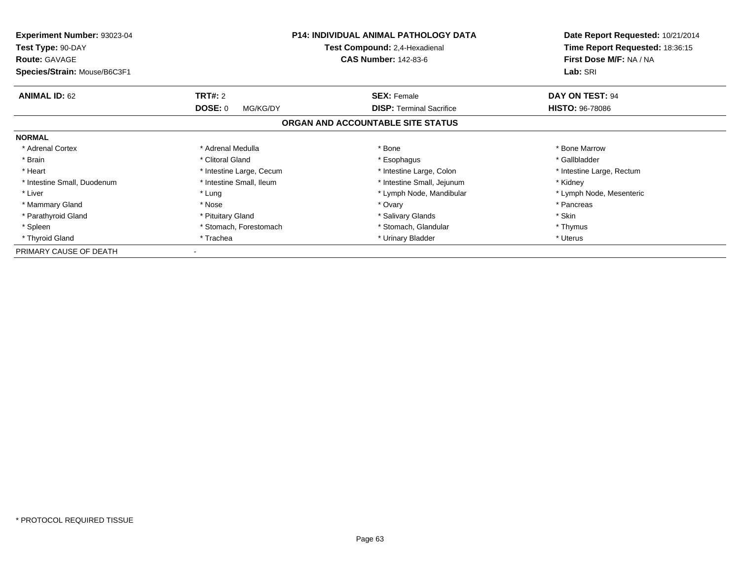**Experiment Number:** 93023-04
**Test Type:** 90-DAY
**Route:** GAVAGE
**Species/Strain:** Mouse/B6C3F1

**P14: INDIVIDUAL ANIMAL PATHOLOGY DATA**
**Test Compound:** 2,4-Hexadienal
**CAS Number:** 142-83-6

**Date Report Requested:** 10/21/2014
**Time Report Requested:** 18:36:15
**First Dose M/F:** NA / NA
**Lab:** SRI

| **ANIMAL ID:** 62 | **TRT#:** 2 | **SEX:** Female | **DAY ON TEST:** 94 |
|---|---|---|---|
| | **DOSE:** 0 MG/KG/DY | **DISP:** Terminal Sacrifice | **HISTO:** 96-78086 |

## ORGAN AND ACCOUNTABLE SITE STATUS

**NORMAL**

| | | | |
|---|---|---|---|
| * Adrenal Cortex | * Adrenal Medulla | * Bone | * Bone Marrow |
| * Brain | * Clitoral Gland | * Esophagus | * Gallbladder |
| * Heart | * Intestine Large, Cecum | * Intestine Large, Colon | * Intestine Large, Rectum |
| * Intestine Small, Duodenum | * Intestine Small, Ileum | * Intestine Small, Jejunum | * Kidney |
| * Liver | * Lung | * Lymph Node, Mandibular | * Lymph Node, Mesenteric |
| * Mammary Gland | * Nose | * Ovary | * Pancreas |
| * Parathyroid Gland | * Pituitary Gland | * Salivary Glands | * Skin |
| * Spleen | * Stomach, Forestomach | * Stomach, Glandular | * Thymus |
| * Thyroid Gland | * Trachea | * Urinary Bladder | * Uterus |

PRIMARY CAUSE OF DEATH -

\* PROTOCOL REQUIRED TISSUE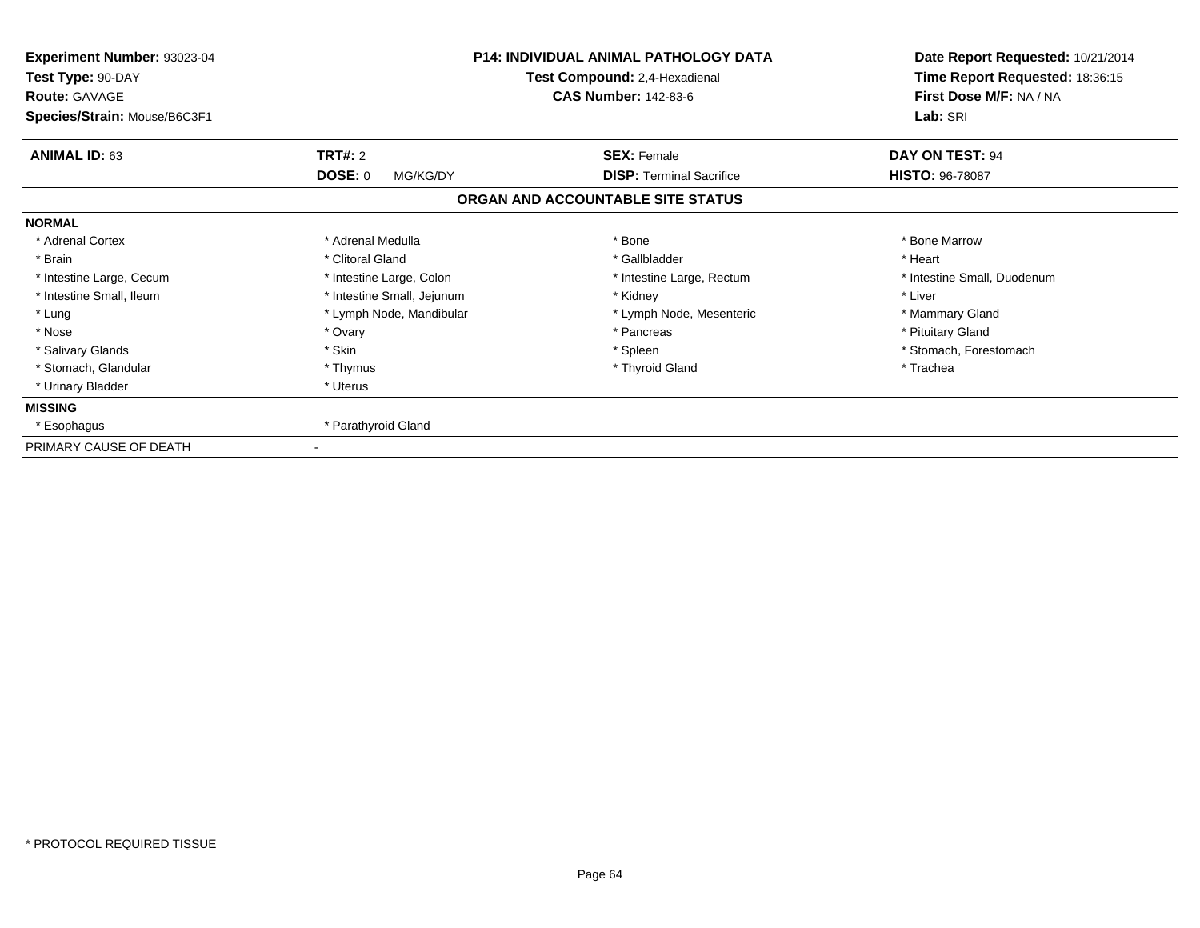**Experiment Number:** 93023-04
**Test Type:** 90-DAY
**Route:** GAVAGE
**Species/Strain:** Mouse/B6C3F1

**P14: INDIVIDUAL ANIMAL PATHOLOGY DATA**
**Test Compound:** 2,4-Hexadienal
**CAS Number:** 142-83-6

**Date Report Requested:** 10/21/2014
**Time Report Requested:** 18:36:15
**First Dose M/F:** NA / NA
**Lab:** SRI

| **ANIMAL ID:** 63 | **TRT#:** 2 | **SEX:** Female | **DAY ON TEST:** 94 |
|---|---|---|---|
| | **DOSE:** 0 MG/KG/DY | **DISP:** Terminal Sacrifice | **HISTO:** 96-78087 |

## ORGAN AND ACCOUNTABLE SITE STATUS

**NORMAL**

| | | | |
|---|---|---|---|
| * Adrenal Cortex | * Adrenal Medulla | * Bone | * Bone Marrow |
| * Brain | * Clitoral Gland | * Gallbladder | * Heart |
| * Intestine Large, Cecum | * Intestine Large, Colon | * Intestine Large, Rectum | * Intestine Small, Duodenum |
| * Intestine Small, Ileum | * Intestine Small, Jejunum | * Kidney | * Liver |
| * Lung | * Lymph Node, Mandibular | * Lymph Node, Mesenteric | * Mammary Gland |
| * Nose | * Ovary | * Pancreas | * Pituitary Gland |
| * Salivary Glands | * Skin | * Spleen | * Stomach, Forestomach |
| * Stomach, Glandular | * Thymus | * Thyroid Gland | * Trachea |
| * Urinary Bladder | * Uterus | | |

**MISSING**

| | |
|---|---|
| * Esophagus | * Parathyroid Gland |

PRIMARY CAUSE OF DEATH -

* PROTOCOL REQUIRED TISSUE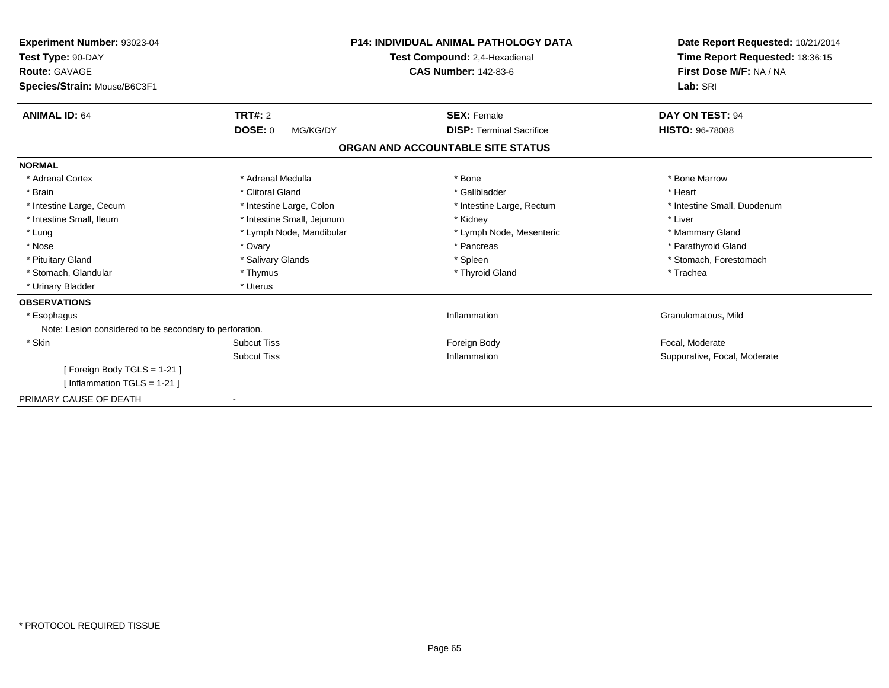**Experiment Number:** 93023-04
**Test Type:** 90-DAY
**Route:** GAVAGE
**Species/Strain:** Mouse/B6C3F1

**P14: INDIVIDUAL ANIMAL PATHOLOGY DATA**
**Test Compound:** 2,4-Hexadienal
**CAS Number:** 142-83-6

**Date Report Requested:** 10/21/2014
**Time Report Requested:** 18:36:15
**First Dose M/F:** NA / NA
**Lab:** SRI

| **ANIMAL ID:** 64 | **TRT#:** 2 | **SEX:** Female | **DAY ON TEST:** 94 |
|---|---|---|---|
| | **DOSE:** 0 MG/KG/DY | **DISP:** Terminal Sacrifice | **HISTO:** 96-78088 |

## ORGAN AND ACCOUNTABLE SITE STATUS

**NORMAL**

| | | | |
|---|---|---|---|
| * Adrenal Cortex | * Adrenal Medulla | * Bone | * Bone Marrow |
| * Brain | * Clitoral Gland | * Gallbladder | * Heart |
| * Intestine Large, Cecum | * Intestine Large, Colon | * Intestine Large, Rectum | * Intestine Small, Duodenum |
| * Intestine Small, Ileum | * Intestine Small, Jejunum | * Kidney | * Liver |
| * Lung | * Lymph Node, Mandibular | * Lymph Node, Mesenteric | * Mammary Gland |
| * Nose | * Ovary | * Pancreas | * Parathyroid Gland |
| * Pituitary Gland | * Salivary Glands | * Spleen | * Stomach, Forestomach |
| * Stomach, Glandular | * Thymus | * Thyroid Gland | * Trachea |
| * Urinary Bladder | * Uterus | | |

**OBSERVATIONS**

| | | | |
|---|---|---|---|
| * Esophagus | | Inflammation | Granulomatous, Mild |
| Note: Lesion considered to be secondary to perforation. | | | |
| * Skin | Subcut Tiss | Foreign Body | Focal, Moderate |
| | Subcut Tiss | Inflammation | Suppurative, Focal, Moderate |
| [ Foreign Body TGLS = 1-21 ] | | | |
| [ Inflammation TGLS = 1-21 ] | | | |

PRIMARY CAUSE OF DEATH -

* PROTOCOL REQUIRED TISSUE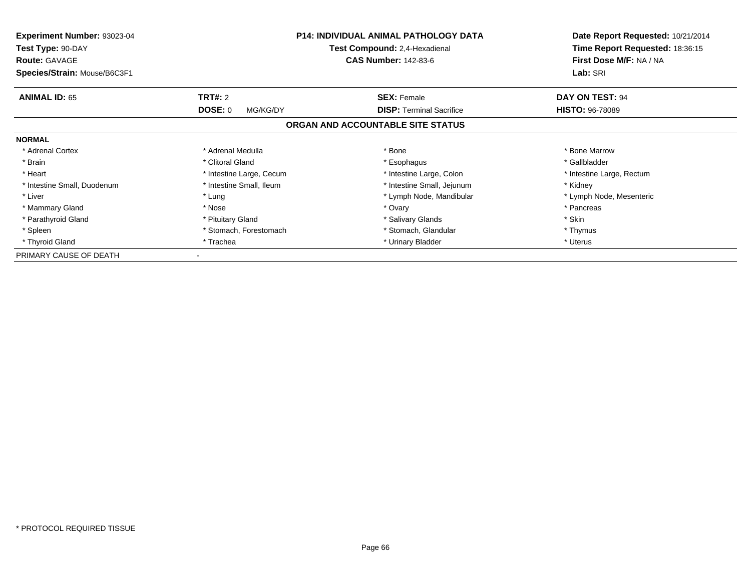**Experiment Number:** 93023-04
**Test Type:** 90-DAY
**Route:** GAVAGE
**Species/Strain:** Mouse/B6C3F1

**P14: INDIVIDUAL ANIMAL PATHOLOGY DATA**
**Test Compound:** 2,4-Hexadienal
**CAS Number:** 142-83-6

**Date Report Requested:** 10/21/2014
**Time Report Requested:** 18:36:15
**First Dose M/F:** NA / NA
**Lab:** SRI

| **ANIMAL ID:** 65 | **TRT#:** 2 | **SEX:** Female | **DAY ON TEST:** 94 |
|---|---|---|---|
| | **DOSE:** 0 MG/KG/DY | **DISP:** Terminal Sacrifice | **HISTO:** 96-78089 |

## ORGAN AND ACCOUNTABLE SITE STATUS

**NORMAL**

| | | | |
|---|---|---|---|
| * Adrenal Cortex | * Adrenal Medulla | * Bone | * Bone Marrow |
| * Brain | * Clitoral Gland | * Esophagus | * Gallbladder |
| * Heart | * Intestine Large, Cecum | * Intestine Large, Colon | * Intestine Large, Rectum |
| * Intestine Small, Duodenum | * Intestine Small, Ileum | * Intestine Small, Jejunum | * Kidney |
| * Liver | * Lung | * Lymph Node, Mandibular | * Lymph Node, Mesenteric |
| * Mammary Gland | * Nose | * Ovary | * Pancreas |
| * Parathyroid Gland | * Pituitary Gland | * Salivary Glands | * Skin |
| * Spleen | * Stomach, Forestomach | * Stomach, Glandular | * Thymus |
| * Thyroid Gland | * Trachea | * Urinary Bladder | * Uterus |

PRIMARY CAUSE OF DEATH -

* PROTOCOL REQUIRED TISSUE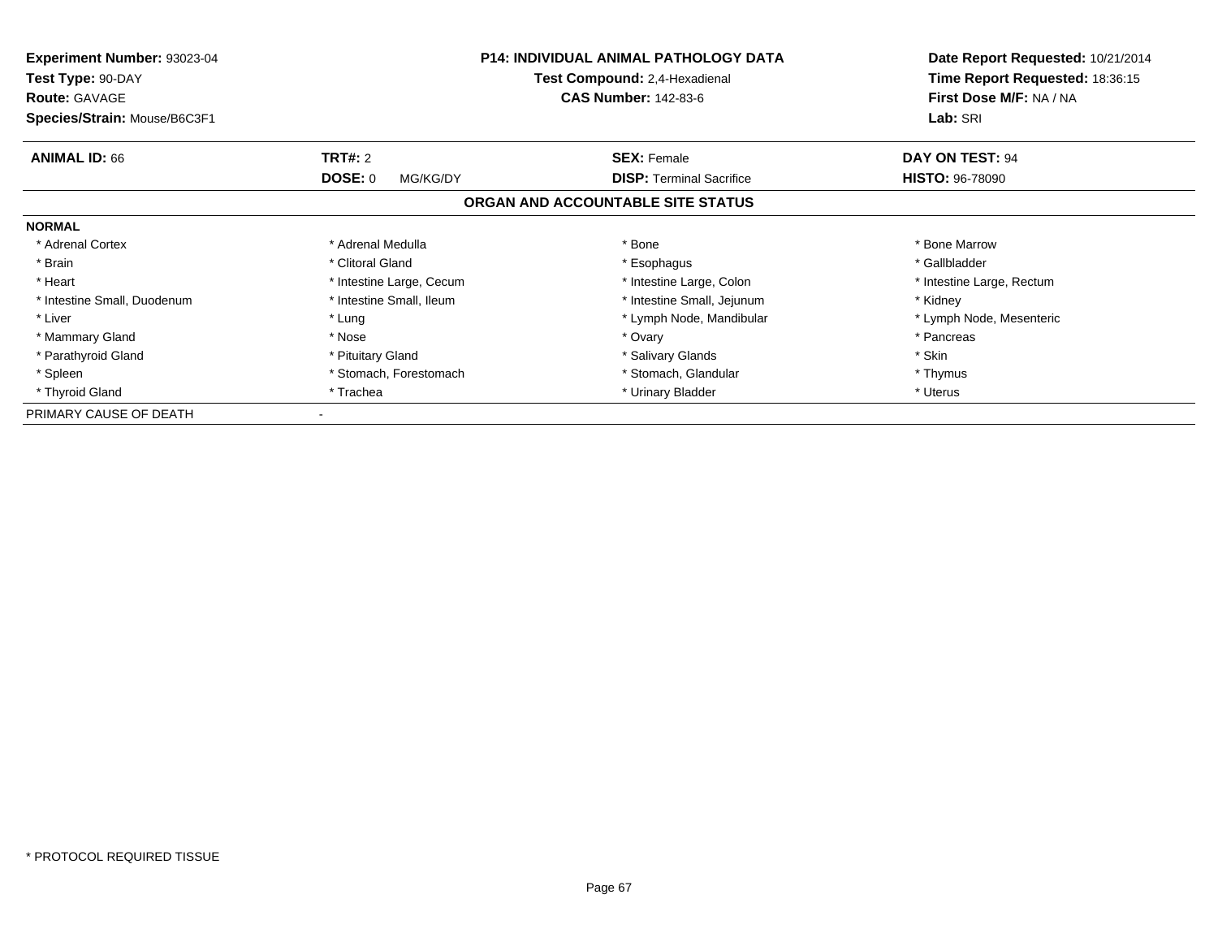**Experiment Number:** 93023-04
**Test Type:** 90-DAY
**Route:** GAVAGE
**Species/Strain:** Mouse/B6C3F1

**P14: INDIVIDUAL ANIMAL PATHOLOGY DATA**
**Test Compound:** 2,4-Hexadienal
**CAS Number:** 142-83-6

**Date Report Requested:** 10/21/2014
**Time Report Requested:** 18:36:15
**First Dose M/F:** NA / NA
**Lab:** SRI

| **ANIMAL ID:** 66 | **TRT#:** 2 | **SEX:** Female | **DAY ON TEST:** 94 |
|---|---|---|---|
| | **DOSE:** 0 MG/KG/DY | **DISP:** Terminal Sacrifice | **HISTO:** 96-78090 |

## ORGAN AND ACCOUNTABLE SITE STATUS

**NORMAL**

| | | | |
|---|---|---|---|
| * Adrenal Cortex | * Adrenal Medulla | * Bone | * Bone Marrow |
| * Brain | * Clitoral Gland | * Esophagus | * Gallbladder |
| * Heart | * Intestine Large, Cecum | * Intestine Large, Colon | * Intestine Large, Rectum |
| * Intestine Small, Duodenum | * Intestine Small, Ileum | * Intestine Small, Jejunum | * Kidney |
| * Liver | * Lung | * Lymph Node, Mandibular | * Lymph Node, Mesenteric |
| * Mammary Gland | * Nose | * Ovary | * Pancreas |
| * Parathyroid Gland | * Pituitary Gland | * Salivary Glands | * Skin |
| * Spleen | * Stomach, Forestomach | * Stomach, Glandular | * Thymus |
| * Thyroid Gland | * Trachea | * Urinary Bladder | * Uterus |

PRIMARY CAUSE OF DEATH -

* PROTOCOL REQUIRED TISSUE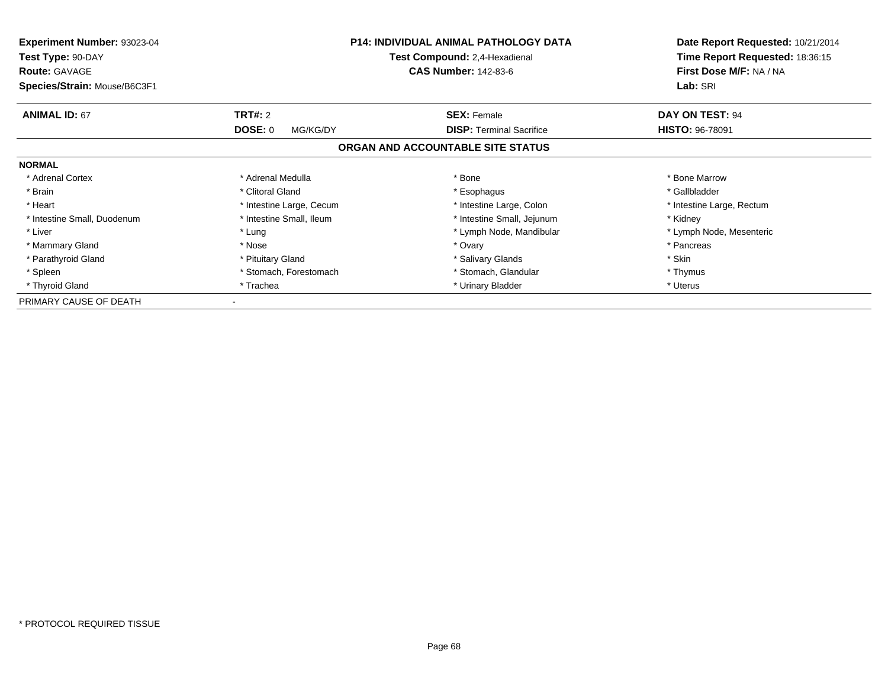**Experiment Number:** 93023-04
**Test Type:** 90-DAY
**Route:** GAVAGE
**Species/Strain:** Mouse/B6C3F1

**P14: INDIVIDUAL ANIMAL PATHOLOGY DATA**
**Test Compound:** 2,4-Hexadienal
**CAS Number:** 142-83-6

**Date Report Requested:** 10/21/2014
**Time Report Requested:** 18:36:15
**First Dose M/F:** NA / NA
**Lab:** SRI

| **ANIMAL ID:** 67 | **TRT#:** 2 | **SEX:** Female | **DAY ON TEST:** 94 |
|---|---|---|---|
| | **DOSE:** 0 MG/KG/DY | **DISP:** Terminal Sacrifice | **HISTO:** 96-78091 |

## ORGAN AND ACCOUNTABLE SITE STATUS

**NORMAL**

| | | | |
|---|---|---|---|
| * Adrenal Cortex | * Adrenal Medulla | * Bone | * Bone Marrow |
| * Brain | * Clitoral Gland | * Esophagus | * Gallbladder |
| * Heart | * Intestine Large, Cecum | * Intestine Large, Colon | * Intestine Large, Rectum |
| * Intestine Small, Duodenum | * Intestine Small, Ileum | * Intestine Small, Jejunum | * Kidney |
| * Liver | * Lung | * Lymph Node, Mandibular | * Lymph Node, Mesenteric |
| * Mammary Gland | * Nose | * Ovary | * Pancreas |
| * Parathyroid Gland | * Pituitary Gland | * Salivary Glands | * Skin |
| * Spleen | * Stomach, Forestomach | * Stomach, Glandular | * Thymus |
| * Thyroid Gland | * Trachea | * Urinary Bladder | * Uterus |

PRIMARY CAUSE OF DEATH -

* PROTOCOL REQUIRED TISSUE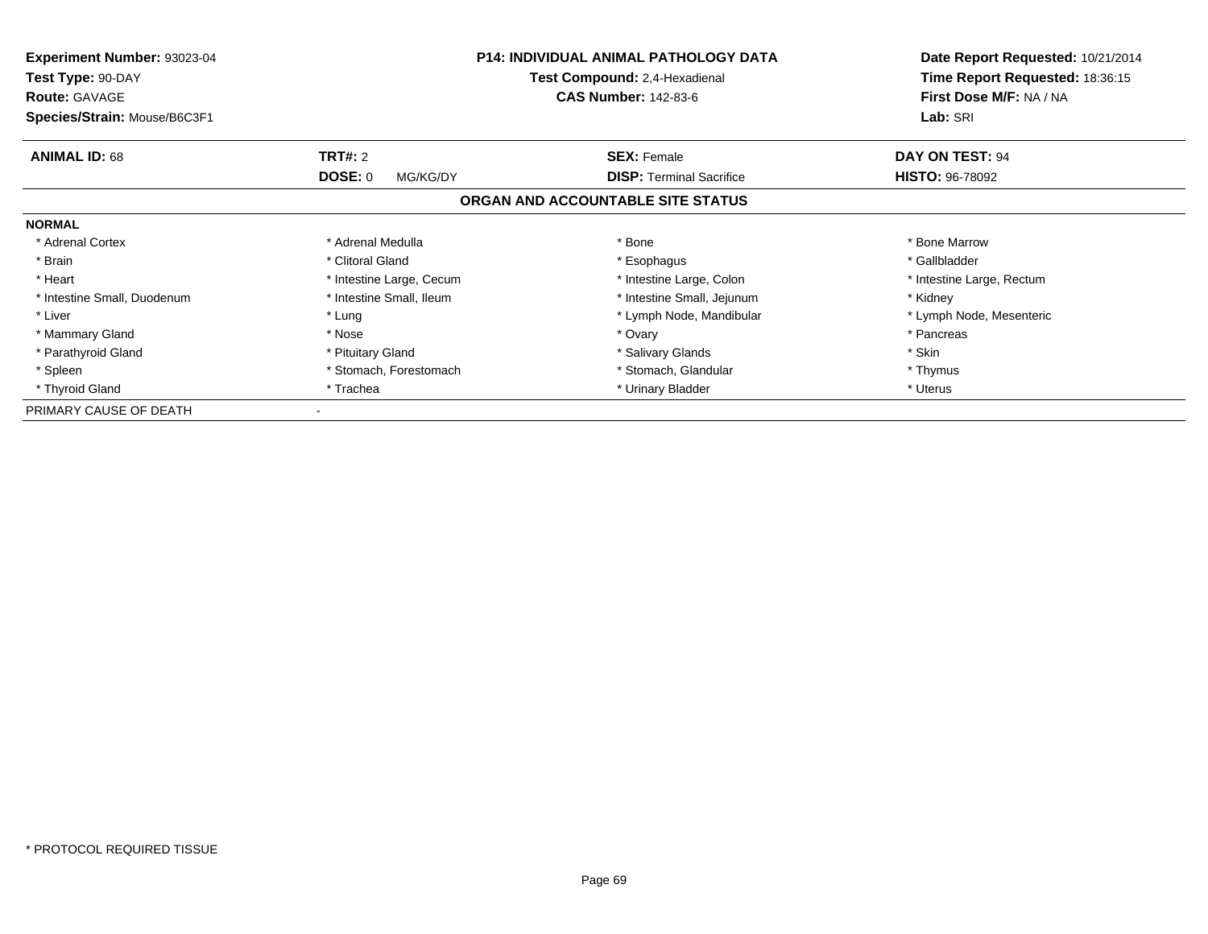**Experiment Number:** 93023-04
**Test Type:** 90-DAY
**Route:** GAVAGE
**Species/Strain:** Mouse/B6C3F1

**P14: INDIVIDUAL ANIMAL PATHOLOGY DATA**
**Test Compound:** 2,4-Hexadienal
**CAS Number:** 142-83-6

**Date Report Requested:** 10/21/2014
**Time Report Requested:** 18:36:15
**First Dose M/F:** NA / NA
**Lab:** SRI

| **ANIMAL ID:** 68 | **TRT#:** 2 | **SEX:** Female | **DAY ON TEST:** 94 |
|---|---|---|---|
| | **DOSE:** 0 MG/KG/DY | **DISP:** Terminal Sacrifice | **HISTO:** 96-78092 |

## ORGAN AND ACCOUNTABLE SITE STATUS

**NORMAL**

| | | | |
|---|---|---|---|
| * Adrenal Cortex | * Adrenal Medulla | * Bone | * Bone Marrow |
| * Brain | * Clitoral Gland | * Esophagus | * Gallbladder |
| * Heart | * Intestine Large, Cecum | * Intestine Large, Colon | * Intestine Large, Rectum |
| * Intestine Small, Duodenum | * Intestine Small, Ileum | * Intestine Small, Jejunum | * Kidney |
| * Liver | * Lung | * Lymph Node, Mandibular | * Lymph Node, Mesenteric |
| * Mammary Gland | * Nose | * Ovary | * Pancreas |
| * Parathyroid Gland | * Pituitary Gland | * Salivary Glands | * Skin |
| * Spleen | * Stomach, Forestomach | * Stomach, Glandular | * Thymus |
| * Thyroid Gland | * Trachea | * Urinary Bladder | * Uterus |

PRIMARY CAUSE OF DEATH -

* PROTOCOL REQUIRED TISSUE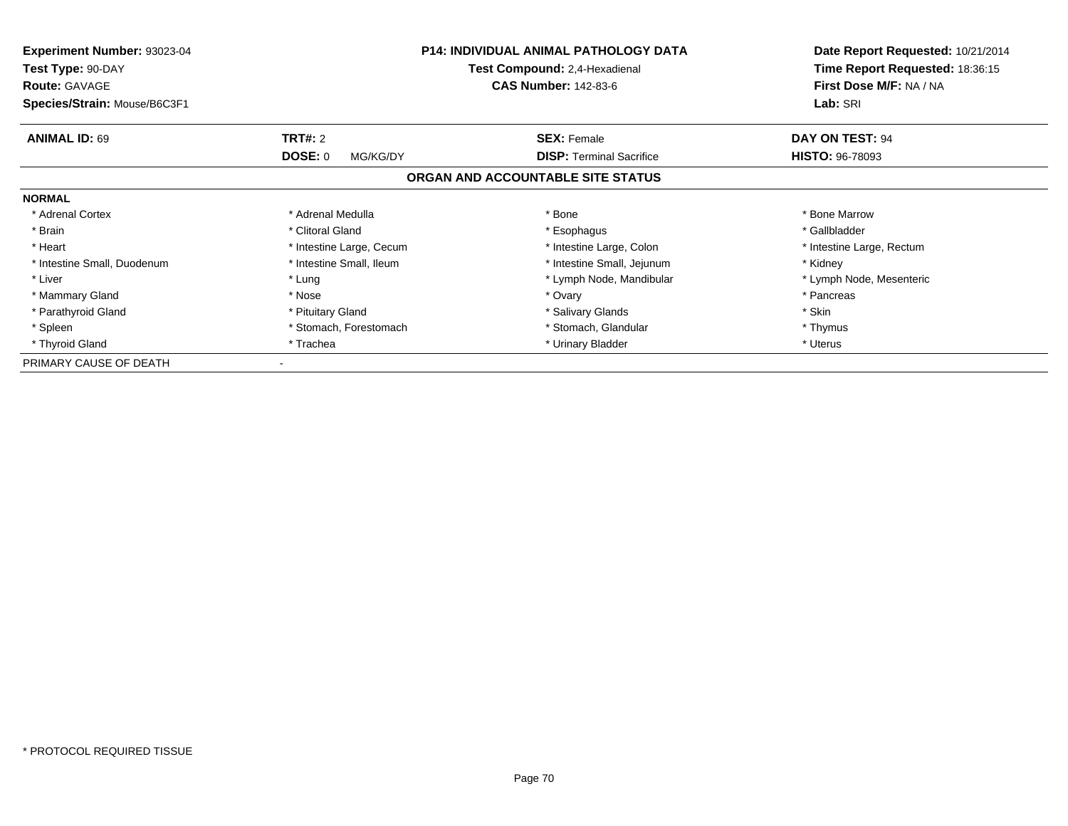**Experiment Number:** 93023-04
**Test Type:** 90-DAY
**Route:** GAVAGE
**Species/Strain:** Mouse/B6C3F1

**P14: INDIVIDUAL ANIMAL PATHOLOGY DATA**
**Test Compound:** 2,4-Hexadienal
**CAS Number:** 142-83-6

**Date Report Requested:** 10/21/2014
**Time Report Requested:** 18:36:15
**First Dose M/F:** NA / NA
**Lab:** SRI

| **ANIMAL ID:** 69 | **TRT#:** 2 | **SEX:** Female | **DAY ON TEST:** 94 |
|---|---|---|---|
| | **DOSE:** 0 MG/KG/DY | **DISP:** Terminal Sacrifice | **HISTO:** 96-78093 |

## ORGAN AND ACCOUNTABLE SITE STATUS

**NORMAL**

| | | | |
|---|---|---|---|
| * Adrenal Cortex | * Adrenal Medulla | * Bone | * Bone Marrow |
| * Brain | * Clitoral Gland | * Esophagus | * Gallbladder |
| * Heart | * Intestine Large, Cecum | * Intestine Large, Colon | * Intestine Large, Rectum |
| * Intestine Small, Duodenum | * Intestine Small, Ileum | * Intestine Small, Jejunum | * Kidney |
| * Liver | * Lung | * Lymph Node, Mandibular | * Lymph Node, Mesenteric |
| * Mammary Gland | * Nose | * Ovary | * Pancreas |
| * Parathyroid Gland | * Pituitary Gland | * Salivary Glands | * Skin |
| * Spleen | * Stomach, Forestomach | * Stomach, Glandular | * Thymus |
| * Thyroid Gland | * Trachea | * Urinary Bladder | * Uterus |

PRIMARY CAUSE OF DEATH -

* PROTOCOL REQUIRED TISSUE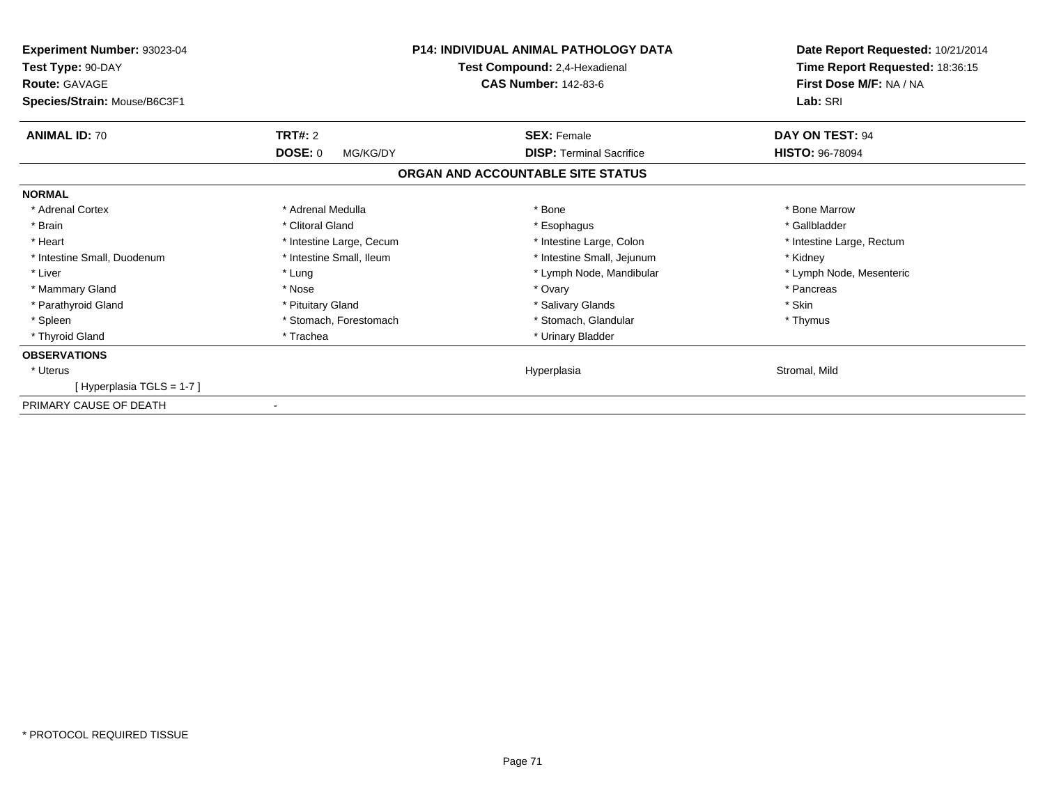**Experiment Number:** 93023-04
**Test Type:** 90-DAY
**Route:** GAVAGE
**Species/Strain:** Mouse/B6C3F1

**P14: INDIVIDUAL ANIMAL PATHOLOGY DATA**
**Test Compound:** 2,4-Hexadienal
**CAS Number:** 142-83-6

**Date Report Requested:** 10/21/2014
**Time Report Requested:** 18:36:15
**First Dose M/F:** NA / NA
**Lab:** SRI

| **ANIMAL ID:** 70 | **TRT#:** 2 | **SEX:** Female | **DAY ON TEST:** 94 |
|---|---|---|---|
| | **DOSE:** 0 MG/KG/DY | **DISP:** Terminal Sacrifice | **HISTO:** 96-78094 |

## ORGAN AND ACCOUNTABLE SITE STATUS

**NORMAL**

| | | | |
|---|---|---|---|
| * Adrenal Cortex | * Adrenal Medulla | * Bone | * Bone Marrow |
| * Brain | * Clitoral Gland | * Esophagus | * Gallbladder |
| * Heart | * Intestine Large, Cecum | * Intestine Large, Colon | * Intestine Large, Rectum |
| * Intestine Small, Duodenum | * Intestine Small, Ileum | * Intestine Small, Jejunum | * Kidney |
| * Liver | * Lung | * Lymph Node, Mandibular | * Lymph Node, Mesenteric |
| * Mammary Gland | * Nose | * Ovary | * Pancreas |
| * Parathyroid Gland | * Pituitary Gland | * Salivary Glands | * Skin |
| * Spleen | * Stomach, Forestomach | * Stomach, Glandular | * Thymus |
| * Thyroid Gland | * Trachea | * Urinary Bladder | |

**OBSERVATIONS**

| | | | |
|---|---|---|---|
| * Uterus | | Hyperplasia | Stromal, Mild |
| [ Hyperplasia TGLS = 1-7 ] | | | |

PRIMARY CAUSE OF DEATH -

* PROTOCOL REQUIRED TISSUE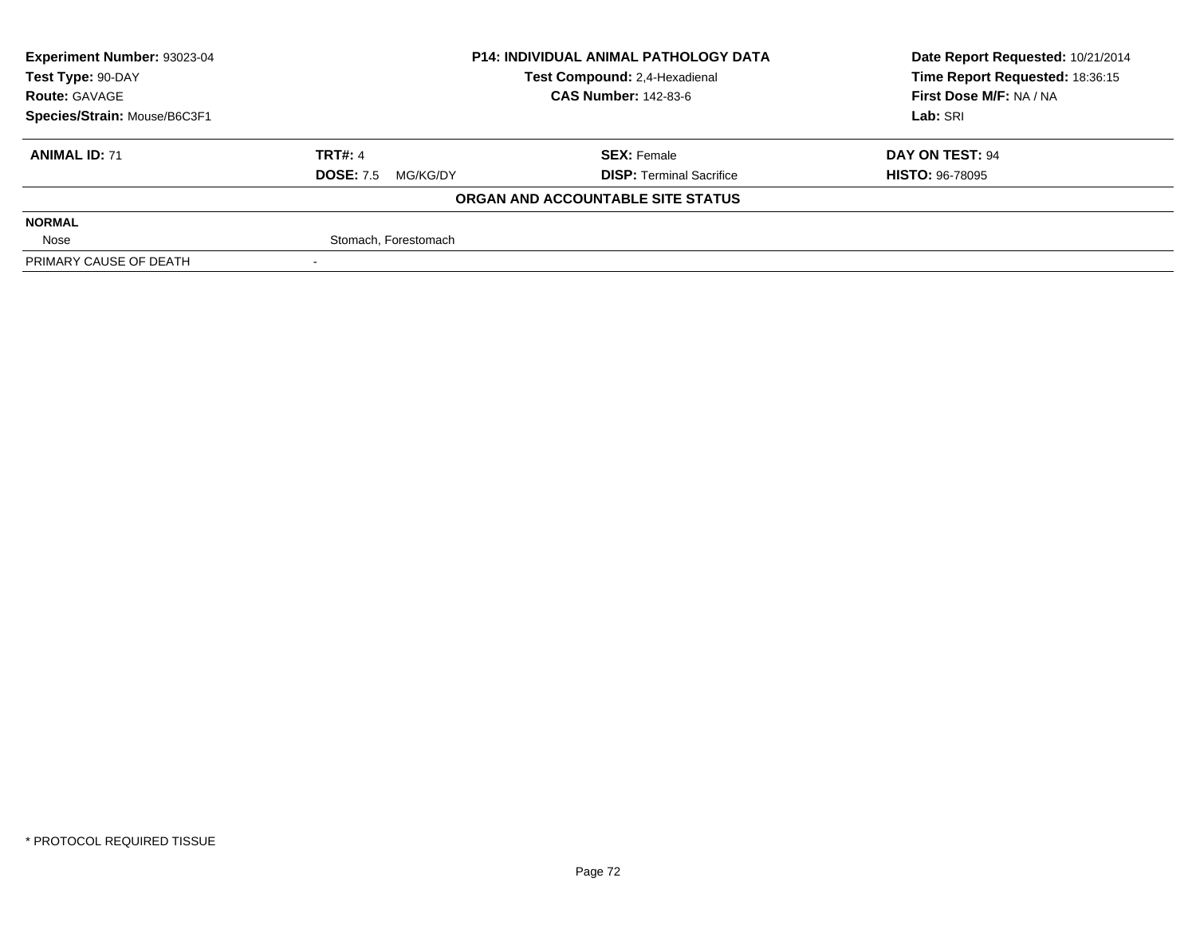| Experiment Number: 93023-04 | P14: INDIVIDUAL ANIMAL PATHOLOGY DATA | Date Report Requested: 10/21/2014 |
|---|---|---|
| Test Type: 90-DAY | Test Compound: 2,4-Hexadienal | Time Report Requested: 18:36:15 |
| Route: GAVAGE | CAS Number: 142-83-6 | First Dose M/F: NA / NA |
| Species/Strain: Mouse/B6C3F1 | | Lab: SRI |

| ANIMAL ID: 71 | TRT#: 4 | SEX: Female | DAY ON TEST: 94 |
|---|---|---|---|
| | DOSE: 7.5 MG/KG/DY | DISP: Terminal Sacrifice | HISTO: 96-78095 |

**ORGAN AND ACCOUNTABLE SITE STATUS**

| NORMAL | |
|---|---|
| Nose | Stomach, Forestomach |
| PRIMARY CAUSE OF DEATH | - |

* PROTOCOL REQUIRED TISSUE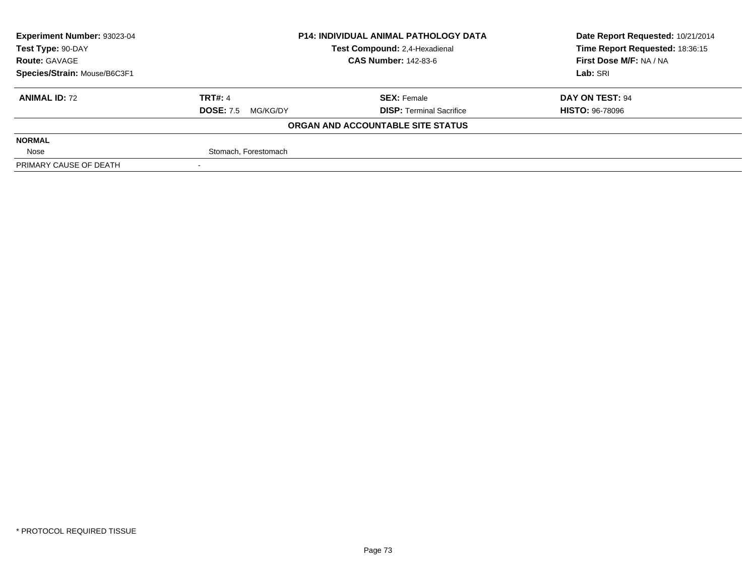| **Experiment Number:** 93023-04 | **P14: INDIVIDUAL ANIMAL PATHOLOGY DATA** | **Date Report Requested:** 10/21/2014 |
|---|---|---|
| **Test Type:** 90-DAY | **Test Compound:** 2,4-Hexadienal | **Time Report Requested:** 18:36:15 |
| **Route:** GAVAGE | **CAS Number:** 142-83-6 | **First Dose M/F:** NA / NA |
| **Species/Strain:** Mouse/B6C3F1 | | **Lab:** SRI |

| **ANIMAL ID:** 72 | **TRT#:** 4 | **SEX:** Female | **DAY ON TEST:** 94 |
|---|---|---|---|
| | **DOSE:** 7.5 MG/KG/DY | **DISP:** Terminal Sacrifice | **HISTO:** 96-78096 |

**ORGAN AND ACCOUNTABLE SITE STATUS**

| | |
|---|---|
| **NORMAL** | |
| Nose | Stomach, Forestomach |
| PRIMARY CAUSE OF DEATH | - |

* PROTOCOL REQUIRED TISSUE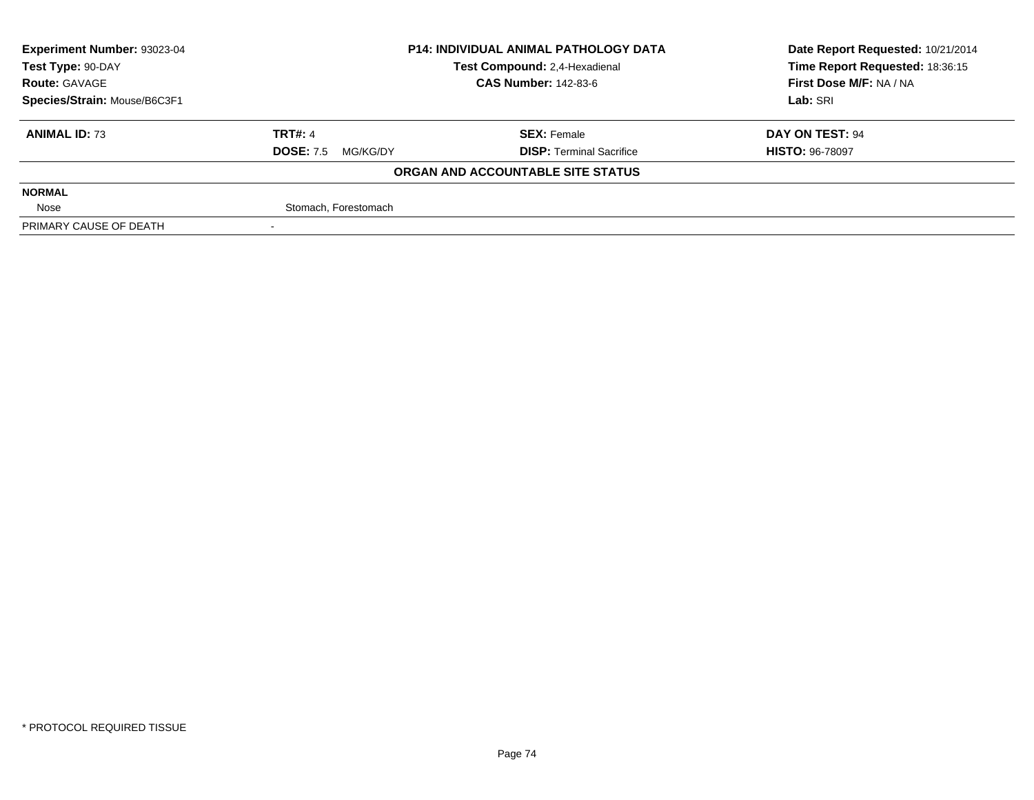| **Experiment Number:** 93023-04 | **P14: INDIVIDUAL ANIMAL PATHOLOGY DATA** | **Date Report Requested:** 10/21/2014 |
|---|---|---|
| **Test Type:** 90-DAY | **Test Compound:** 2,4-Hexadienal | **Time Report Requested:** 18:36:15 |
| **Route:** GAVAGE | **CAS Number:** 142-83-6 | **First Dose M/F:** NA / NA |
| **Species/Strain:** Mouse/B6C3F1 | | **Lab:** SRI |

| **ANIMAL ID:** 73 | **TRT#:** 4 | **SEX:** Female | **DAY ON TEST:** 94 |
|---|---|---|---|
| | **DOSE:** 7.5 MG/KG/DY | **DISP:** Terminal Sacrifice | **HISTO:** 96-78097 |

**ORGAN AND ACCOUNTABLE SITE STATUS**

| **NORMAL** | |
|---|---|
| Nose | Stomach, Forestomach |
| PRIMARY CAUSE OF DEATH | - |

* PROTOCOL REQUIRED TISSUE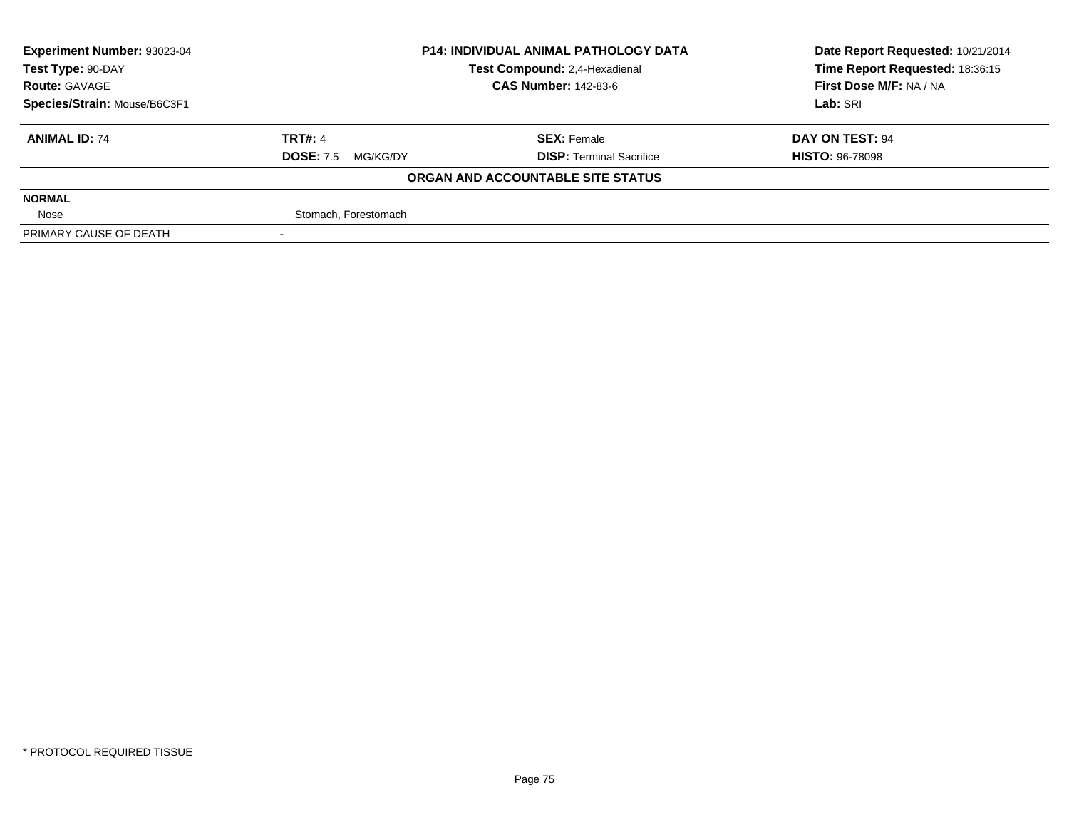| **Experiment Number:** 93023-04 | **P14: INDIVIDUAL ANIMAL PATHOLOGY DATA** | **Date Report Requested:** 10/21/2014 |
|---|---|---|
| **Test Type:** 90-DAY | **Test Compound:** 2,4-Hexadienal | **Time Report Requested:** 18:36:15 |
| **Route:** GAVAGE | **CAS Number:** 142-83-6 | **First Dose M/F:** NA / NA |
| **Species/Strain:** Mouse/B6C3F1 | | **Lab:** SRI |

| **ANIMAL ID:** 74 | **TRT#:** 4 | **SEX:** Female | **DAY ON TEST:** 94 |
|---|---|---|---|
| | **DOSE:** 7.5 MG/KG/DY | **DISP:** Terminal Sacrifice | **HISTO:** 96-78098 |

**ORGAN AND ACCOUNTABLE SITE STATUS**

| | |
|---|---|
| **NORMAL** | |
| Nose | Stomach, Forestomach |
| PRIMARY CAUSE OF DEATH | - |

* PROTOCOL REQUIRED TISSUE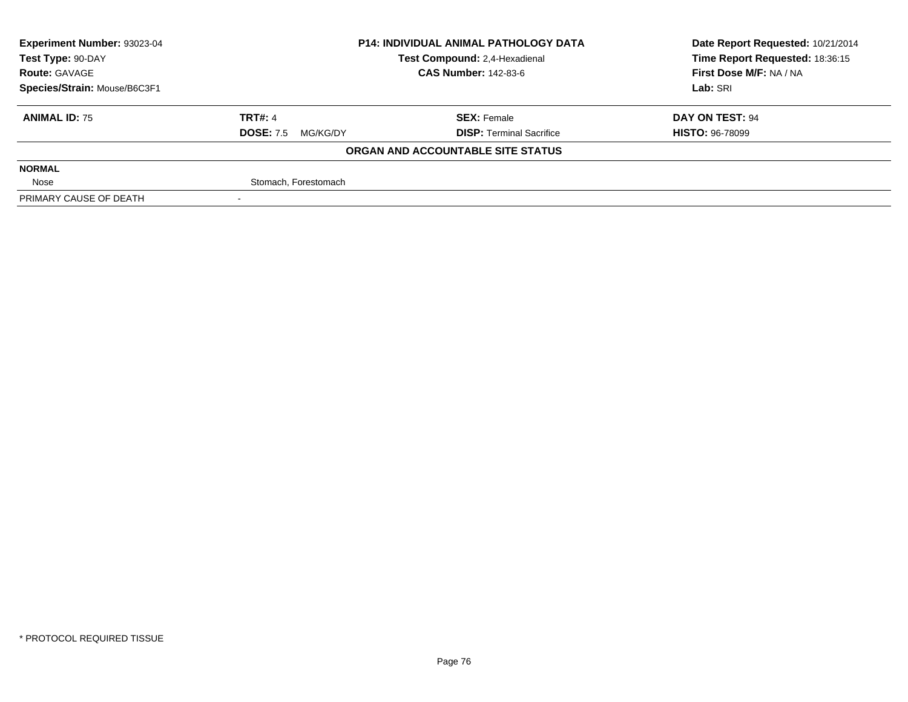| Experiment Number: 93023-04 | P14: INDIVIDUAL ANIMAL PATHOLOGY DATA | Date Report Requested: 10/21/2014 |
|---|---|---|
| Test Type: 90-DAY | Test Compound: 2,4-Hexadienal | Time Report Requested: 18:36:15 |
| Route: GAVAGE | CAS Number: 142-83-6 | First Dose M/F: NA / NA |
| Species/Strain: Mouse/B6C3F1 | | Lab: SRI |

| ANIMAL ID: 75 | TRT#: 4 | SEX: Female | DAY ON TEST: 94 |
|---|---|---|---|
| | DOSE: 7.5 MG/KG/DY | DISP: Terminal Sacrifice | HISTO: 96-78099 |

**ORGAN AND ACCOUNTABLE SITE STATUS**

| | | | |
|---|---|---|---|
| **NORMAL** | | | |
| Nose | Stomach, Forestomach | | |
| PRIMARY CAUSE OF DEATH | - | | |

\* PROTOCOL REQUIRED TISSUE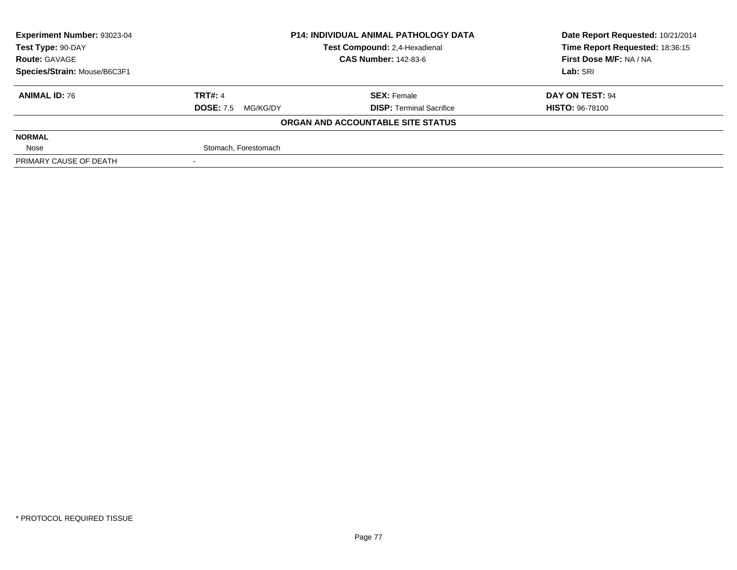| **Experiment Number:** 93023-04 | **P14: INDIVIDUAL ANIMAL PATHOLOGY DATA** | **Date Report Requested:** 10/21/2014 |
|---|---|---|
| **Test Type:** 90-DAY | **Test Compound:** 2,4-Hexadienal | **Time Report Requested:** 18:36:15 |
| **Route:** GAVAGE | **CAS Number:** 142-83-6 | **First Dose M/F:** NA / NA |
| **Species/Strain:** Mouse/B6C3F1 | | **Lab:** SRI |

| **ANIMAL ID:** 76 | **TRT#:** 4 | **SEX:** Female | **DAY ON TEST:** 94 |
|---|---|---|---|
| | **DOSE:** 7.5 MG/KG/DY | **DISP:** Terminal Sacrifice | **HISTO:** 96-78100 |

**ORGAN AND ACCOUNTABLE SITE STATUS**

| **NORMAL** | |
|---|---|
| Nose | Stomach, Forestomach |
| PRIMARY CAUSE OF DEATH | - |

* PROTOCOL REQUIRED TISSUE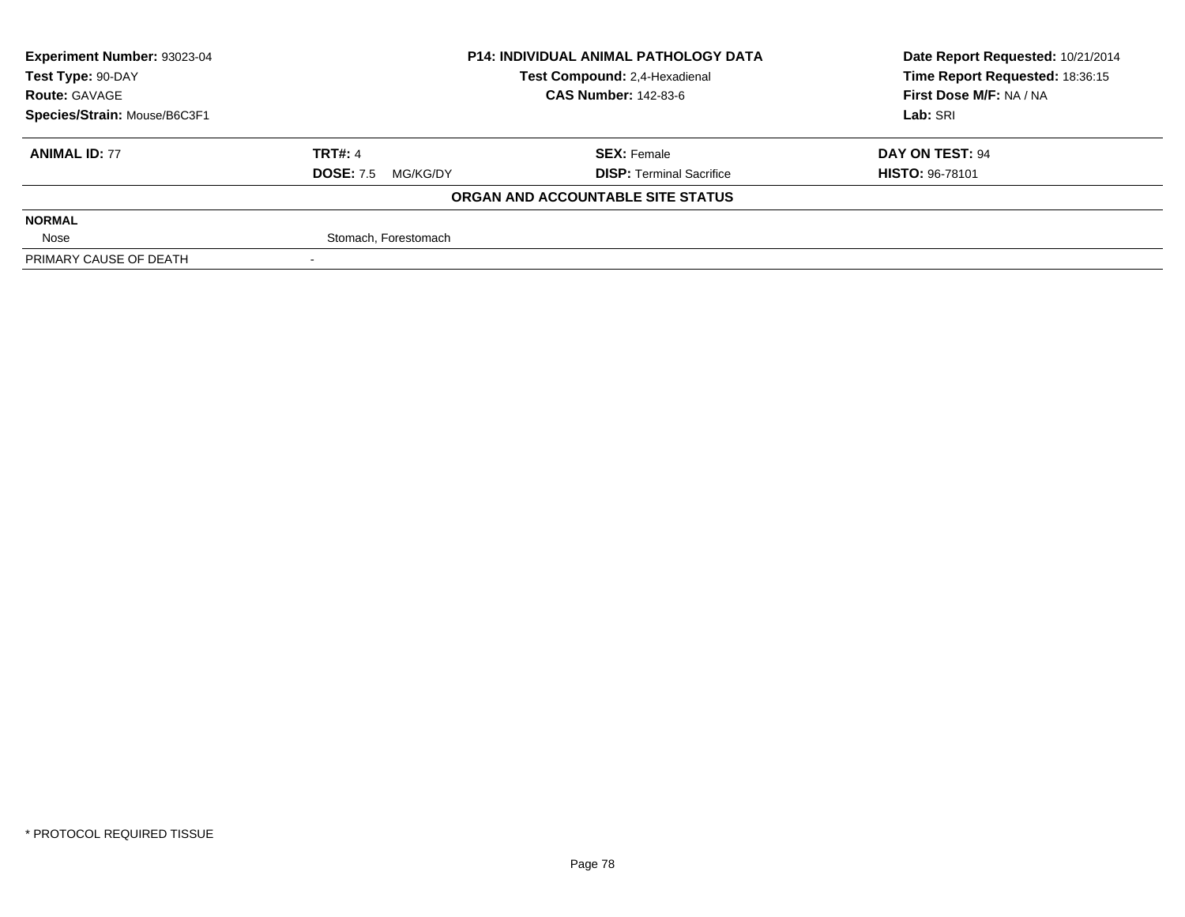| **Experiment Number:** 93023-04 | **P14: INDIVIDUAL ANIMAL PATHOLOGY DATA** | **Date Report Requested:** 10/21/2014 |
|---|---|---|
| **Test Type:** 90-DAY | **Test Compound:** 2,4-Hexadienal | **Time Report Requested:** 18:36:15 |
| **Route:** GAVAGE | **CAS Number:** 142-83-6 | **First Dose M/F:** NA / NA |
| **Species/Strain:** Mouse/B6C3F1 | | **Lab:** SRI |

| **ANIMAL ID:** 77 | **TRT#:** 4 | **SEX:** Female | **DAY ON TEST:** 94 |
|---|---|---|---|
| | **DOSE:** 7.5 MG/KG/DY | **DISP:** Terminal Sacrifice | **HISTO:** 96-78101 |

**ORGAN AND ACCOUNTABLE SITE STATUS**

| | |
|---|---|
| **NORMAL** | |
| Nose | Stomach, Forestomach |
| PRIMARY CAUSE OF DEATH | - |

* PROTOCOL REQUIRED TISSUE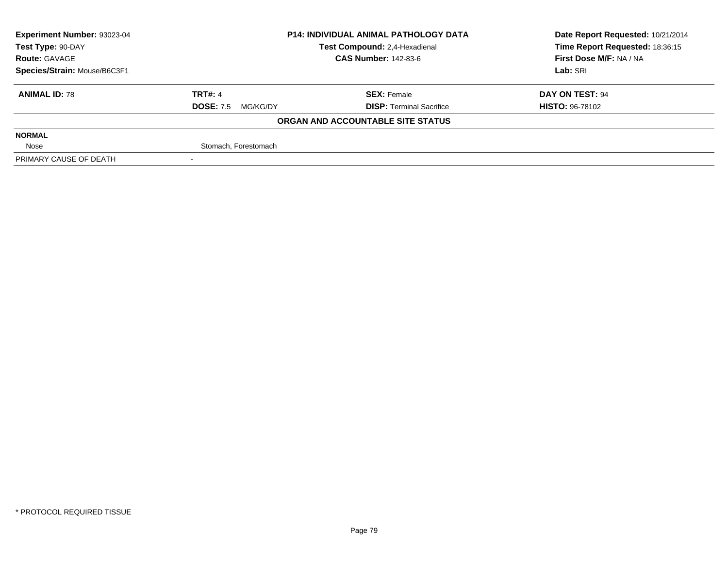| Experiment Number: 93023-04 | P14: INDIVIDUAL ANIMAL PATHOLOGY DATA | Date Report Requested: 10/21/2014 |
|---|---|---|
| Test Type: 90-DAY | Test Compound: 2,4-Hexadienal | Time Report Requested: 18:36:15 |
| Route: GAVAGE | CAS Number: 142-83-6 | First Dose M/F: NA / NA |
| Species/Strain: Mouse/B6C3F1 | | Lab: SRI |

| **ANIMAL ID:** 78 | **TRT#:** 4 | **SEX:** Female | **DAY ON TEST:** 94 |
|---|---|---|---|
| | **DOSE:** 7.5 MG/KG/DY | **DISP:** Terminal Sacrifice | **HISTO:** 96-78102 |

**ORGAN AND ACCOUNTABLE SITE STATUS**

| | | | |
|---|---|---|---|
| **NORMAL** | | | |
| Nose | Stomach, Forestomach | | |
| PRIMARY CAUSE OF DEATH | - | | |

\* PROTOCOL REQUIRED TISSUE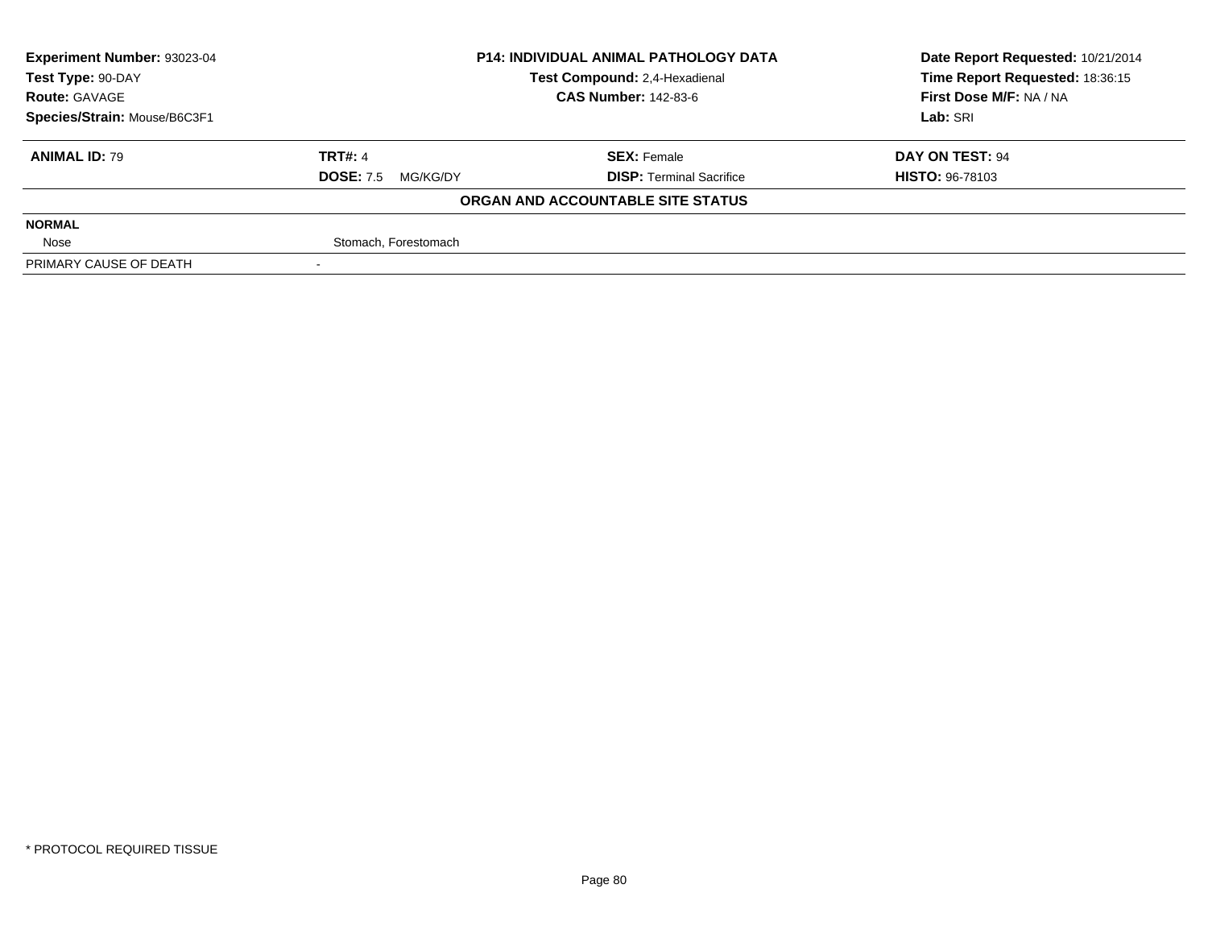| Experiment Number: 93023-04 | P14: INDIVIDUAL ANIMAL PATHOLOGY DATA | Date Report Requested: 10/21/2014 |
|---|---|---|
| Test Type: 90-DAY | Test Compound: 2,4-Hexadienal | Time Report Requested: 18:36:15 |
| Route: GAVAGE | CAS Number: 142-83-6 | First Dose M/F: NA / NA |
| Species/Strain: Mouse/B6C3F1 | | Lab: SRI |

| ANIMAL ID: 79 | TRT#: 4 | SEX: Female | DAY ON TEST: 94 |
|---|---|---|---|
| | DOSE: 7.5 MG/KG/DY | DISP: Terminal Sacrifice | HISTO: 96-78103 |

**ORGAN AND ACCOUNTABLE SITE STATUS**

| NORMAL | |
|---|---|
| Nose | Stomach, Forestomach |
| PRIMARY CAUSE OF DEATH | - |

* PROTOCOL REQUIRED TISSUE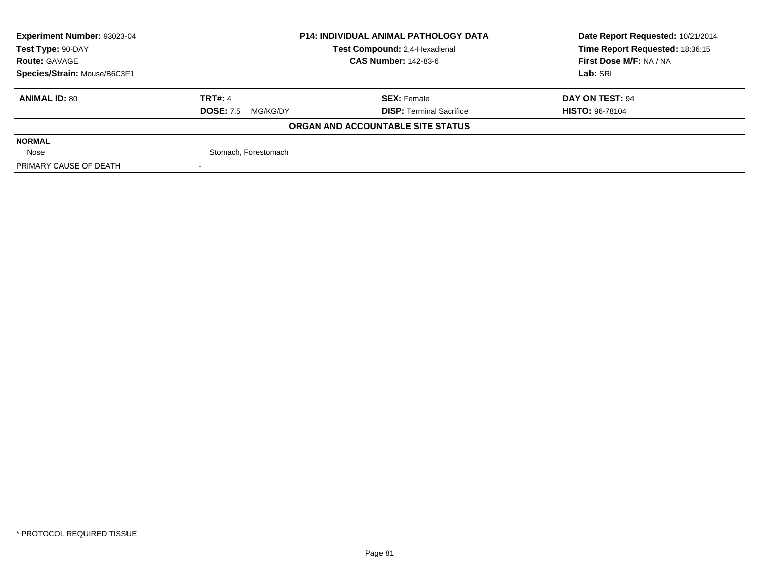| **Experiment Number:** 93023-04 | **P14: INDIVIDUAL ANIMAL PATHOLOGY DATA** | **Date Report Requested:** 10/21/2014 |
|---|---|---|
| **Test Type:** 90-DAY | **Test Compound:** 2,4-Hexadienal | **Time Report Requested:** 18:36:15 |
| **Route:** GAVAGE | **CAS Number:** 142-83-6 | **First Dose M/F:** NA / NA |
| **Species/Strain:** Mouse/B6C3F1 | | **Lab:** SRI |

| **ANIMAL ID:** 80 | **TRT#:** 4 | **SEX:** Female | **DAY ON TEST:** 94 |
|---|---|---|---|
| | **DOSE:** 7.5 MG/KG/DY | **DISP:** Terminal Sacrifice | **HISTO:** 96-78104 |

**ORGAN AND ACCOUNTABLE SITE STATUS**

| | |
|---|---|
| **NORMAL** | |
| Nose | Stomach, Forestomach |
| PRIMARY CAUSE OF DEATH | - |

* PROTOCOL REQUIRED TISSUE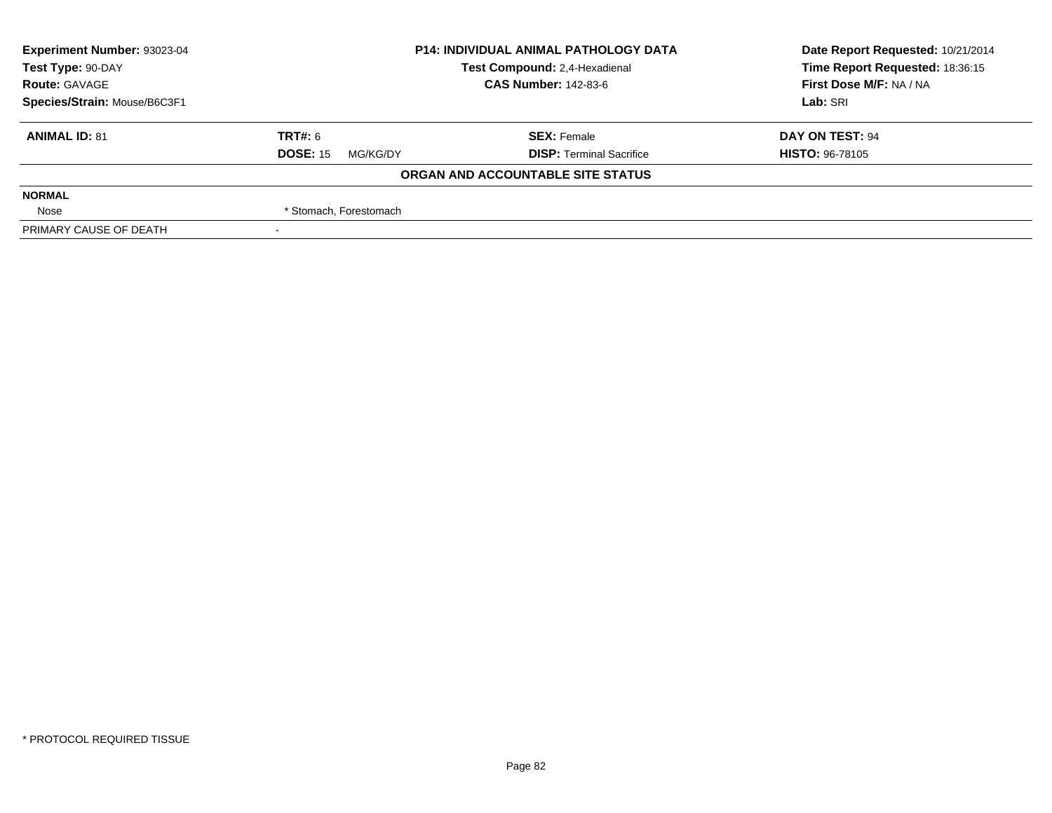| **Experiment Number:** 93023-04 | **P14: INDIVIDUAL ANIMAL PATHOLOGY DATA** | **Date Report Requested:** 10/21/2014 |
|---|---|---|
| **Test Type:** 90-DAY | **Test Compound:** 2,4-Hexadienal | **Time Report Requested:** 18:36:15 |
| **Route:** GAVAGE | **CAS Number:** 142-83-6 | **First Dose M/F:** NA / NA |
| **Species/Strain:** Mouse/B6C3F1 | | **Lab:** SRI |

| **ANIMAL ID:** 81 | **TRT#:** 6 | **SEX:** Female | **DAY ON TEST:** 94 |
|---|---|---|---|
| | **DOSE:** 15 MG/KG/DY | **DISP:** Terminal Sacrifice | **HISTO:** 96-78105 |

**ORGAN AND ACCOUNTABLE SITE STATUS**

| | |
|---|---|
| **NORMAL** | |
| Nose | * Stomach, Forestomach |
| PRIMARY CAUSE OF DEATH | - |

* PROTOCOL REQUIRED TISSUE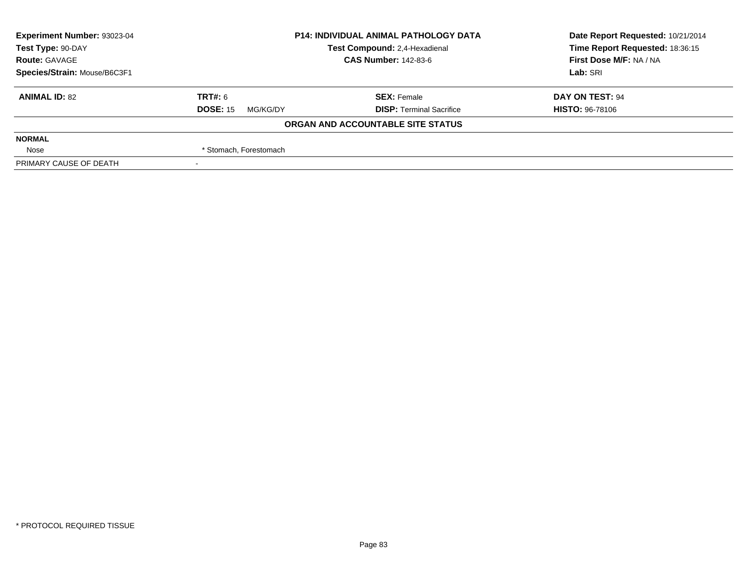| Experiment Number: 93023-04 | P14: INDIVIDUAL ANIMAL PATHOLOGY DATA | Date Report Requested: 10/21/2014 |
|---|---|---|
| Test Type: 90-DAY | Test Compound: 2,4-Hexadienal | Time Report Requested: 18:36:15 |
| Route: GAVAGE | CAS Number: 142-83-6 | First Dose M/F: NA / NA |
| Species/Strain: Mouse/B6C3F1 | | Lab: SRI |

| ANIMAL ID: 82 | TRT#: 6 | SEX: Female | DAY ON TEST: 94 |
|---|---|---|---|
| | DOSE: 15 MG/KG/DY | DISP: Terminal Sacrifice | HISTO: 96-78106 |

**ORGAN AND ACCOUNTABLE SITE STATUS**

| | |
|---|---|
| **NORMAL** | |
| Nose | * Stomach, Forestomach |
| PRIMARY CAUSE OF DEATH | - |

* PROTOCOL REQUIRED TISSUE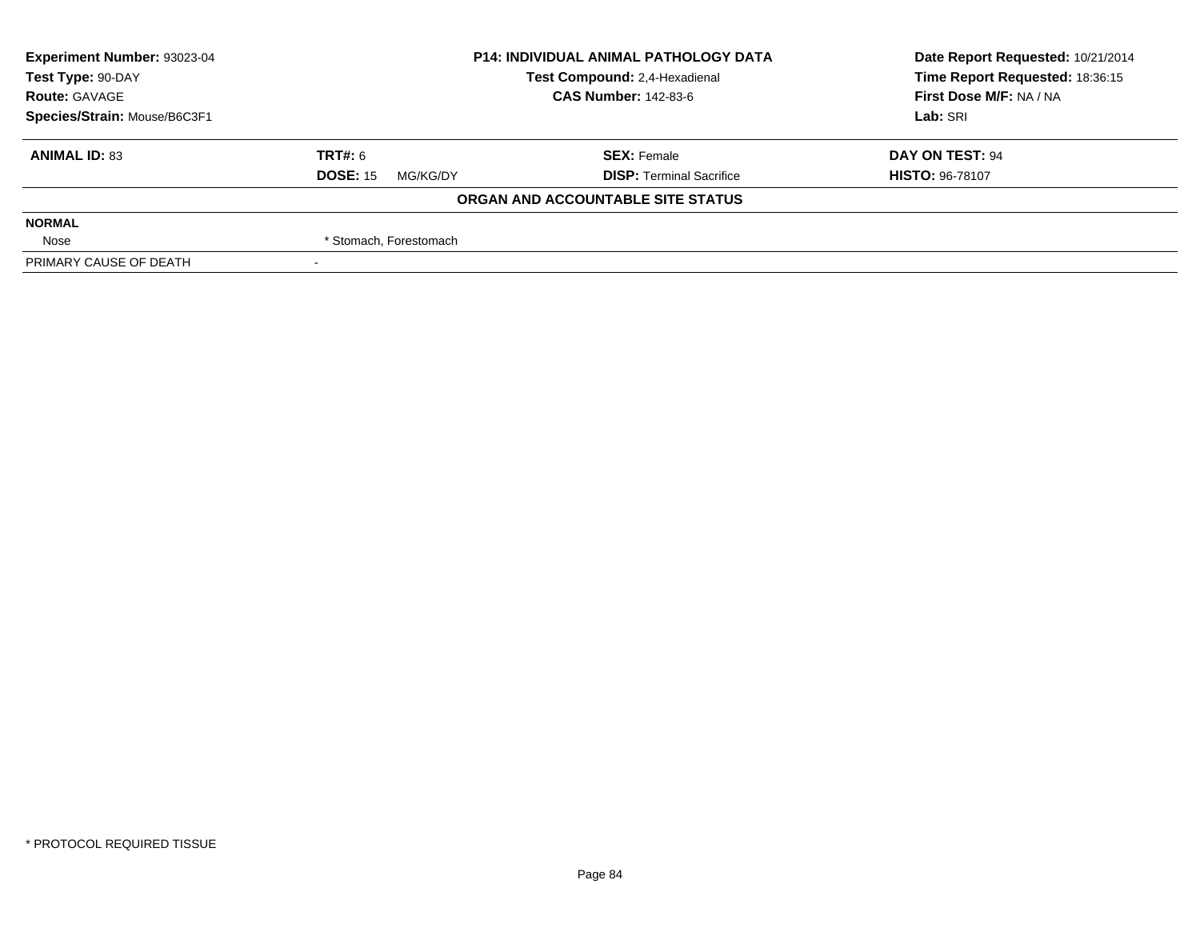**Experiment Number:** 93023-04
**Test Type:** 90-DAY
**Route:** GAVAGE
**Species/Strain:** Mouse/B6C3F1

**P14: INDIVIDUAL ANIMAL PATHOLOGY DATA**
**Test Compound:** 2,4-Hexadienal
**CAS Number:** 142-83-6

**Date Report Requested:** 10/21/2014
**Time Report Requested:** 18:36:15
**First Dose M/F:** NA / NA
**Lab:** SRI

| **ANIMAL ID:** 83 | **TRT#:** 6 | **SEX:** Female | **DAY ON TEST:** 94 |
|---|---|---|---|
| | **DOSE:** 15 MG/KG/DY | **DISP:** Terminal Sacrifice | **HISTO:** 96-78107 |

**ORGAN AND ACCOUNTABLE SITE STATUS**

| **NORMAL** | |
|---|---|
| Nose | * Stomach, Forestomach |
| PRIMARY CAUSE OF DEATH | - |

* PROTOCOL REQUIRED TISSUE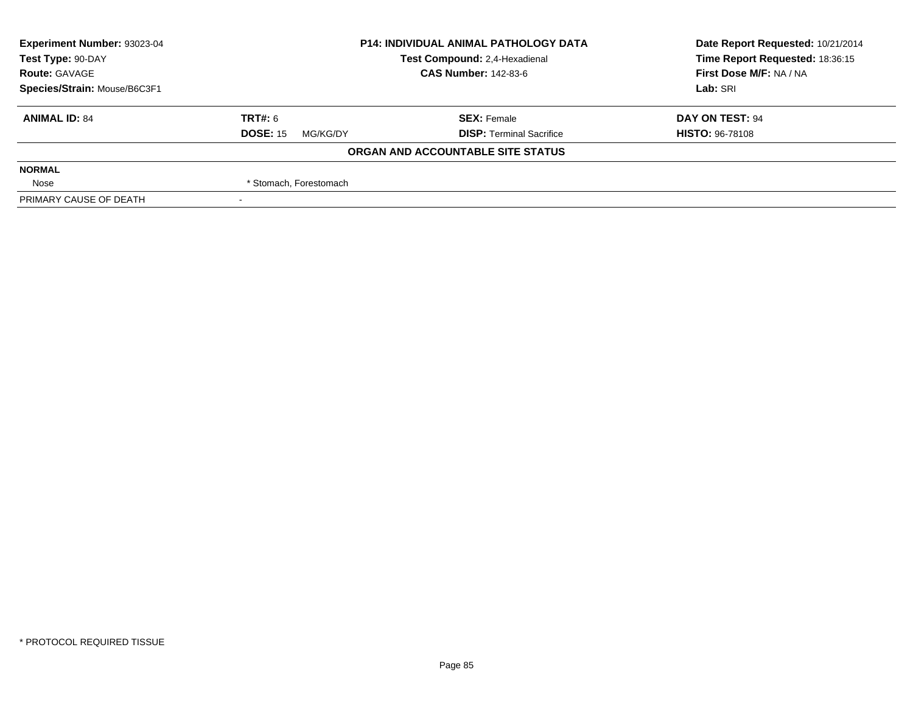| **Experiment Number:** 93023-04 | **P14: INDIVIDUAL ANIMAL PATHOLOGY DATA** | **Date Report Requested:** 10/21/2014 |
|---|---|---|
| **Test Type:** 90-DAY | **Test Compound:** 2,4-Hexadienal | **Time Report Requested:** 18:36:15 |
| **Route:** GAVAGE | **CAS Number:** 142-83-6 | **First Dose M/F:** NA / NA |
| **Species/Strain:** Mouse/B6C3F1 | | **Lab:** SRI |

| **ANIMAL ID:** 84 | **TRT#:** 6 | **SEX:** Female | **DAY ON TEST:** 94 |
|---|---|---|---|
| | **DOSE:** 15 MG/KG/DY | **DISP:** Terminal Sacrifice | **HISTO:** 96-78108 |

**ORGAN AND ACCOUNTABLE SITE STATUS**

| | |
|---|---|
| **NORMAL** | |
| Nose | * Stomach, Forestomach |
| PRIMARY CAUSE OF DEATH | - |

* PROTOCOL REQUIRED TISSUE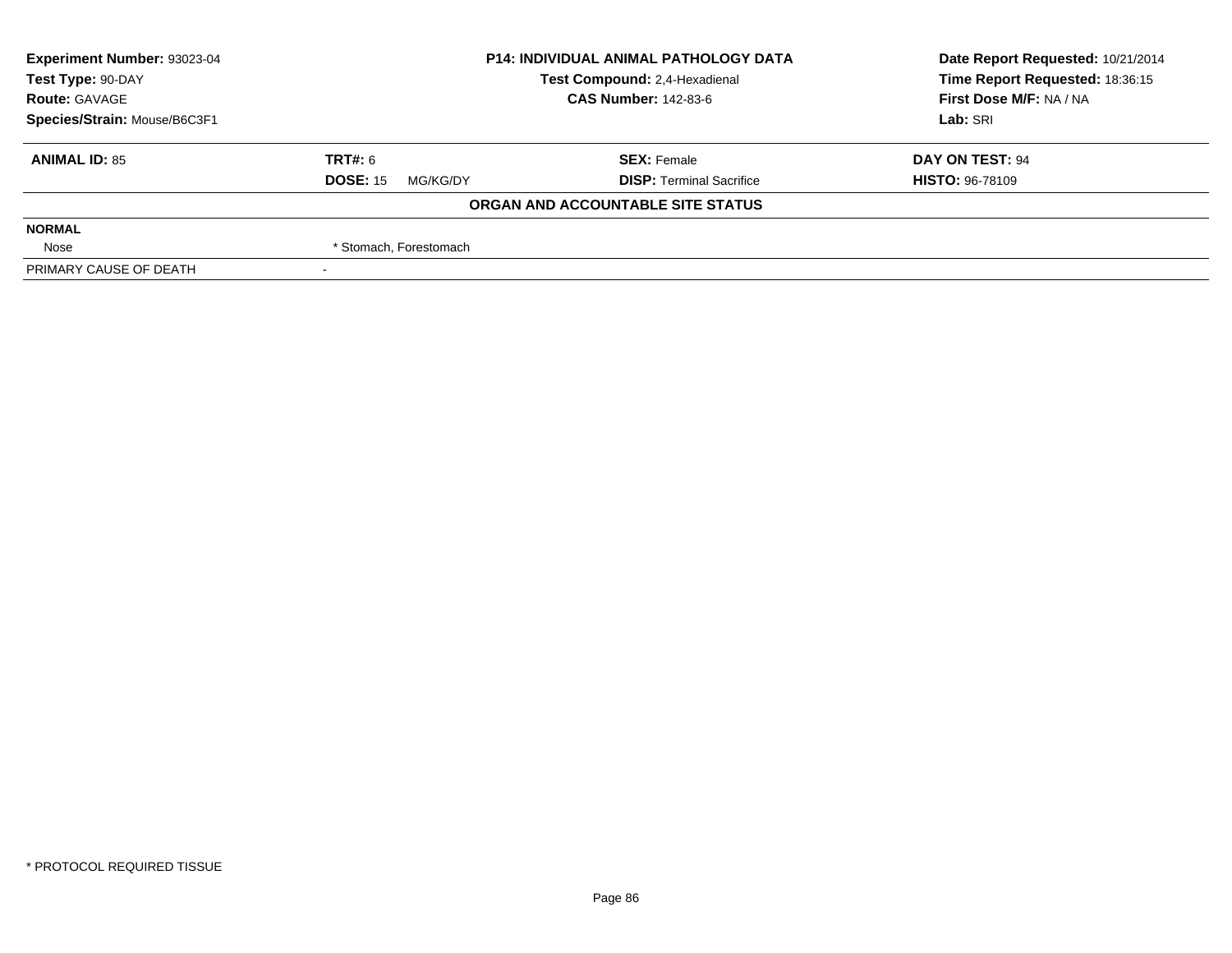| **Experiment Number:** 93023-04 | **P14: INDIVIDUAL ANIMAL PATHOLOGY DATA** | **Date Report Requested:** 10/21/2014 |
|---|---|---|
| **Test Type:** 90-DAY | **Test Compound:** 2,4-Hexadienal | **Time Report Requested:** 18:36:15 |
| **Route:** GAVAGE | **CAS Number:** 142-83-6 | **First Dose M/F:** NA / NA |
| **Species/Strain:** Mouse/B6C3F1 | | **Lab:** SRI |

| **ANIMAL ID:** 85 | **TRT#:** 6 | **SEX:** Female | **DAY ON TEST:** 94 |
|---|---|---|---|
| | **DOSE:** 15 MG/KG/DY | **DISP:** Terminal Sacrifice | **HISTO:** 96-78109 |

**ORGAN AND ACCOUNTABLE SITE STATUS**

| | |
|---|---|
| **NORMAL** | |
| Nose | * Stomach, Forestomach |
| PRIMARY CAUSE OF DEATH | - |

* PROTOCOL REQUIRED TISSUE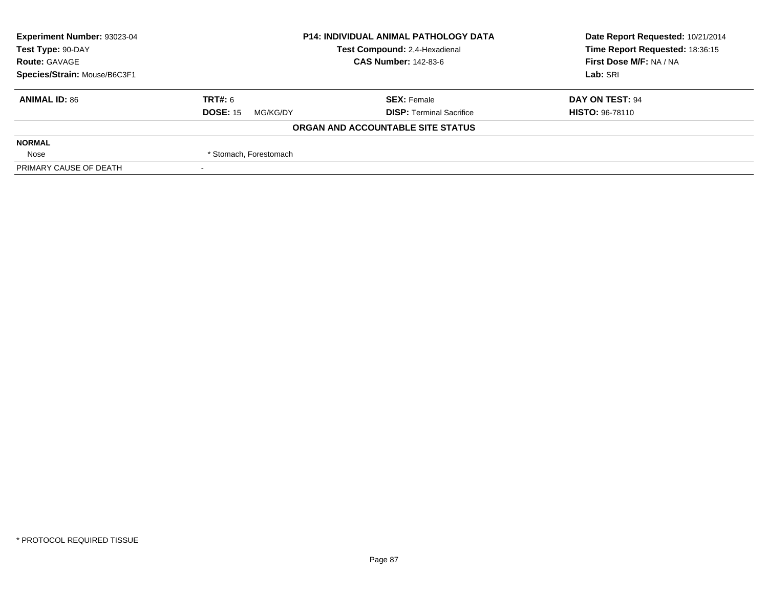| Experiment Number: 93023-04 | P14: INDIVIDUAL ANIMAL PATHOLOGY DATA | Date Report Requested: 10/21/2014 |
|---|---|---|
| Test Type: 90-DAY | Test Compound: 2,4-Hexadienal | Time Report Requested: 18:36:15 |
| Route: GAVAGE | CAS Number: 142-83-6 | First Dose M/F: NA / NA |
| Species/Strain: Mouse/B6C3F1 | | Lab: SRI |

| ANIMAL ID: 86 | TRT#: 6 | SEX: Female | DAY ON TEST: 94 |
|---|---|---|---|
| | DOSE: 15 MG/KG/DY | DISP: Terminal Sacrifice | HISTO: 96-78110 |

**ORGAN AND ACCOUNTABLE SITE STATUS**

| NORMAL | |
|---|---|
| Nose | * Stomach, Forestomach |
| PRIMARY CAUSE OF DEATH | - |

* PROTOCOL REQUIRED TISSUE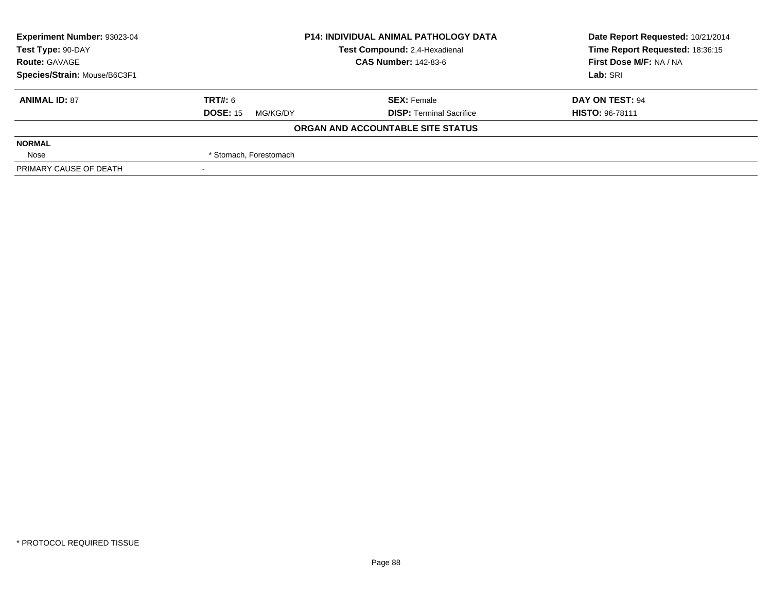| Experiment Number: 93023-04 | P14: INDIVIDUAL ANIMAL PATHOLOGY DATA | Date Report Requested: 10/21/2014 |
|---|---|---|
| Test Type: 90-DAY | Test Compound: 2,4-Hexadienal | Time Report Requested: 18:36:15 |
| Route: GAVAGE | CAS Number: 142-83-6 | First Dose M/F: NA / NA |
| Species/Strain: Mouse/B6C3F1 | | Lab: SRI |

| ANIMAL ID: 87 | TRT#: 6 | SEX: Female | DAY ON TEST: 94 |
|---|---|---|---|
| | DOSE: 15 MG/KG/DY | DISP: Terminal Sacrifice | HISTO: 96-78111 |

**ORGAN AND ACCOUNTABLE SITE STATUS**

| | |
|---|---|
| **NORMAL** | |
| Nose | * Stomach, Forestomach |
| PRIMARY CAUSE OF DEATH | - |

* PROTOCOL REQUIRED TISSUE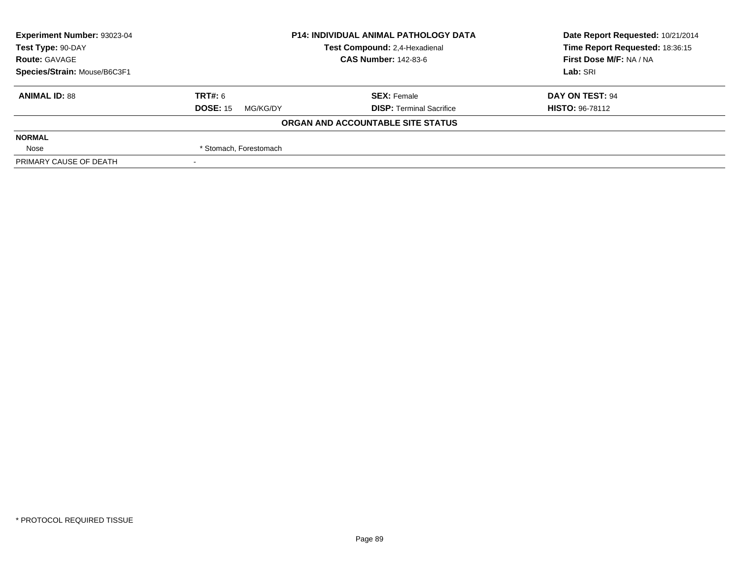| Experiment Number: 93023-04 | P14: INDIVIDUAL ANIMAL PATHOLOGY DATA | Date Report Requested: 10/21/2014 |
|---|---|---|
| Test Type: 90-DAY | Test Compound: 2,4-Hexadienal | Time Report Requested: 18:36:15 |
| Route: GAVAGE | CAS Number: 142-83-6 | First Dose M/F: NA / NA |
| Species/Strain: Mouse/B6C3F1 | | Lab: SRI |

| ANIMAL ID: 88 | TRT#: 6 | SEX: Female | DAY ON TEST: 94 |
|---|---|---|---|
| | DOSE: 15 MG/KG/DY | DISP: Terminal Sacrifice | HISTO: 96-78112 |

**ORGAN AND ACCOUNTABLE SITE STATUS**

| | |
|---|---|
| **NORMAL** | |
| Nose | * Stomach, Forestomach |
| PRIMARY CAUSE OF DEATH | - |

* PROTOCOL REQUIRED TISSUE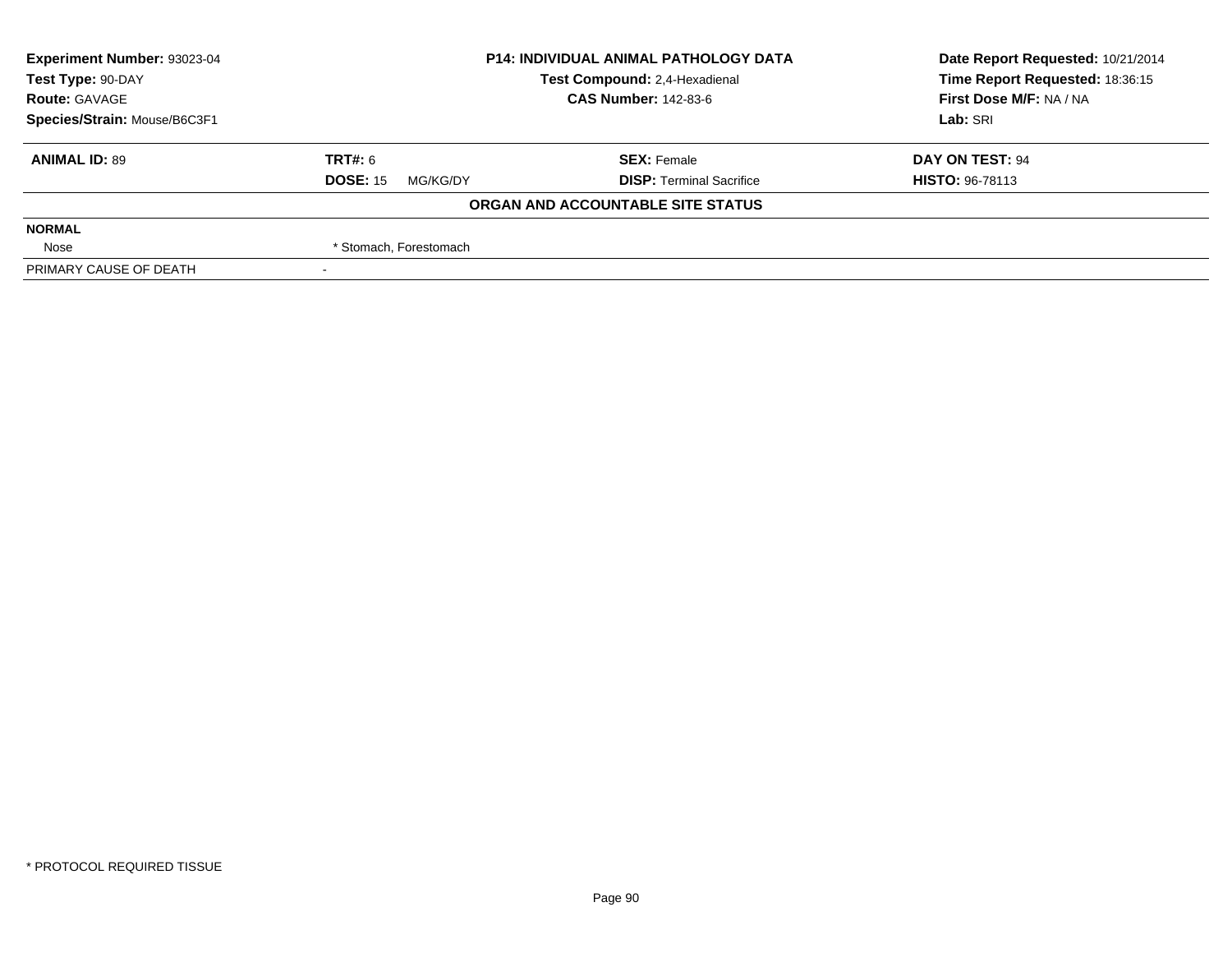| Experiment Number: 93023-04 | P14: INDIVIDUAL ANIMAL PATHOLOGY DATA | Date Report Requested: 10/21/2014 |
|---|---|---|
| Test Type: 90-DAY | Test Compound: 2,4-Hexadienal | Time Report Requested: 18:36:15 |
| Route: GAVAGE | CAS Number: 142-83-6 | First Dose M/F: NA / NA |
| Species/Strain: Mouse/B6C3F1 | | Lab: SRI |

| ANIMAL ID: 89 | TRT#: 6 | SEX: Female | DAY ON TEST: 94 |
|---|---|---|---|
| | DOSE: 15 MG/KG/DY | DISP: Terminal Sacrifice | HISTO: 96-78113 |

**ORGAN AND ACCOUNTABLE SITE STATUS**

| | |
|---|---|
| **NORMAL** | |
| Nose | * Stomach, Forestomach |
| PRIMARY CAUSE OF DEATH | - |

* PROTOCOL REQUIRED TISSUE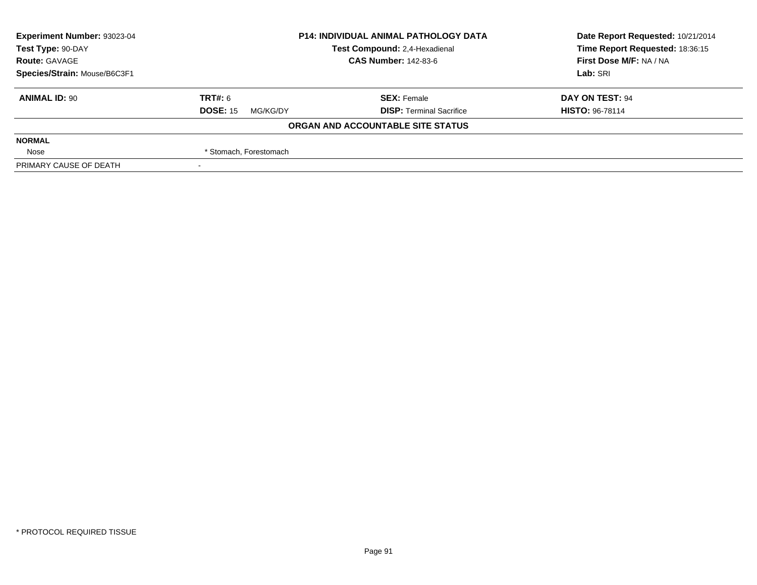| Experiment Number: 93023-04 | P14: INDIVIDUAL ANIMAL PATHOLOGY DATA | Date Report Requested: 10/21/2014 |
|---|---|---|
| Test Type: 90-DAY | Test Compound: 2,4-Hexadienal | Time Report Requested: 18:36:15 |
| Route: GAVAGE | CAS Number: 142-83-6 | First Dose M/F: NA / NA |
| Species/Strain: Mouse/B6C3F1 | | Lab: SRI |

| ANIMAL ID: 90 | TRT#: 6 | SEX: Female | DAY ON TEST: 94 |
|---|---|---|---|
| | DOSE: 15 MG/KG/DY | DISP: Terminal Sacrifice | HISTO: 96-78114 |

**ORGAN AND ACCOUNTABLE SITE STATUS**

| | |
|---|---|
| **NORMAL** | |
| Nose | * Stomach, Forestomach |
| PRIMARY CAUSE OF DEATH | - |

* PROTOCOL REQUIRED TISSUE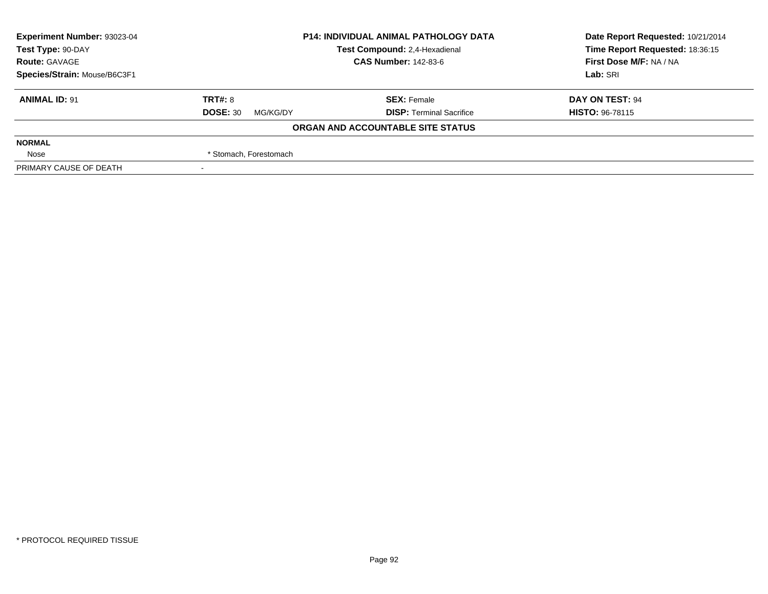| **Experiment Number:** 93023-04 | **P14: INDIVIDUAL ANIMAL PATHOLOGY DATA** | **Date Report Requested:** 10/21/2014 |
|---|---|---|
| **Test Type:** 90-DAY | **Test Compound:** 2,4-Hexadienal | **Time Report Requested:** 18:36:15 |
| **Route:** GAVAGE | **CAS Number:** 142-83-6 | **First Dose M/F:** NA / NA |
| **Species/Strain:** Mouse/B6C3F1 | | **Lab:** SRI |

| **ANIMAL ID:** 91 | **TRT#:** 8 | **SEX:** Female | **DAY ON TEST:** 94 |
|---|---|---|---|
| | **DOSE:** 30 MG/KG/DY | **DISP:** Terminal Sacrifice | **HISTO:** 96-78115 |

**ORGAN AND ACCOUNTABLE SITE STATUS**

| | |
|---|---|
| **NORMAL** | |
| Nose | * Stomach, Forestomach |
| PRIMARY CAUSE OF DEATH | - |

* PROTOCOL REQUIRED TISSUE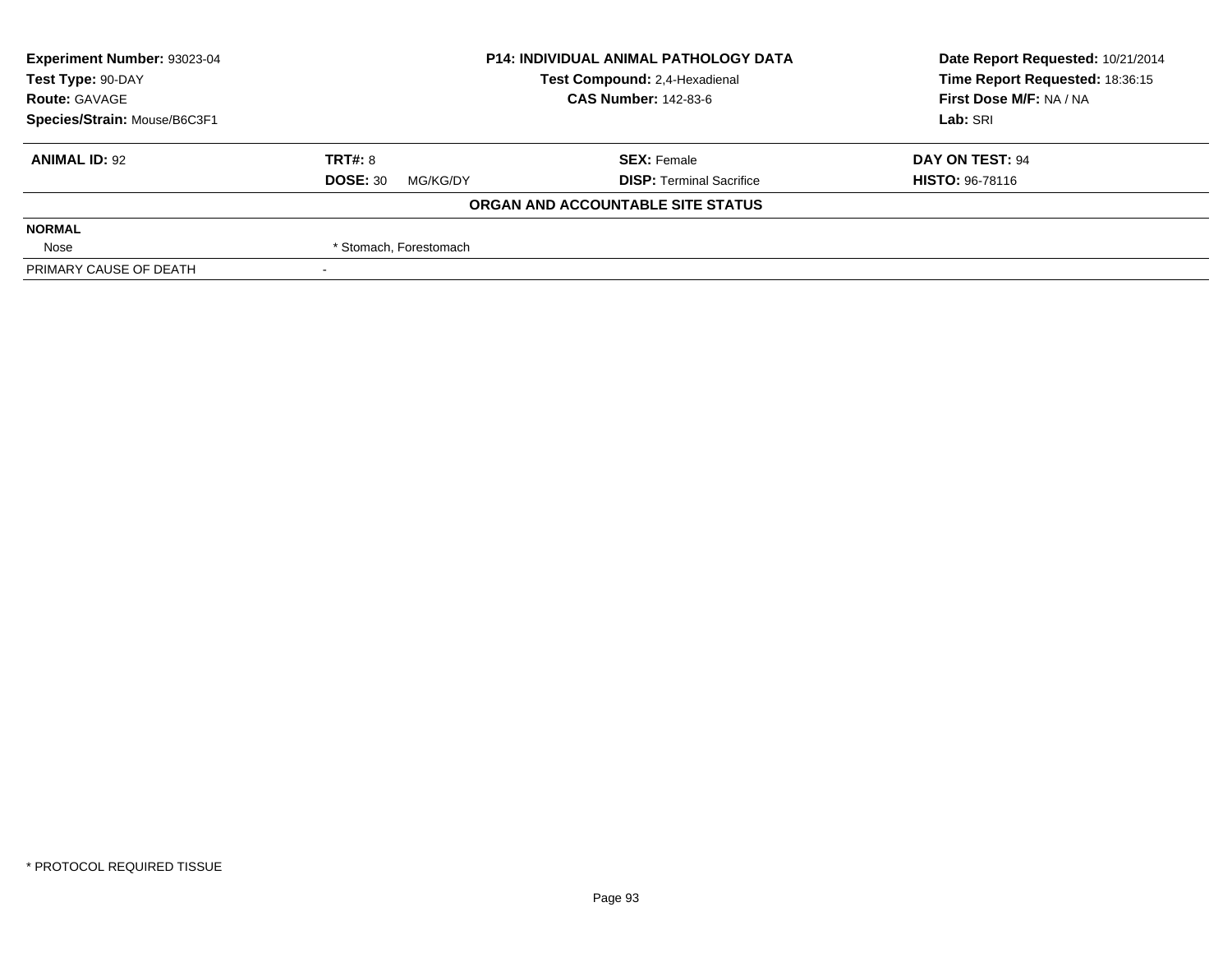| Experiment Number: 93023-04 | P14: INDIVIDUAL ANIMAL PATHOLOGY DATA | Date Report Requested: 10/21/2014 |
|---|---|---|
| Test Type: 90-DAY | Test Compound: 2,4-Hexadienal | Time Report Requested: 18:36:15 |
| Route: GAVAGE | CAS Number: 142-83-6 | First Dose M/F: NA / NA |
| Species/Strain: Mouse/B6C3F1 | | Lab: SRI |

| ANIMAL ID: 92 | TRT#: 8 | SEX: Female | DAY ON TEST: 94 |
|---|---|---|---|
| | DOSE: 30 MG/KG/DY | DISP: Terminal Sacrifice | HISTO: 96-78116 |

**ORGAN AND ACCOUNTABLE SITE STATUS**

| | |
|---|---|
| **NORMAL** | |
| Nose | * Stomach, Forestomach |
| PRIMARY CAUSE OF DEATH | - |

* PROTOCOL REQUIRED TISSUE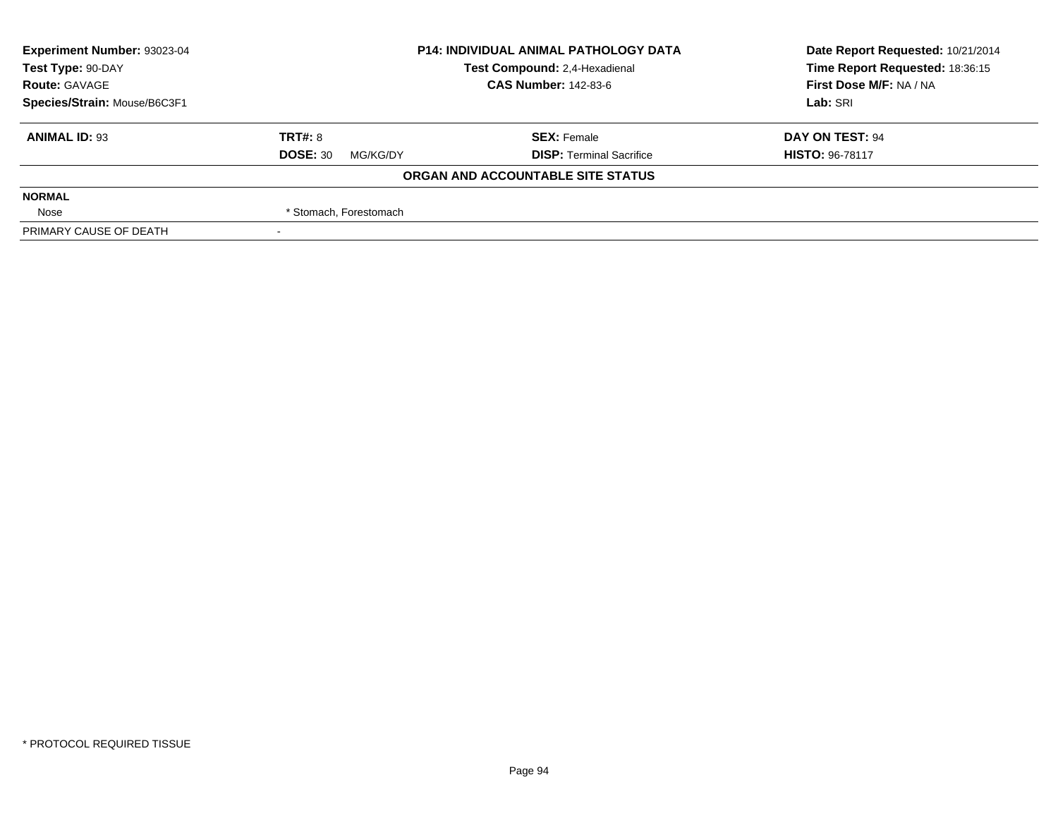| Experiment Number: 93023-04 | P14: INDIVIDUAL ANIMAL PATHOLOGY DATA | Date Report Requested: 10/21/2014 |
|---|---|---|
| Test Type: 90-DAY | Test Compound: 2,4-Hexadienal | Time Report Requested: 18:36:15 |
| Route: GAVAGE | CAS Number: 142-83-6 | First Dose M/F: NA / NA |
| Species/Strain: Mouse/B6C3F1 | | Lab: SRI |

| ANIMAL ID: 93 | TRT#: 8 | SEX: Female | DAY ON TEST: 94 |
|---|---|---|---|
| | DOSE: 30 MG/KG/DY | DISP: Terminal Sacrifice | HISTO: 96-78117 |

**ORGAN AND ACCOUNTABLE SITE STATUS**

| | |
|---|---|
| **NORMAL** | |
| Nose | * Stomach, Forestomach |
| PRIMARY CAUSE OF DEATH | - |

* PROTOCOL REQUIRED TISSUE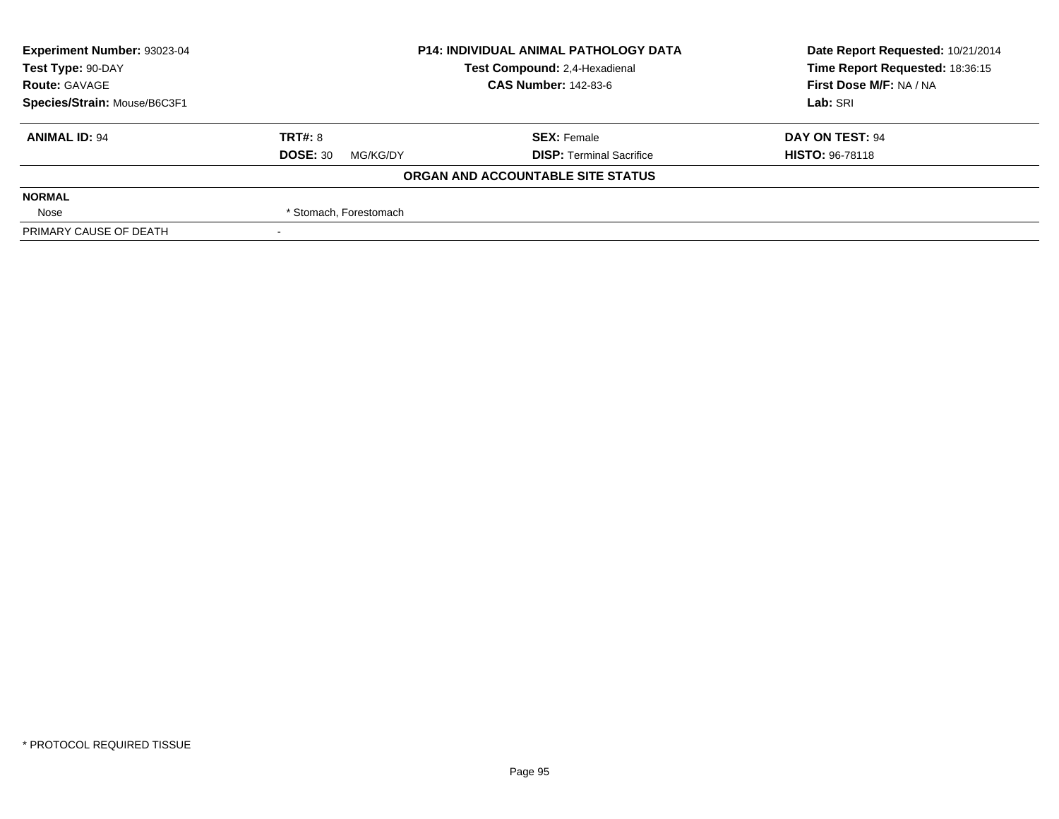| **Experiment Number:** 93023-04 | **P14: INDIVIDUAL ANIMAL PATHOLOGY DATA** | **Date Report Requested:** 10/21/2014 |
|---|---|---|
| **Test Type:** 90-DAY | **Test Compound:** 2,4-Hexadienal | **Time Report Requested:** 18:36:15 |
| **Route:** GAVAGE | **CAS Number:** 142-83-6 | **First Dose M/F:** NA / NA |
| **Species/Strain:** Mouse/B6C3F1 | | **Lab:** SRI |

| **ANIMAL ID:** 94 | **TRT#:** 8 | **SEX:** Female | **DAY ON TEST:** 94 |
|---|---|---|---|
| | **DOSE:** 30 MG/KG/DY | **DISP:** Terminal Sacrifice | **HISTO:** 96-78118 |

**ORGAN AND ACCOUNTABLE SITE STATUS**

| | |
|---|---|
| **NORMAL** | |
| Nose | * Stomach, Forestomach |
| PRIMARY CAUSE OF DEATH | - |

\* PROTOCOL REQUIRED TISSUE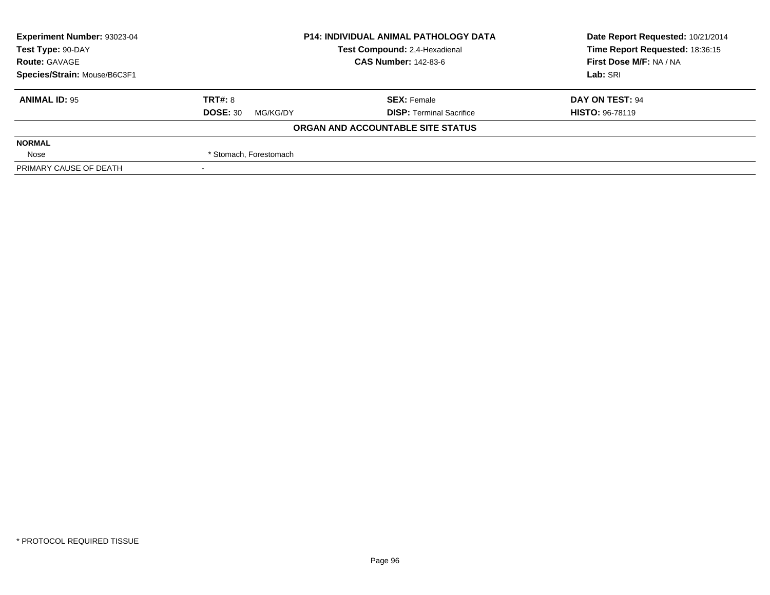| **Experiment Number:** 93023-04 | **P14: INDIVIDUAL ANIMAL PATHOLOGY DATA** | **Date Report Requested:** 10/21/2014 |
|---|---|---|
| **Test Type:** 90-DAY | **Test Compound:** 2,4-Hexadienal | **Time Report Requested:** 18:36:15 |
| **Route:** GAVAGE | **CAS Number:** 142-83-6 | **First Dose M/F:** NA / NA |
| **Species/Strain:** Mouse/B6C3F1 | | **Lab:** SRI |

| **ANIMAL ID:** 95 | **TRT#:** 8 | **SEX:** Female | **DAY ON TEST:** 94 |
|---|---|---|---|
| | **DOSE:** 30 MG/KG/DY | **DISP:** Terminal Sacrifice | **HISTO:** 96-78119 |

**ORGAN AND ACCOUNTABLE SITE STATUS**

| | |
|---|---|
| **NORMAL** | |
| Nose | * Stomach, Forestomach |
| PRIMARY CAUSE OF DEATH | - |

* PROTOCOL REQUIRED TISSUE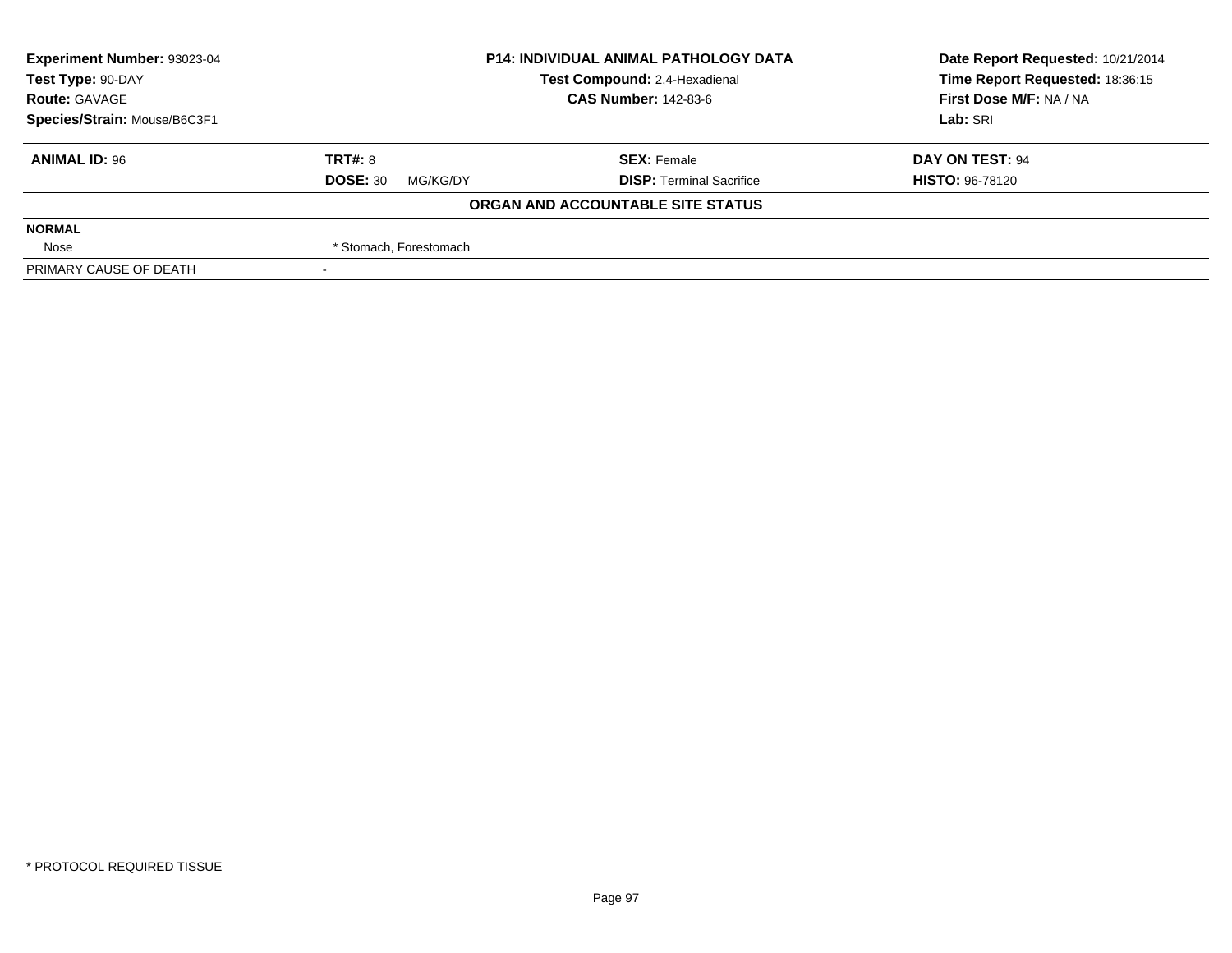**Experiment Number:** 93023-04
**Test Type:** 90-DAY
**Route:** GAVAGE
**Species/Strain:** Mouse/B6C3F1

**P14: INDIVIDUAL ANIMAL PATHOLOGY DATA**
**Test Compound:** 2,4-Hexadienal
**CAS Number:** 142-83-6

**Date Report Requested:** 10/21/2014
**Time Report Requested:** 18:36:15
**First Dose M/F:** NA / NA
**Lab:** SRI

| **ANIMAL ID:** 96 | **TRT#:** 8 | **SEX:** Female | **DAY ON TEST:** 94 |
|---|---|---|---|
| | **DOSE:** 30 MG/KG/DY | **DISP:** Terminal Sacrifice | **HISTO:** 96-78120 |

**ORGAN AND ACCOUNTABLE SITE STATUS**

| | |
|---|---|
| **NORMAL** | |
| Nose | * Stomach, Forestomach |
| PRIMARY CAUSE OF DEATH | - |

* PROTOCOL REQUIRED TISSUE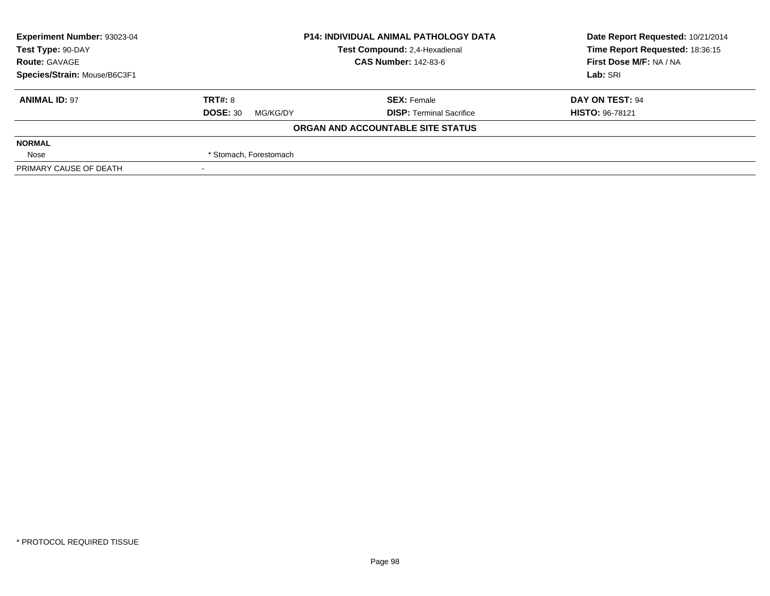| Experiment Number: 93023-04 | P14: INDIVIDUAL ANIMAL PATHOLOGY DATA | Date Report Requested: 10/21/2014 |
|---|---|---|
| Test Type: 90-DAY | Test Compound: 2,4-Hexadienal | Time Report Requested: 18:36:15 |
| Route: GAVAGE | CAS Number: 142-83-6 | First Dose M/F: NA / NA |
| Species/Strain: Mouse/B6C3F1 | | Lab: SRI |

| ANIMAL ID: 97 | TRT#: 8 | SEX: Female | DAY ON TEST: 94 |
|---|---|---|---|
| | DOSE: 30 MG/KG/DY | DISP: Terminal Sacrifice | HISTO: 96-78121 |

**ORGAN AND ACCOUNTABLE SITE STATUS**

| | |
|---|---|
| **NORMAL** | |
| Nose | * Stomach, Forestomach |
| PRIMARY CAUSE OF DEATH | - |

* PROTOCOL REQUIRED TISSUE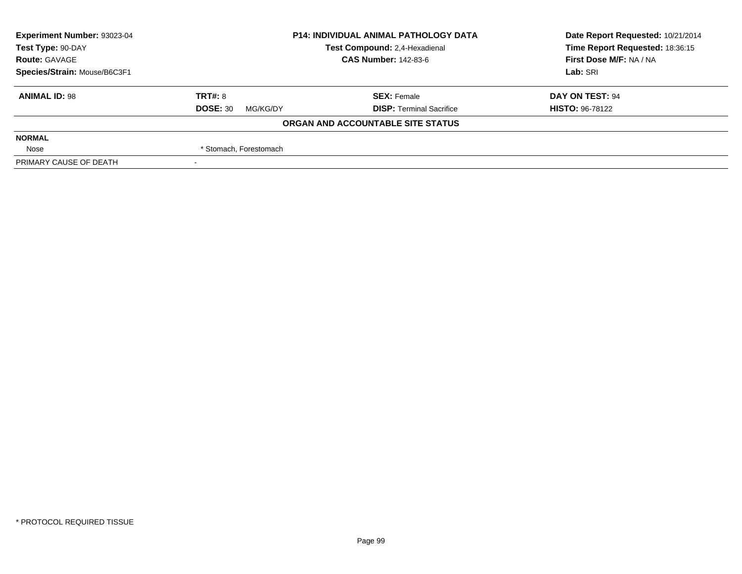| **Experiment Number:** 93023-04 | **P14: INDIVIDUAL ANIMAL PATHOLOGY DATA** | **Date Report Requested:** 10/21/2014 |
|---|---|---|
| **Test Type:** 90-DAY | **Test Compound:** 2,4-Hexadienal | **Time Report Requested:** 18:36:15 |
| **Route:** GAVAGE | **CAS Number:** 142-83-6 | **First Dose M/F:** NA / NA |
| **Species/Strain:** Mouse/B6C3F1 | | **Lab:** SRI |

| **ANIMAL ID:** 98 | **TRT#:** 8 | **SEX:** Female | **DAY ON TEST:** 94 |
|---|---|---|---|
| | **DOSE:** 30 MG/KG/DY | **DISP:** Terminal Sacrifice | **HISTO:** 96-78122 |

**ORGAN AND ACCOUNTABLE SITE STATUS**

| | |
|---|---|
| **NORMAL** | |
| Nose | * Stomach, Forestomach |
| PRIMARY CAUSE OF DEATH | - |

* PROTOCOL REQUIRED TISSUE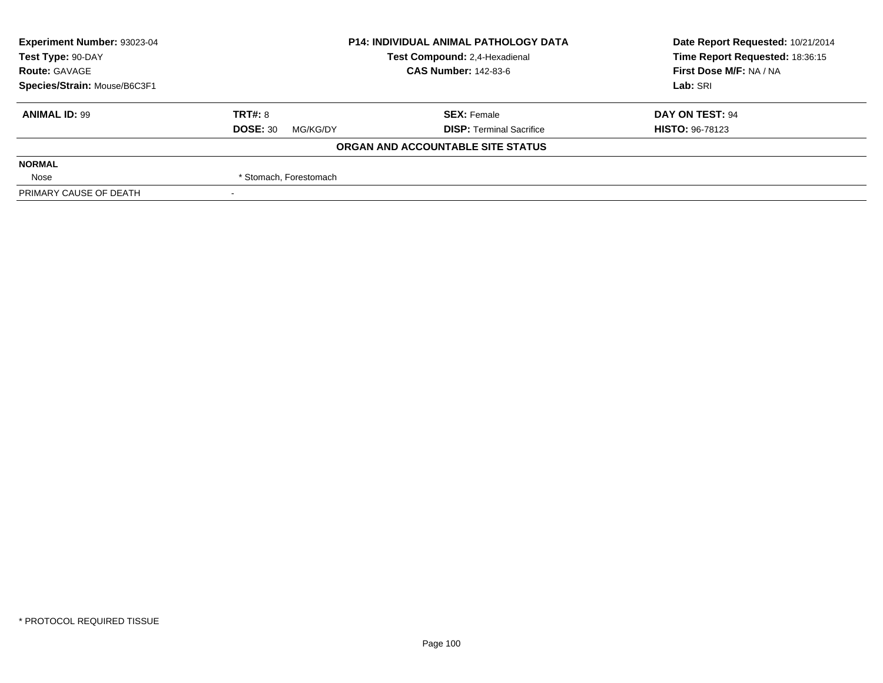| Experiment Number: 93023-04 | P14: INDIVIDUAL ANIMAL PATHOLOGY DATA | Date Report Requested: 10/21/2014 |
|---|---|---|
| Test Type: 90-DAY | Test Compound: 2,4-Hexadienal | Time Report Requested: 18:36:15 |
| Route: GAVAGE | CAS Number: 142-83-6 | First Dose M/F: NA / NA |
| Species/Strain: Mouse/B6C3F1 | | Lab: SRI |

| ANIMAL ID: 99 | TRT#: 8 | SEX: Female | DAY ON TEST: 94 |
|---|---|---|---|
| | DOSE: 30 MG/KG/DY | DISP: Terminal Sacrifice | HISTO: 96-78123 |

**ORGAN AND ACCOUNTABLE SITE STATUS**

| | |
|---|---|
| **NORMAL** | |
| Nose | * Stomach, Forestomach |
| PRIMARY CAUSE OF DEATH | - |

* PROTOCOL REQUIRED TISSUE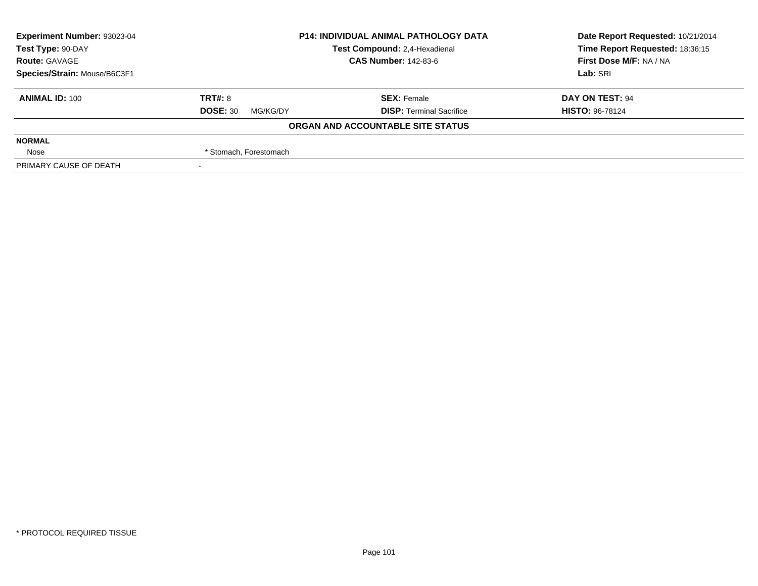| Experiment Number: 93023-04 | P14: INDIVIDUAL ANIMAL PATHOLOGY DATA | Date Report Requested: 10/21/2014 |
|---|---|---|
| Test Type: 90-DAY | Test Compound: 2,4-Hexadienal | Time Report Requested: 18:36:15 |
| Route: GAVAGE | CAS Number: 142-83-6 | First Dose M/F: NA / NA |
| Species/Strain: Mouse/B6C3F1 | | Lab: SRI |

| ANIMAL ID: 100 | TRT#: 8 | SEX: Female | DAY ON TEST: 94 |
|---|---|---|---|
| | DOSE: 30 MG/KG/DY | DISP: Terminal Sacrifice | HISTO: 96-78124 |

**ORGAN AND ACCOUNTABLE SITE STATUS**

| | |
|---|---|
| **NORMAL** | |
| Nose | * Stomach, Forestomach |
| PRIMARY CAUSE OF DEATH | - |

\* PROTOCOL REQUIRED TISSUE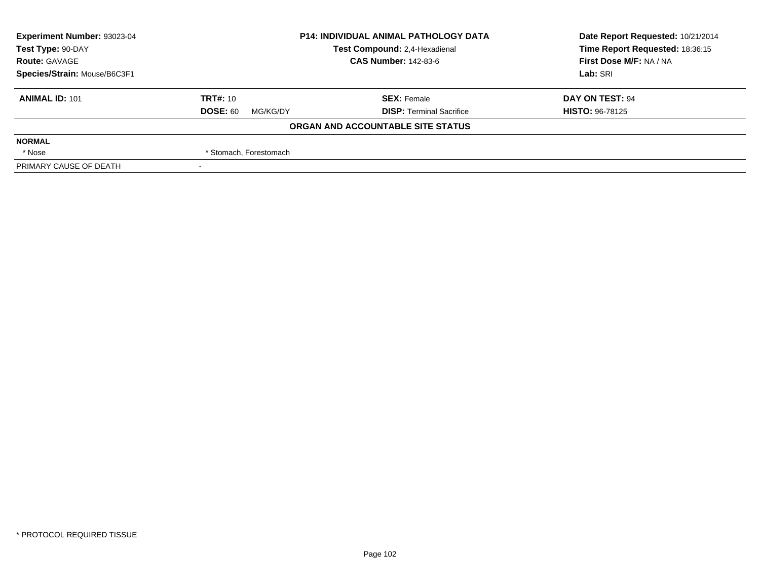**Experiment Number:** 93023-04
**Test Type:** 90-DAY
**Route:** GAVAGE
**Species/Strain:** Mouse/B6C3F1

**P14: INDIVIDUAL ANIMAL PATHOLOGY DATA**
**Test Compound:** 2,4-Hexadienal
**CAS Number:** 142-83-6

**Date Report Requested:** 10/21/2014
**Time Report Requested:** 18:36:15
**First Dose M/F:** NA / NA
**Lab:** SRI

| **ANIMAL ID:** 101 | **TRT#:** 10 | **SEX:** Female | **DAY ON TEST:** 94 |
|---|---|---|---|
| | **DOSE:** 60 MG/KG/DY | **DISP:** Terminal Sacrifice | **HISTO:** 96-78125 |

**ORGAN AND ACCOUNTABLE SITE STATUS**

**NORMAL**

| * Nose | * Stomach, Forestomach |
|---|---|

PRIMARY CAUSE OF DEATH -

* PROTOCOL REQUIRED TISSUE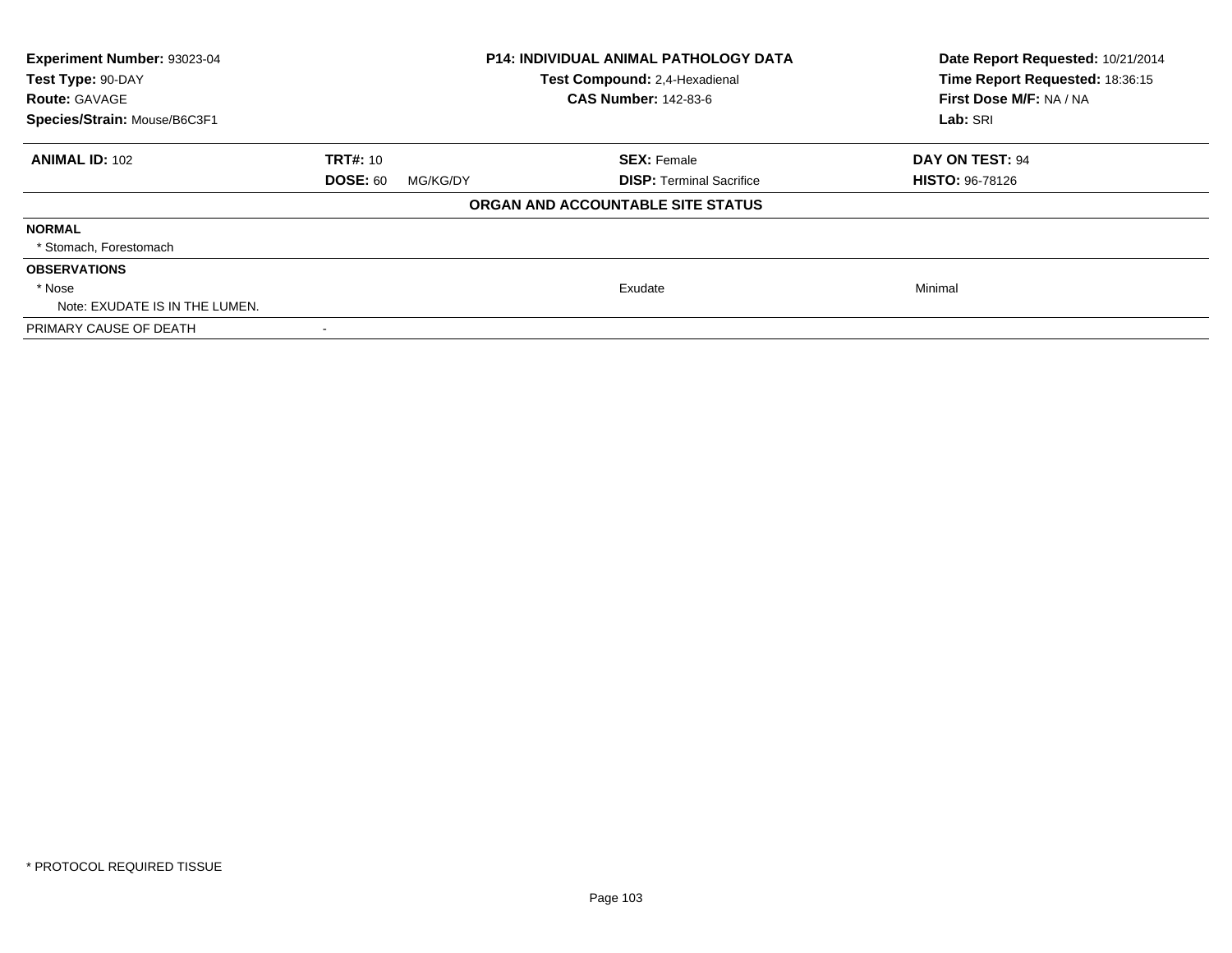**Experiment Number:** 93023-04
**Test Type:** 90-DAY
**Route:** GAVAGE
**Species/Strain:** Mouse/B6C3F1

**P14: INDIVIDUAL ANIMAL PATHOLOGY DATA**
**Test Compound:** 2,4-Hexadienal
**CAS Number:** 142-83-6

**Date Report Requested:** 10/21/2014
**Time Report Requested:** 18:36:15
**First Dose M/F:** NA / NA
**Lab:** SRI

| **ANIMAL ID:** 102 | **TRT#:** 10 | **SEX:** Female | **DAY ON TEST:** 94 |
|---|---|---|---|
| | **DOSE:** 60 MG/KG/DY | **DISP:** Terminal Sacrifice | **HISTO:** 96-78126 |

**ORGAN AND ACCOUNTABLE SITE STATUS**

| | | |
|---|---|---|
| **NORMAL** | | |
| * Stomach, Forestomach | | |
| **OBSERVATIONS** | | |
| * Nose | Exudate | Minimal |
| Note: EXUDATE IS IN THE LUMEN. | | |
| PRIMARY CAUSE OF DEATH | - | |

* PROTOCOL REQUIRED TISSUE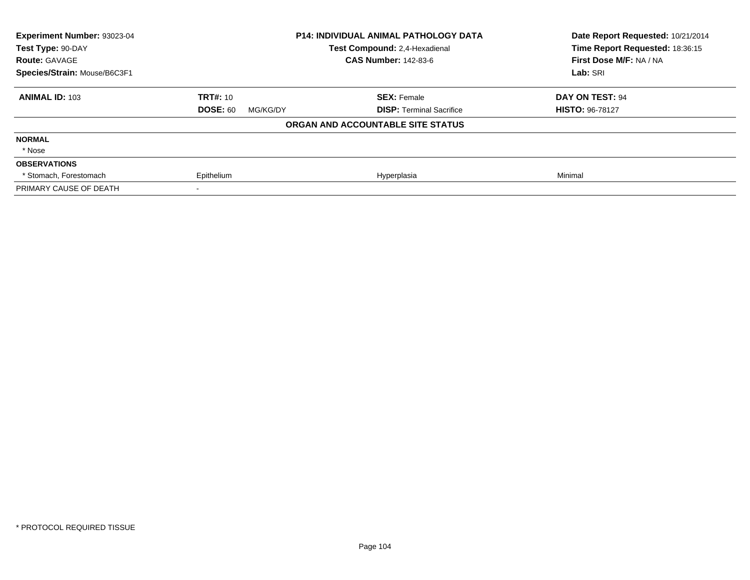**Experiment Number:** 93023-04
**Test Type:** 90-DAY
**Route:** GAVAGE
**Species/Strain:** Mouse/B6C3F1

**P14: INDIVIDUAL ANIMAL PATHOLOGY DATA**
**Test Compound:** 2,4-Hexadienal
**CAS Number:** 142-83-6

**Date Report Requested:** 10/21/2014
**Time Report Requested:** 18:36:15
**First Dose M/F:** NA / NA
**Lab:** SRI

| **ANIMAL ID:** 103 | **TRT#:** 10 | **SEX:** Female | **DAY ON TEST:** 94 |
|---|---|---|---|
| | **DOSE:** 60 MG/KG/DY | **DISP:** Terminal Sacrifice | **HISTO:** 96-78127 |

**ORGAN AND ACCOUNTABLE SITE STATUS**

| | | | |
|---|---|---|---|
| **NORMAL** | | | |
| * Nose | | | |
| **OBSERVATIONS** | | | |
| * Stomach, Forestomach | Epithelium | Hyperplasia | Minimal |
| PRIMARY CAUSE OF DEATH | - | | |

* PROTOCOL REQUIRED TISSUE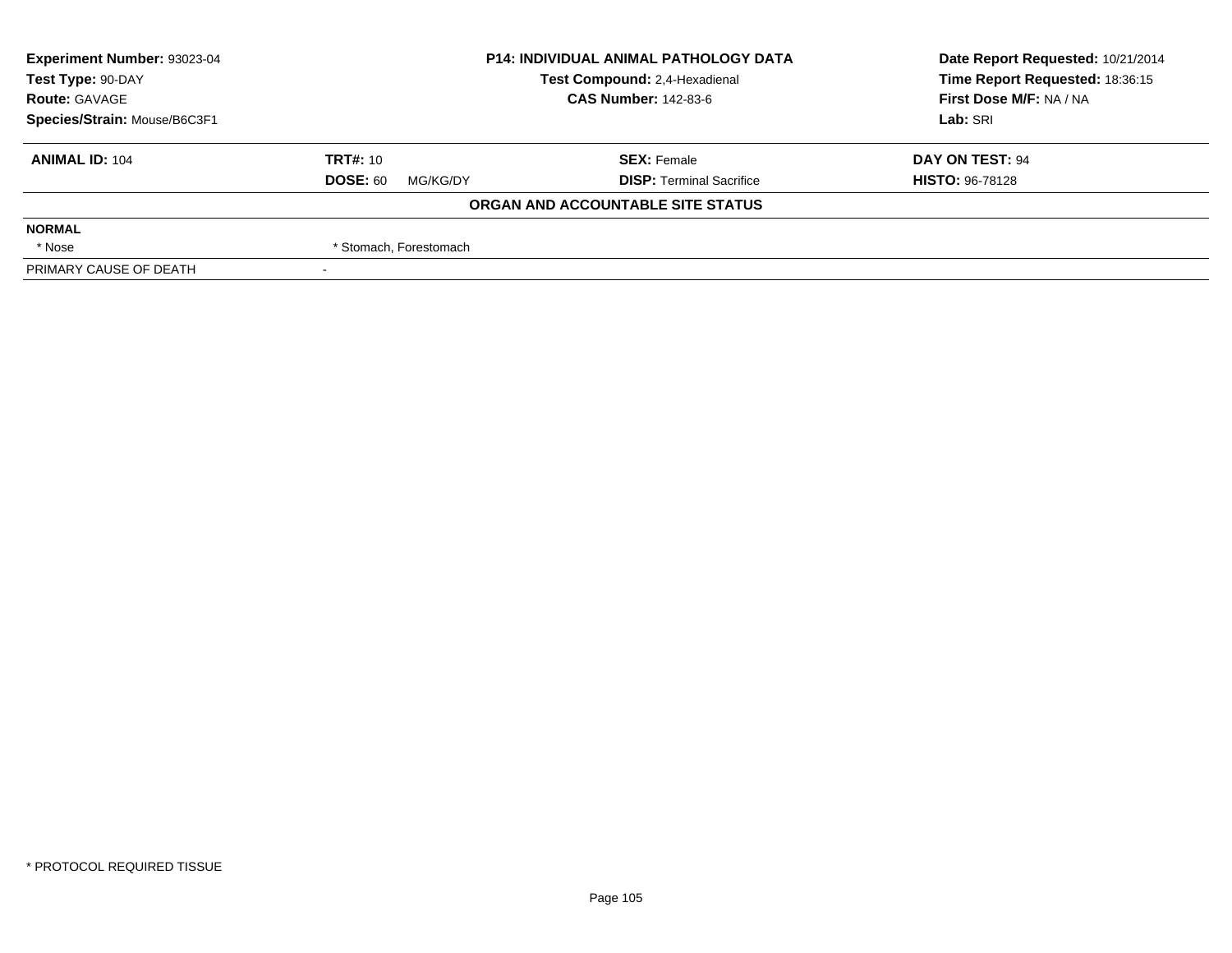| Experiment Number: 93023-04 | P14: INDIVIDUAL ANIMAL PATHOLOGY DATA | Date Report Requested: 10/21/2014 |
|---|---|---|
| Test Type: 90-DAY | Test Compound: 2,4-Hexadienal | Time Report Requested: 18:36:15 |
| Route: GAVAGE | CAS Number: 142-83-6 | First Dose M/F: NA / NA |
| Species/Strain: Mouse/B6C3F1 | | Lab: SRI |

| ANIMAL ID: 104 | TRT#: 10 | SEX: Female | DAY ON TEST: 94 |
|---|---|---|---|
| | DOSE: 60 MG/KG/DY | DISP: Terminal Sacrifice | HISTO: 96-78128 |

**ORGAN AND ACCOUNTABLE SITE STATUS**

| NORMAL | |
|---|---|
| * Nose | * Stomach, Forestomach |
| PRIMARY CAUSE OF DEATH | - |

* PROTOCOL REQUIRED TISSUE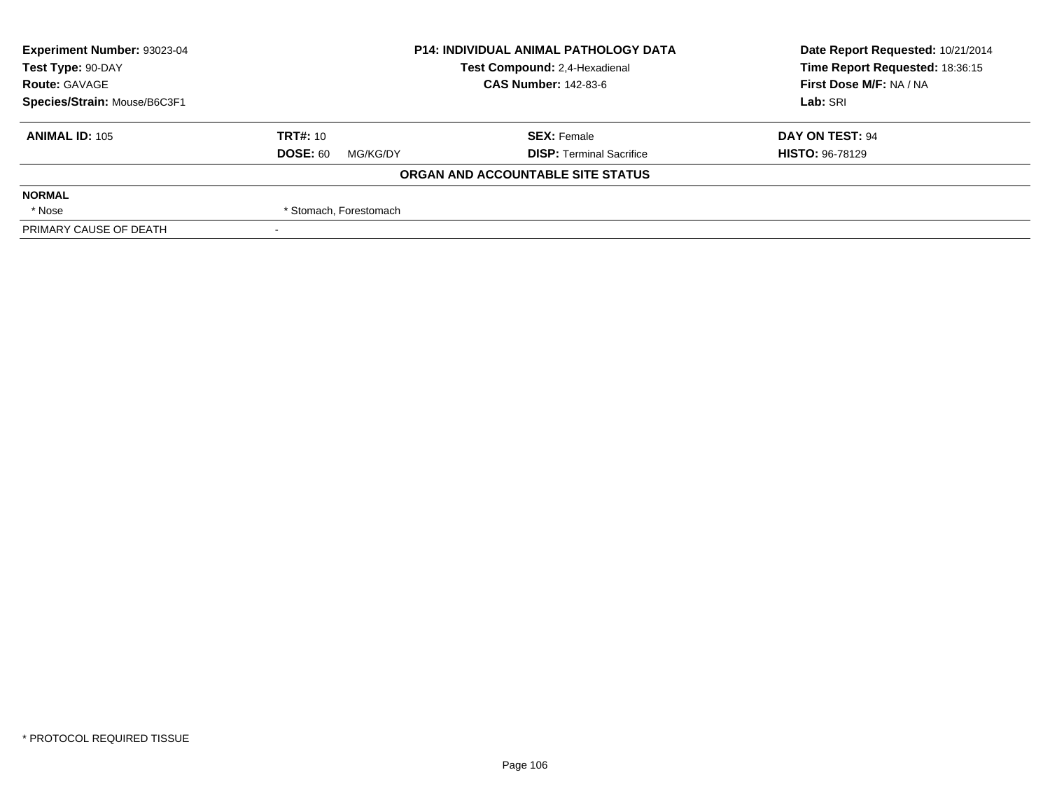| **Experiment Number:** 93023-04 | **P14: INDIVIDUAL ANIMAL PATHOLOGY DATA** | **Date Report Requested:** 10/21/2014 |
|---|---|---|
| **Test Type:** 90-DAY | **Test Compound:** 2,4-Hexadienal | **Time Report Requested:** 18:36:15 |
| **Route:** GAVAGE | **CAS Number:** 142-83-6 | **First Dose M/F:** NA / NA |
| **Species/Strain:** Mouse/B6C3F1 | | **Lab:** SRI |

| **ANIMAL ID:** 105 | **TRT#:** 10 | **SEX:** Female | **DAY ON TEST:** 94 |
|---|---|---|---|
| | **DOSE:** 60 MG/KG/DY | **DISP:** Terminal Sacrifice | **HISTO:** 96-78129 |

**ORGAN AND ACCOUNTABLE SITE STATUS**

| **NORMAL** | |
|---|---|
| * Nose | * Stomach, Forestomach |
| PRIMARY CAUSE OF DEATH | - |

\* PROTOCOL REQUIRED TISSUE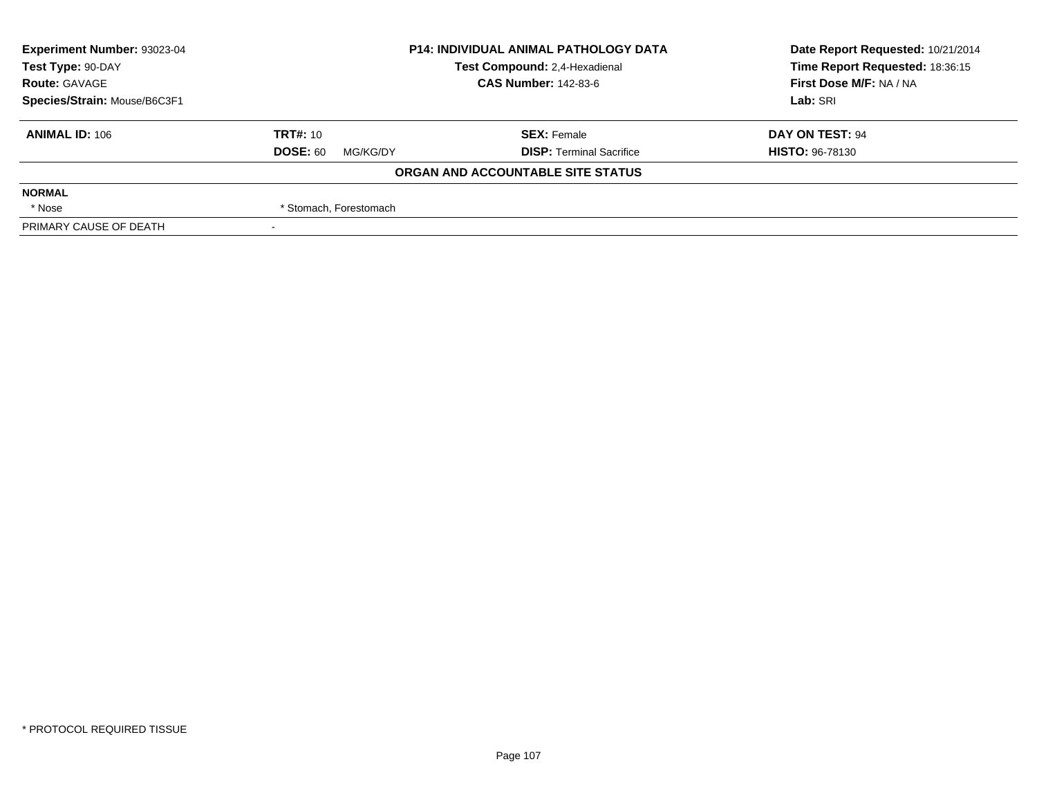| **Experiment Number:** 93023-04 | **P14: INDIVIDUAL ANIMAL PATHOLOGY DATA** | **Date Report Requested:** 10/21/2014 |
|---|---|---|
| **Test Type:** 90-DAY | **Test Compound:** 2,4-Hexadienal | **Time Report Requested:** 18:36:15 |
| **Route:** GAVAGE | **CAS Number:** 142-83-6 | **First Dose M/F:** NA / NA |
| **Species/Strain:** Mouse/B6C3F1 | | **Lab:** SRI |

| **ANIMAL ID:** 106 | **TRT#:** 10 | **SEX:** Female | **DAY ON TEST:** 94 |
|---|---|---|---|
| | **DOSE:** 60 MG/KG/DY | **DISP:** Terminal Sacrifice | **HISTO:** 96-78130 |

**ORGAN AND ACCOUNTABLE SITE STATUS**

| **NORMAL** | |
|---|---|
| * Nose | * Stomach, Forestomach |
| PRIMARY CAUSE OF DEATH | - |

* PROTOCOL REQUIRED TISSUE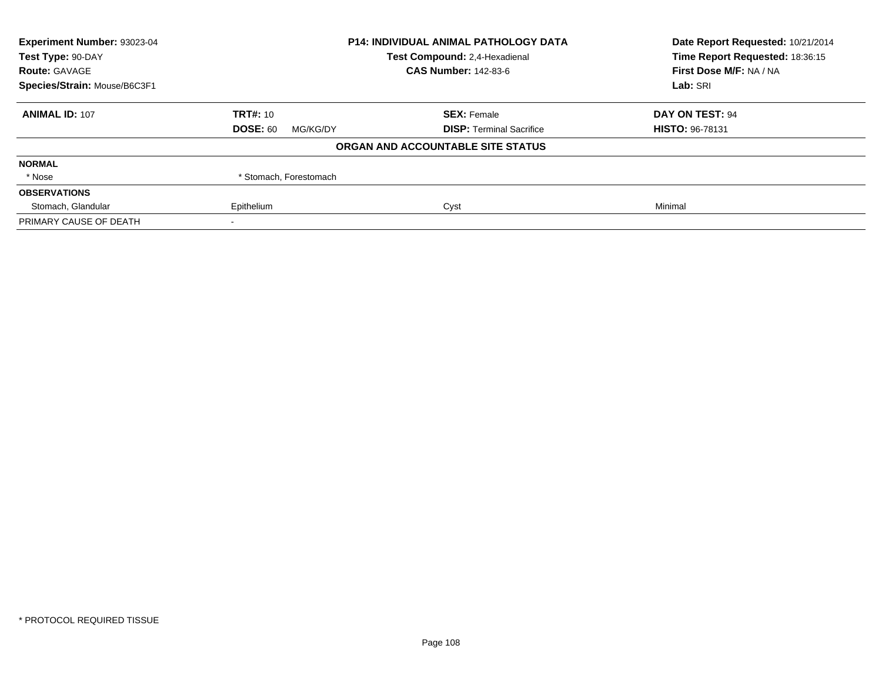**Experiment Number:** 93023-04
**Test Type:** 90-DAY
**Route:** GAVAGE
**Species/Strain:** Mouse/B6C3F1

**P14: INDIVIDUAL ANIMAL PATHOLOGY DATA**
**Test Compound:** 2,4-Hexadienal
**CAS Number:** 142-83-6

**Date Report Requested:** 10/21/2014
**Time Report Requested:** 18:36:15
**First Dose M/F:** NA / NA
**Lab:** SRI

| **ANIMAL ID:** 107 | **TRT#:** 10 | **SEX:** Female | **DAY ON TEST:** 94 |
|---|---|---|---|
| | **DOSE:** 60 MG/KG/DY | **DISP:** Terminal Sacrifice | **HISTO:** 96-78131 |

**ORGAN AND ACCOUNTABLE SITE STATUS**

| | | | |
|---|---|---|---|
| **NORMAL** | | | |
| * Nose | * Stomach, Forestomach | | |
| **OBSERVATIONS** | | | |
| Stomach, Glandular | Epithelium | Cyst | Minimal |
| PRIMARY CAUSE OF DEATH | - | | |

* PROTOCOL REQUIRED TISSUE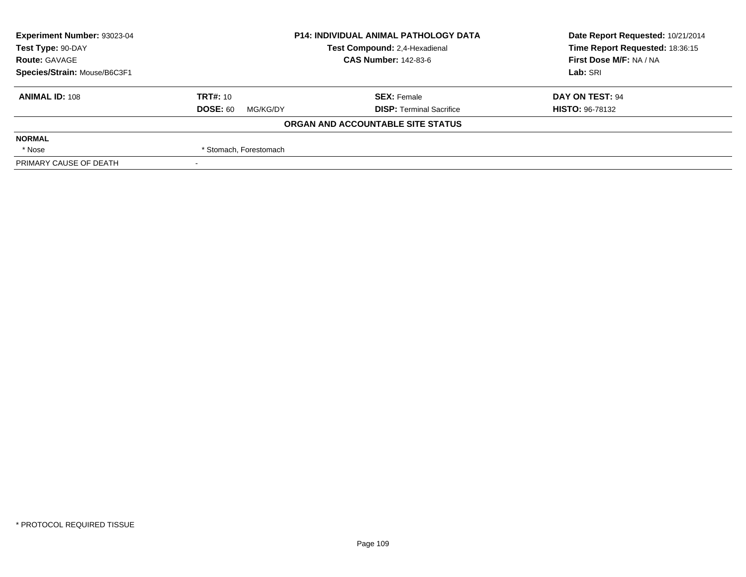| Experiment Number: 93023-04 | P14: INDIVIDUAL ANIMAL PATHOLOGY DATA | Date Report Requested: 10/21/2014 |
|---|---|---|
| Test Type: 90-DAY | Test Compound: 2,4-Hexadienal | Time Report Requested: 18:36:15 |
| Route: GAVAGE | CAS Number: 142-83-6 | First Dose M/F: NA / NA |
| Species/Strain: Mouse/B6C3F1 | | Lab: SRI |

| **ANIMAL ID:** 108 | **TRT#:** 10 | **SEX:** Female | **DAY ON TEST:** 94 |
|---|---|---|---|
| | **DOSE:** 60 MG/KG/DY | **DISP:** Terminal Sacrifice | **HISTO:** 96-78132 |

**ORGAN AND ACCOUNTABLE SITE STATUS**

| NORMAL | |
|---|---|
| * Nose | * Stomach, Forestomach |
| PRIMARY CAUSE OF DEATH | - |

* PROTOCOL REQUIRED TISSUE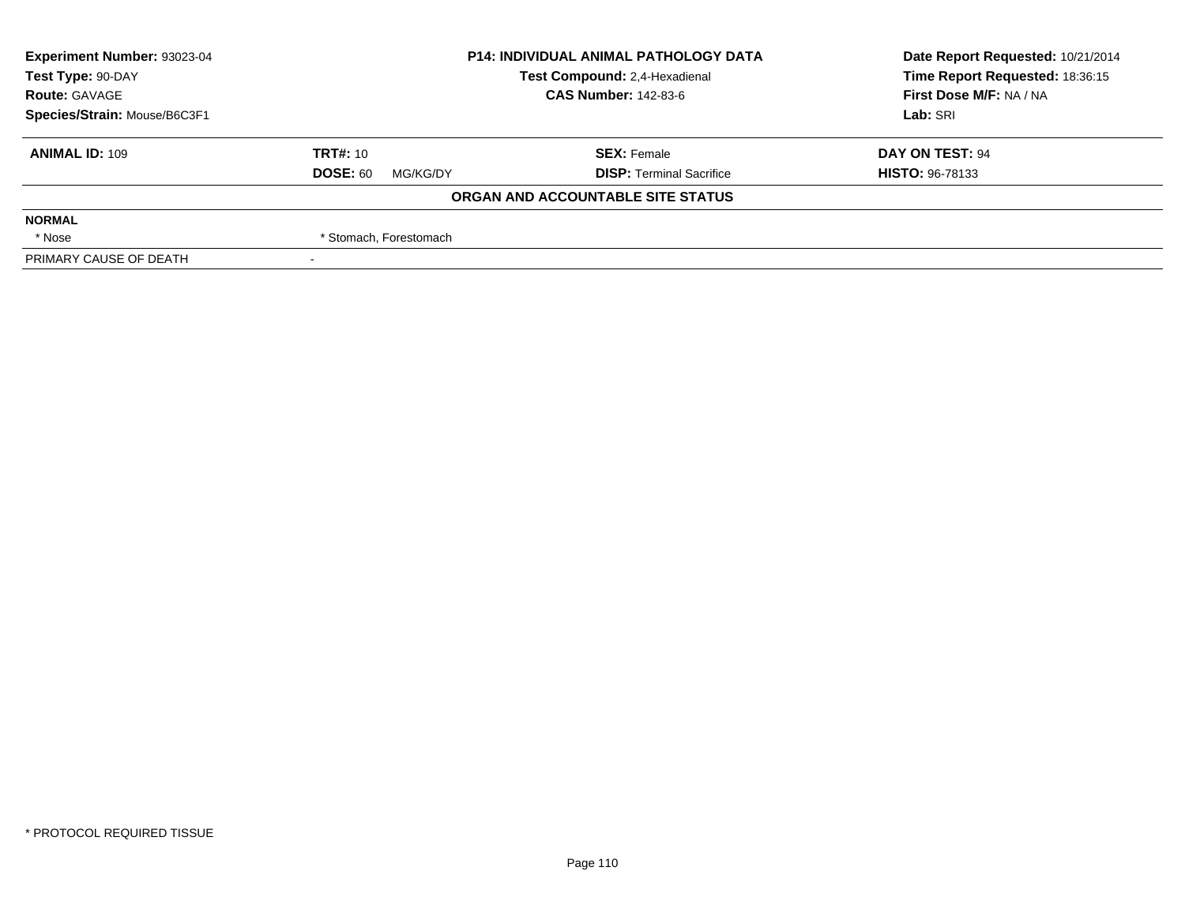**Experiment Number:** 93023-04
**Test Type:** 90-DAY
**Route:** GAVAGE
**Species/Strain:** Mouse/B6C3F1

**P14: INDIVIDUAL ANIMAL PATHOLOGY DATA**
**Test Compound:** 2,4-Hexadienal
**CAS Number:** 142-83-6

**Date Report Requested:** 10/21/2014
**Time Report Requested:** 18:36:15
**First Dose M/F:** NA / NA
**Lab:** SRI

| **ANIMAL ID:** 109 | **TRT#:** 10 | **SEX:** Female | **DAY ON TEST:** 94 |
|---|---|---|---|
| | **DOSE:** 60 MG/KG/DY | **DISP:** Terminal Sacrifice | **HISTO:** 96-78133 |

**ORGAN AND ACCOUNTABLE SITE STATUS**

| | |
|---|---|
| **NORMAL** | |
| * Nose | * Stomach, Forestomach |
| PRIMARY CAUSE OF DEATH | - |

* PROTOCOL REQUIRED TISSUE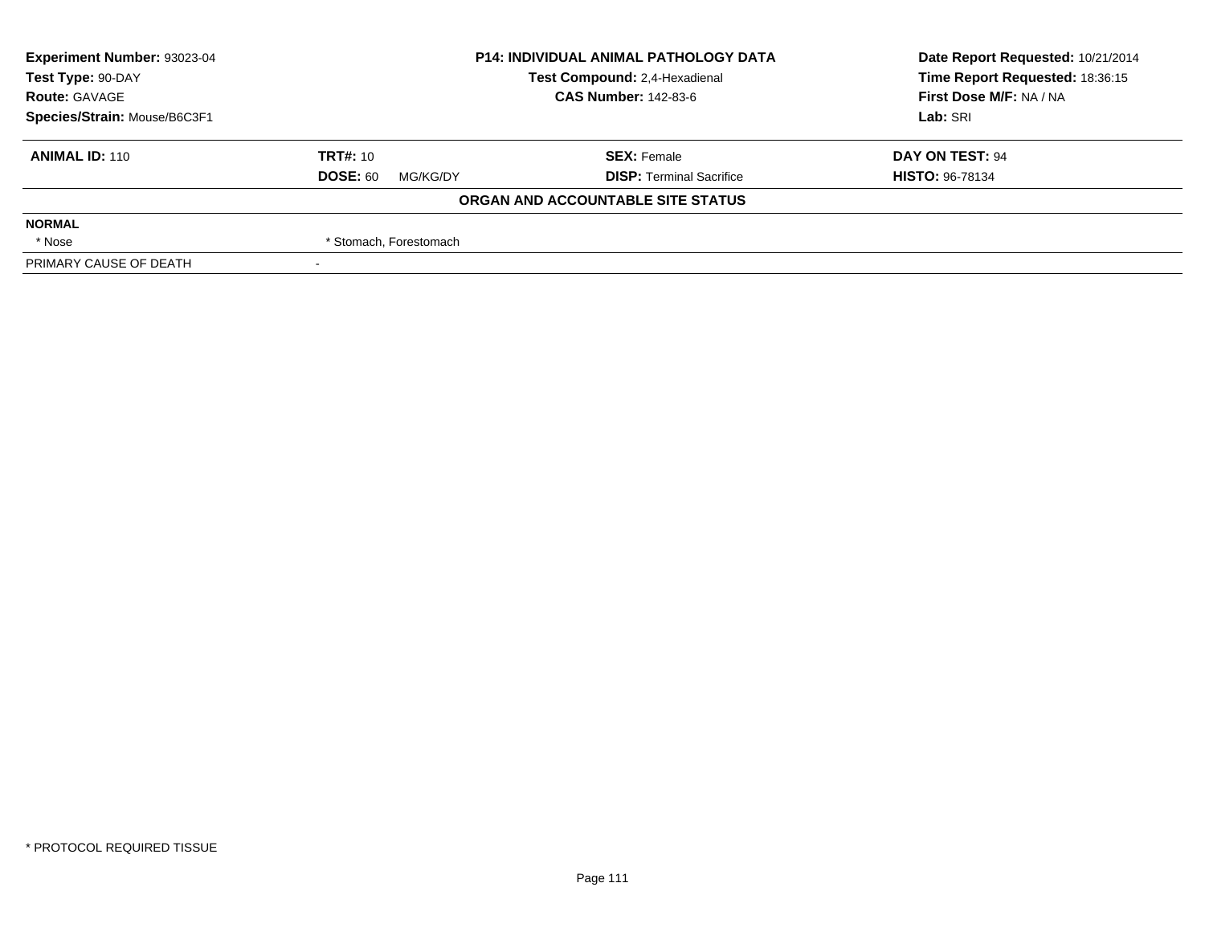| **Experiment Number:** 93023-04 | **P14: INDIVIDUAL ANIMAL PATHOLOGY DATA** | **Date Report Requested:** 10/21/2014 |
|---|---|---|
| **Test Type:** 90-DAY | **Test Compound:** 2,4-Hexadienal | **Time Report Requested:** 18:36:15 |
| **Route:** GAVAGE | **CAS Number:** 142-83-6 | **First Dose M/F:** NA / NA |
| **Species/Strain:** Mouse/B6C3F1 | | **Lab:** SRI |

| **ANIMAL ID:** 110 | **TRT#:** 10 | **SEX:** Female | **DAY ON TEST:** 94 |
|---|---|---|---|
| | **DOSE:** 60 MG/KG/DY | **DISP:** Terminal Sacrifice | **HISTO:** 96-78134 |

**ORGAN AND ACCOUNTABLE SITE STATUS**

| **NORMAL** | |
|---|---|
| * Nose | * Stomach, Forestomach |
| PRIMARY CAUSE OF DEATH | - |

* PROTOCOL REQUIRED TISSUE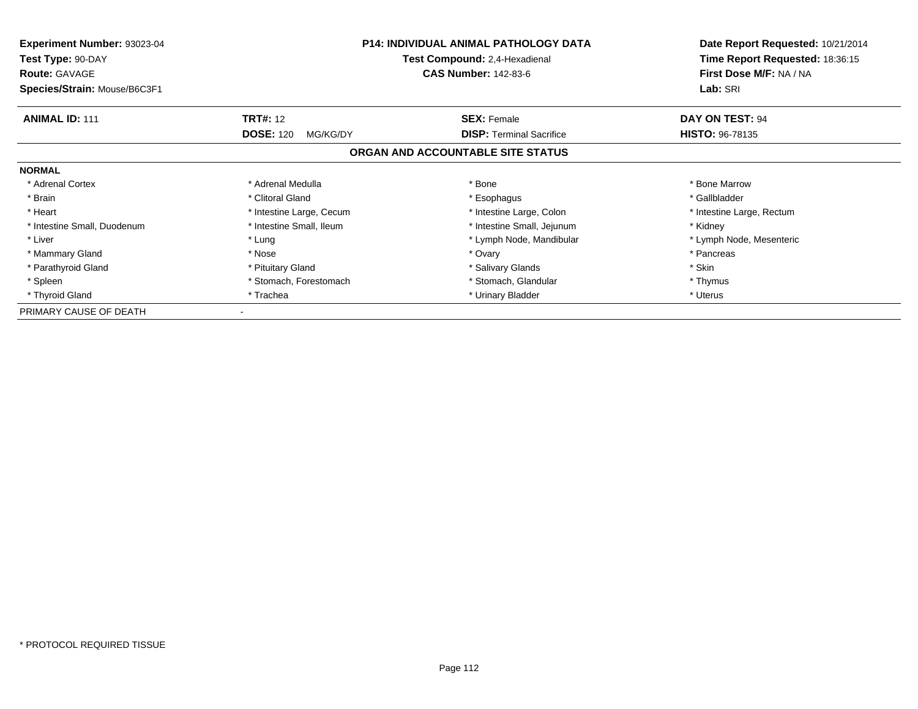**Experiment Number:** 93023-04
**Test Type:** 90-DAY
**Route:** GAVAGE
**Species/Strain:** Mouse/B6C3F1

**P14: INDIVIDUAL ANIMAL PATHOLOGY DATA**
**Test Compound:** 2,4-Hexadienal
**CAS Number:** 142-83-6

**Date Report Requested:** 10/21/2014
**Time Report Requested:** 18:36:15
**First Dose M/F:** NA / NA
**Lab:** SRI

| **ANIMAL ID:** 111 | **TRT#:** 12 | **SEX:** Female | **DAY ON TEST:** 94 |
|---|---|---|---|
| | **DOSE:** 120 MG/KG/DY | **DISP:** Terminal Sacrifice | **HISTO:** 96-78135 |

## ORGAN AND ACCOUNTABLE SITE STATUS

**NORMAL**

| | | | |
|---|---|---|---|
| * Adrenal Cortex | * Adrenal Medulla | * Bone | * Bone Marrow |
| * Brain | * Clitoral Gland | * Esophagus | * Gallbladder |
| * Heart | * Intestine Large, Cecum | * Intestine Large, Colon | * Intestine Large, Rectum |
| * Intestine Small, Duodenum | * Intestine Small, Ileum | * Intestine Small, Jejunum | * Kidney |
| * Liver | * Lung | * Lymph Node, Mandibular | * Lymph Node, Mesenteric |
| * Mammary Gland | * Nose | * Ovary | * Pancreas |
| * Parathyroid Gland | * Pituitary Gland | * Salivary Glands | * Skin |
| * Spleen | * Stomach, Forestomach | * Stomach, Glandular | * Thymus |
| * Thyroid Gland | * Trachea | * Urinary Bladder | * Uterus |

PRIMARY CAUSE OF DEATH -

* PROTOCOL REQUIRED TISSUE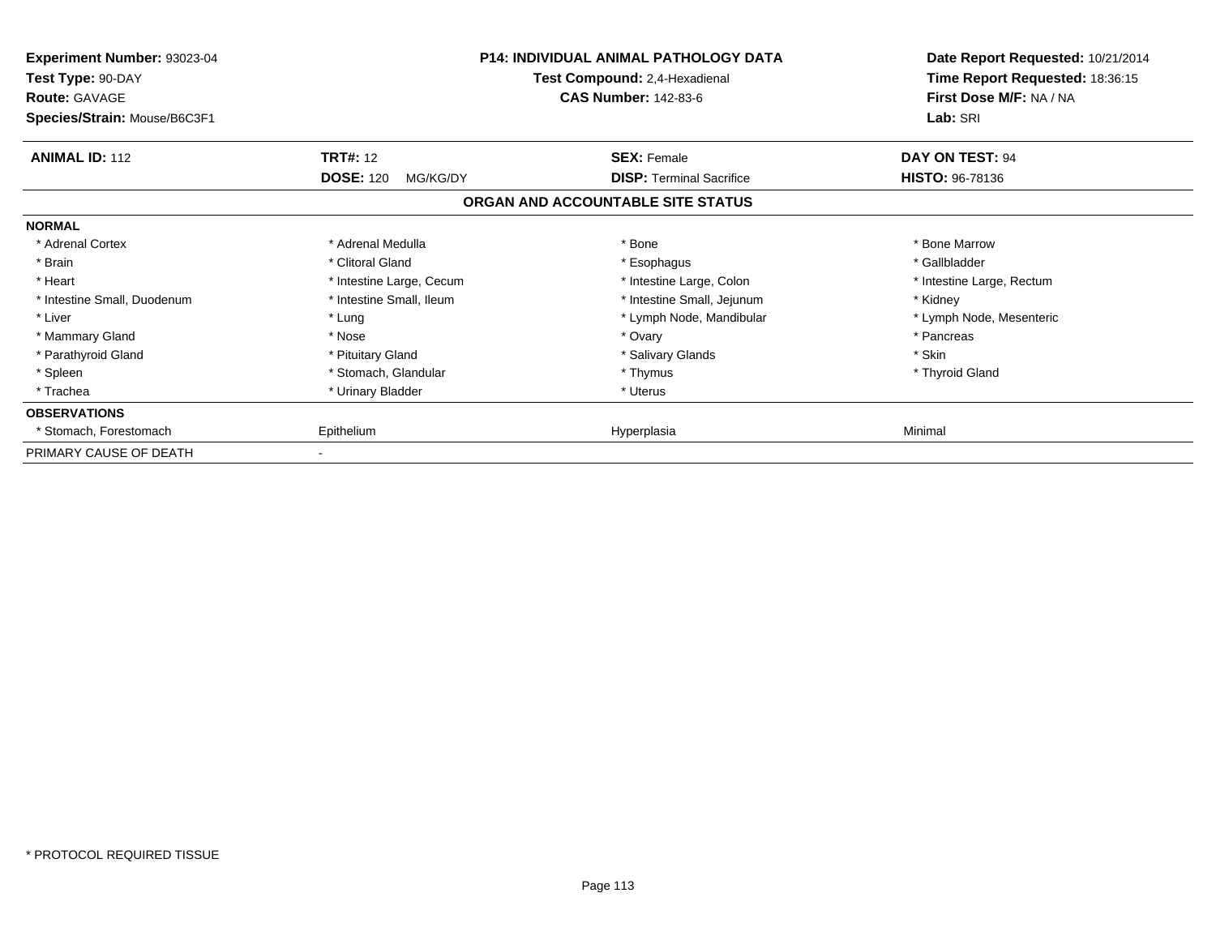**Experiment Number:** 93023-04
**Test Type:** 90-DAY
**Route:** GAVAGE
**Species/Strain:** Mouse/B6C3F1

**P14: INDIVIDUAL ANIMAL PATHOLOGY DATA**
**Test Compound:** 2,4-Hexadienal
**CAS Number:** 142-83-6

**Date Report Requested:** 10/21/2014
**Time Report Requested:** 18:36:15
**First Dose M/F:** NA / NA
**Lab:** SRI

| **ANIMAL ID:** 112 | **TRT#:** 12 | **SEX:** Female | **DAY ON TEST:** 94 |
|---|---|---|---|
| | **DOSE:** 120 MG/KG/DY | **DISP:** Terminal Sacrifice | **HISTO:** 96-78136 |

## ORGAN AND ACCOUNTABLE SITE STATUS

| | | | |
|---|---|---|---|
| **NORMAL** | | | |
| * Adrenal Cortex | * Adrenal Medulla | * Bone | * Bone Marrow |
| * Brain | * Clitoral Gland | * Esophagus | * Gallbladder |
| * Heart | * Intestine Large, Cecum | * Intestine Large, Colon | * Intestine Large, Rectum |
| * Intestine Small, Duodenum | * Intestine Small, Ileum | * Intestine Small, Jejunum | * Kidney |
| * Liver | * Lung | * Lymph Node, Mandibular | * Lymph Node, Mesenteric |
| * Mammary Gland | * Nose | * Ovary | * Pancreas |
| * Parathyroid Gland | * Pituitary Gland | * Salivary Glands | * Skin |
| * Spleen | * Stomach, Glandular | * Thymus | * Thyroid Gland |
| * Trachea | * Urinary Bladder | * Uterus | |
| **OBSERVATIONS** | | | |
| * Stomach, Forestomach | Epithelium | Hyperplasia | Minimal |
| PRIMARY CAUSE OF DEATH | - | | |

* PROTOCOL REQUIRED TISSUE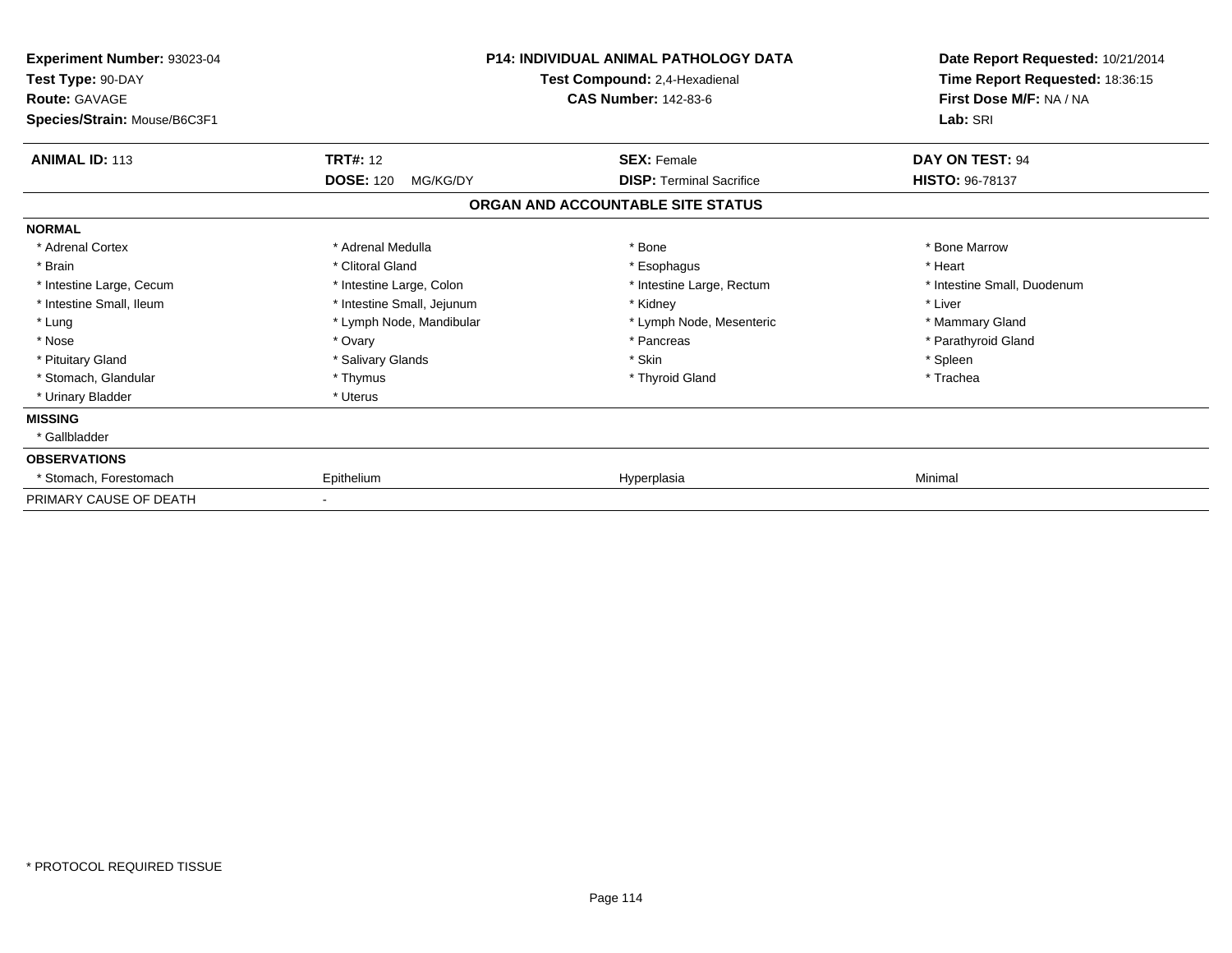**Experiment Number:** 93023-04
**Test Type:** 90-DAY
**Route:** GAVAGE
**Species/Strain:** Mouse/B6C3F1

**P14: INDIVIDUAL ANIMAL PATHOLOGY DATA**
**Test Compound:** 2,4-Hexadienal
**CAS Number:** 142-83-6

**Date Report Requested:** 10/21/2014
**Time Report Requested:** 18:36:15
**First Dose M/F:** NA / NA
**Lab:** SRI

| **ANIMAL ID:** 113 | **TRT#:** 12 | **SEX:** Female | **DAY ON TEST:** 94 |
|---|---|---|---|
| | **DOSE:** 120 MG/KG/DY | **DISP:** Terminal Sacrifice | **HISTO:** 96-78137 |

## ORGAN AND ACCOUNTABLE SITE STATUS

| | | | |
|---|---|---|---|
| **NORMAL** | | | |
| * Adrenal Cortex | * Adrenal Medulla | * Bone | * Bone Marrow |
| * Brain | * Clitoral Gland | * Esophagus | * Heart |
| * Intestine Large, Cecum | * Intestine Large, Colon | * Intestine Large, Rectum | * Intestine Small, Duodenum |
| * Intestine Small, Ileum | * Intestine Small, Jejunum | * Kidney | * Liver |
| * Lung | * Lymph Node, Mandibular | * Lymph Node, Mesenteric | * Mammary Gland |
| * Nose | * Ovary | * Pancreas | * Parathyroid Gland |
| * Pituitary Gland | * Salivary Glands | * Skin | * Spleen |
| * Stomach, Glandular | * Thymus | * Thyroid Gland | * Trachea |
| * Urinary Bladder | * Uterus | | |
| **MISSING** | | | |
| * Gallbladder | | | |
| **OBSERVATIONS** | | | |
| * Stomach, Forestomach | Epithelium | Hyperplasia | Minimal |
| PRIMARY CAUSE OF DEATH | - | | |

* PROTOCOL REQUIRED TISSUE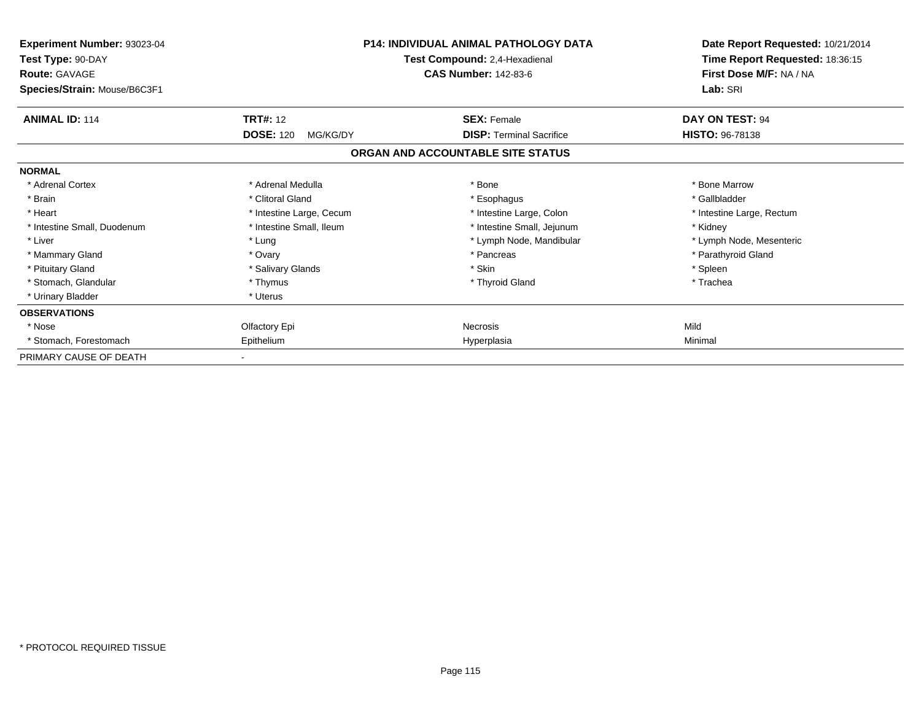**Experiment Number:** 93023-04
**Test Type:** 90-DAY
**Route:** GAVAGE
**Species/Strain:** Mouse/B6C3F1

**P14: INDIVIDUAL ANIMAL PATHOLOGY DATA**
**Test Compound:** 2,4-Hexadienal
**CAS Number:** 142-83-6

**Date Report Requested:** 10/21/2014
**Time Report Requested:** 18:36:15
**First Dose M/F:** NA / NA
**Lab:** SRI

| **ANIMAL ID:** 114 | **TRT#:** 12 | **SEX:** Female | **DAY ON TEST:** 94 |
|---|---|---|---|
| | **DOSE:** 120 MG/KG/DY | **DISP:** Terminal Sacrifice | **HISTO:** 96-78138 |

## ORGAN AND ACCOUNTABLE SITE STATUS

| | | | |
|---|---|---|---|
| **NORMAL** | | | |
| * Adrenal Cortex | * Adrenal Medulla | * Bone | * Bone Marrow |
| * Brain | * Clitoral Gland | * Esophagus | * Gallbladder |
| * Heart | * Intestine Large, Cecum | * Intestine Large, Colon | * Intestine Large, Rectum |
| * Intestine Small, Duodenum | * Intestine Small, Ileum | * Intestine Small, Jejunum | * Kidney |
| * Liver | * Lung | * Lymph Node, Mandibular | * Lymph Node, Mesenteric |
| * Mammary Gland | * Ovary | * Pancreas | * Parathyroid Gland |
| * Pituitary Gland | * Salivary Glands | * Skin | * Spleen |
| * Stomach, Glandular | * Thymus | * Thyroid Gland | * Trachea |
| * Urinary Bladder | * Uterus | | |
| **OBSERVATIONS** | | | |
| * Nose | Olfactory Epi | Necrosis | Mild |
| * Stomach, Forestomach | Epithelium | Hyperplasia | Minimal |
| PRIMARY CAUSE OF DEATH | - | | |

* PROTOCOL REQUIRED TISSUE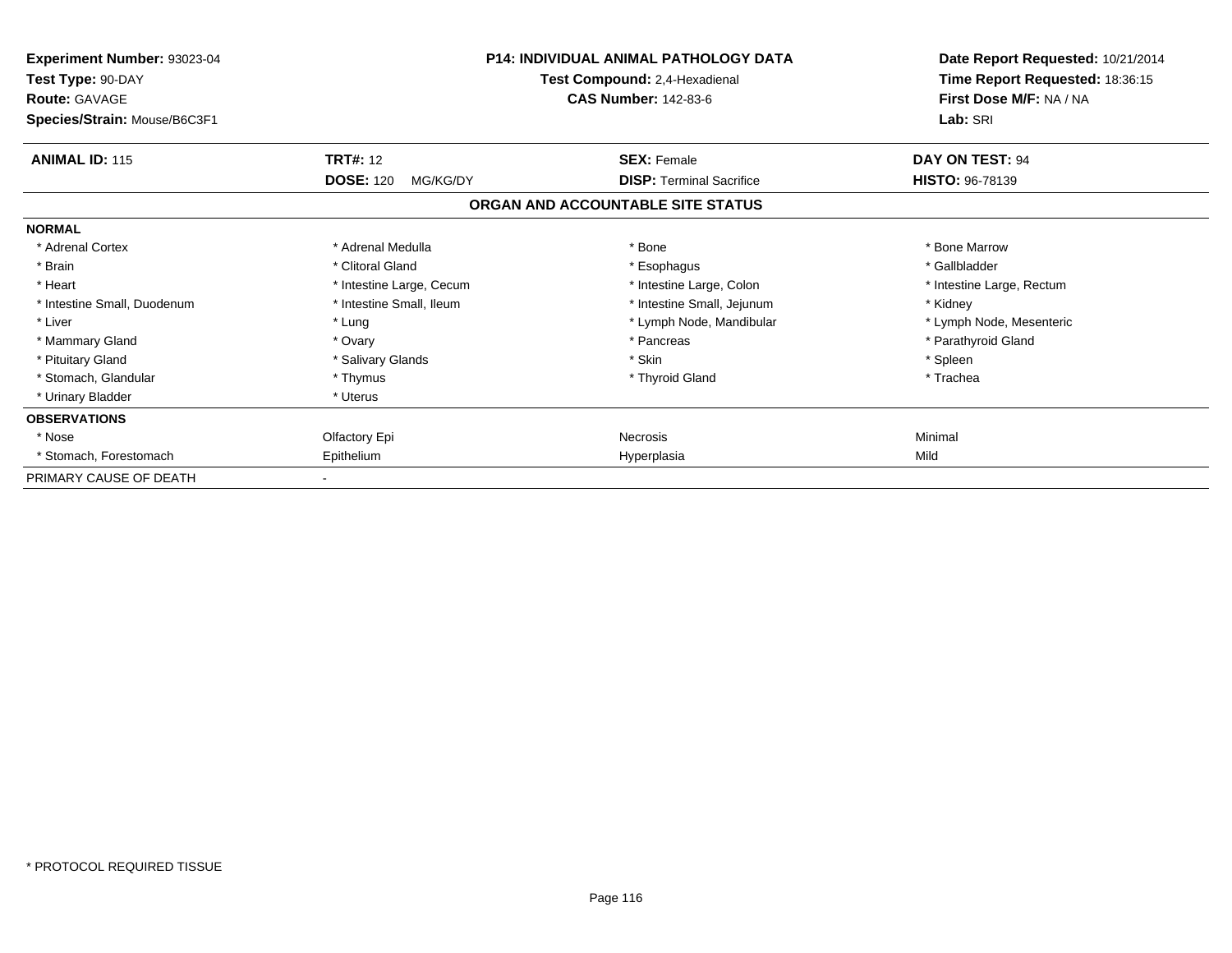**Experiment Number:** 93023-04
**Test Type:** 90-DAY
**Route:** GAVAGE
**Species/Strain:** Mouse/B6C3F1

**P14: INDIVIDUAL ANIMAL PATHOLOGY DATA**
**Test Compound:** 2,4-Hexadienal
**CAS Number:** 142-83-6

**Date Report Requested:** 10/21/2014
**Time Report Requested:** 18:36:15
**First Dose M/F:** NA / NA
**Lab:** SRI

| **ANIMAL ID:** 115 | **TRT#:** 12 | **SEX:** Female | **DAY ON TEST:** 94 |
|---|---|---|---|
| | **DOSE:** 120 MG/KG/DY | **DISP:** Terminal Sacrifice | **HISTO:** 96-78139 |

## ORGAN AND ACCOUNTABLE SITE STATUS

| | | | |
|---|---|---|---|
| **NORMAL** | | | |
| * Adrenal Cortex | * Adrenal Medulla | * Bone | * Bone Marrow |
| * Brain | * Clitoral Gland | * Esophagus | * Gallbladder |
| * Heart | * Intestine Large, Cecum | * Intestine Large, Colon | * Intestine Large, Rectum |
| * Intestine Small, Duodenum | * Intestine Small, Ileum | * Intestine Small, Jejunum | * Kidney |
| * Liver | * Lung | * Lymph Node, Mandibular | * Lymph Node, Mesenteric |
| * Mammary Gland | * Ovary | * Pancreas | * Parathyroid Gland |
| * Pituitary Gland | * Salivary Glands | * Skin | * Spleen |
| * Stomach, Glandular | * Thymus | * Thyroid Gland | * Trachea |
| * Urinary Bladder | * Uterus | | |
| **OBSERVATIONS** | | | |
| * Nose | Olfactory Epi | Necrosis | Minimal |
| * Stomach, Forestomach | Epithelium | Hyperplasia | Mild |
| PRIMARY CAUSE OF DEATH | - | | |

\* PROTOCOL REQUIRED TISSUE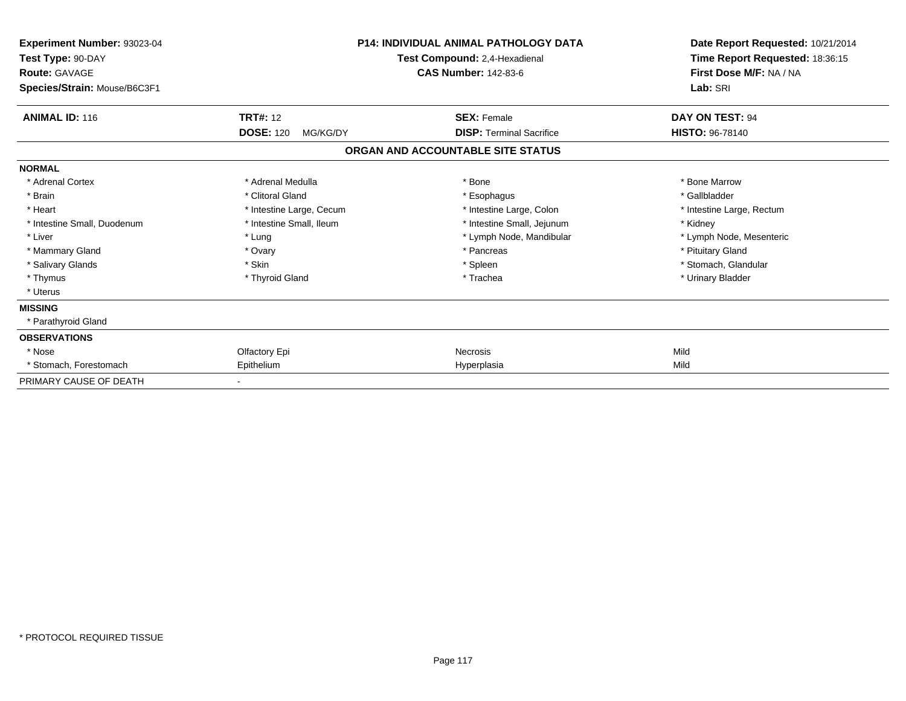**Experiment Number:** 93023-04
**Test Type:** 90-DAY
**Route:** GAVAGE
**Species/Strain:** Mouse/B6C3F1

**P14: INDIVIDUAL ANIMAL PATHOLOGY DATA**
**Test Compound:** 2,4-Hexadienal
**CAS Number:** 142-83-6

**Date Report Requested:** 10/21/2014
**Time Report Requested:** 18:36:15
**First Dose M/F:** NA / NA
**Lab:** SRI

| **ANIMAL ID:** 116 | **TRT#:** 12 | **SEX:** Female | **DAY ON TEST:** 94 |
|---|---|---|---|
| | **DOSE:** 120 MG/KG/DY | **DISP:** Terminal Sacrifice | **HISTO:** 96-78140 |

## ORGAN AND ACCOUNTABLE SITE STATUS

| | | | |
|---|---|---|---|
| **NORMAL** | | | |
| * Adrenal Cortex | * Adrenal Medulla | * Bone | * Bone Marrow |
| * Brain | * Clitoral Gland | * Esophagus | * Gallbladder |
| * Heart | * Intestine Large, Cecum | * Intestine Large, Colon | * Intestine Large, Rectum |
| * Intestine Small, Duodenum | * Intestine Small, Ileum | * Intestine Small, Jejunum | * Kidney |
| * Liver | * Lung | * Lymph Node, Mandibular | * Lymph Node, Mesenteric |
| * Mammary Gland | * Ovary | * Pancreas | * Pituitary Gland |
| * Salivary Glands | * Skin | * Spleen | * Stomach, Glandular |
| * Thymus | * Thyroid Gland | * Trachea | * Urinary Bladder |
| * Uterus | | | |
| **MISSING** | | | |
| * Parathyroid Gland | | | |
| **OBSERVATIONS** | | | |
| * Nose | Olfactory Epi | Necrosis | Mild |
| * Stomach, Forestomach | Epithelium | Hyperplasia | Mild |
| PRIMARY CAUSE OF DEATH | - | | |

* PROTOCOL REQUIRED TISSUE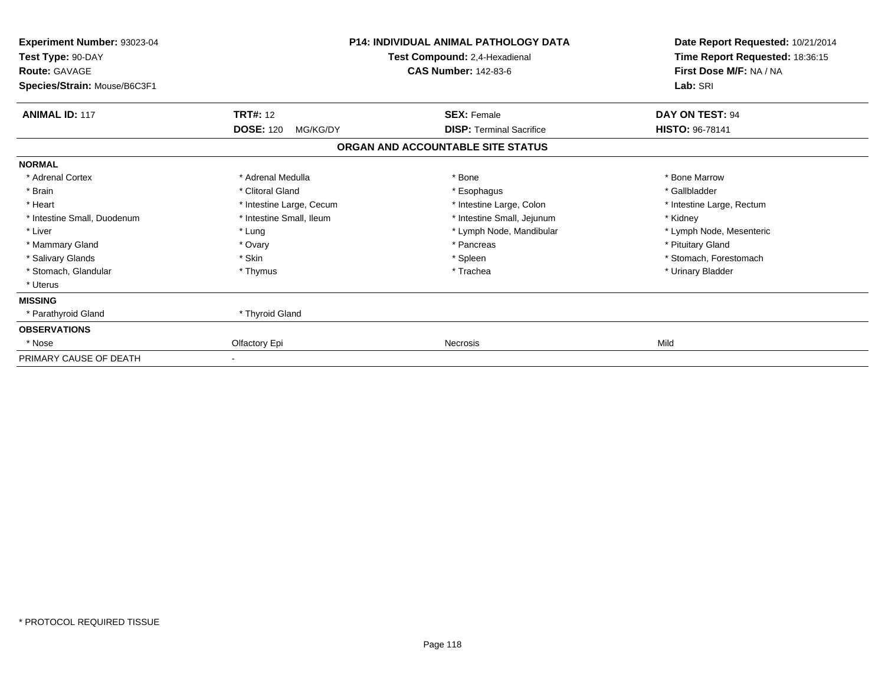**Experiment Number:** 93023-04
**Test Type:** 90-DAY
**Route:** GAVAGE
**Species/Strain:** Mouse/B6C3F1

**P14: INDIVIDUAL ANIMAL PATHOLOGY DATA**
**Test Compound:** 2,4-Hexadienal
**CAS Number:** 142-83-6

**Date Report Requested:** 10/21/2014
**Time Report Requested:** 18:36:15
**First Dose M/F:** NA / NA
**Lab:** SRI

| **ANIMAL ID:** 117 | **TRT#:** 12 | **SEX:** Female | **DAY ON TEST:** 94 |
|---|---|---|---|
| | **DOSE:** 120 MG/KG/DY | **DISP:** Terminal Sacrifice | **HISTO:** 96-78141 |

## ORGAN AND ACCOUNTABLE SITE STATUS

| | | | |
|---|---|---|---|
| **NORMAL** | | | |
| * Adrenal Cortex | * Adrenal Medulla | * Bone | * Bone Marrow |
| * Brain | * Clitoral Gland | * Esophagus | * Gallbladder |
| * Heart | * Intestine Large, Cecum | * Intestine Large, Colon | * Intestine Large, Rectum |
| * Intestine Small, Duodenum | * Intestine Small, Ileum | * Intestine Small, Jejunum | * Kidney |
| * Liver | * Lung | * Lymph Node, Mandibular | * Lymph Node, Mesenteric |
| * Mammary Gland | * Ovary | * Pancreas | * Pituitary Gland |
| * Salivary Glands | * Skin | * Spleen | * Stomach, Forestomach |
| * Stomach, Glandular | * Thymus | * Trachea | * Urinary Bladder |
| * Uterus | | | |
| **MISSING** | | | |
| * Parathyroid Gland | * Thyroid Gland | | |
| **OBSERVATIONS** | | | |
| * Nose | Olfactory Epi | Necrosis | Mild |
| PRIMARY CAUSE OF DEATH | - | | |

* PROTOCOL REQUIRED TISSUE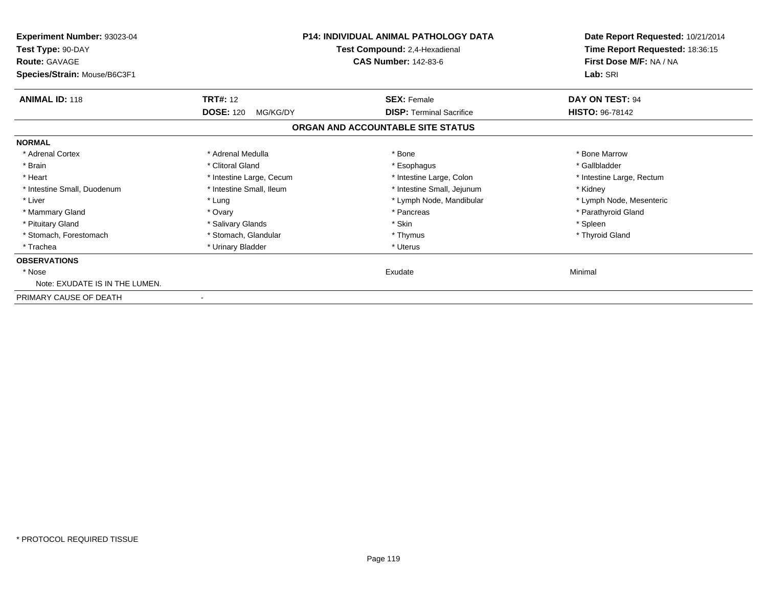**Experiment Number:** 93023-04
**Test Type:** 90-DAY
**Route:** GAVAGE
**Species/Strain:** Mouse/B6C3F1

**P14: INDIVIDUAL ANIMAL PATHOLOGY DATA**
**Test Compound:** 2,4-Hexadienal
**CAS Number:** 142-83-6

**Date Report Requested:** 10/21/2014
**Time Report Requested:** 18:36:15
**First Dose M/F:** NA / NA
**Lab:** SRI

| **ANIMAL ID:** 118 | **TRT#:** 12 | **SEX:** Female | **DAY ON TEST:** 94 |
|---|---|---|---|
| | **DOSE:** 120 MG/KG/DY | **DISP:** Terminal Sacrifice | **HISTO:** 96-78142 |

## ORGAN AND ACCOUNTABLE SITE STATUS

**NORMAL**

| | | | |
|---|---|---|---|
| * Adrenal Cortex | * Adrenal Medulla | * Bone | * Bone Marrow |
| * Brain | * Clitoral Gland | * Esophagus | * Gallbladder |
| * Heart | * Intestine Large, Cecum | * Intestine Large, Colon | * Intestine Large, Rectum |
| * Intestine Small, Duodenum | * Intestine Small, Ileum | * Intestine Small, Jejunum | * Kidney |
| * Liver | * Lung | * Lymph Node, Mandibular | * Lymph Node, Mesenteric |
| * Mammary Gland | * Ovary | * Pancreas | * Parathyroid Gland |
| * Pituitary Gland | * Salivary Glands | * Skin | * Spleen |
| * Stomach, Forestomach | * Stomach, Glandular | * Thymus | * Thyroid Gland |
| * Trachea | * Urinary Bladder | * Uterus | |

**OBSERVATIONS**

| | | | |
|---|---|---|---|
| * Nose | | Exudate | Minimal |

Note: EXUDATE IS IN THE LUMEN.

PRIMARY CAUSE OF DEATH -

* PROTOCOL REQUIRED TISSUE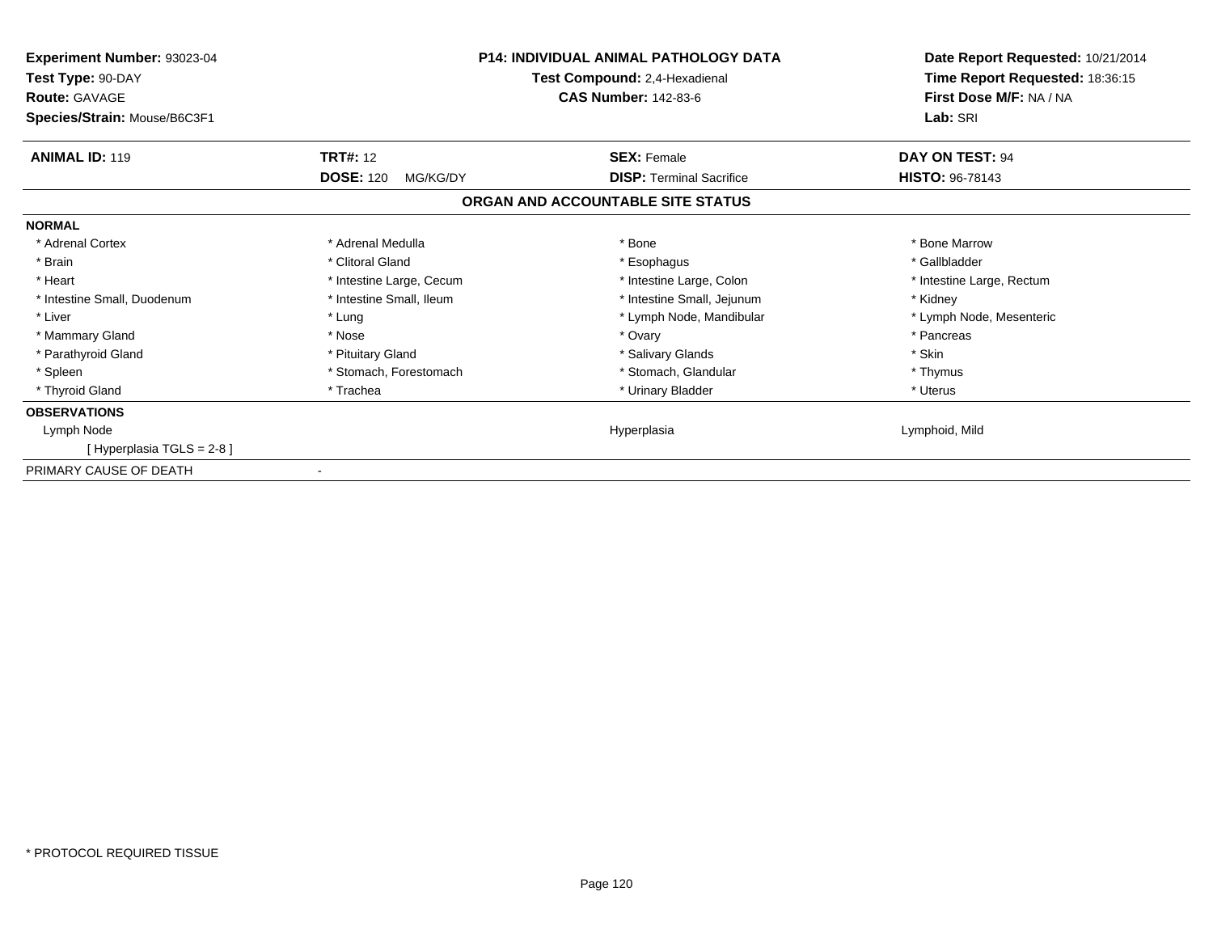**Experiment Number:** 93023-04
**Test Type:** 90-DAY
**Route:** GAVAGE
**Species/Strain:** Mouse/B6C3F1

**P14: INDIVIDUAL ANIMAL PATHOLOGY DATA**
**Test Compound:** 2,4-Hexadienal
**CAS Number:** 142-83-6

**Date Report Requested:** 10/21/2014
**Time Report Requested:** 18:36:15
**First Dose M/F:** NA / NA
**Lab:** SRI

| **ANIMAL ID:** 119 | **TRT#:** 12 | **SEX:** Female | **DAY ON TEST:** 94 |
|---|---|---|---|
| | **DOSE:** 120 MG/KG/DY | **DISP:** Terminal Sacrifice | **HISTO:** 96-78143 |

## ORGAN AND ACCOUNTABLE SITE STATUS

**NORMAL**

| | | | |
|---|---|---|---|
| * Adrenal Cortex | * Adrenal Medulla | * Bone | * Bone Marrow |
| * Brain | * Clitoral Gland | * Esophagus | * Gallbladder |
| * Heart | * Intestine Large, Cecum | * Intestine Large, Colon | * Intestine Large, Rectum |
| * Intestine Small, Duodenum | * Intestine Small, Ileum | * Intestine Small, Jejunum | * Kidney |
| * Liver | * Lung | * Lymph Node, Mandibular | * Lymph Node, Mesenteric |
| * Mammary Gland | * Nose | * Ovary | * Pancreas |
| * Parathyroid Gland | * Pituitary Gland | * Salivary Glands | * Skin |
| * Spleen | * Stomach, Forestomach | * Stomach, Glandular | * Thymus |
| * Thyroid Gland | * Trachea | * Urinary Bladder | * Uterus |

**OBSERVATIONS**

| | | | |
|---|---|---|---|
| Lymph Node | | Hyperplasia | Lymphoid, Mild |
| [ Hyperplasia TGLS = 2-8 ] | | | |

PRIMARY CAUSE OF DEATH -

* PROTOCOL REQUIRED TISSUE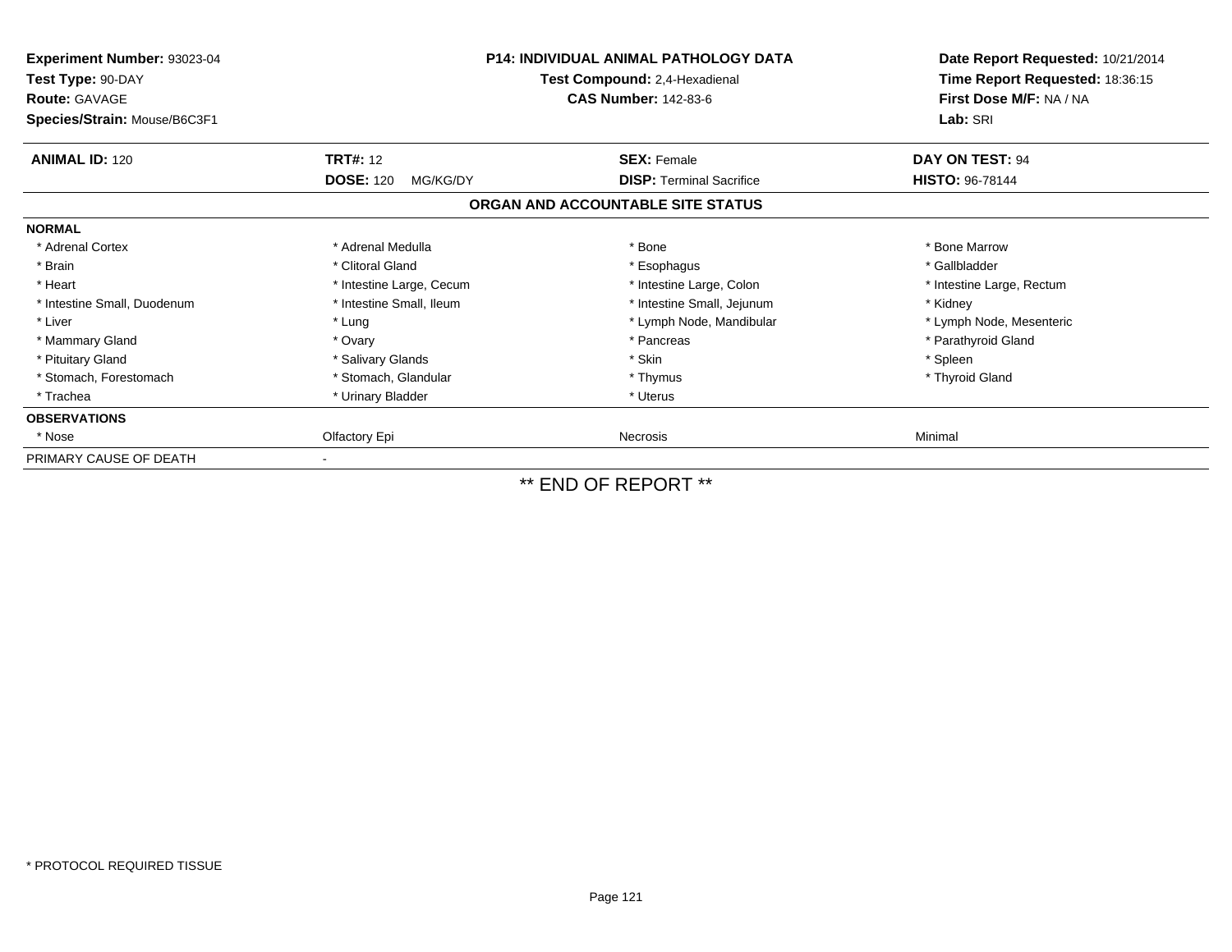**Experiment Number:** 93023-04
**Test Type:** 90-DAY
**Route:** GAVAGE
**Species/Strain:** Mouse/B6C3F1

**P14: INDIVIDUAL ANIMAL PATHOLOGY DATA**
**Test Compound:** 2,4-Hexadienal
**CAS Number:** 142-83-6

**Date Report Requested:** 10/21/2014
**Time Report Requested:** 18:36:15
**First Dose M/F:** NA / NA
**Lab:** SRI

| **ANIMAL ID:** 120 | **TRT#:** 12 | **SEX:** Female | **DAY ON TEST:** 94 |
|---|---|---|---|
| | **DOSE:** 120 MG/KG/DY | **DISP:** Terminal Sacrifice | **HISTO:** 96-78144 |

**ORGAN AND ACCOUNTABLE SITE STATUS**

| | | | |
|---|---|---|---|
| **NORMAL** | | | |
| * Adrenal Cortex | * Adrenal Medulla | * Bone | * Bone Marrow |
| * Brain | * Clitoral Gland | * Esophagus | * Gallbladder |
| * Heart | * Intestine Large, Cecum | * Intestine Large, Colon | * Intestine Large, Rectum |
| * Intestine Small, Duodenum | * Intestine Small, Ileum | * Intestine Small, Jejunum | * Kidney |
| * Liver | * Lung | * Lymph Node, Mandibular | * Lymph Node, Mesenteric |
| * Mammary Gland | * Ovary | * Pancreas | * Parathyroid Gland |
| * Pituitary Gland | * Salivary Glands | * Skin | * Spleen |
| * Stomach, Forestomach | * Stomach, Glandular | * Thymus | * Thyroid Gland |
| * Trachea | * Urinary Bladder | * Uterus | |
| **OBSERVATIONS** | | | |
| * Nose | Olfactory Epi | Necrosis | Minimal |
| PRIMARY CAUSE OF DEATH | - | | |

** END OF REPORT **

* PROTOCOL REQUIRED TISSUE